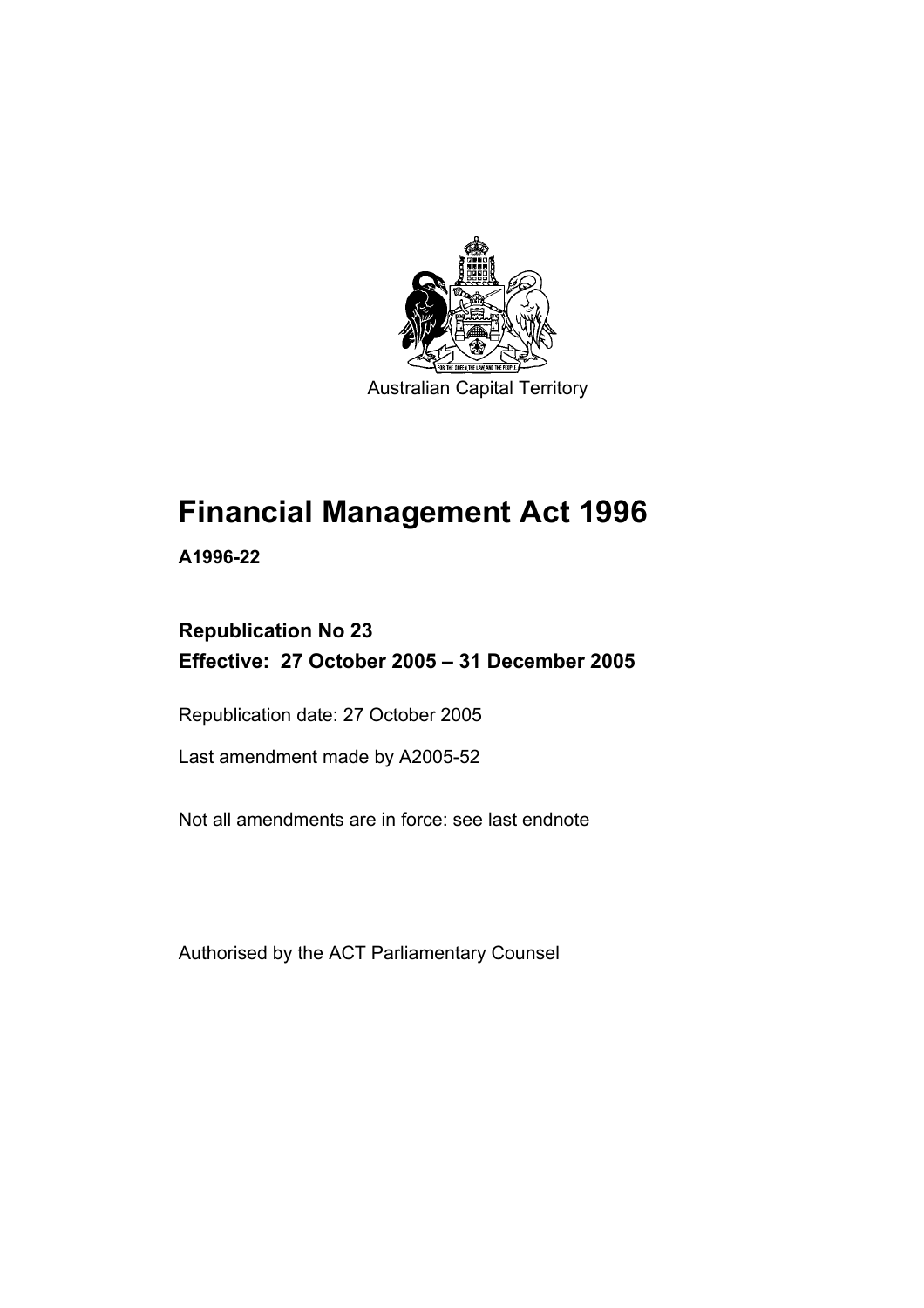Australian Capital Territory

# Financial Management Act 1996

**A1996-22**

**Republication No 23**
**Effective: 27 October 2005 – 31 December 2005**

Republication date: 27 October 2005

Last amendment made by A2005-52

Not all amendments are in force: see last endnote

Authorised by the ACT Parliamentary Counsel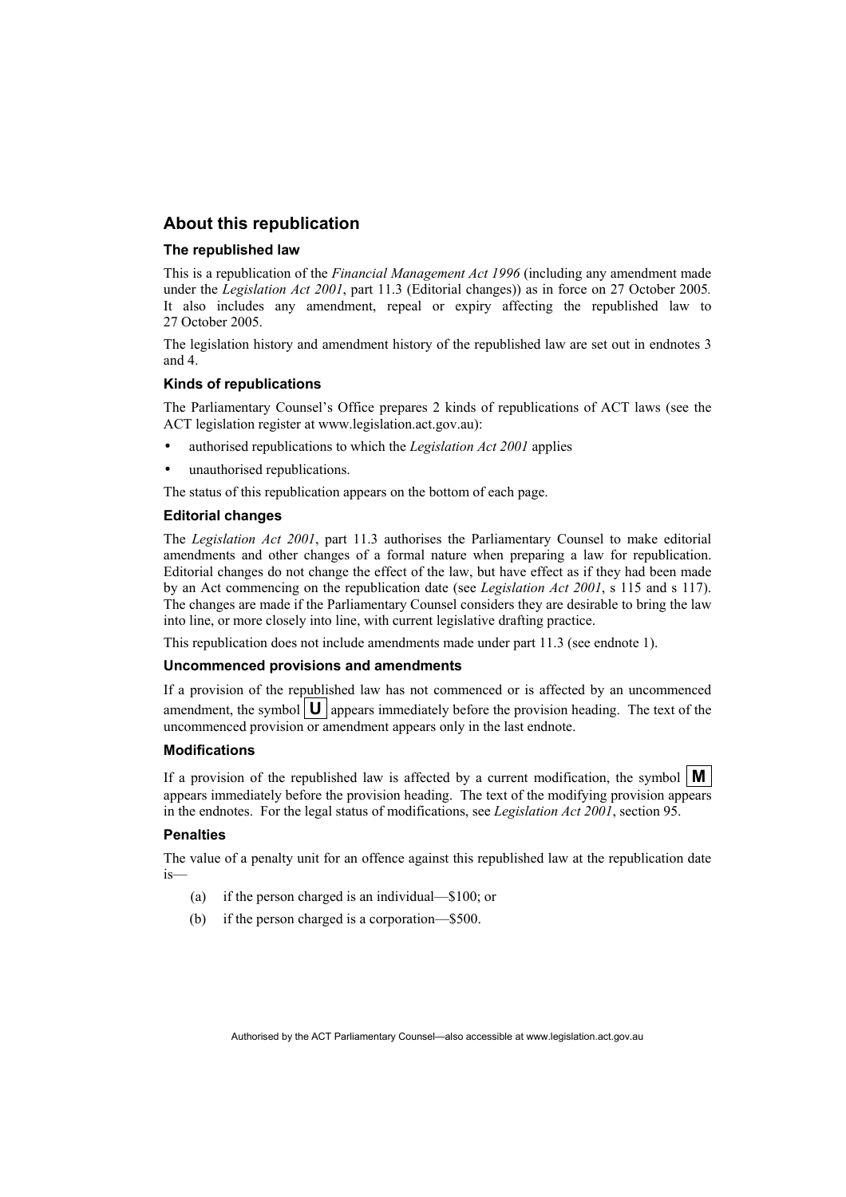## About this republication

### The republished law

This is a republication of the *Financial Management Act 1996* (including any amendment made under the *Legislation Act 2001*, part 11.3 (Editorial changes)) as in force on 27 October 2005*.* It also includes any amendment, repeal or expiry affecting the republished law to 27 October 2005.

The legislation history and amendment history of the republished law are set out in endnotes 3 and 4.

### Kinds of republications

The Parliamentary Counsel's Office prepares 2 kinds of republications of ACT laws (see the ACT legislation register at www.legislation.act.gov.au):

- authorised republications to which the *Legislation Act 2001* applies
- unauthorised republications.

The status of this republication appears on the bottom of each page.

### Editorial changes

The *Legislation Act 2001*, part 11.3 authorises the Parliamentary Counsel to make editorial amendments and other changes of a formal nature when preparing a law for republication. Editorial changes do not change the effect of the law, but have effect as if they had been made by an Act commencing on the republication date (see *Legislation Act 2001*, s 115 and s 117). The changes are made if the Parliamentary Counsel considers they are desirable to bring the law into line, or more closely into line, with current legislative drafting practice.

This republication does not include amendments made under part 11.3 (see endnote 1).

### Uncommenced provisions and amendments

If a provision of the republished law has not commenced or is affected by an uncommenced amendment, the symbol **U** appears immediately before the provision heading. The text of the uncommenced provision or amendment appears only in the last endnote.

### Modifications

If a provision of the republished law is affected by a current modification, the symbol **M** appears immediately before the provision heading. The text of the modifying provision appears in the endnotes. For the legal status of modifications, see *Legislation Act 2001*, section 95.

### Penalties

The value of a penalty unit for an offence against this republished law at the republication date is—

(a) if the person charged is an individual—$100; or

(b) if the person charged is a corporation—$500.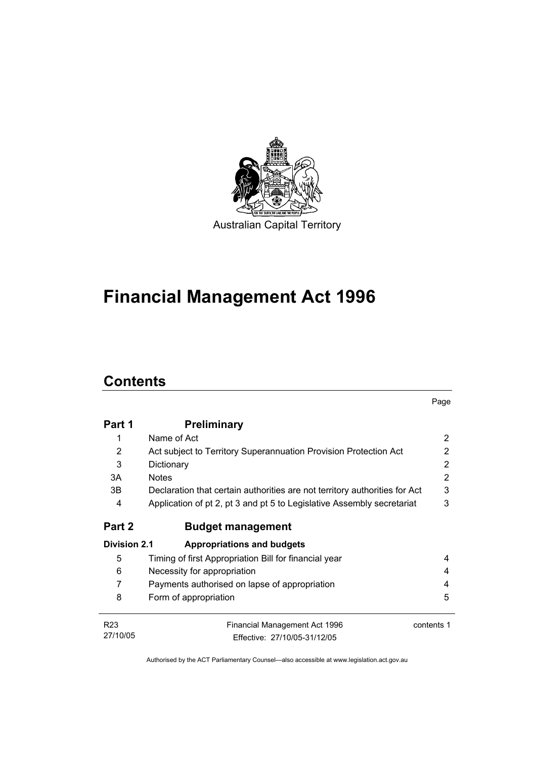Australian Capital Territory

# Financial Management Act 1996

## Contents

| | | Page |
|---|---|---|
| **Part 1** | **Preliminary** | |
| 1 | Name of Act | 2 |
| 2 | Act subject to Territory Superannuation Provision Protection Act | 2 |
| 3 | Dictionary | 2 |
| 3A | Notes | 2 |
| 3B | Declaration that certain authorities are not territory authorities for Act | 3 |
| 4 | Application of pt 2, pt 3 and pt 5 to Legislative Assembly secretariat | 3 |
| **Part 2** | **Budget management** | |
| **Division 2.1** | **Appropriations and budgets** | |
| 5 | Timing of first Appropriation Bill for financial year | 4 |
| 6 | Necessity for appropriation | 4 |
| 7 | Payments authorised on lapse of appropriation | 4 |
| 8 | Form of appropriation | 5 |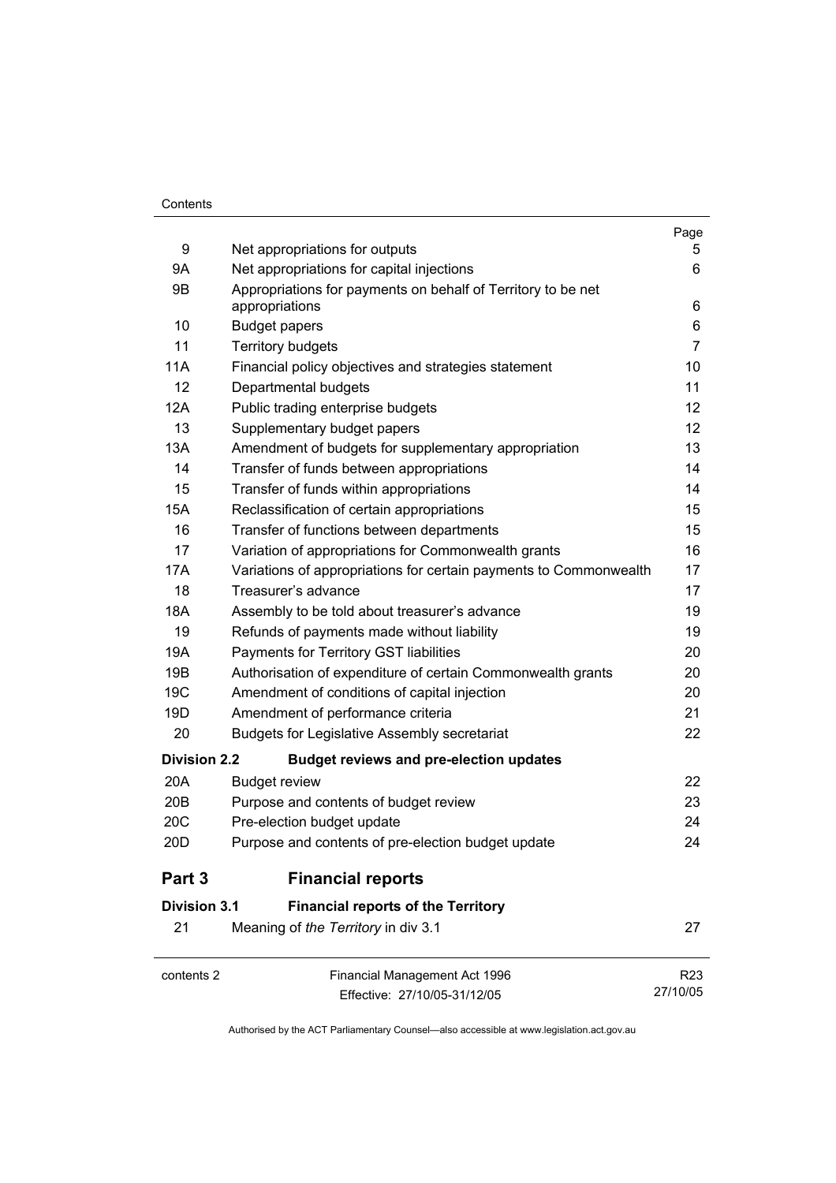| | | Page |
|---|---|---|
| 9 | Net appropriations for outputs | 5 |
| 9A | Net appropriations for capital injections | 6 |
| 9B | Appropriations for payments on behalf of Territory to be net appropriations | 6 |
| 10 | Budget papers | 6 |
| 11 | Territory budgets | 7 |
| 11A | Financial policy objectives and strategies statement | 10 |
| 12 | Departmental budgets | 11 |
| 12A | Public trading enterprise budgets | 12 |
| 13 | Supplementary budget papers | 12 |
| 13A | Amendment of budgets for supplementary appropriation | 13 |
| 14 | Transfer of funds between appropriations | 14 |
| 15 | Transfer of funds within appropriations | 14 |
| 15A | Reclassification of certain appropriations | 15 |
| 16 | Transfer of functions between departments | 15 |
| 17 | Variation of appropriations for Commonwealth grants | 16 |
| 17A | Variations of appropriations for certain payments to Commonwealth | 17 |
| 18 | Treasurer's advance | 17 |
| 18A | Assembly to be told about treasurer's advance | 19 |
| 19 | Refunds of payments made without liability | 19 |
| 19A | Payments for Territory GST liabilities | 20 |
| 19B | Authorisation of expenditure of certain Commonwealth grants | 20 |
| 19C | Amendment of conditions of capital injection | 20 |
| 19D | Amendment of performance criteria | 21 |
| 20 | Budgets for Legislative Assembly secretariat | 22 |

**Division 2.2 Budget reviews and pre-election updates**

| | | |
|---|---|---|
| 20A | Budget review | 22 |
| 20B | Purpose and contents of budget review | 23 |
| 20C | Pre-election budget update | 24 |
| 20D | Purpose and contents of pre-election budget update | 24 |

## Part 3 Financial reports

**Division 3.1 Financial reports of the Territory**

| | | |
|---|---|---|
| 21 | Meaning of *the Territory* in div 3.1 | 27 |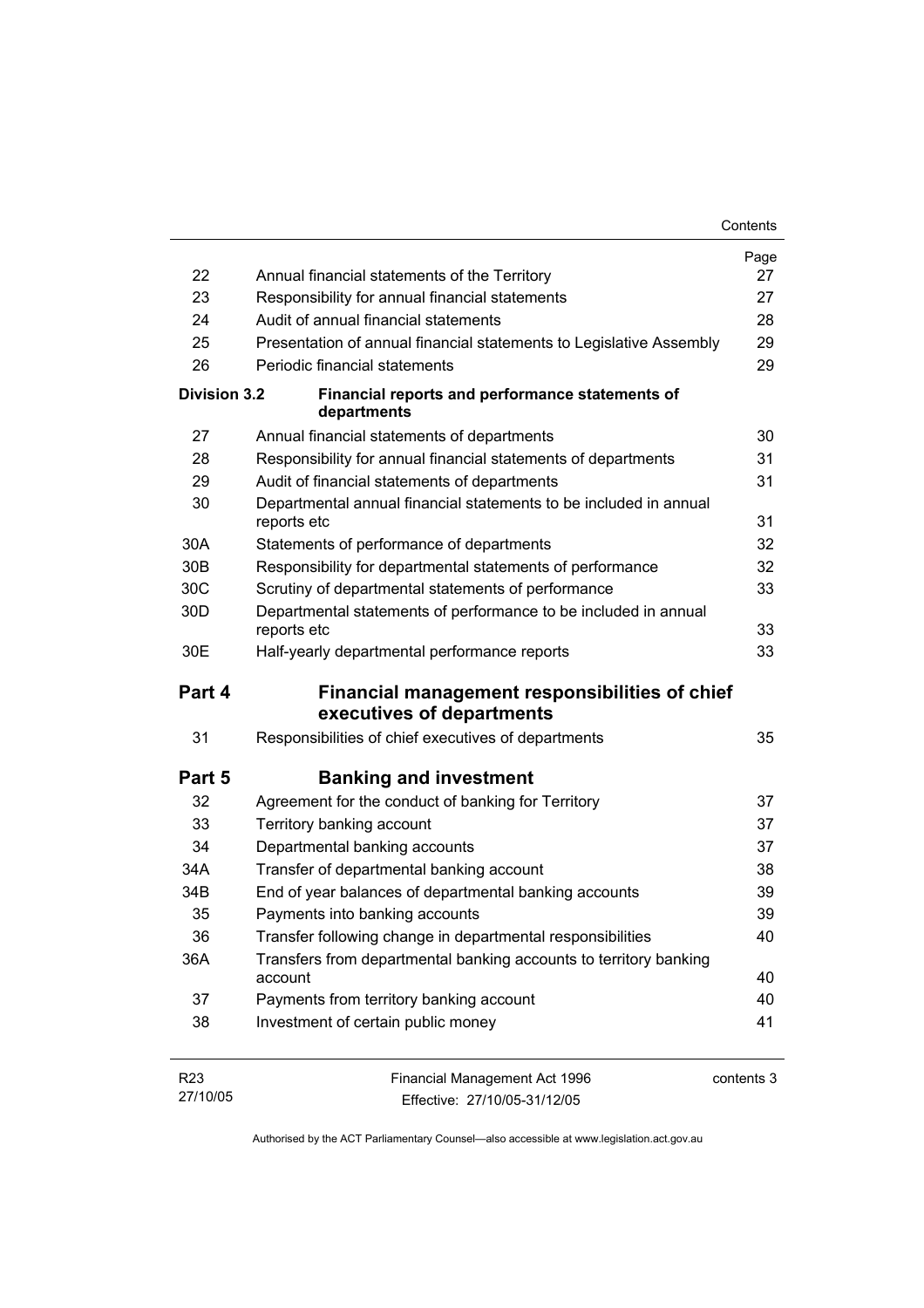| | | Page |
|---|---|---|
| 22 | Annual financial statements of the Territory | 27 |
| 23 | Responsibility for annual financial statements | 27 |
| 24 | Audit of annual financial statements | 28 |
| 25 | Presentation of annual financial statements to Legislative Assembly | 29 |
| 26 | Periodic financial statements | 29 |
| **Division 3.2** | **Financial reports and performance statements of departments** | |
| 27 | Annual financial statements of departments | 30 |
| 28 | Responsibility for annual financial statements of departments | 31 |
| 29 | Audit of financial statements of departments | 31 |
| 30 | Departmental annual financial statements to be included in annual reports etc | 31 |
| 30A | Statements of performance of departments | 32 |
| 30B | Responsibility for departmental statements of performance | 32 |
| 30C | Scrutiny of departmental statements of performance | 33 |
| 30D | Departmental statements of performance to be included in annual reports etc | 33 |
| 30E | Half-yearly departmental performance reports | 33 |

## Part 4 Financial management responsibilities of chief executives of departments

| | | |
|---|---|---|
| 31 | Responsibilities of chief executives of departments | 35 |

## Part 5 Banking and investment

| | | |
|---|---|---|
| 32 | Agreement for the conduct of banking for Territory | 37 |
| 33 | Territory banking account | 37 |
| 34 | Departmental banking accounts | 37 |
| 34A | Transfer of departmental banking account | 38 |
| 34B | End of year balances of departmental banking accounts | 39 |
| 35 | Payments into banking accounts | 39 |
| 36 | Transfer following change in departmental responsibilities | 40 |
| 36A | Transfers from departmental banking accounts to territory banking account | 40 |
| 37 | Payments from territory banking account | 40 |
| 38 | Investment of certain public money | 41 |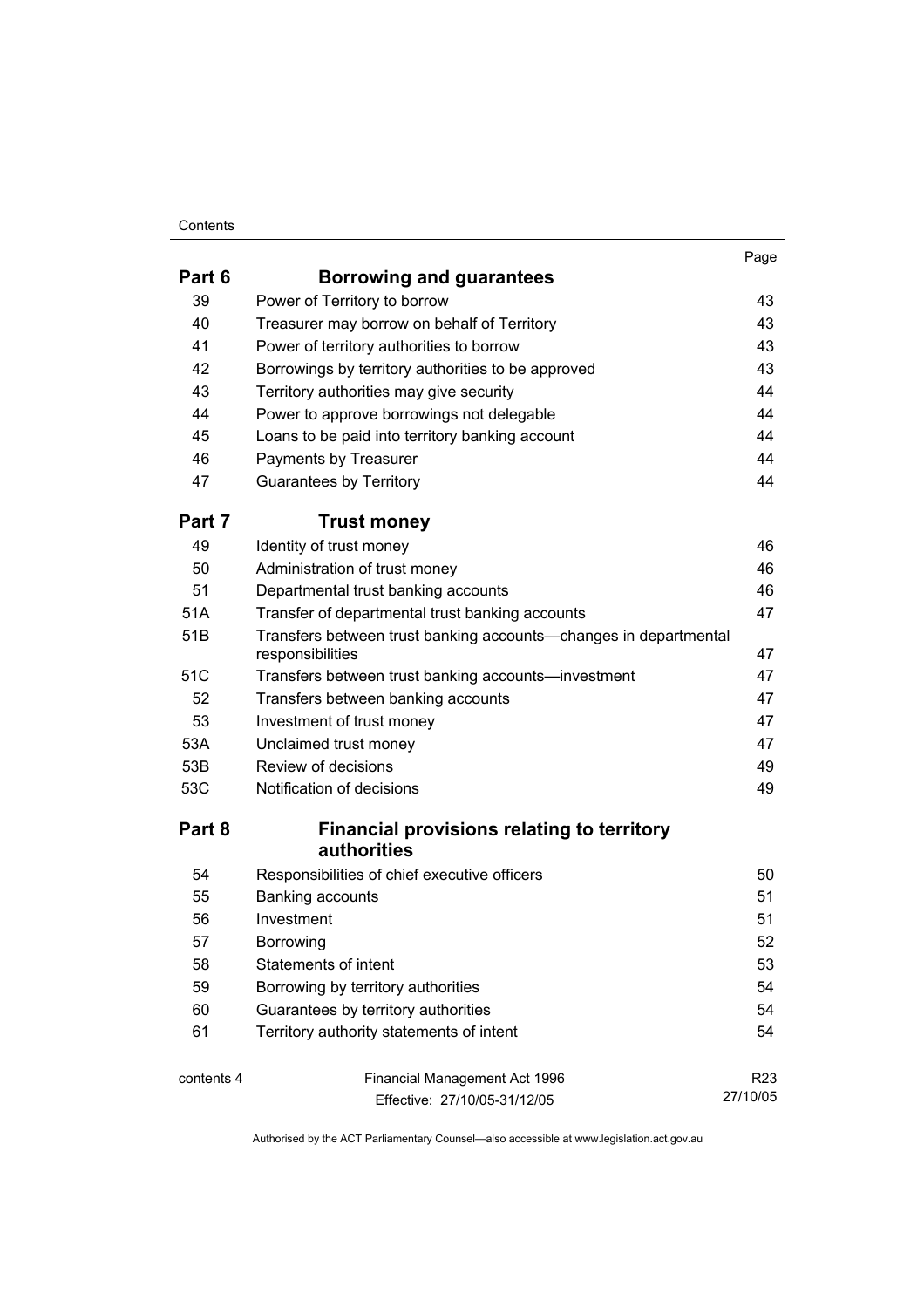| | | Page |
|---|---|---|
| **Part 6** | **Borrowing and guarantees** | |
| 39 | Power of Territory to borrow | 43 |
| 40 | Treasurer may borrow on behalf of Territory | 43 |
| 41 | Power of territory authorities to borrow | 43 |
| 42 | Borrowings by territory authorities to be approved | 43 |
| 43 | Territory authorities may give security | 44 |
| 44 | Power to approve borrowings not delegable | 44 |
| 45 | Loans to be paid into territory banking account | 44 |
| 46 | Payments by Treasurer | 44 |
| 47 | Guarantees by Territory | 44 |
| **Part 7** | **Trust money** | |
| 49 | Identity of trust money | 46 |
| 50 | Administration of trust money | 46 |
| 51 | Departmental trust banking accounts | 46 |
| 51A | Transfer of departmental trust banking accounts | 47 |
| 51B | Transfers between trust banking accounts—changes in departmental responsibilities | 47 |
| 51C | Transfers between trust banking accounts—investment | 47 |
| 52 | Transfers between banking accounts | 47 |
| 53 | Investment of trust money | 47 |
| 53A | Unclaimed trust money | 47 |
| 53B | Review of decisions | 49 |
| 53C | Notification of decisions | 49 |
| **Part 8** | **Financial provisions relating to territory authorities** | |
| 54 | Responsibilities of chief executive officers | 50 |
| 55 | Banking accounts | 51 |
| 56 | Investment | 51 |
| 57 | Borrowing | 52 |
| 58 | Statements of intent | 53 |
| 59 | Borrowing by territory authorities | 54 |
| 60 | Guarantees by territory authorities | 54 |
| 61 | Territory authority statements of intent | 54 |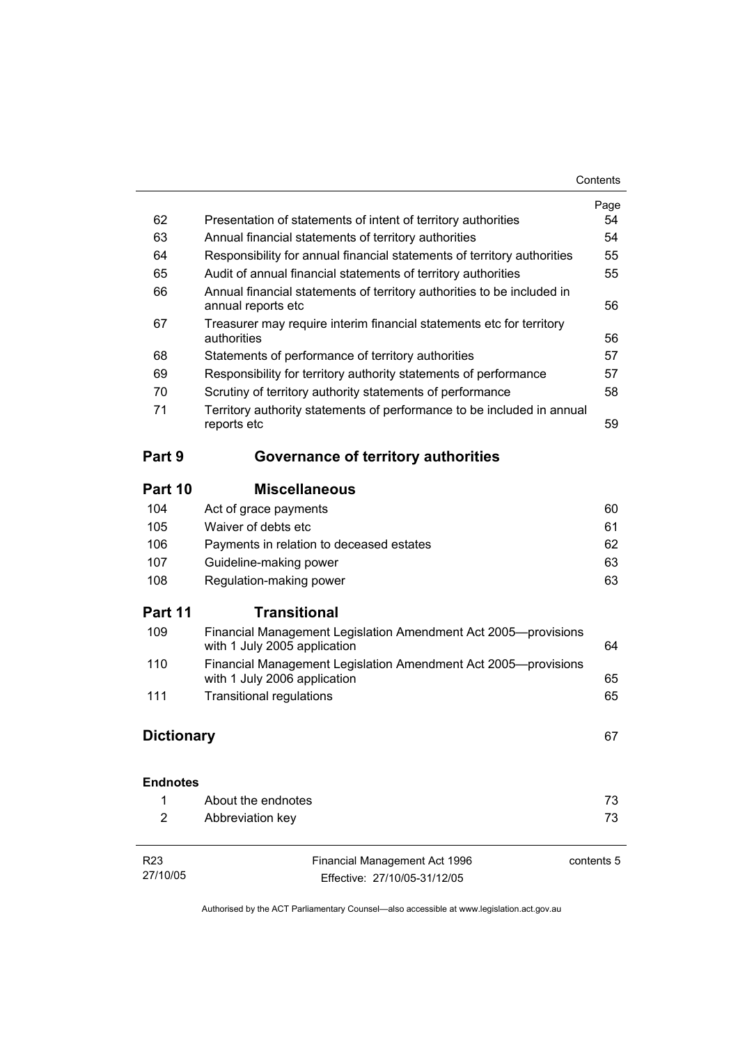| | | Page |
|---|---|---|
| 62 | Presentation of statements of intent of territory authorities | 54 |
| 63 | Annual financial statements of territory authorities | 54 |
| 64 | Responsibility for annual financial statements of territory authorities | 55 |
| 65 | Audit of annual financial statements of territory authorities | 55 |
| 66 | Annual financial statements of territory authorities to be included in annual reports etc | 56 |
| 67 | Treasurer may require interim financial statements etc for territory authorities | 56 |
| 68 | Statements of performance of territory authorities | 57 |
| 69 | Responsibility for territory authority statements of performance | 57 |
| 70 | Scrutiny of territory authority statements of performance | 58 |
| 71 | Territory authority statements of performance to be included in annual reports etc | 59 |

## Part 9 Governance of territory authorities

## Part 10 Miscellaneous

| | | |
|---|---|---|
| 104 | Act of grace payments | 60 |
| 105 | Waiver of debts etc | 61 |
| 106 | Payments in relation to deceased estates | 62 |
| 107 | Guideline-making power | 63 |
| 108 | Regulation-making power | 63 |

## Part 11 Transitional

| | | |
|---|---|---|
| 109 | Financial Management Legislation Amendment Act 2005—provisions with 1 July 2005 application | 64 |
| 110 | Financial Management Legislation Amendment Act 2005—provisions with 1 July 2006 application | 65 |
| 111 | Transitional regulations | 65 |

## Dictionary 67

**Endnotes**

| | | |
|---|---|---|
| 1 | About the endnotes | 73 |
| 2 | Abbreviation key | 73 |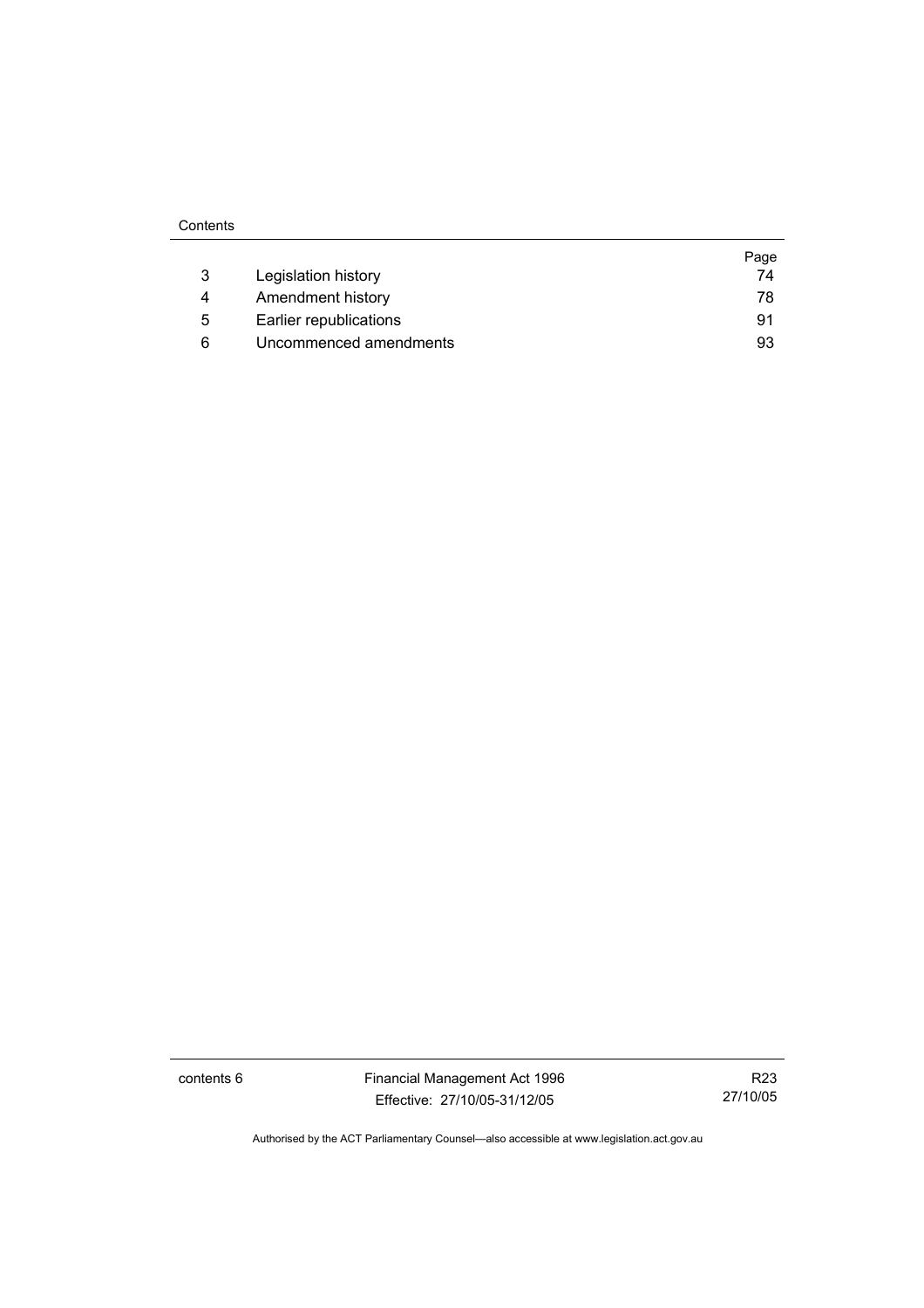|   |   | Page |
|---|---|---|
| 3 | Legislation history | 74 |
| 4 | Amendment history | 78 |
| 5 | Earlier republications | 91 |
| 6 | Uncommenced amendments | 93 |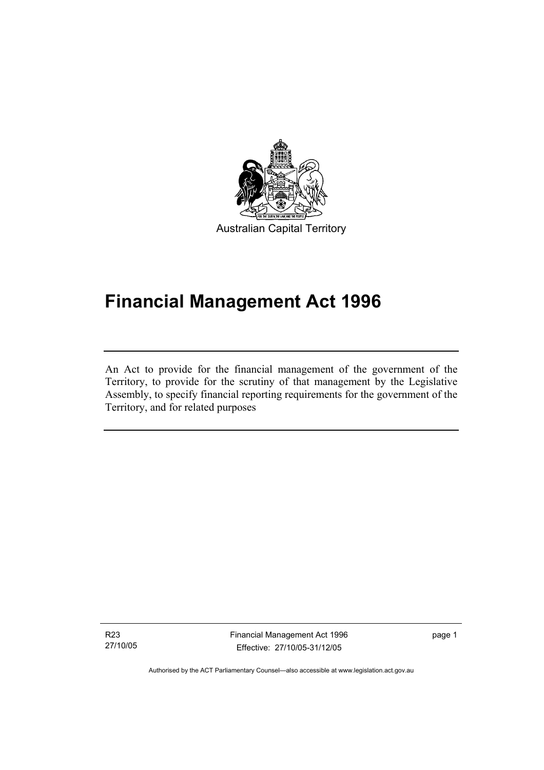Australian Capital Territory

# Financial Management Act 1996

An Act to provide for the financial management of the government of the Territory, to provide for the scrutiny of that management by the Legislative Assembly, to specify financial reporting requirements for the government of the Territory, and for related purposes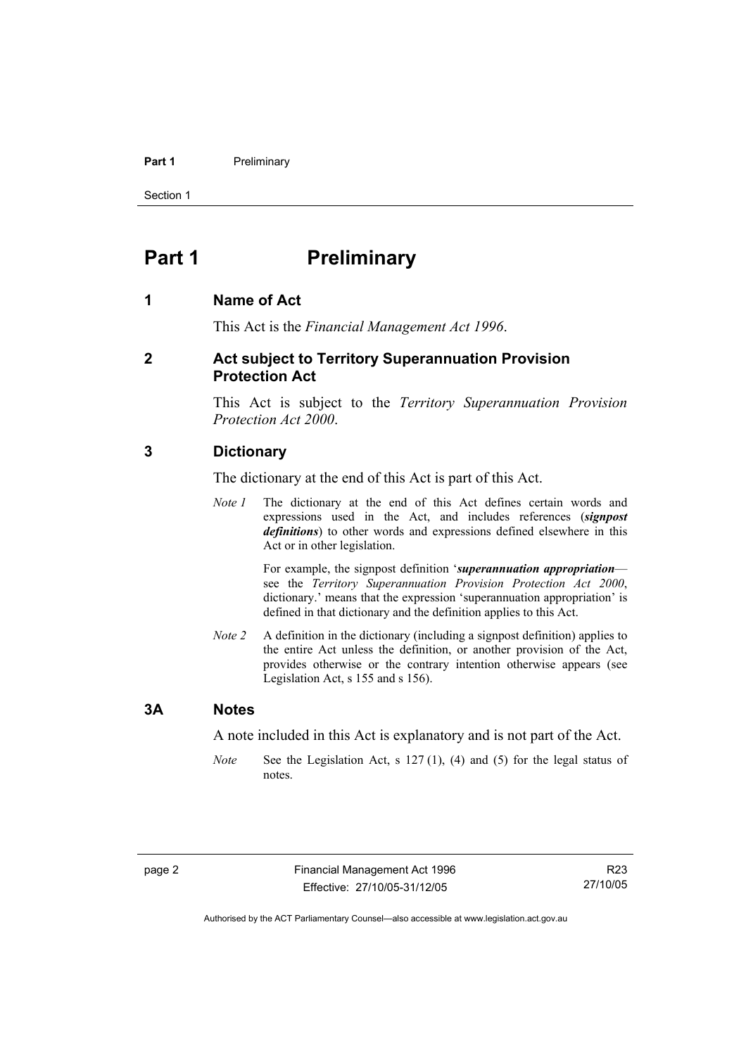# Part 1 Preliminary

## 1 Name of Act

This Act is the *Financial Management Act 1996*.

## 2 Act subject to Territory Superannuation Provision Protection Act

This Act is subject to the *Territory Superannuation Provision Protection Act 2000*.

## 3 Dictionary

The dictionary at the end of this Act is part of this Act.

*Note 1* The dictionary at the end of this Act defines certain words and expressions used in the Act, and includes references (***signpost definitions***) to other words and expressions defined elsewhere in this Act or in other legislation.

For example, the signpost definition '***superannuation appropriation***—see the *Territory Superannuation Provision Protection Act 2000*, dictionary.' means that the expression 'superannuation appropriation' is defined in that dictionary and the definition applies to this Act.

*Note 2* A definition in the dictionary (including a signpost definition) applies to the entire Act unless the definition, or another provision of the Act, provides otherwise or the contrary intention otherwise appears (see Legislation Act, s 155 and s 156).

## 3A Notes

A note included in this Act is explanatory and is not part of the Act.

*Note* See the Legislation Act, s 127 (1), (4) and (5) for the legal status of notes.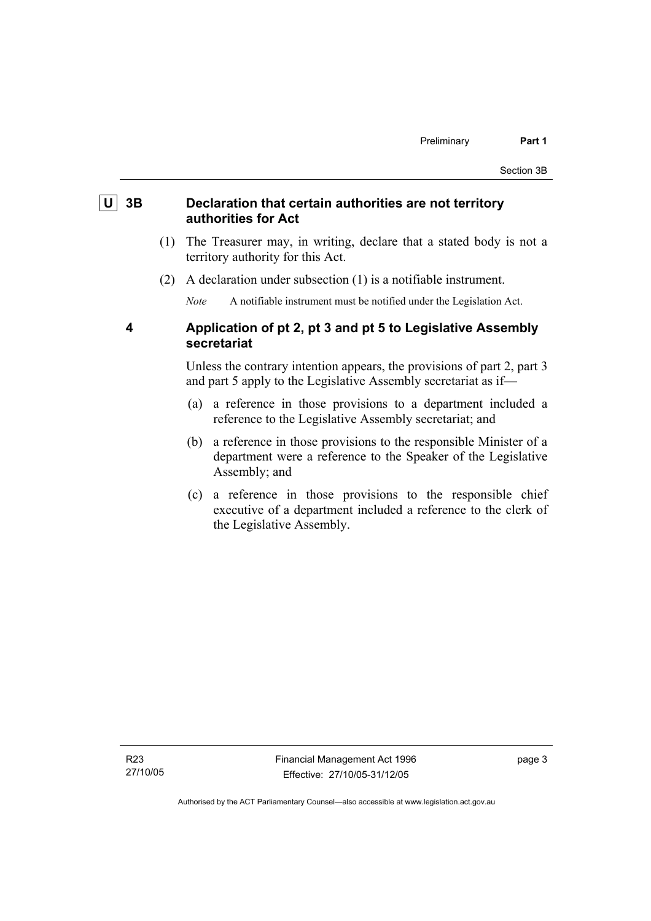## U 3B Declaration that certain authorities are not territory authorities for Act

(1) The Treasurer may, in writing, declare that a stated body is not a territory authority for this Act.

(2) A declaration under subsection (1) is a notifiable instrument.

*Note* A notifiable instrument must be notified under the Legislation Act.

## 4 Application of pt 2, pt 3 and pt 5 to Legislative Assembly secretariat

Unless the contrary intention appears, the provisions of part 2, part 3 and part 5 apply to the Legislative Assembly secretariat as if—

(a) a reference in those provisions to a department included a reference to the Legislative Assembly secretariat; and

(b) a reference in those provisions to the responsible Minister of a department were a reference to the Speaker of the Legislative Assembly; and

(c) a reference in those provisions to the responsible chief executive of a department included a reference to the clerk of the Legislative Assembly.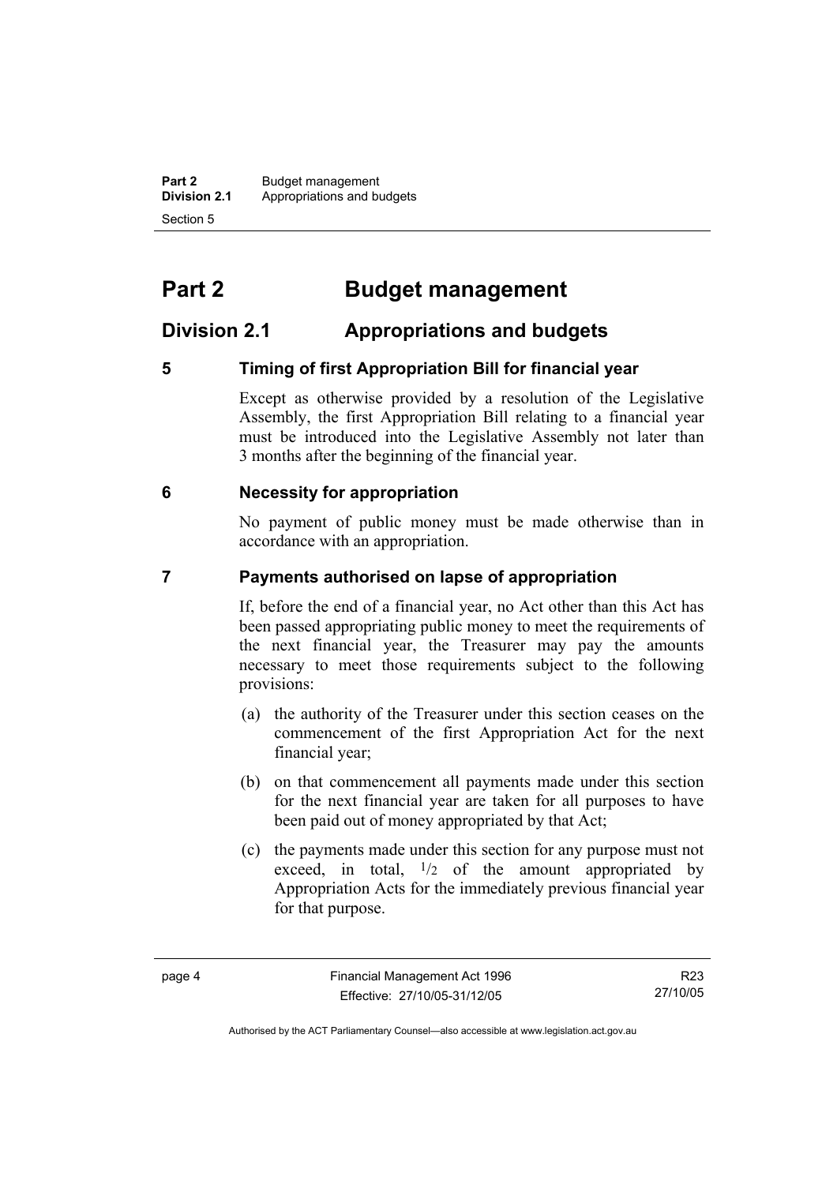# Part 2 Budget management

## Division 2.1 Appropriations and budgets

### 5 Timing of first Appropriation Bill for financial year

Except as otherwise provided by a resolution of the Legislative Assembly, the first Appropriation Bill relating to a financial year must be introduced into the Legislative Assembly not later than 3 months after the beginning of the financial year.

### 6 Necessity for appropriation

No payment of public money must be made otherwise than in accordance with an appropriation.

### 7 Payments authorised on lapse of appropriation

If, before the end of a financial year, no Act other than this Act has been passed appropriating public money to meet the requirements of the next financial year, the Treasurer may pay the amounts necessary to meet those requirements subject to the following provisions:

(a) the authority of the Treasurer under this section ceases on the commencement of the first Appropriation Act for the next financial year;

(b) on that commencement all payments made under this section for the next financial year are taken for all purposes to have been paid out of money appropriated by that Act;

(c) the payments made under this section for any purpose must not exceed, in total, $^{1}/_{2}$ of the amount appropriated by Appropriation Acts for the immediately previous financial year for that purpose.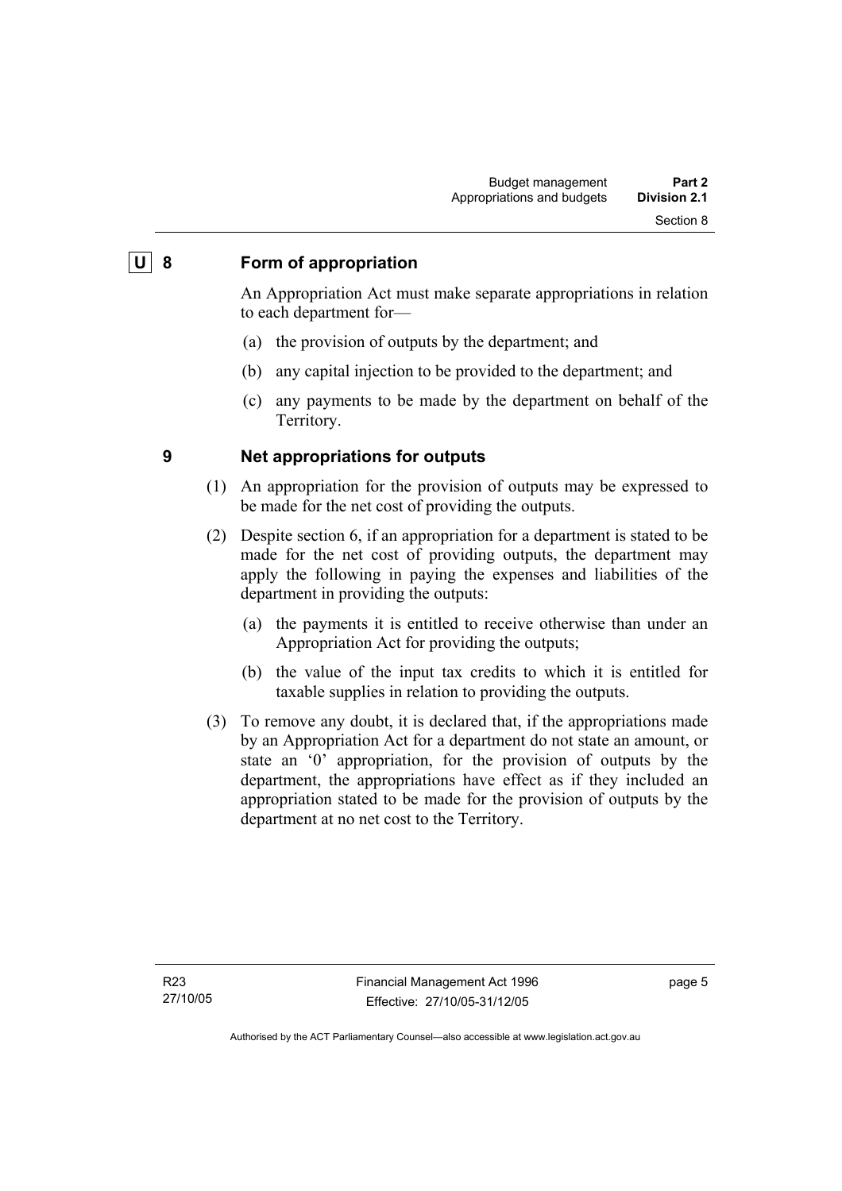## U 8 Form of appropriation

An Appropriation Act must make separate appropriations in relation to each department for—

(a) the provision of outputs by the department; and

(b) any capital injection to be provided to the department; and

(c) any payments to be made by the department on behalf of the Territory.

## 9 Net appropriations for outputs

(1) An appropriation for the provision of outputs may be expressed to be made for the net cost of providing the outputs.

(2) Despite section 6, if an appropriation for a department is stated to be made for the net cost of providing outputs, the department may apply the following in paying the expenses and liabilities of the department in providing the outputs:

(a) the payments it is entitled to receive otherwise than under an Appropriation Act for providing the outputs;

(b) the value of the input tax credits to which it is entitled for taxable supplies in relation to providing the outputs.

(3) To remove any doubt, it is declared that, if the appropriations made by an Appropriation Act for a department do not state an amount, or state an '0' appropriation, for the provision of outputs by the department, the appropriations have effect as if they included an appropriation stated to be made for the provision of outputs by the department at no net cost to the Territory.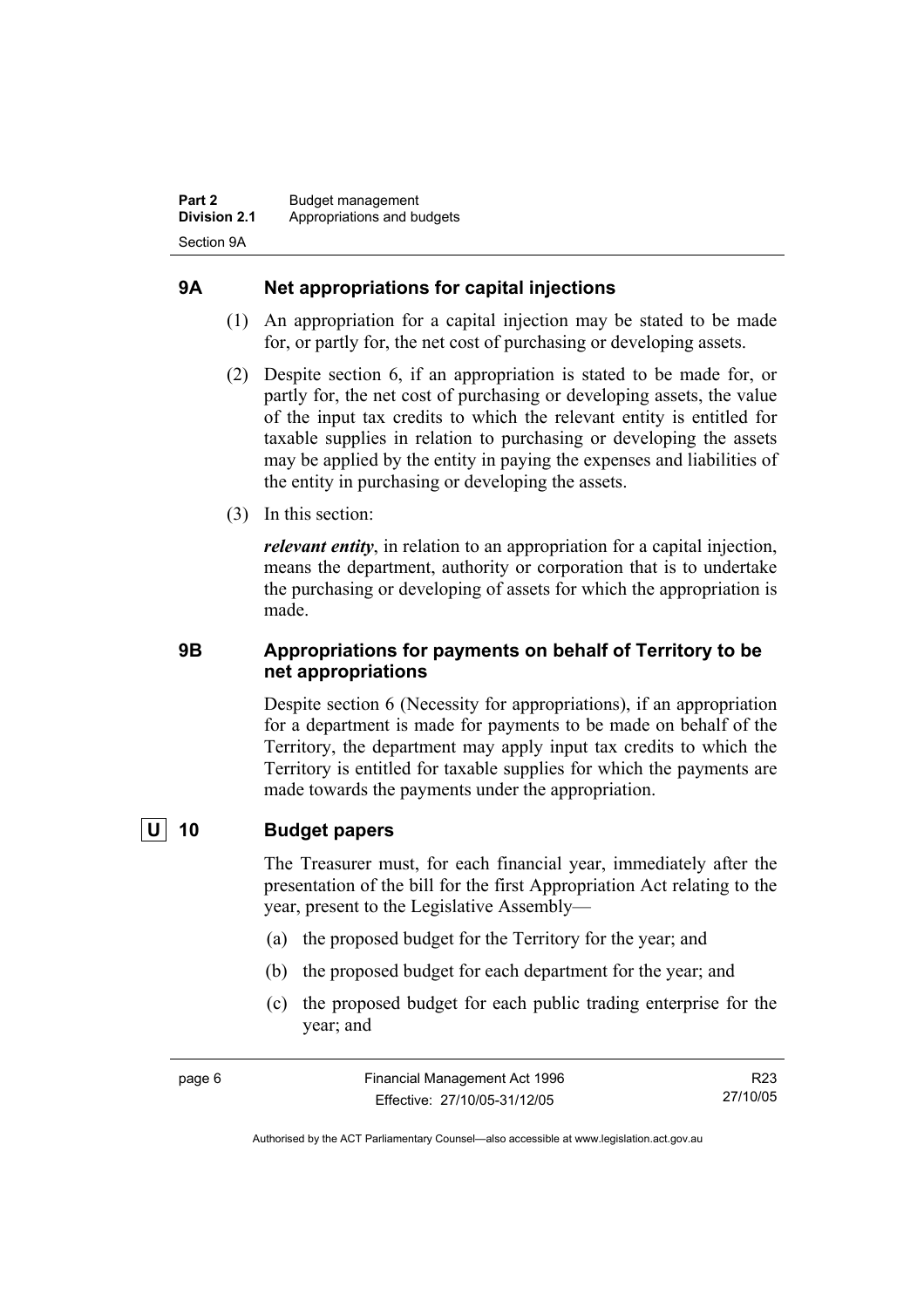## 9A Net appropriations for capital injections

(1) An appropriation for a capital injection may be stated to be made for, or partly for, the net cost of purchasing or developing assets.

(2) Despite section 6, if an appropriation is stated to be made for, or partly for, the net cost of purchasing or developing assets, the value of the input tax credits to which the relevant entity is entitled for taxable supplies in relation to purchasing or developing the assets may be applied by the entity in paying the expenses and liabilities of the entity in purchasing or developing the assets.

(3) In this section:

***relevant entity***, in relation to an appropriation for a capital injection, means the department, authority or corporation that is to undertake the purchasing or developing of assets for which the appropriation is made.

## 9B Appropriations for payments on behalf of Territory to be net appropriations

Despite section 6 (Necessity for appropriations), if an appropriation for a department is made for payments to be made on behalf of the Territory, the department may apply input tax credits to which the Territory is entitled for taxable supplies for which the payments are made towards the payments under the appropriation.

## U 10 Budget papers

The Treasurer must, for each financial year, immediately after the presentation of the bill for the first Appropriation Act relating to the year, present to the Legislative Assembly—

(a) the proposed budget for the Territory for the year; and

(b) the proposed budget for each department for the year; and

(c) the proposed budget for each public trading enterprise for the year; and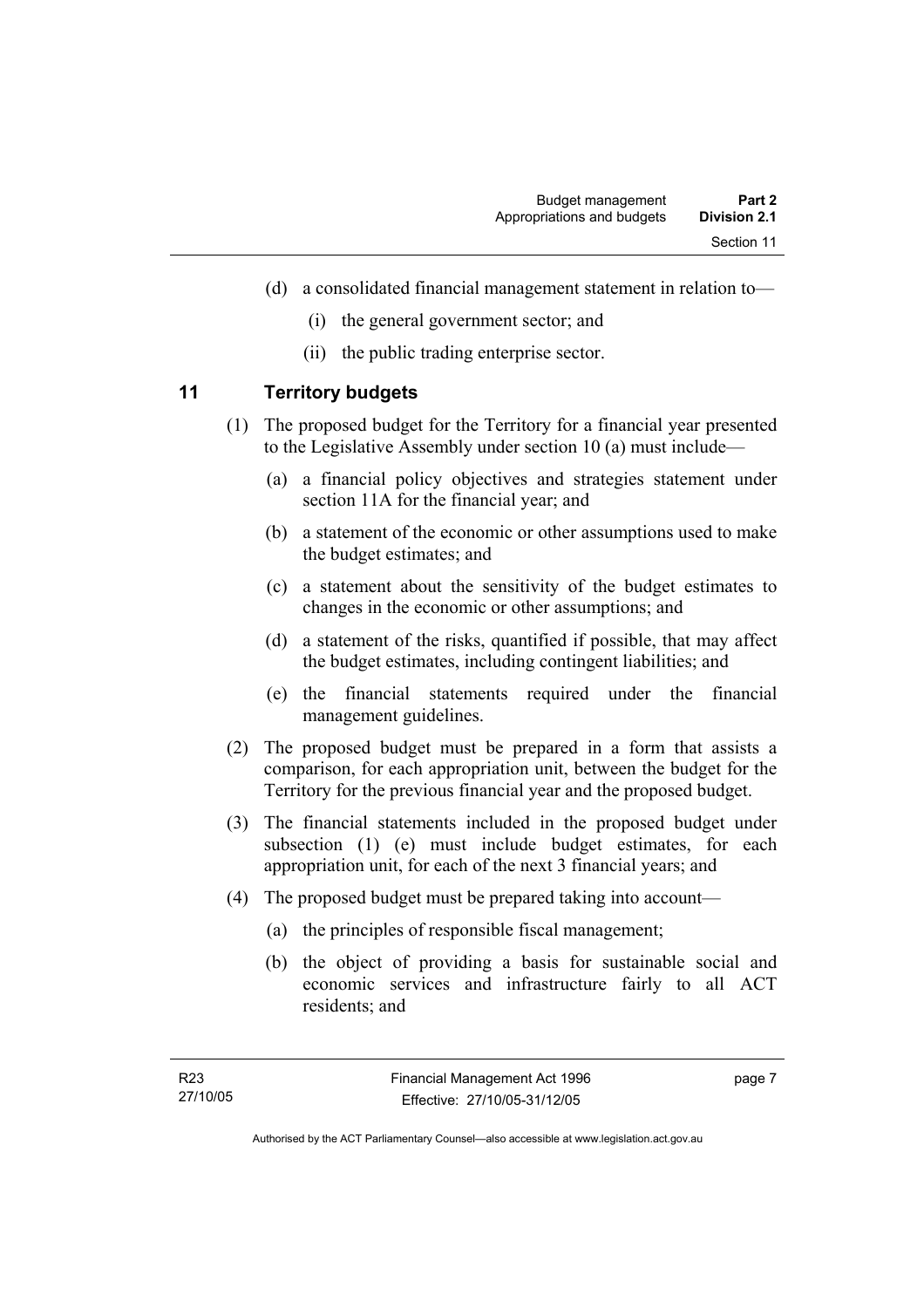(d) a consolidated financial management statement in relation to—

(i) the general government sector; and

(ii) the public trading enterprise sector.

## 11 Territory budgets

(1) The proposed budget for the Territory for a financial year presented to the Legislative Assembly under section 10 (a) must include—

(a) a financial policy objectives and strategies statement under section 11A for the financial year; and

(b) a statement of the economic or other assumptions used to make the budget estimates; and

(c) a statement about the sensitivity of the budget estimates to changes in the economic or other assumptions; and

(d) a statement of the risks, quantified if possible, that may affect the budget estimates, including contingent liabilities; and

(e) the financial statements required under the financial management guidelines.

(2) The proposed budget must be prepared in a form that assists a comparison, for each appropriation unit, between the budget for the Territory for the previous financial year and the proposed budget.

(3) The financial statements included in the proposed budget under subsection (1) (e) must include budget estimates, for each appropriation unit, for each of the next 3 financial years; and

(4) The proposed budget must be prepared taking into account—

(a) the principles of responsible fiscal management;

(b) the object of providing a basis for sustainable social and economic services and infrastructure fairly to all ACT residents; and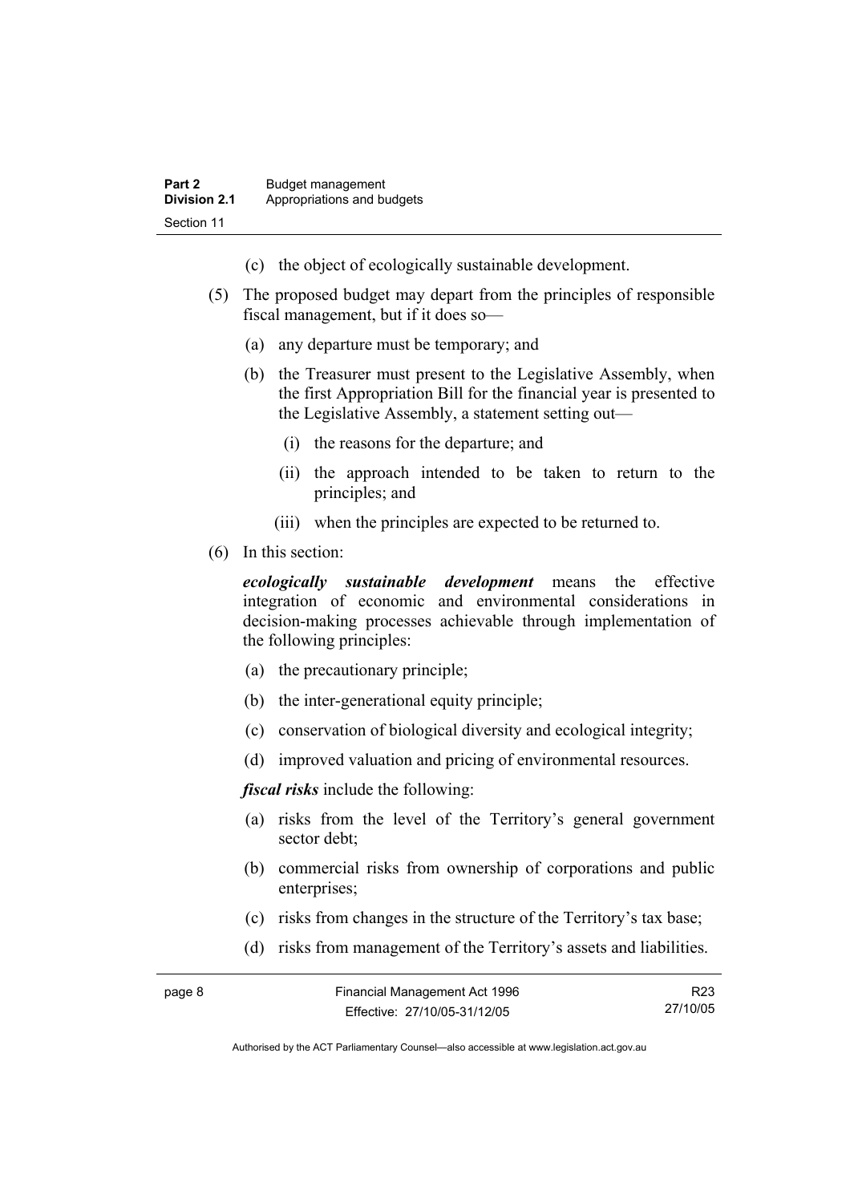(c) the object of ecologically sustainable development.

(5) The proposed budget may depart from the principles of responsible fiscal management, but if it does so—

(a) any departure must be temporary; and

(b) the Treasurer must present to the Legislative Assembly, when the first Appropriation Bill for the financial year is presented to the Legislative Assembly, a statement setting out—

(i) the reasons for the departure; and

(ii) the approach intended to be taken to return to the principles; and

(iii) when the principles are expected to be returned to.

(6) In this section:

***ecologically sustainable development*** means the effective integration of economic and environmental considerations in decision-making processes achievable through implementation of the following principles:

(a) the precautionary principle;

(b) the inter-generational equity principle;

(c) conservation of biological diversity and ecological integrity;

(d) improved valuation and pricing of environmental resources.

***fiscal risks*** include the following:

(a) risks from the level of the Territory's general government sector debt;

(b) commercial risks from ownership of corporations and public enterprises;

(c) risks from changes in the structure of the Territory's tax base;

(d) risks from management of the Territory's assets and liabilities.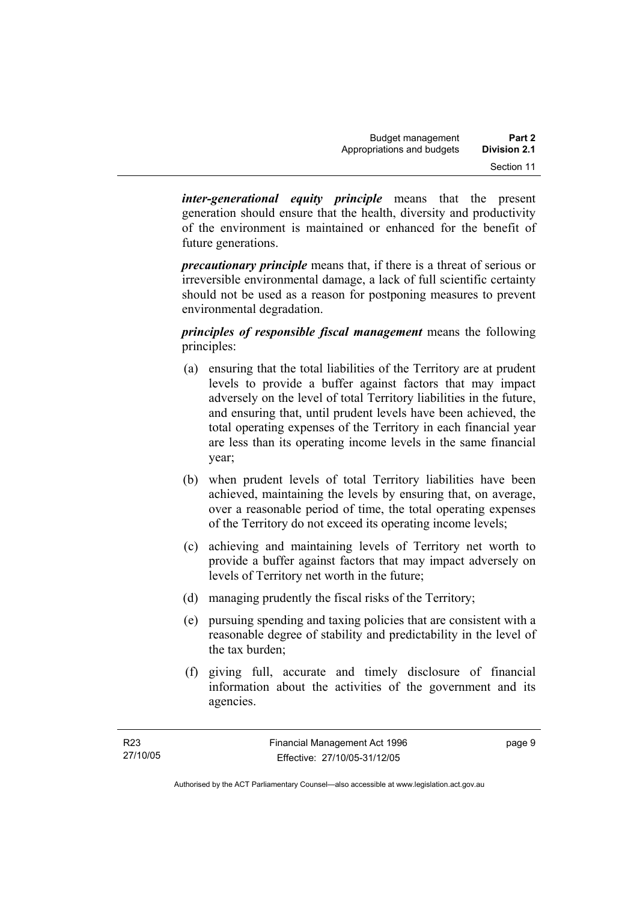***inter-generational equity principle*** means that the present generation should ensure that the health, diversity and productivity of the environment is maintained or enhanced for the benefit of future generations.

***precautionary principle*** means that, if there is a threat of serious or irreversible environmental damage, a lack of full scientific certainty should not be used as a reason for postponing measures to prevent environmental degradation.

***principles of responsible fiscal management*** means the following principles:

(a) ensuring that the total liabilities of the Territory are at prudent levels to provide a buffer against factors that may impact adversely on the level of total Territory liabilities in the future, and ensuring that, until prudent levels have been achieved, the total operating expenses of the Territory in each financial year are less than its operating income levels in the same financial year;

(b) when prudent levels of total Territory liabilities have been achieved, maintaining the levels by ensuring that, on average, over a reasonable period of time, the total operating expenses of the Territory do not exceed its operating income levels;

(c) achieving and maintaining levels of Territory net worth to provide a buffer against factors that may impact adversely on levels of Territory net worth in the future;

(d) managing prudently the fiscal risks of the Territory;

(e) pursuing spending and taxing policies that are consistent with a reasonable degree of stability and predictability in the level of the tax burden;

(f) giving full, accurate and timely disclosure of financial information about the activities of the government and its agencies.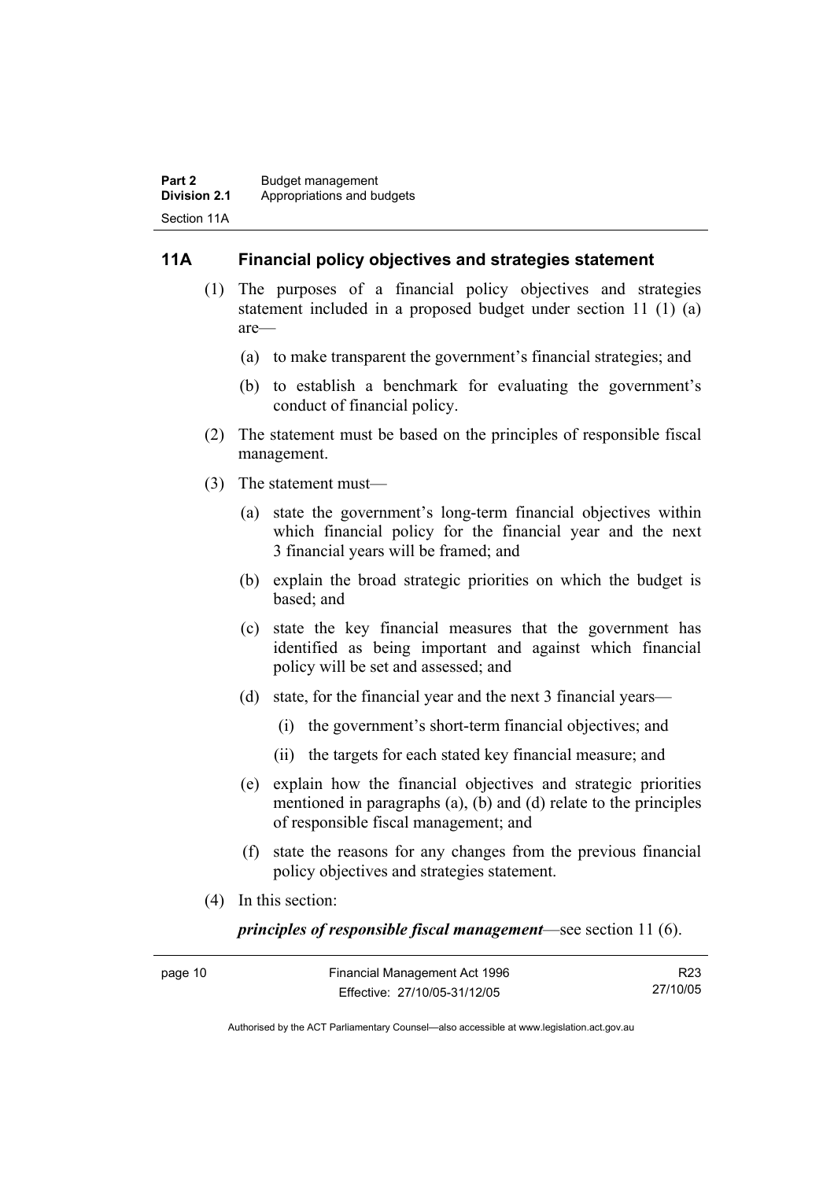## 11A Financial policy objectives and strategies statement

(1) The purposes of a financial policy objectives and strategies statement included in a proposed budget under section 11 (1) (a) are—

(a) to make transparent the government's financial strategies; and

(b) to establish a benchmark for evaluating the government's conduct of financial policy.

(2) The statement must be based on the principles of responsible fiscal management.

(3) The statement must—

(a) state the government's long-term financial objectives within which financial policy for the financial year and the next 3 financial years will be framed; and

(b) explain the broad strategic priorities on which the budget is based; and

(c) state the key financial measures that the government has identified as being important and against which financial policy will be set and assessed; and

(d) state, for the financial year and the next 3 financial years—

(i) the government's short-term financial objectives; and

(ii) the targets for each stated key financial measure; and

(e) explain how the financial objectives and strategic priorities mentioned in paragraphs (a), (b) and (d) relate to the principles of responsible fiscal management; and

(f) state the reasons for any changes from the previous financial policy objectives and strategies statement.

(4) In this section:

***principles of responsible fiscal management***—see section 11 (6).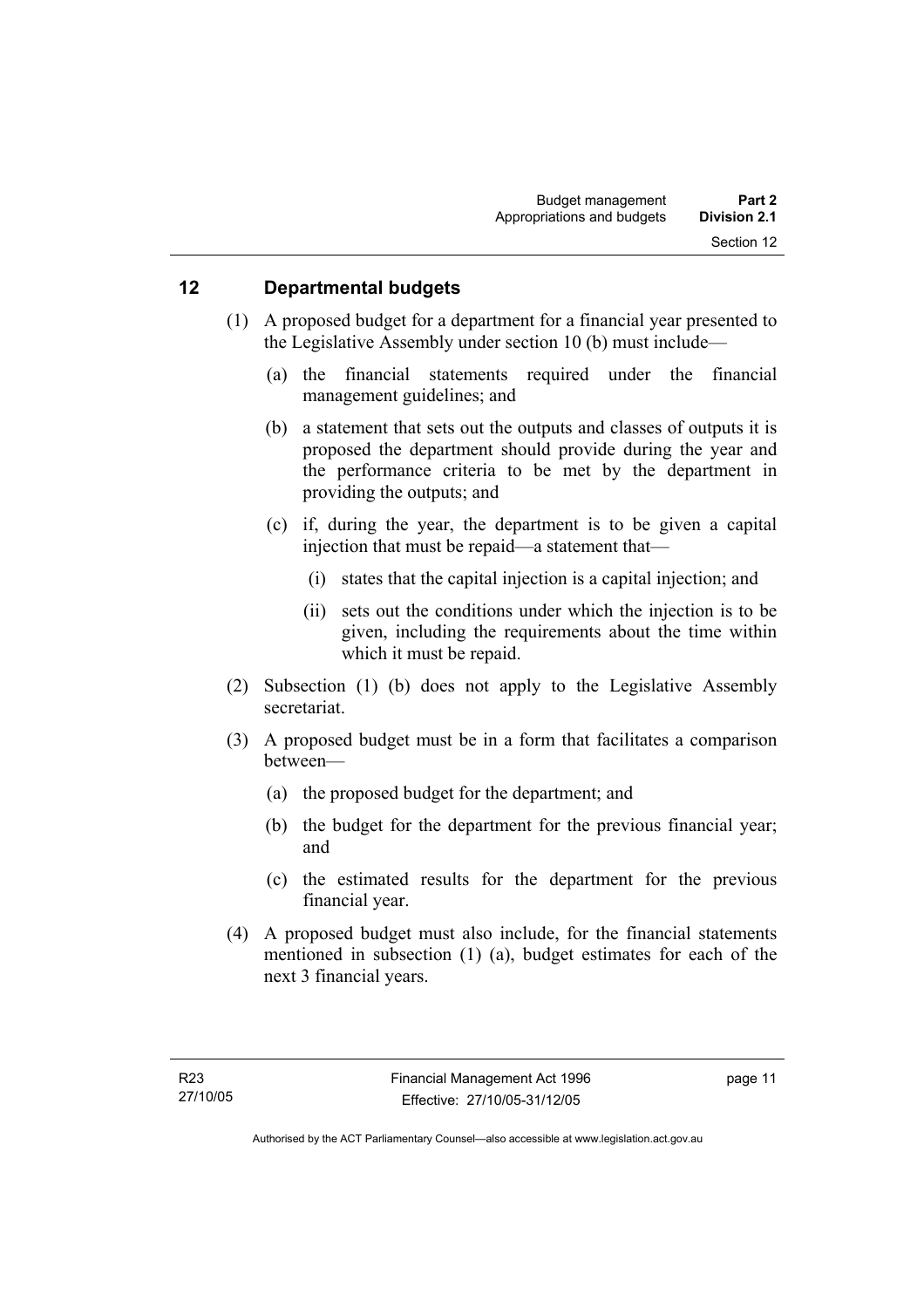## 12 Departmental budgets

(1) A proposed budget for a department for a financial year presented to the Legislative Assembly under section 10 (b) must include—

(a) the financial statements required under the financial management guidelines; and

(b) a statement that sets out the outputs and classes of outputs it is proposed the department should provide during the year and the performance criteria to be met by the department in providing the outputs; and

(c) if, during the year, the department is to be given a capital injection that must be repaid—a statement that—

(i) states that the capital injection is a capital injection; and

(ii) sets out the conditions under which the injection is to be given, including the requirements about the time within which it must be repaid.

(2) Subsection (1) (b) does not apply to the Legislative Assembly secretariat.

(3) A proposed budget must be in a form that facilitates a comparison between—

(a) the proposed budget for the department; and

(b) the budget for the department for the previous financial year; and

(c) the estimated results for the department for the previous financial year.

(4) A proposed budget must also include, for the financial statements mentioned in subsection (1) (a), budget estimates for each of the next 3 financial years.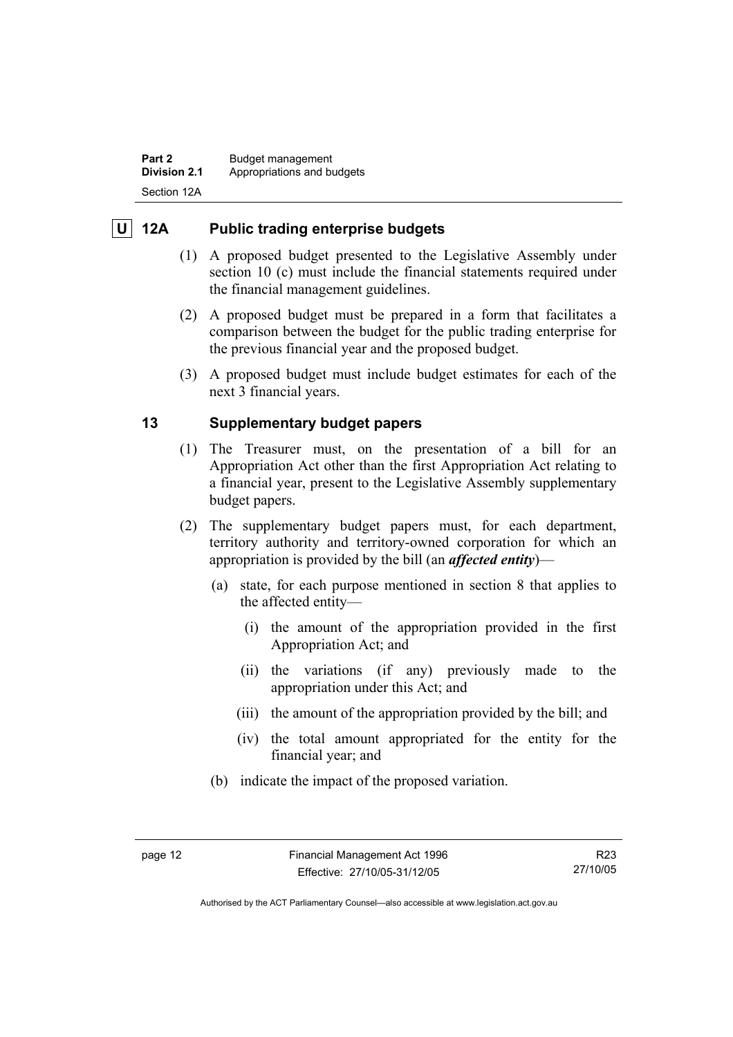## U 12A Public trading enterprise budgets

(1) A proposed budget presented to the Legislative Assembly under section 10 (c) must include the financial statements required under the financial management guidelines.

(2) A proposed budget must be prepared in a form that facilitates a comparison between the budget for the public trading enterprise for the previous financial year and the proposed budget.

(3) A proposed budget must include budget estimates for each of the next 3 financial years.

## 13 Supplementary budget papers

(1) The Treasurer must, on the presentation of a bill for an Appropriation Act other than the first Appropriation Act relating to a financial year, present to the Legislative Assembly supplementary budget papers.

(2) The supplementary budget papers must, for each department, territory authority and territory-owned corporation for which an appropriation is provided by the bill (an ***affected entity***)—

(a) state, for each purpose mentioned in section 8 that applies to the affected entity—

(i) the amount of the appropriation provided in the first Appropriation Act; and

(ii) the variations (if any) previously made to the appropriation under this Act; and

(iii) the amount of the appropriation provided by the bill; and

(iv) the total amount appropriated for the entity for the financial year; and

(b) indicate the impact of the proposed variation.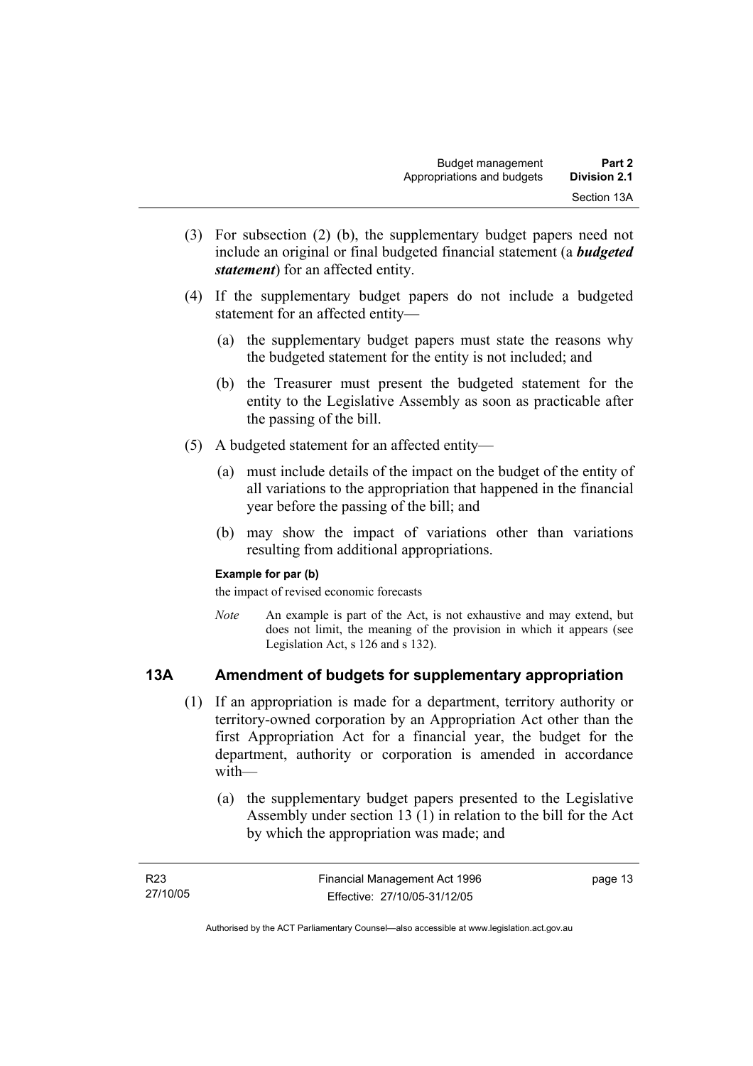(3) For subsection (2) (b), the supplementary budget papers need not include an original or final budgeted financial statement (a ***budgeted statement***) for an affected entity.

(4) If the supplementary budget papers do not include a budgeted statement for an affected entity—

(a) the supplementary budget papers must state the reasons why the budgeted statement for the entity is not included; and

(b) the Treasurer must present the budgeted statement for the entity to the Legislative Assembly as soon as practicable after the passing of the bill.

(5) A budgeted statement for an affected entity—

(a) must include details of the impact on the budget of the entity of all variations to the appropriation that happened in the financial year before the passing of the bill; and

(b) may show the impact of variations other than variations resulting from additional appropriations.

**Example for par (b)**

the impact of revised economic forecasts

*Note* An example is part of the Act, is not exhaustive and may extend, but does not limit, the meaning of the provision in which it appears (see Legislation Act, s 126 and s 132).

## 13A Amendment of budgets for supplementary appropriation

(1) If an appropriation is made for a department, territory authority or territory-owned corporation by an Appropriation Act other than the first Appropriation Act for a financial year, the budget for the department, authority or corporation is amended in accordance with—

(a) the supplementary budget papers presented to the Legislative Assembly under section 13 (1) in relation to the bill for the Act by which the appropriation was made; and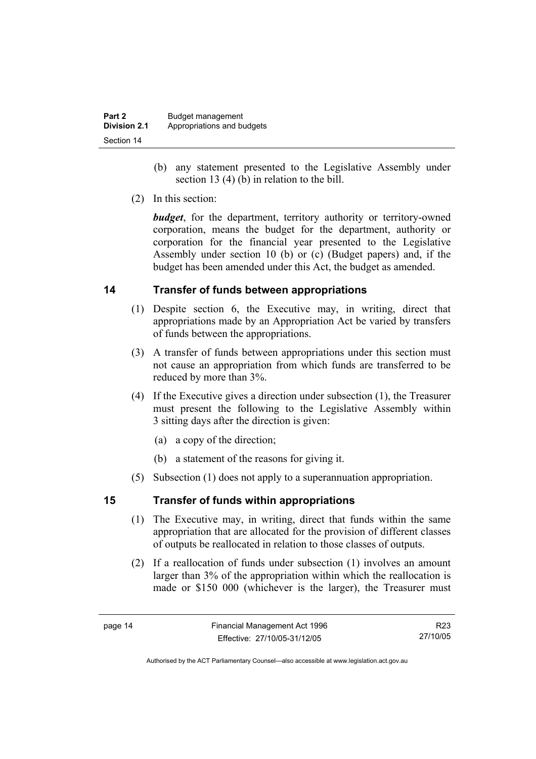(b) any statement presented to the Legislative Assembly under section 13 (4) (b) in relation to the bill.

(2) In this section:

***budget***, for the department, territory authority or territory-owned corporation, means the budget for the department, authority or corporation for the financial year presented to the Legislative Assembly under section 10 (b) or (c) (Budget papers) and, if the budget has been amended under this Act, the budget as amended.

## 14 Transfer of funds between appropriations

(1) Despite section 6, the Executive may, in writing, direct that appropriations made by an Appropriation Act be varied by transfers of funds between the appropriations.

(3) A transfer of funds between appropriations under this section must not cause an appropriation from which funds are transferred to be reduced by more than 3%.

(4) If the Executive gives a direction under subsection (1), the Treasurer must present the following to the Legislative Assembly within 3 sitting days after the direction is given:

(a) a copy of the direction;

(b) a statement of the reasons for giving it.

(5) Subsection (1) does not apply to a superannuation appropriation.

## 15 Transfer of funds within appropriations

(1) The Executive may, in writing, direct that funds within the same appropriation that are allocated for the provision of different classes of outputs be reallocated in relation to those classes of outputs.

(2) If a reallocation of funds under subsection (1) involves an amount larger than 3% of the appropriation within which the reallocation is made or $150 000 (whichever is the larger), the Treasurer must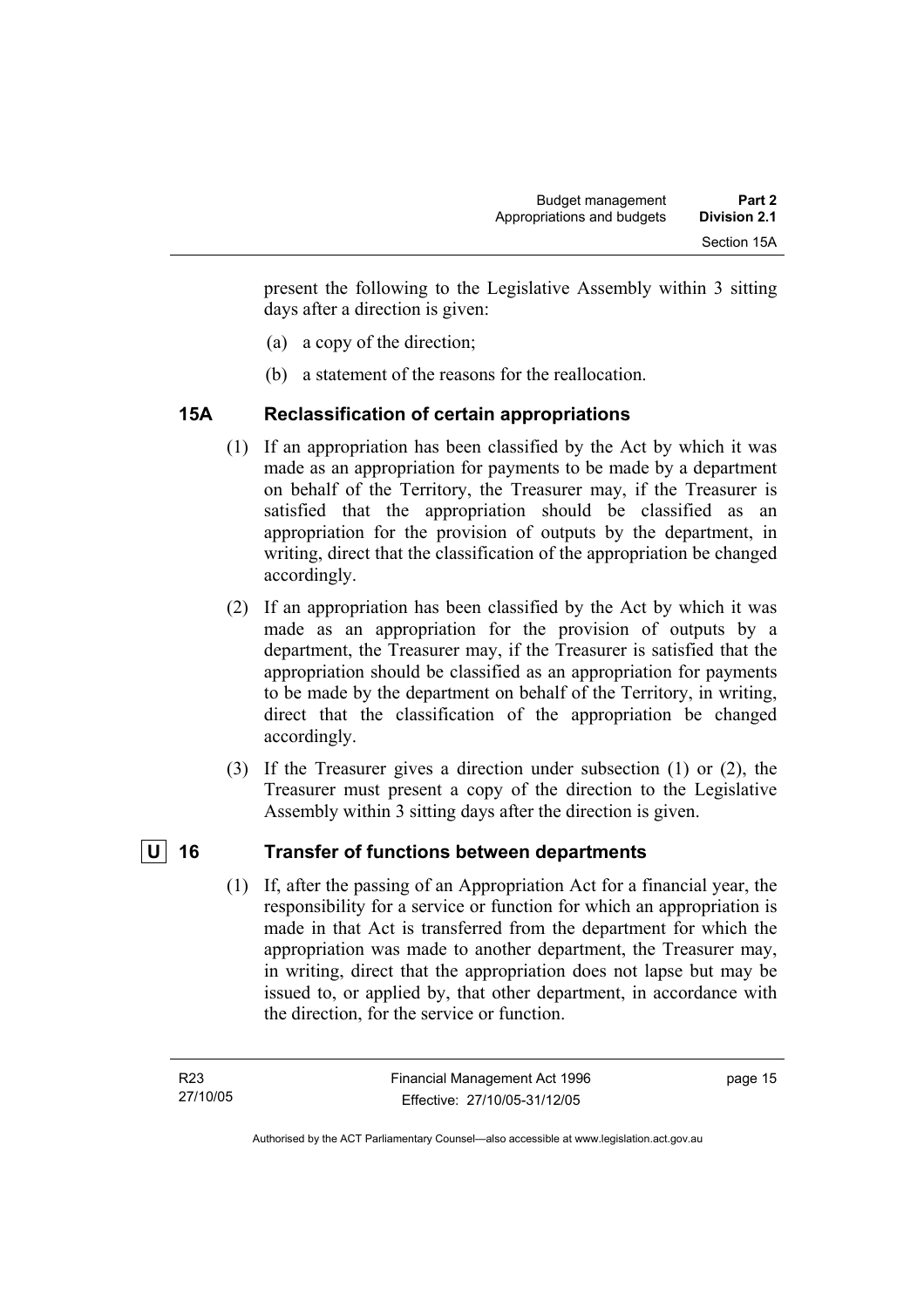present the following to the Legislative Assembly within 3 sitting days after a direction is given:

(a) a copy of the direction;

(b) a statement of the reasons for the reallocation.

## 15A Reclassification of certain appropriations

(1) If an appropriation has been classified by the Act by which it was made as an appropriation for payments to be made by a department on behalf of the Territory, the Treasurer may, if the Treasurer is satisfied that the appropriation should be classified as an appropriation for the provision of outputs by the department, in writing, direct that the classification of the appropriation be changed accordingly.

(2) If an appropriation has been classified by the Act by which it was made as an appropriation for the provision of outputs by a department, the Treasurer may, if the Treasurer is satisfied that the appropriation should be classified as an appropriation for payments to be made by the department on behalf of the Territory, in writing, direct that the classification of the appropriation be changed accordingly.

(3) If the Treasurer gives a direction under subsection (1) or (2), the Treasurer must present a copy of the direction to the Legislative Assembly within 3 sitting days after the direction is given.

## U 16 Transfer of functions between departments

(1) If, after the passing of an Appropriation Act for a financial year, the responsibility for a service or function for which an appropriation is made in that Act is transferred from the department for which the appropriation was made to another department, the Treasurer may, in writing, direct that the appropriation does not lapse but may be issued to, or applied by, that other department, in accordance with the direction, for the service or function.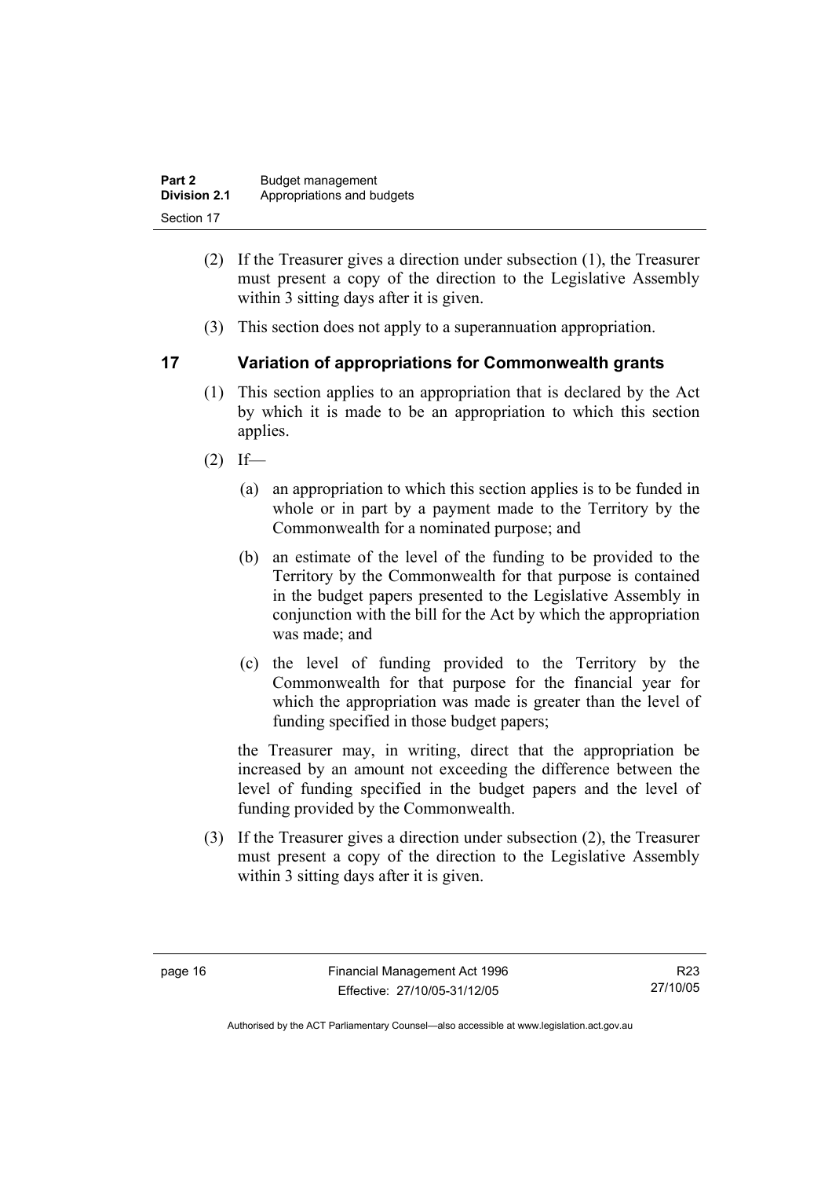(2) If the Treasurer gives a direction under subsection (1), the Treasurer must present a copy of the direction to the Legislative Assembly within 3 sitting days after it is given.

(3) This section does not apply to a superannuation appropriation.

## 17 Variation of appropriations for Commonwealth grants

(1) This section applies to an appropriation that is declared by the Act by which it is made to be an appropriation to which this section applies.

(2) If—

(a) an appropriation to which this section applies is to be funded in whole or in part by a payment made to the Territory by the Commonwealth for a nominated purpose; and

(b) an estimate of the level of the funding to be provided to the Territory by the Commonwealth for that purpose is contained in the budget papers presented to the Legislative Assembly in conjunction with the bill for the Act by which the appropriation was made; and

(c) the level of funding provided to the Territory by the Commonwealth for that purpose for the financial year for which the appropriation was made is greater than the level of funding specified in those budget papers;

the Treasurer may, in writing, direct that the appropriation be increased by an amount not exceeding the difference between the level of funding specified in the budget papers and the level of funding provided by the Commonwealth.

(3) If the Treasurer gives a direction under subsection (2), the Treasurer must present a copy of the direction to the Legislative Assembly within 3 sitting days after it is given.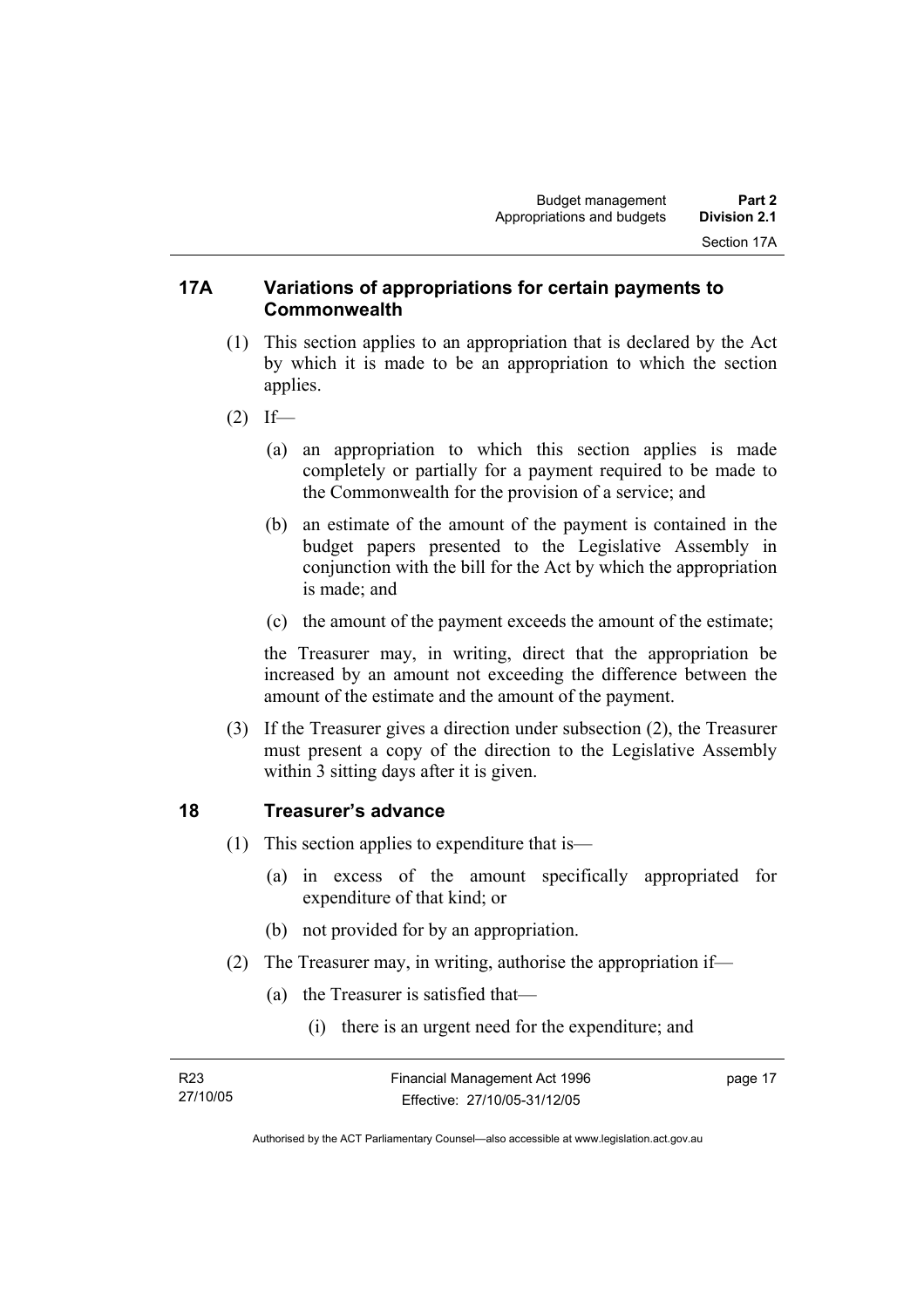## 17A Variations of appropriations for certain payments to Commonwealth

(1) This section applies to an appropriation that is declared by the Act by which it is made to be an appropriation to which the section applies.

(2) If—

(a) an appropriation to which this section applies is made completely or partially for a payment required to be made to the Commonwealth for the provision of a service; and

(b) an estimate of the amount of the payment is contained in the budget papers presented to the Legislative Assembly in conjunction with the bill for the Act by which the appropriation is made; and

(c) the amount of the payment exceeds the amount of the estimate;

the Treasurer may, in writing, direct that the appropriation be increased by an amount not exceeding the difference between the amount of the estimate and the amount of the payment.

(3) If the Treasurer gives a direction under subsection (2), the Treasurer must present a copy of the direction to the Legislative Assembly within 3 sitting days after it is given.

## 18 Treasurer's advance

(1) This section applies to expenditure that is—

(a) in excess of the amount specifically appropriated for expenditure of that kind; or

(b) not provided for by an appropriation.

(2) The Treasurer may, in writing, authorise the appropriation if—

(a) the Treasurer is satisfied that—

(i) there is an urgent need for the expenditure; and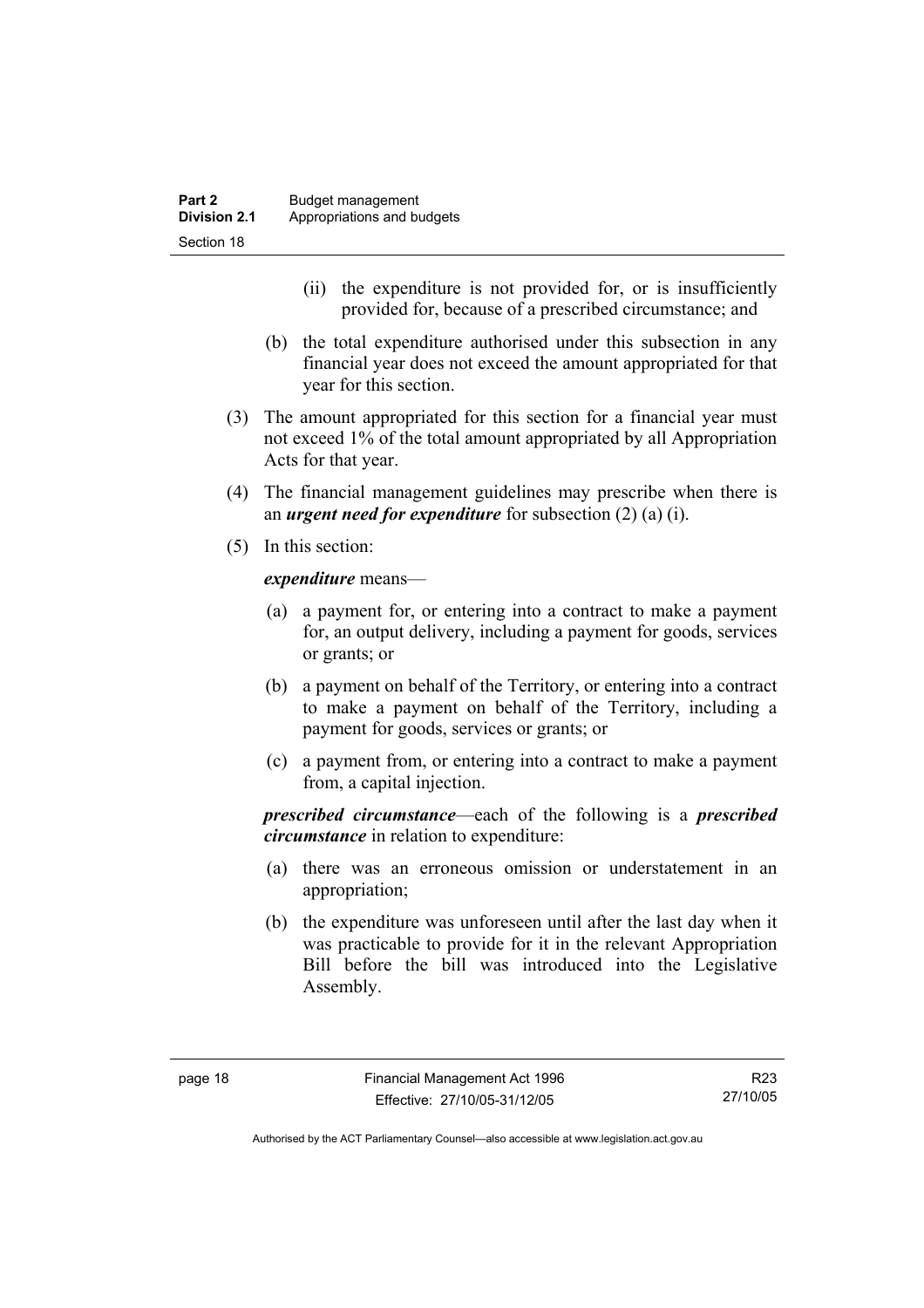(ii) the expenditure is not provided for, or is insufficiently provided for, because of a prescribed circumstance; and

(b) the total expenditure authorised under this subsection in any financial year does not exceed the amount appropriated for that year for this section.

(3) The amount appropriated for this section for a financial year must not exceed 1% of the total amount appropriated by all Appropriation Acts for that year.

(4) The financial management guidelines may prescribe when there is an ***urgent need for expenditure*** for subsection (2) (a) (i).

(5) In this section:

***expenditure*** means—

(a) a payment for, or entering into a contract to make a payment for, an output delivery, including a payment for goods, services or grants; or

(b) a payment on behalf of the Territory, or entering into a contract to make a payment on behalf of the Territory, including a payment for goods, services or grants; or

(c) a payment from, or entering into a contract to make a payment from, a capital injection.

***prescribed circumstance***—each of the following is a ***prescribed circumstance*** in relation to expenditure:

(a) there was an erroneous omission or understatement in an appropriation;

(b) the expenditure was unforeseen until after the last day when it was practicable to provide for it in the relevant Appropriation Bill before the bill was introduced into the Legislative Assembly.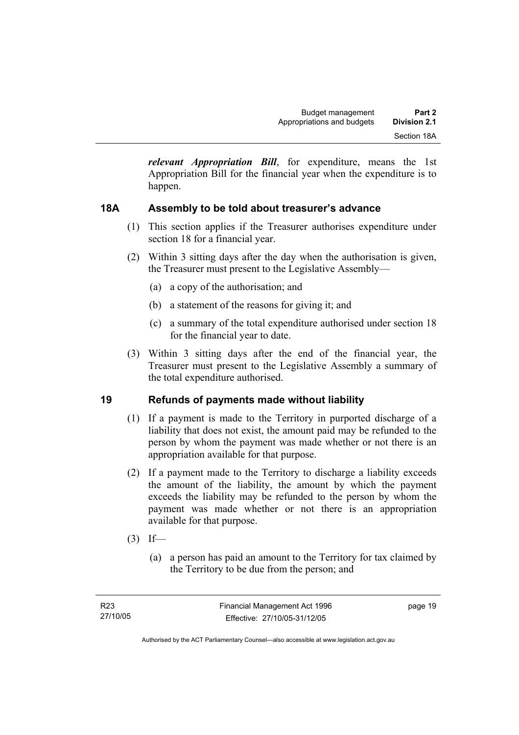***relevant Appropriation Bill***, for expenditure, means the 1st Appropriation Bill for the financial year when the expenditure is to happen.

### 18A Assembly to be told about treasurer's advance

(1) This section applies if the Treasurer authorises expenditure under section 18 for a financial year.

(2) Within 3 sitting days after the day when the authorisation is given, the Treasurer must present to the Legislative Assembly—

(a) a copy of the authorisation; and

(b) a statement of the reasons for giving it; and

(c) a summary of the total expenditure authorised under section 18 for the financial year to date.

(3) Within 3 sitting days after the end of the financial year, the Treasurer must present to the Legislative Assembly a summary of the total expenditure authorised.

### 19 Refunds of payments made without liability

(1) If a payment is made to the Territory in purported discharge of a liability that does not exist, the amount paid may be refunded to the person by whom the payment was made whether or not there is an appropriation available for that purpose.

(2) If a payment made to the Territory to discharge a liability exceeds the amount of the liability, the amount by which the payment exceeds the liability may be refunded to the person by whom the payment was made whether or not there is an appropriation available for that purpose.

(3) If—

(a) a person has paid an amount to the Territory for tax claimed by the Territory to be due from the person; and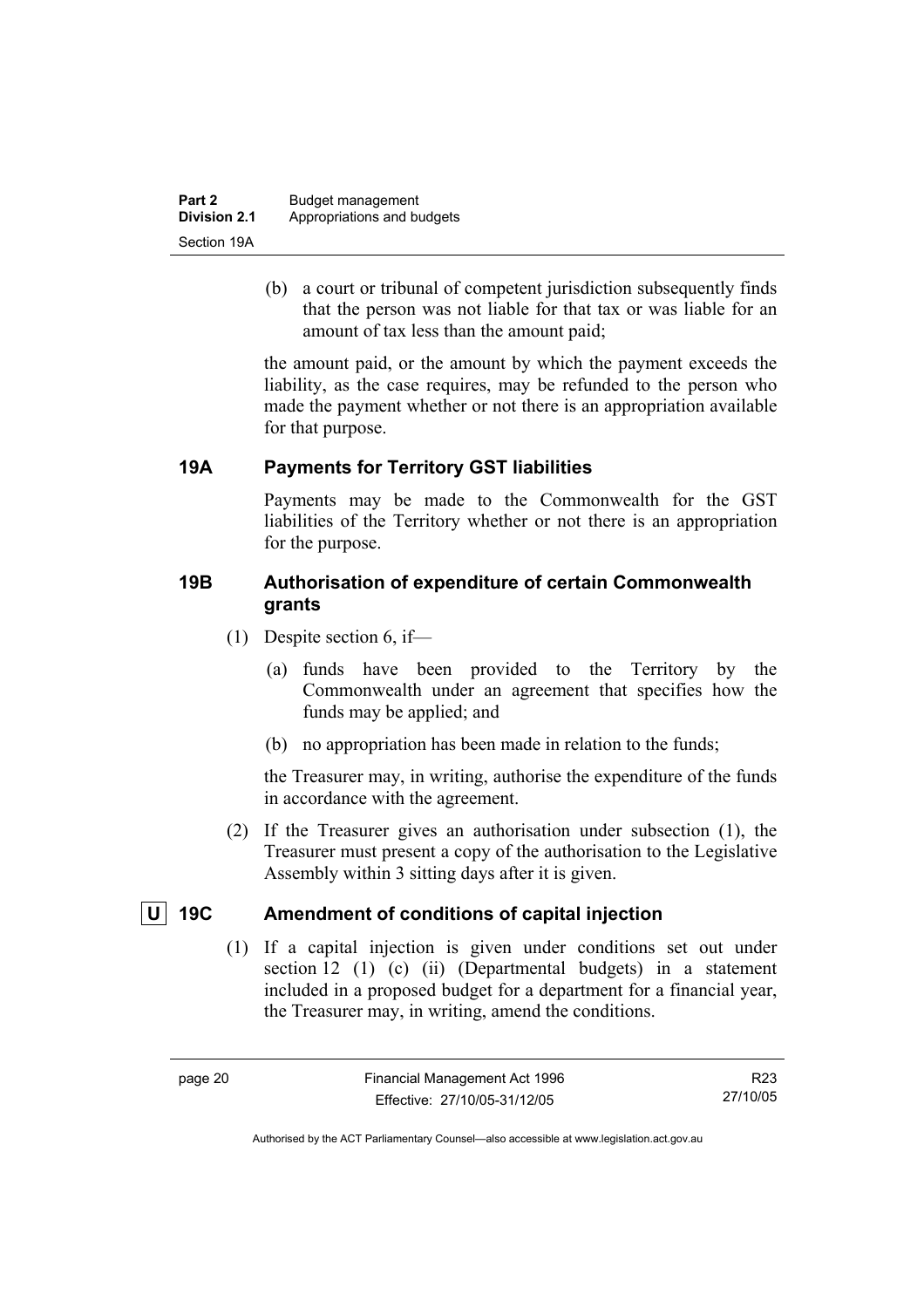(b) a court or tribunal of competent jurisdiction subsequently finds that the person was not liable for that tax or was liable for an amount of tax less than the amount paid;

the amount paid, or the amount by which the payment exceeds the liability, as the case requires, may be refunded to the person who made the payment whether or not there is an appropriation available for that purpose.

### 19A Payments for Territory GST liabilities

Payments may be made to the Commonwealth for the GST liabilities of the Territory whether or not there is an appropriation for the purpose.

### 19B Authorisation of expenditure of certain Commonwealth grants

(1) Despite section 6, if—

(a) funds have been provided to the Territory by the Commonwealth under an agreement that specifies how the funds may be applied; and

(b) no appropriation has been made in relation to the funds;

the Treasurer may, in writing, authorise the expenditure of the funds in accordance with the agreement.

(2) If the Treasurer gives an authorisation under subsection (1), the Treasurer must present a copy of the authorisation to the Legislative Assembly within 3 sitting days after it is given.

### U 19C Amendment of conditions of capital injection

(1) If a capital injection is given under conditions set out under section 12 (1) (c) (ii) (Departmental budgets) in a statement included in a proposed budget for a department for a financial year, the Treasurer may, in writing, amend the conditions.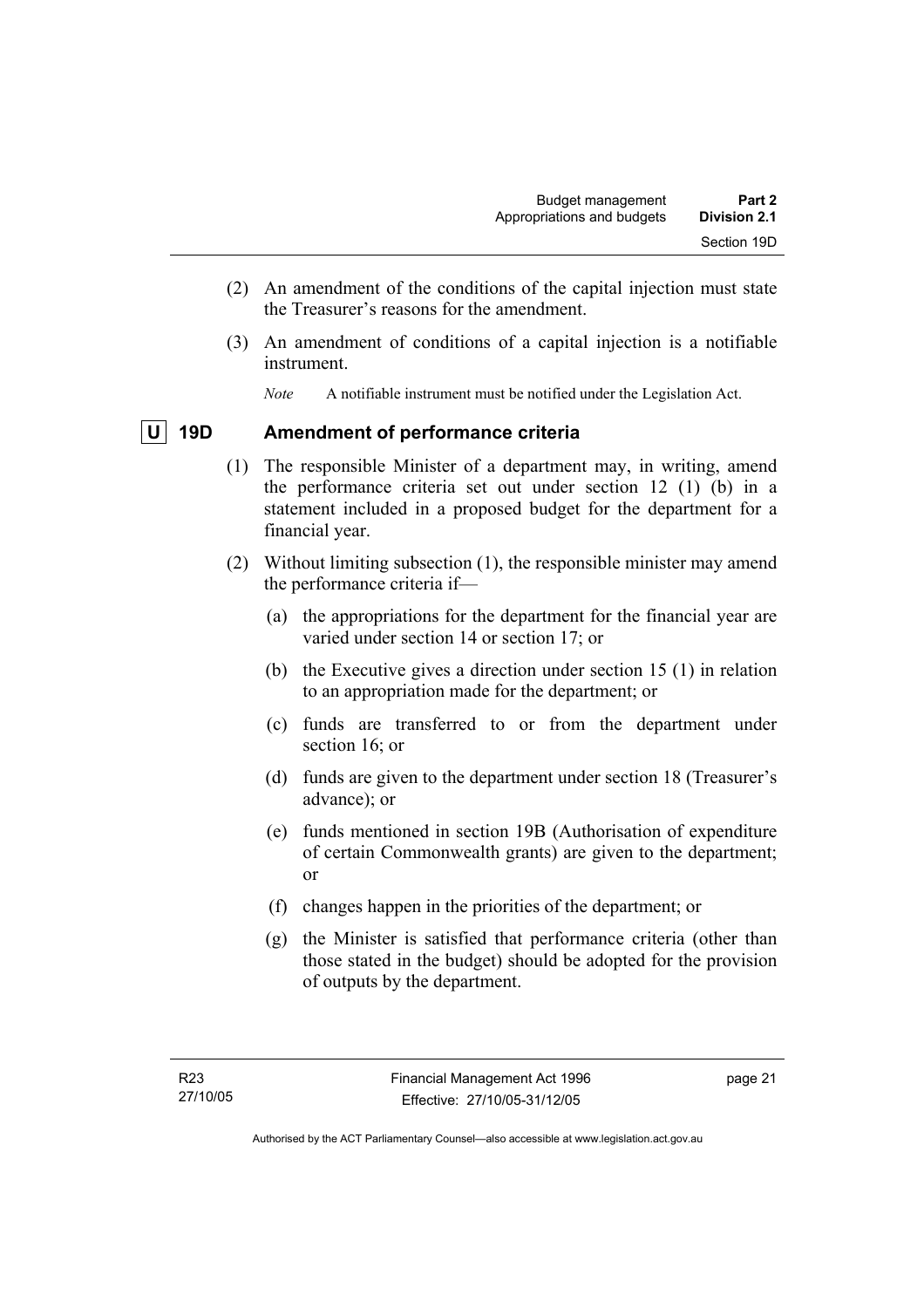(2) An amendment of the conditions of the capital injection must state the Treasurer's reasons for the amendment.

(3) An amendment of conditions of a capital injection is a notifiable instrument.

*Note* A notifiable instrument must be notified under the Legislation Act.

### U 19D Amendment of performance criteria

(1) The responsible Minister of a department may, in writing, amend the performance criteria set out under section 12 (1) (b) in a statement included in a proposed budget for the department for a financial year.

(2) Without limiting subsection (1), the responsible minister may amend the performance criteria if—

(a) the appropriations for the department for the financial year are varied under section 14 or section 17; or

(b) the Executive gives a direction under section 15 (1) in relation to an appropriation made for the department; or

(c) funds are transferred to or from the department under section 16; or

(d) funds are given to the department under section 18 (Treasurer's advance); or

(e) funds mentioned in section 19B (Authorisation of expenditure of certain Commonwealth grants) are given to the department; or

(f) changes happen in the priorities of the department; or

(g) the Minister is satisfied that performance criteria (other than those stated in the budget) should be adopted for the provision of outputs by the department.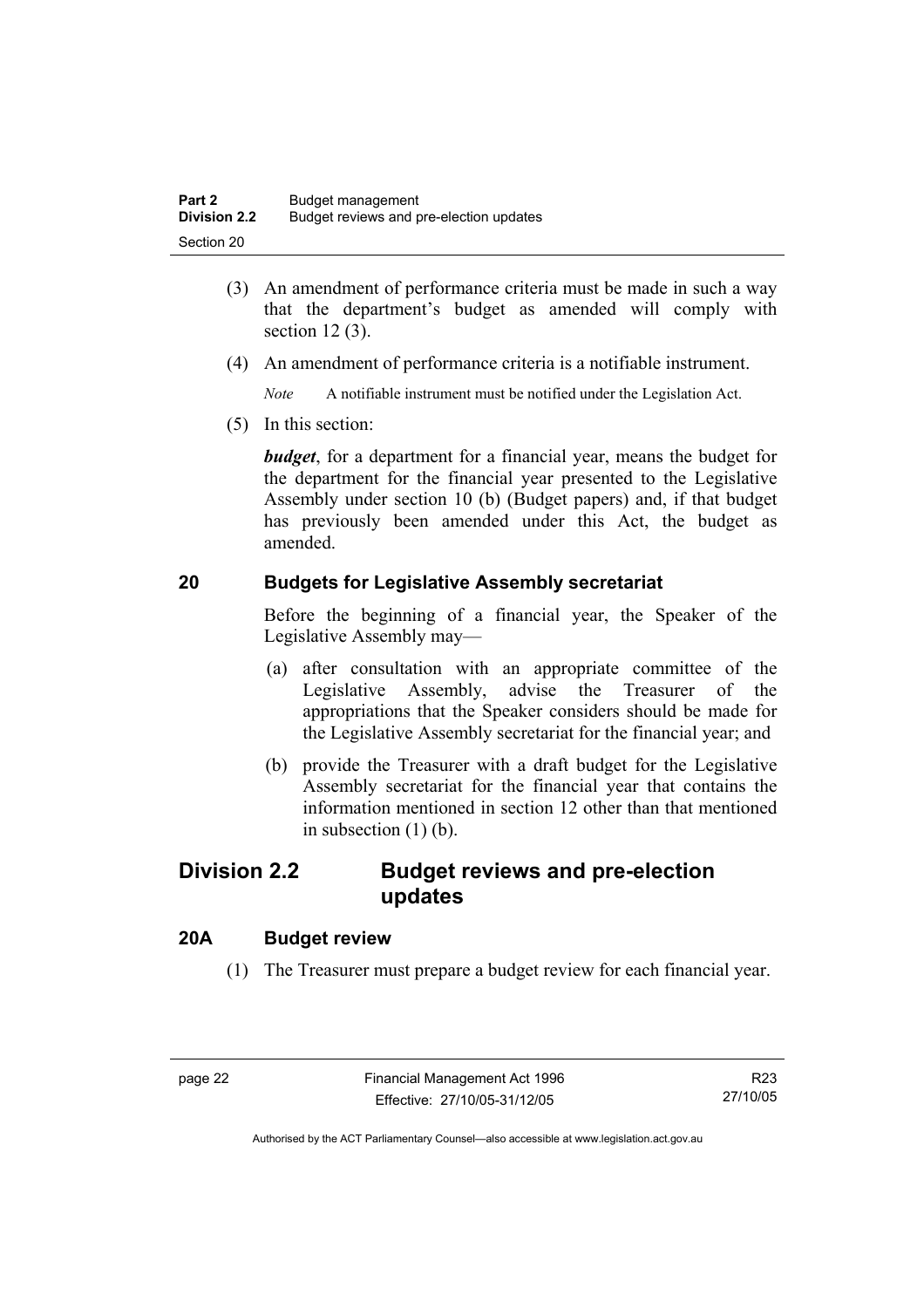(3) An amendment of performance criteria must be made in such a way that the department's budget as amended will comply with section 12 (3).

(4) An amendment of performance criteria is a notifiable instrument.

*Note* A notifiable instrument must be notified under the Legislation Act.

(5) In this section:

***budget***, for a department for a financial year, means the budget for the department for the financial year presented to the Legislative Assembly under section 10 (b) (Budget papers) and, if that budget has previously been amended under this Act, the budget as amended.

### 20 Budgets for Legislative Assembly secretariat

Before the beginning of a financial year, the Speaker of the Legislative Assembly may—

(a) after consultation with an appropriate committee of the Legislative Assembly, advise the Treasurer of the appropriations that the Speaker considers should be made for the Legislative Assembly secretariat for the financial year; and

(b) provide the Treasurer with a draft budget for the Legislative Assembly secretariat for the financial year that contains the information mentioned in section 12 other than that mentioned in subsection (1) (b).

## Division 2.2 Budget reviews and pre-election updates

### 20A Budget review

(1) The Treasurer must prepare a budget review for each financial year.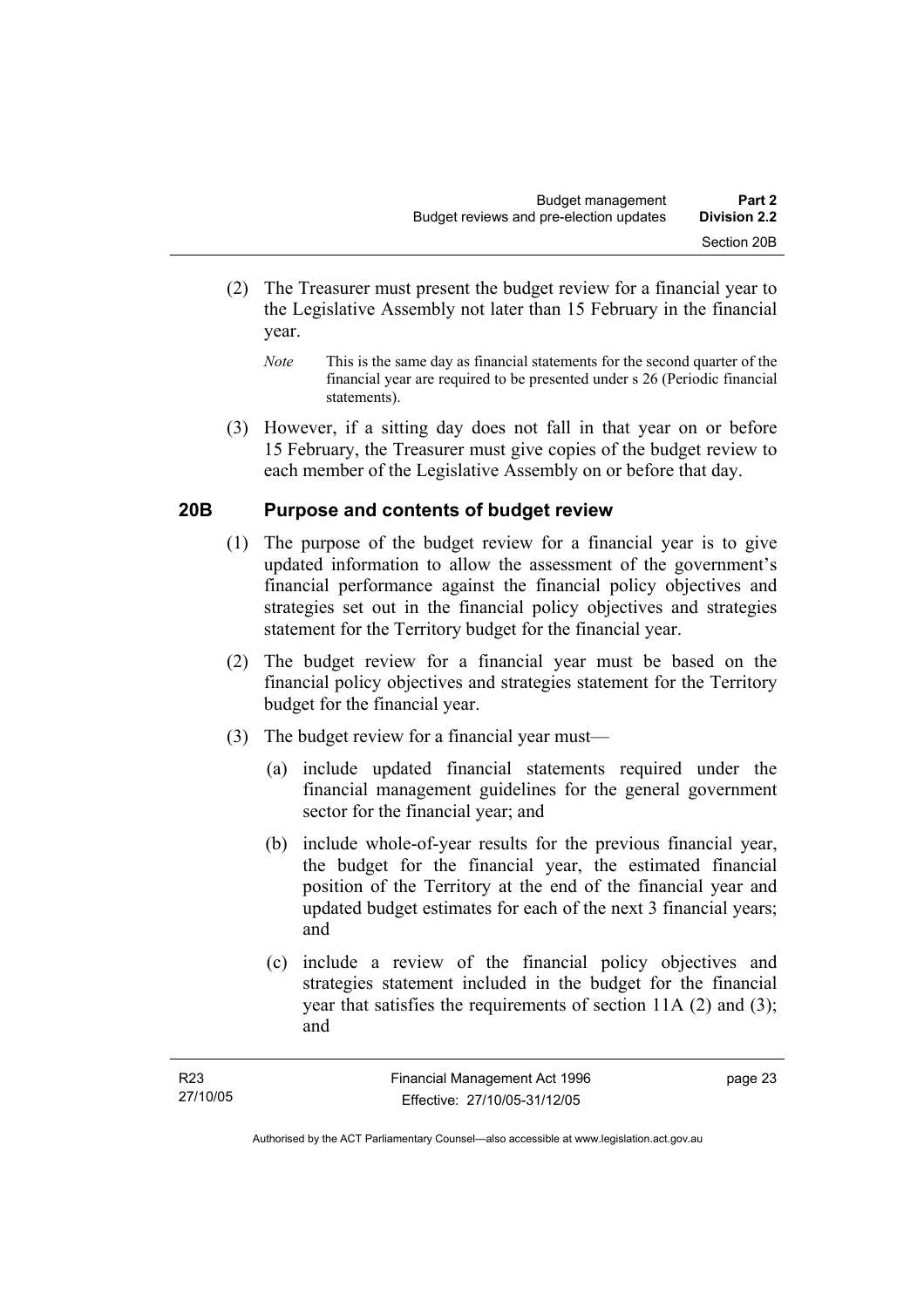(2) The Treasurer must present the budget review for a financial year to the Legislative Assembly not later than 15 February in the financial year.

*Note* This is the same day as financial statements for the second quarter of the financial year are required to be presented under s 26 (Periodic financial statements).

(3) However, if a sitting day does not fall in that year on or before 15 February, the Treasurer must give copies of the budget review to each member of the Legislative Assembly on or before that day.

## 20B Purpose and contents of budget review

(1) The purpose of the budget review for a financial year is to give updated information to allow the assessment of the government's financial performance against the financial policy objectives and strategies set out in the financial policy objectives and strategies statement for the Territory budget for the financial year.

(2) The budget review for a financial year must be based on the financial policy objectives and strategies statement for the Territory budget for the financial year.

(3) The budget review for a financial year must—

(a) include updated financial statements required under the financial management guidelines for the general government sector for the financial year; and

(b) include whole-of-year results for the previous financial year, the budget for the financial year, the estimated financial position of the Territory at the end of the financial year and updated budget estimates for each of the next 3 financial years; and

(c) include a review of the financial policy objectives and strategies statement included in the budget for the financial year that satisfies the requirements of section 11A (2) and (3); and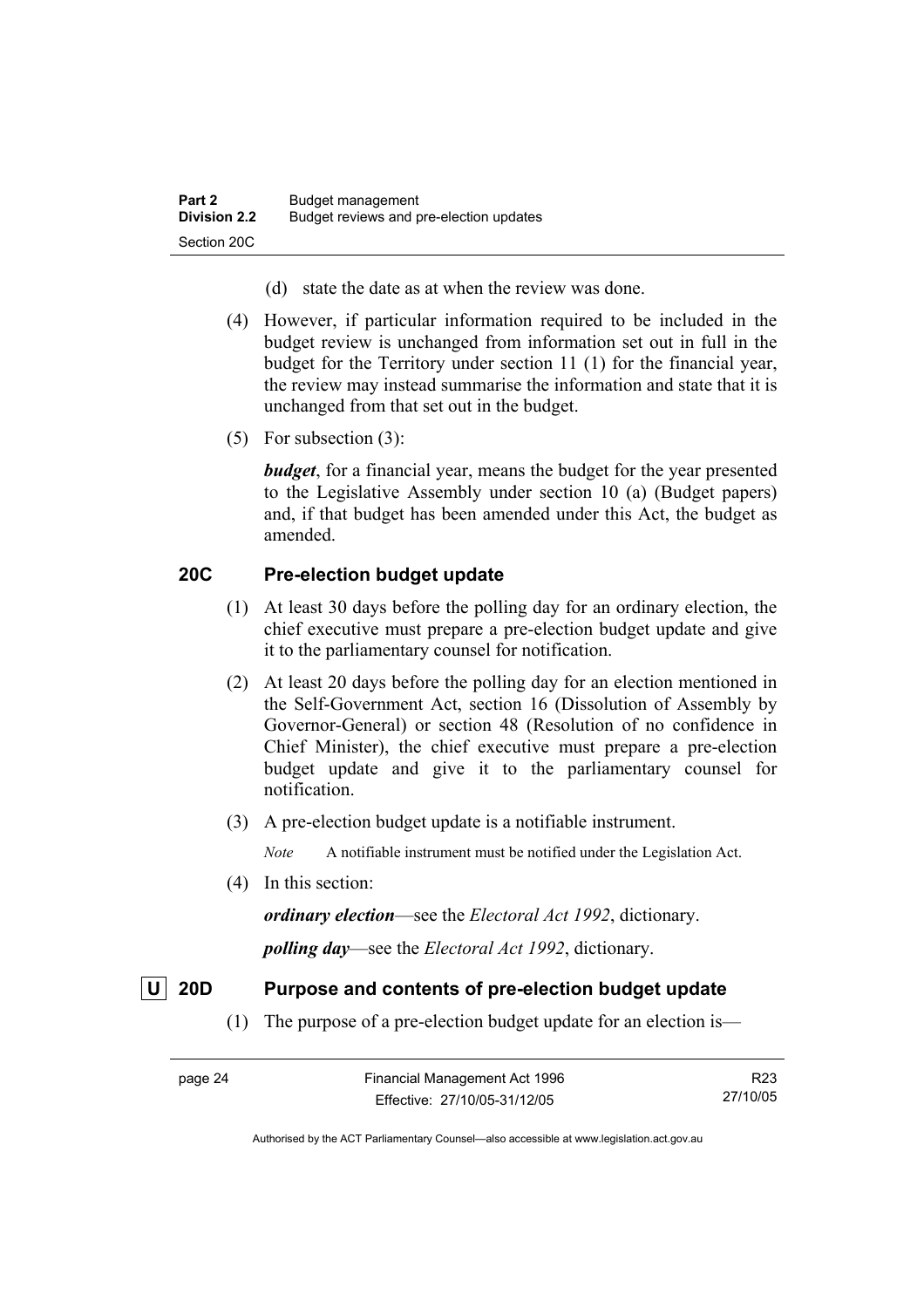(d) state the date as at when the review was done.

(4) However, if particular information required to be included in the budget review is unchanged from information set out in full in the budget for the Territory under section 11 (1) for the financial year, the review may instead summarise the information and state that it is unchanged from that set out in the budget.

(5) For subsection (3):

***budget***, for a financial year, means the budget for the year presented to the Legislative Assembly under section 10 (a) (Budget papers) and, if that budget has been amended under this Act, the budget as amended.

### 20C Pre-election budget update

(1) At least 30 days before the polling day for an ordinary election, the chief executive must prepare a pre-election budget update and give it to the parliamentary counsel for notification.

(2) At least 20 days before the polling day for an election mentioned in the Self-Government Act, section 16 (Dissolution of Assembly by Governor-General) or section 48 (Resolution of no confidence in Chief Minister), the chief executive must prepare a pre-election budget update and give it to the parliamentary counsel for notification.

(3) A pre-election budget update is a notifiable instrument.

*Note* A notifiable instrument must be notified under the Legislation Act.

(4) In this section:

***ordinary election***—see the *Electoral Act 1992*, dictionary.

***polling day***—see the *Electoral Act 1992*, dictionary.

### U 20D Purpose and contents of pre-election budget update

(1) The purpose of a pre-election budget update for an election is—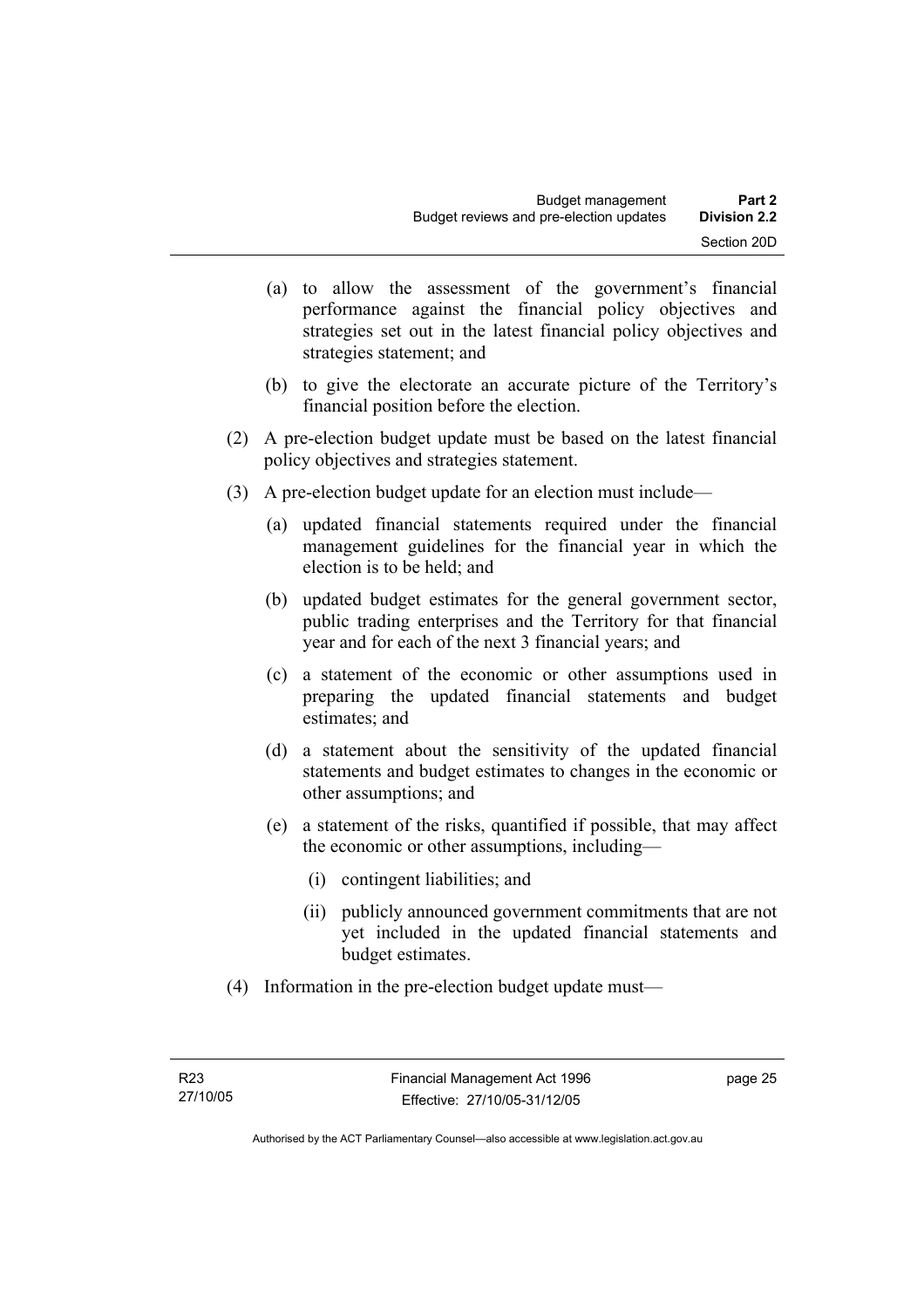(a) to allow the assessment of the government's financial performance against the financial policy objectives and strategies set out in the latest financial policy objectives and strategies statement; and

(b) to give the electorate an accurate picture of the Territory's financial position before the election.

(2) A pre-election budget update must be based on the latest financial policy objectives and strategies statement.

(3) A pre-election budget update for an election must include—

(a) updated financial statements required under the financial management guidelines for the financial year in which the election is to be held; and

(b) updated budget estimates for the general government sector, public trading enterprises and the Territory for that financial year and for each of the next 3 financial years; and

(c) a statement of the economic or other assumptions used in preparing the updated financial statements and budget estimates; and

(d) a statement about the sensitivity of the updated financial statements and budget estimates to changes in the economic or other assumptions; and

(e) a statement of the risks, quantified if possible, that may affect the economic or other assumptions, including—

(i) contingent liabilities; and

(ii) publicly announced government commitments that are not yet included in the updated financial statements and budget estimates.

(4) Information in the pre-election budget update must—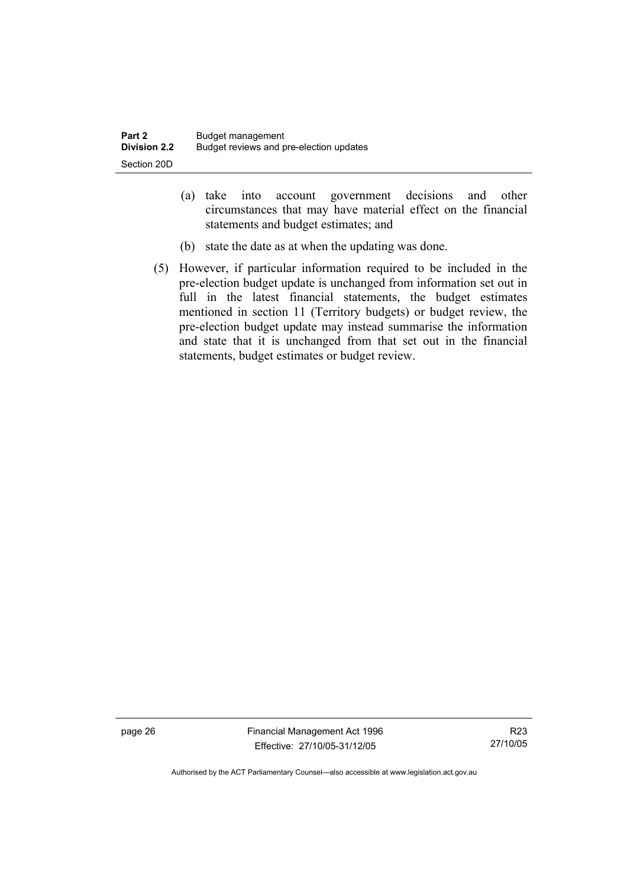(a) take into account government decisions and other circumstances that may have material effect on the financial statements and budget estimates; and

(b) state the date as at when the updating was done.

(5) However, if particular information required to be included in the pre-election budget update is unchanged from information set out in full in the latest financial statements, the budget estimates mentioned in section 11 (Territory budgets) or budget review, the pre-election budget update may instead summarise the information and state that it is unchanged from that set out in the financial statements, budget estimates or budget review.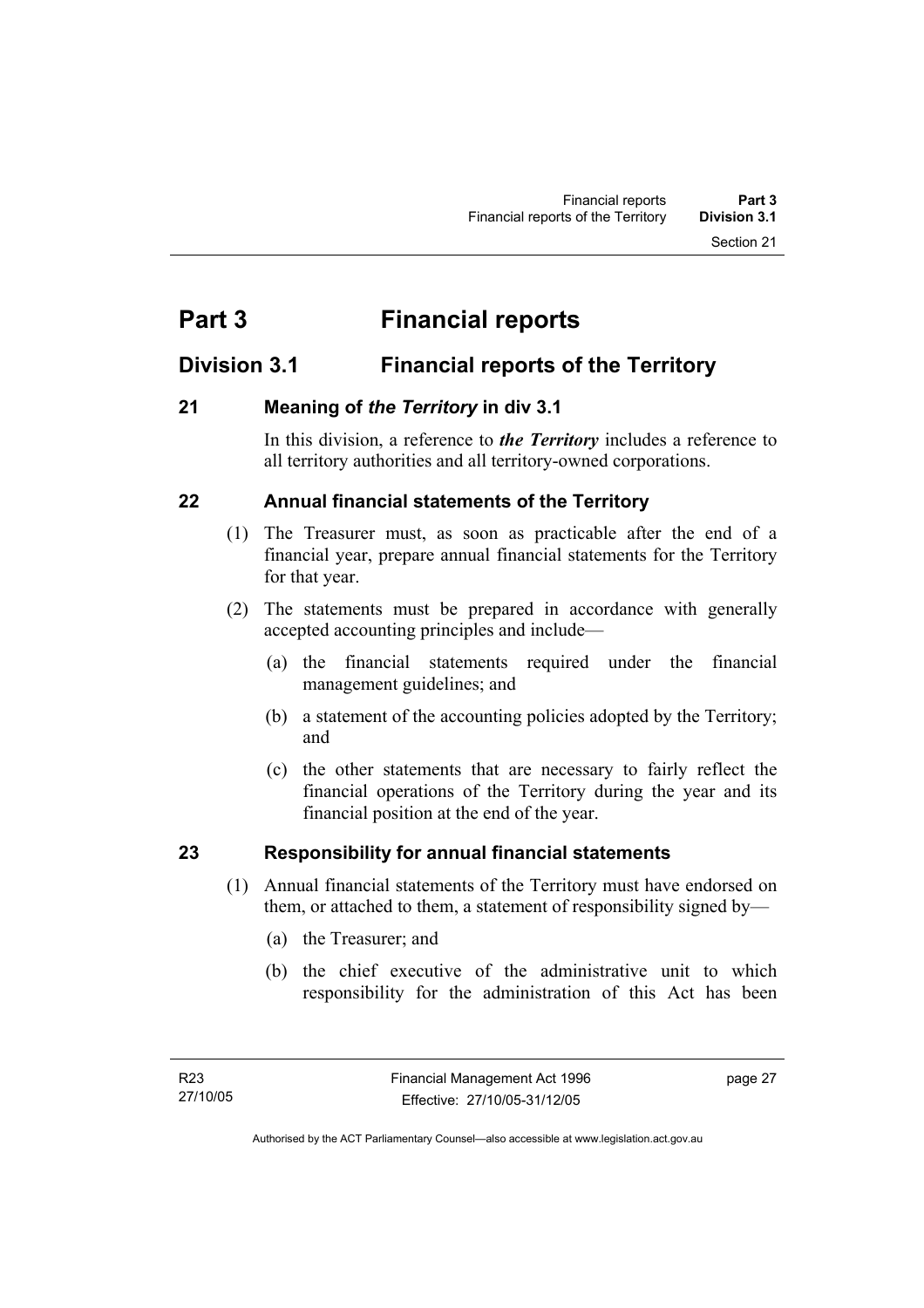# Part 3 Financial reports

## Division 3.1 Financial reports of the Territory

### 21 Meaning of *the Territory* in div 3.1

In this division, a reference to ***the Territory*** includes a reference to all territory authorities and all territory-owned corporations.

### 22 Annual financial statements of the Territory

(1) The Treasurer must, as soon as practicable after the end of a financial year, prepare annual financial statements for the Territory for that year.

(2) The statements must be prepared in accordance with generally accepted accounting principles and include—

(a) the financial statements required under the financial management guidelines; and

(b) a statement of the accounting policies adopted by the Territory; and

(c) the other statements that are necessary to fairly reflect the financial operations of the Territory during the year and its financial position at the end of the year.

### 23 Responsibility for annual financial statements

(1) Annual financial statements of the Territory must have endorsed on them, or attached to them, a statement of responsibility signed by—

(a) the Treasurer; and

(b) the chief executive of the administrative unit to which responsibility for the administration of this Act has been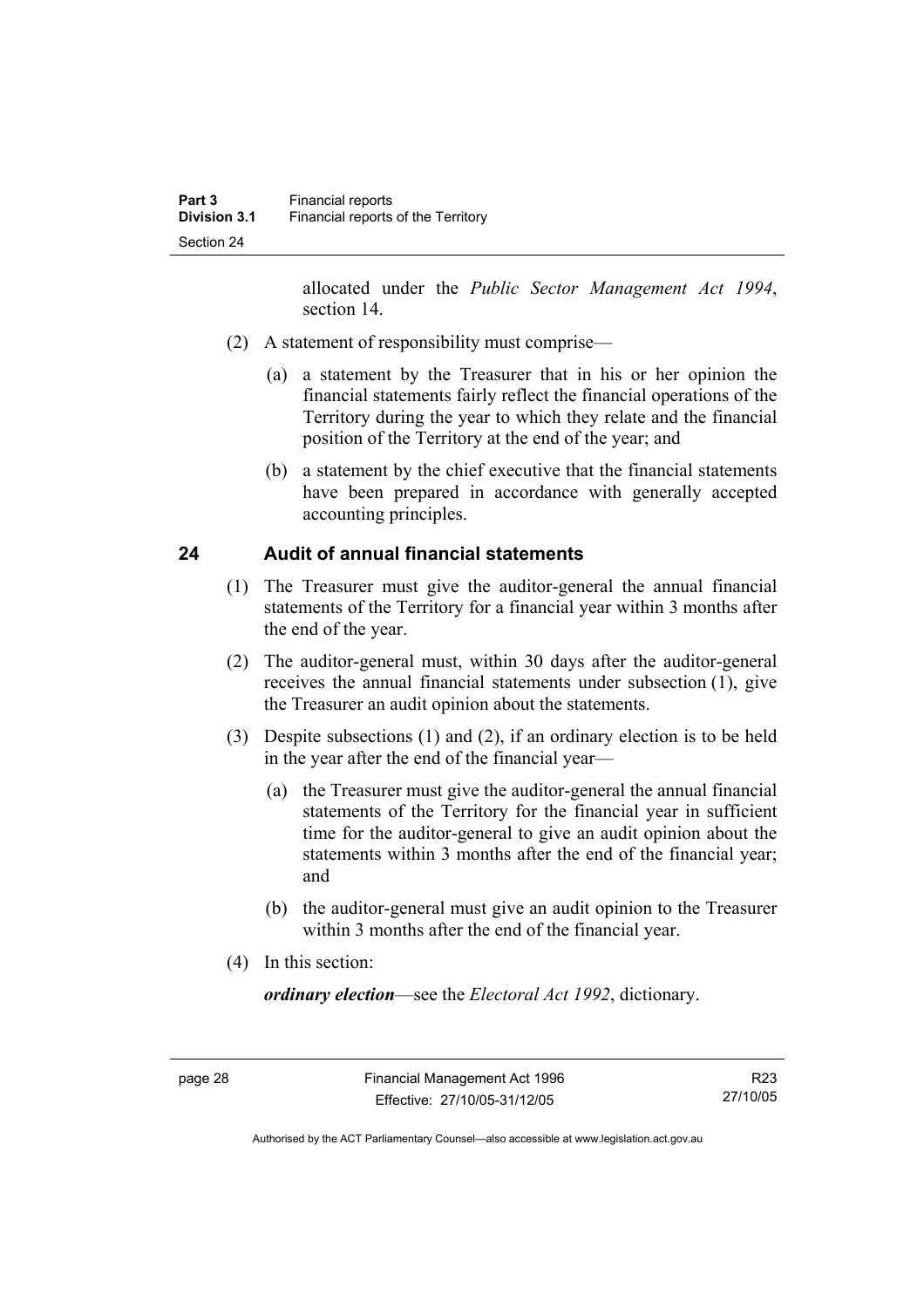allocated under the *Public Sector Management Act 1994*, section 14.

(2) A statement of responsibility must comprise—

(a) a statement by the Treasurer that in his or her opinion the financial statements fairly reflect the financial operations of the Territory during the year to which they relate and the financial position of the Territory at the end of the year; and

(b) a statement by the chief executive that the financial statements have been prepared in accordance with generally accepted accounting principles.

## 24 Audit of annual financial statements

(1) The Treasurer must give the auditor-general the annual financial statements of the Territory for a financial year within 3 months after the end of the year.

(2) The auditor-general must, within 30 days after the auditor-general receives the annual financial statements under subsection (1), give the Treasurer an audit opinion about the statements.

(3) Despite subsections (1) and (2), if an ordinary election is to be held in the year after the end of the financial year—

(a) the Treasurer must give the auditor-general the annual financial statements of the Territory for the financial year in sufficient time for the auditor-general to give an audit opinion about the statements within 3 months after the end of the financial year; and

(b) the auditor-general must give an audit opinion to the Treasurer within 3 months after the end of the financial year.

(4) In this section:

***ordinary election***—see the *Electoral Act 1992*, dictionary.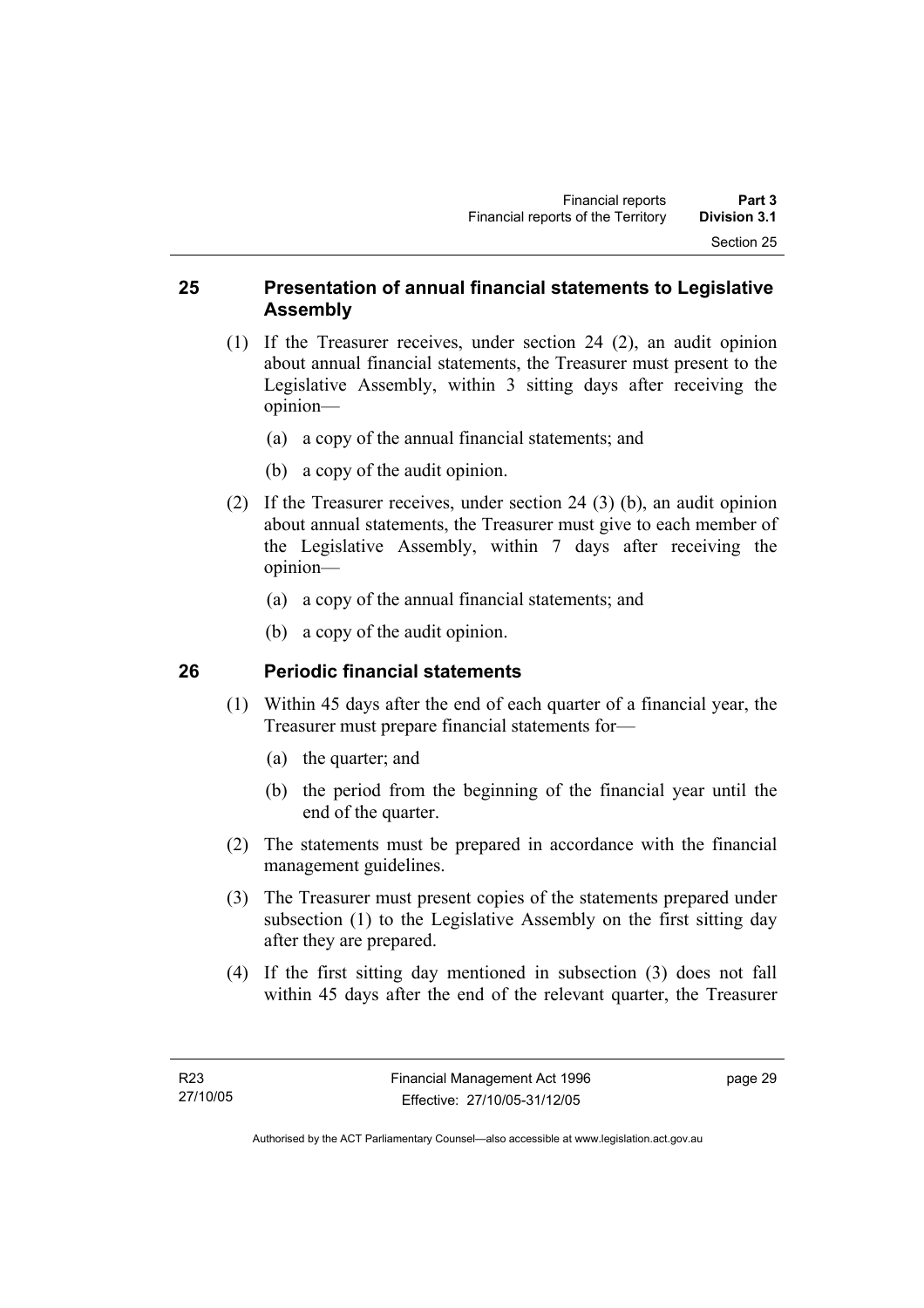## 25 Presentation of annual financial statements to Legislative Assembly

(1) If the Treasurer receives, under section 24 (2), an audit opinion about annual financial statements, the Treasurer must present to the Legislative Assembly, within 3 sitting days after receiving the opinion—

(a) a copy of the annual financial statements; and

(b) a copy of the audit opinion.

(2) If the Treasurer receives, under section 24 (3) (b), an audit opinion about annual statements, the Treasurer must give to each member of the Legislative Assembly, within 7 days after receiving the opinion—

(a) a copy of the annual financial statements; and

(b) a copy of the audit opinion.

## 26 Periodic financial statements

(1) Within 45 days after the end of each quarter of a financial year, the Treasurer must prepare financial statements for—

(a) the quarter; and

(b) the period from the beginning of the financial year until the end of the quarter.

(2) The statements must be prepared in accordance with the financial management guidelines.

(3) The Treasurer must present copies of the statements prepared under subsection (1) to the Legislative Assembly on the first sitting day after they are prepared.

(4) If the first sitting day mentioned in subsection (3) does not fall within 45 days after the end of the relevant quarter, the Treasurer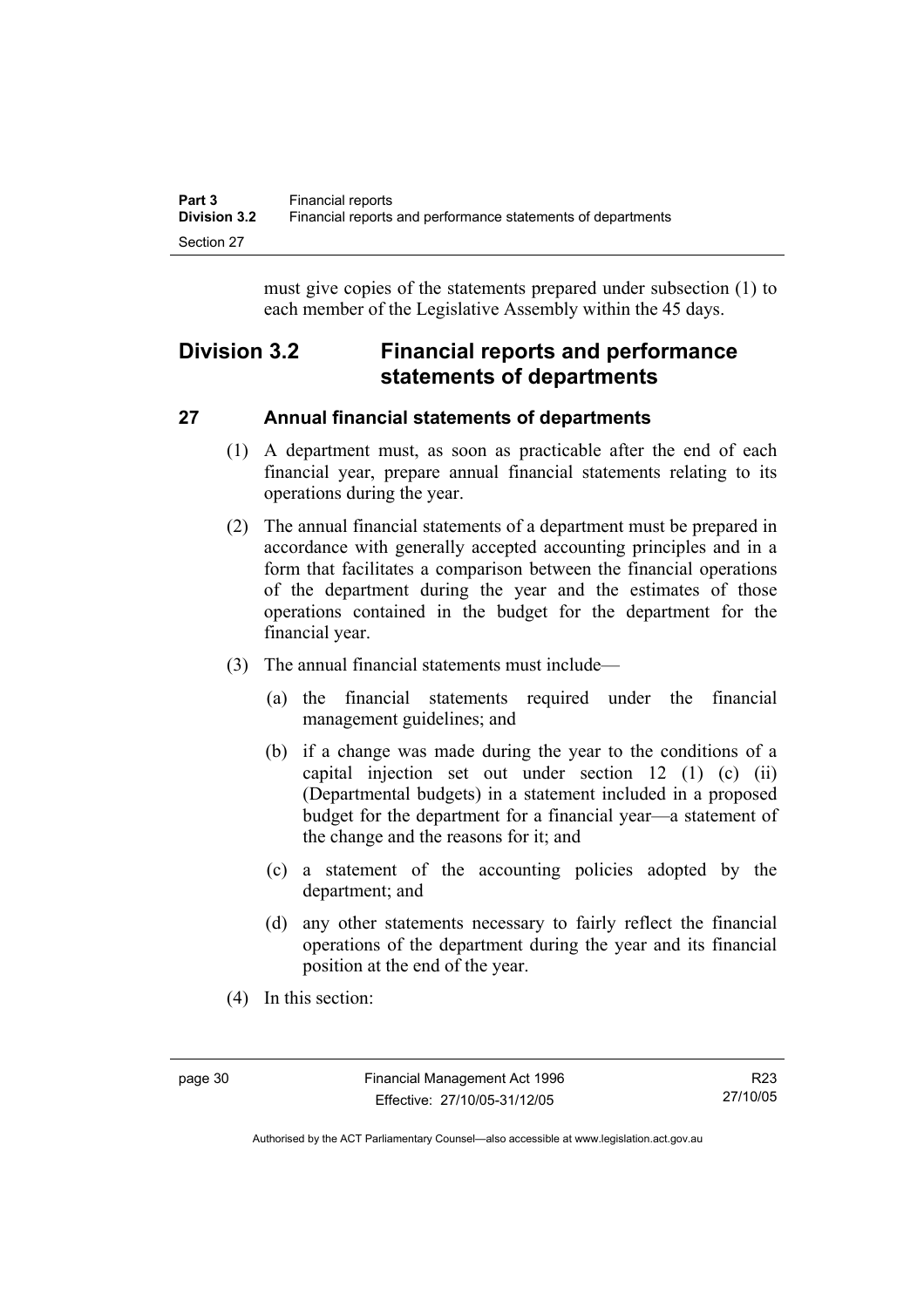must give copies of the statements prepared under subsection (1) to each member of the Legislative Assembly within the 45 days.

## Division 3.2 Financial reports and performance statements of departments

### 27 Annual financial statements of departments

(1) A department must, as soon as practicable after the end of each financial year, prepare annual financial statements relating to its operations during the year.

(2) The annual financial statements of a department must be prepared in accordance with generally accepted accounting principles and in a form that facilitates a comparison between the financial operations of the department during the year and the estimates of those operations contained in the budget for the department for the financial year.

(3) The annual financial statements must include—

(a) the financial statements required under the financial management guidelines; and

(b) if a change was made during the year to the conditions of a capital injection set out under section 12 (1) (c) (ii) (Departmental budgets) in a statement included in a proposed budget for the department for a financial year—a statement of the change and the reasons for it; and

(c) a statement of the accounting policies adopted by the department; and

(d) any other statements necessary to fairly reflect the financial operations of the department during the year and its financial position at the end of the year.

(4) In this section: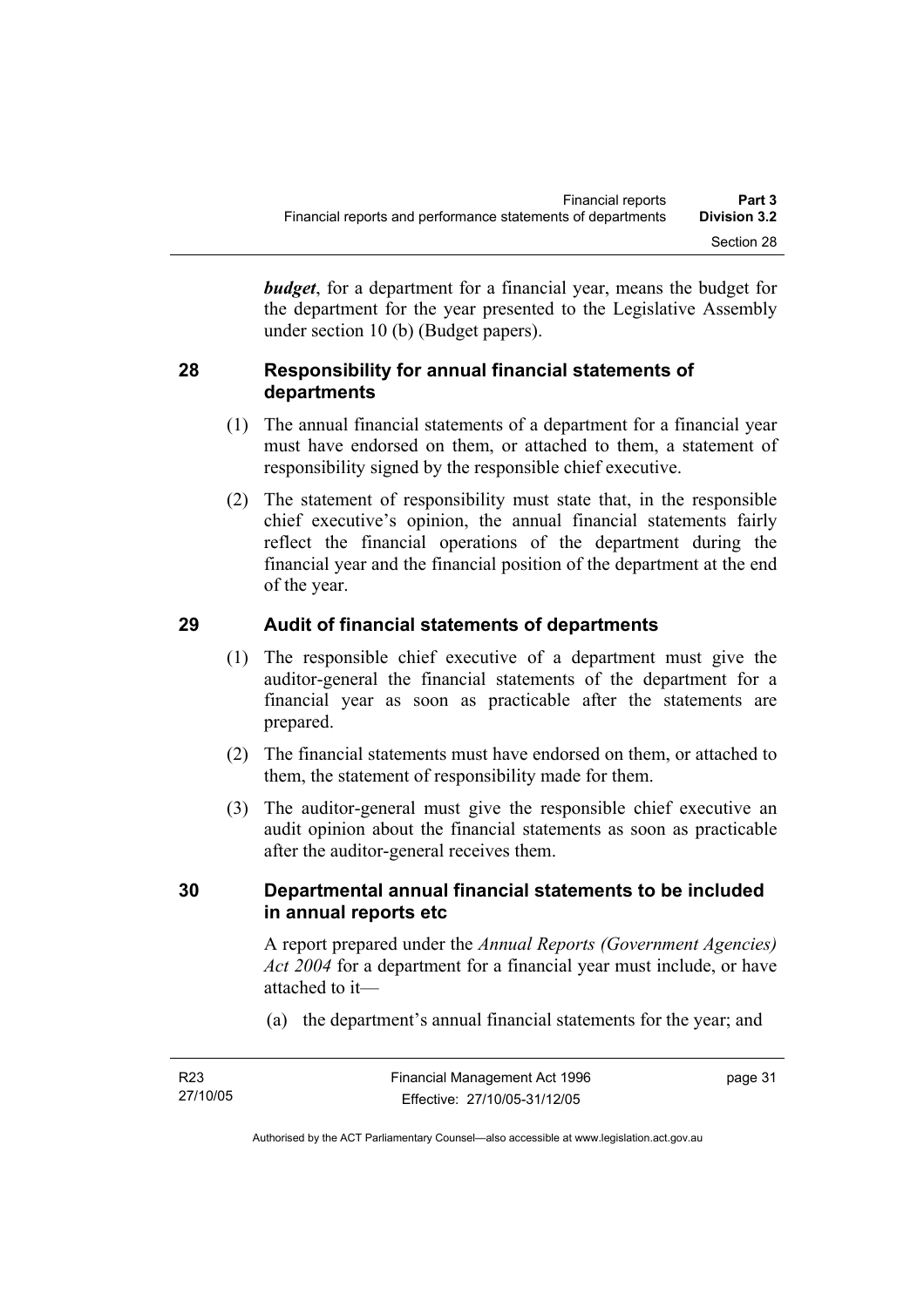***budget***, for a department for a financial year, means the budget for the department for the year presented to the Legislative Assembly under section 10 (b) (Budget papers).

## 28 Responsibility for annual financial statements of departments

(1) The annual financial statements of a department for a financial year must have endorsed on them, or attached to them, a statement of responsibility signed by the responsible chief executive.

(2) The statement of responsibility must state that, in the responsible chief executive's opinion, the annual financial statements fairly reflect the financial operations of the department during the financial year and the financial position of the department at the end of the year.

## 29 Audit of financial statements of departments

(1) The responsible chief executive of a department must give the auditor-general the financial statements of the department for a financial year as soon as practicable after the statements are prepared.

(2) The financial statements must have endorsed on them, or attached to them, the statement of responsibility made for them.

(3) The auditor-general must give the responsible chief executive an audit opinion about the financial statements as soon as practicable after the auditor-general receives them.

## 30 Departmental annual financial statements to be included in annual reports etc

A report prepared under the *Annual Reports (Government Agencies) Act 2004* for a department for a financial year must include, or have attached to it—

(a) the department's annual financial statements for the year; and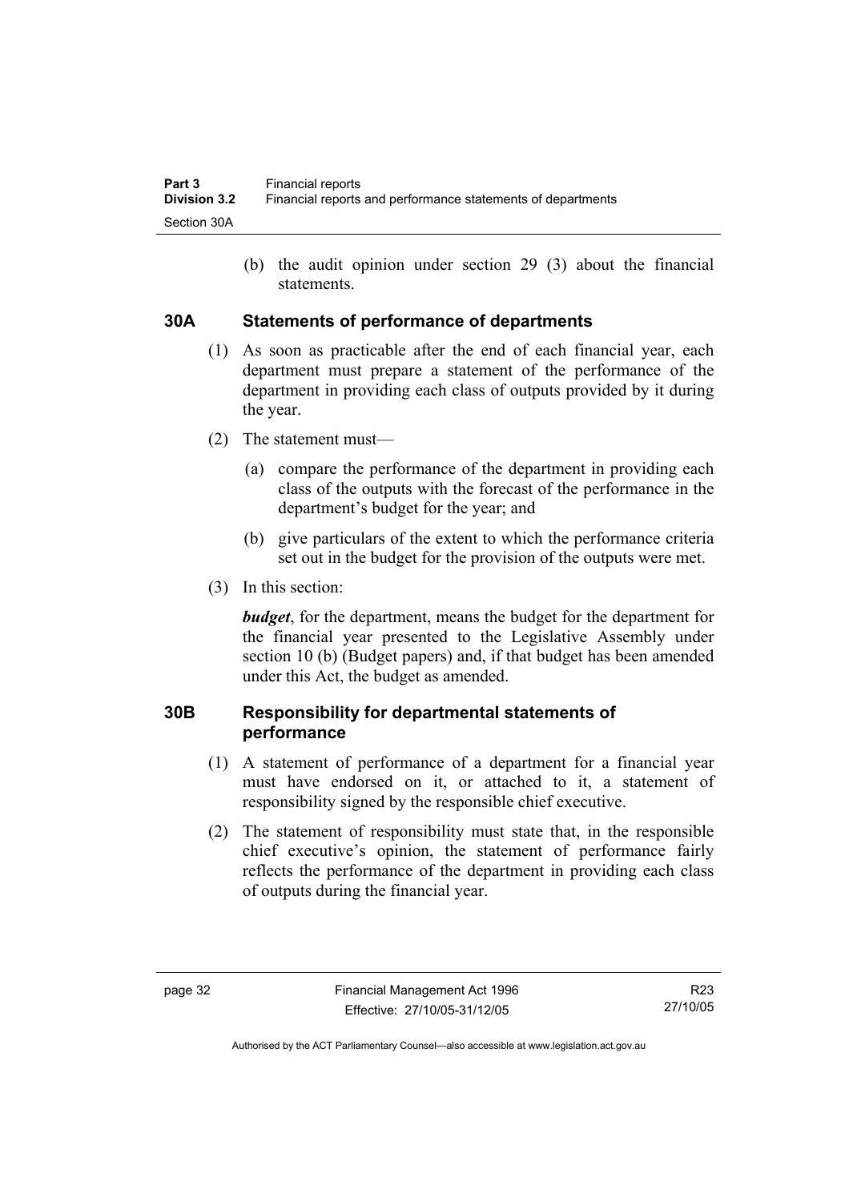(b) the audit opinion under section 29 (3) about the financial statements.

## 30A Statements of performance of departments

(1) As soon as practicable after the end of each financial year, each department must prepare a statement of the performance of the department in providing each class of outputs provided by it during the year.

(2) The statement must—

(a) compare the performance of the department in providing each class of the outputs with the forecast of the performance in the department's budget for the year; and

(b) give particulars of the extent to which the performance criteria set out in the budget for the provision of the outputs were met.

(3) In this section:

***budget***, for the department, means the budget for the department for the financial year presented to the Legislative Assembly under section 10 (b) (Budget papers) and, if that budget has been amended under this Act, the budget as amended.

## 30B Responsibility for departmental statements of performance

(1) A statement of performance of a department for a financial year must have endorsed on it, or attached to it, a statement of responsibility signed by the responsible chief executive.

(2) The statement of responsibility must state that, in the responsible chief executive's opinion, the statement of performance fairly reflects the performance of the department in providing each class of outputs during the financial year.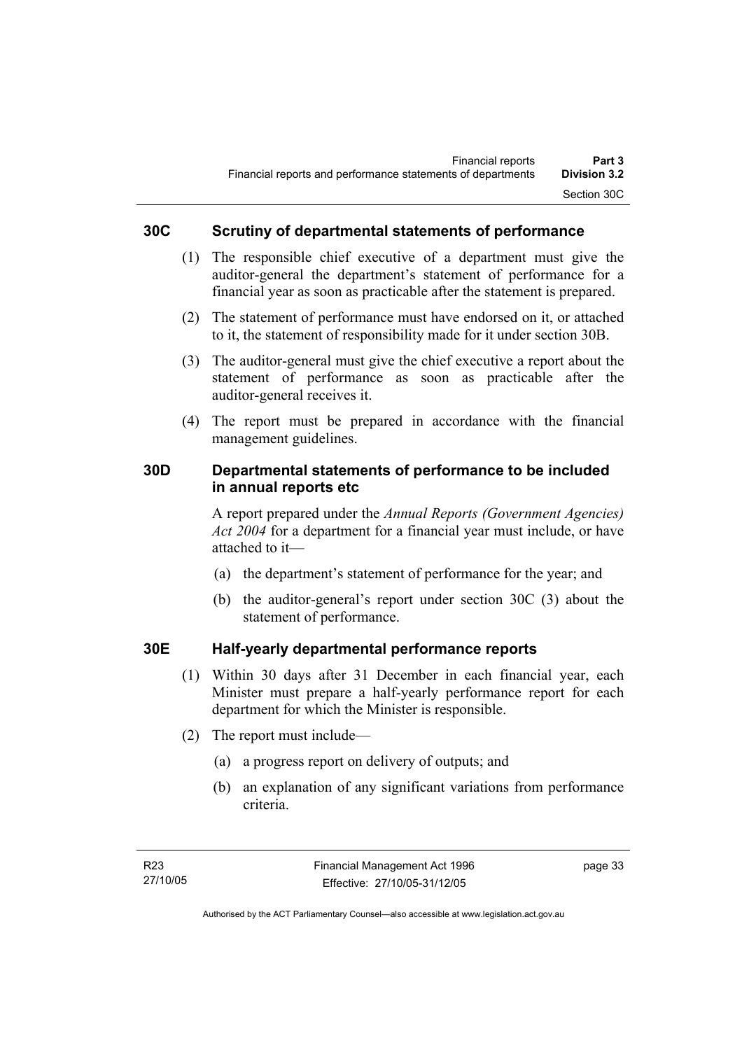## 30C Scrutiny of departmental statements of performance

(1) The responsible chief executive of a department must give the auditor-general the department's statement of performance for a financial year as soon as practicable after the statement is prepared.

(2) The statement of performance must have endorsed on it, or attached to it, the statement of responsibility made for it under section 30B.

(3) The auditor-general must give the chief executive a report about the statement of performance as soon as practicable after the auditor-general receives it.

(4) The report must be prepared in accordance with the financial management guidelines.

## 30D Departmental statements of performance to be included in annual reports etc

A report prepared under the *Annual Reports (Government Agencies) Act 2004* for a department for a financial year must include, or have attached to it—

(a) the department's statement of performance for the year; and

(b) the auditor-general's report under section 30C (3) about the statement of performance.

## 30E Half-yearly departmental performance reports

(1) Within 30 days after 31 December in each financial year, each Minister must prepare a half-yearly performance report for each department for which the Minister is responsible.

(2) The report must include—

(a) a progress report on delivery of outputs; and

(b) an explanation of any significant variations from performance criteria.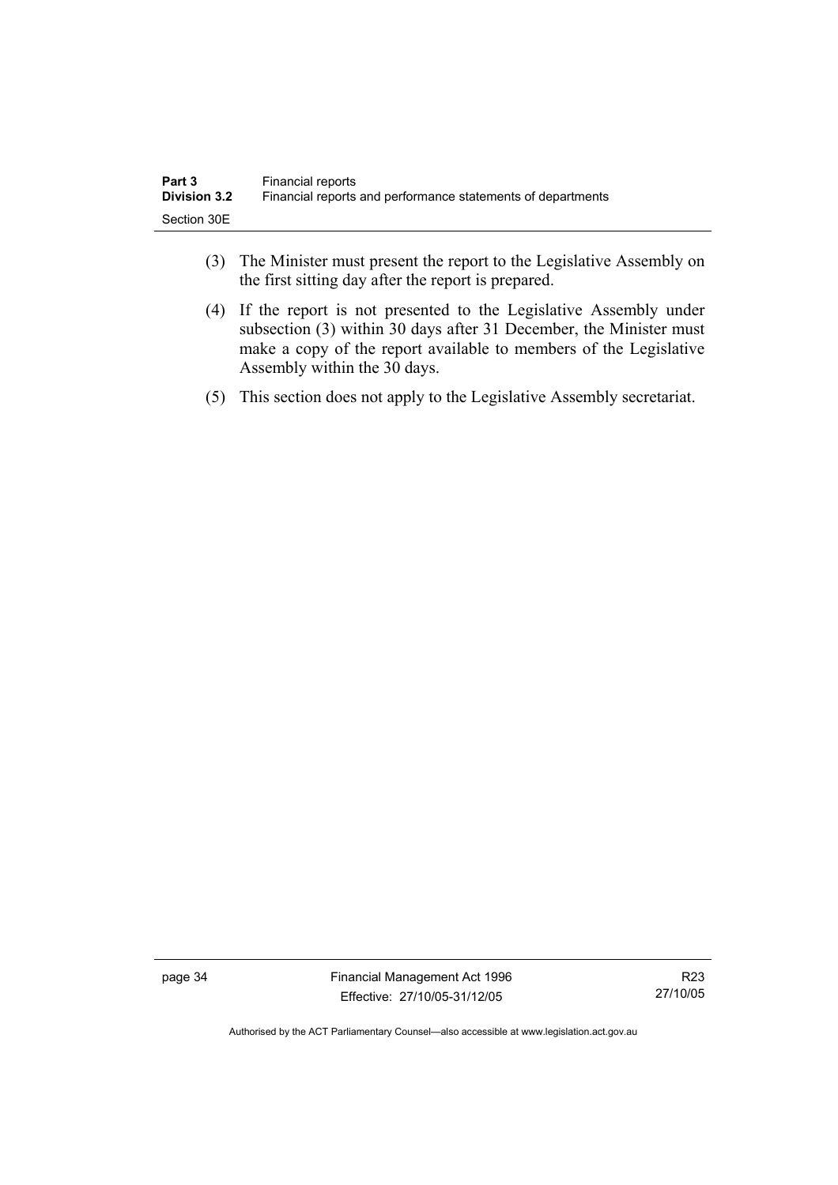(3) The Minister must present the report to the Legislative Assembly on the first sitting day after the report is prepared.

(4) If the report is not presented to the Legislative Assembly under subsection (3) within 30 days after 31 December, the Minister must make a copy of the report available to members of the Legislative Assembly within the 30 days.

(5) This section does not apply to the Legislative Assembly secretariat.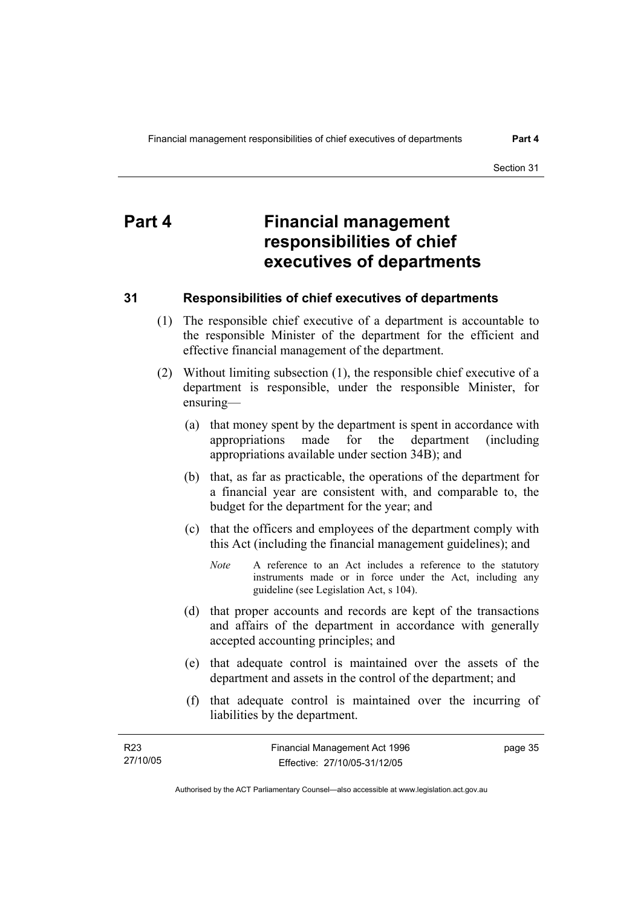# Part 4 Financial management responsibilities of chief executives of departments

## 31 Responsibilities of chief executives of departments

(1) The responsible chief executive of a department is accountable to the responsible Minister of the department for the efficient and effective financial management of the department.

(2) Without limiting subsection (1), the responsible chief executive of a department is responsible, under the responsible Minister, for ensuring—

(a) that money spent by the department is spent in accordance with appropriations made for the department (including appropriations available under section 34B); and

(b) that, as far as practicable, the operations of the department for a financial year are consistent with, and comparable to, the budget for the department for the year; and

(c) that the officers and employees of the department comply with this Act (including the financial management guidelines); and

*Note* A reference to an Act includes a reference to the statutory instruments made or in force under the Act, including any guideline (see Legislation Act, s 104).

(d) that proper accounts and records are kept of the transactions and affairs of the department in accordance with generally accepted accounting principles; and

(e) that adequate control is maintained over the assets of the department and assets in the control of the department; and

(f) that adequate control is maintained over the incurring of liabilities by the department.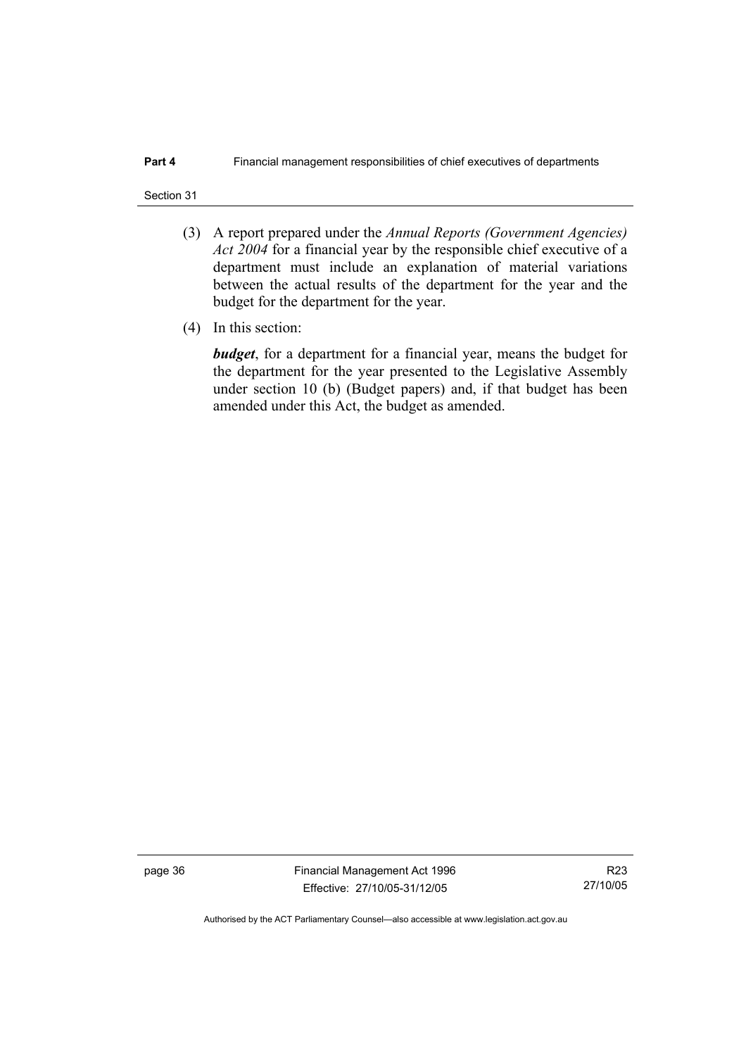(3) A report prepared under the *Annual Reports (Government Agencies) Act 2004* for a financial year by the responsible chief executive of a department must include an explanation of material variations between the actual results of the department for the year and the budget for the department for the year.

(4) In this section:

***budget***, for a department for a financial year, means the budget for the department for the year presented to the Legislative Assembly under section 10 (b) (Budget papers) and, if that budget has been amended under this Act, the budget as amended.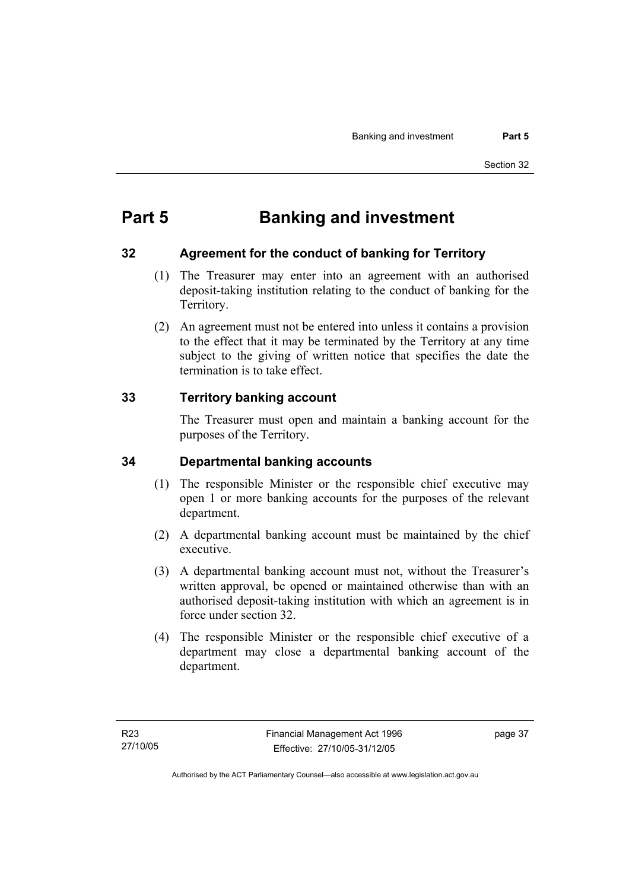# Part 5 Banking and investment

## 32 Agreement for the conduct of banking for Territory

(1) The Treasurer may enter into an agreement with an authorised deposit-taking institution relating to the conduct of banking for the Territory.

(2) An agreement must not be entered into unless it contains a provision to the effect that it may be terminated by the Territory at any time subject to the giving of written notice that specifies the date the termination is to take effect.

## 33 Territory banking account

The Treasurer must open and maintain a banking account for the purposes of the Territory.

## 34 Departmental banking accounts

(1) The responsible Minister or the responsible chief executive may open 1 or more banking accounts for the purposes of the relevant department.

(2) A departmental banking account must be maintained by the chief executive.

(3) A departmental banking account must not, without the Treasurer's written approval, be opened or maintained otherwise than with an authorised deposit-taking institution with which an agreement is in force under section 32.

(4) The responsible Minister or the responsible chief executive of a department may close a departmental banking account of the department.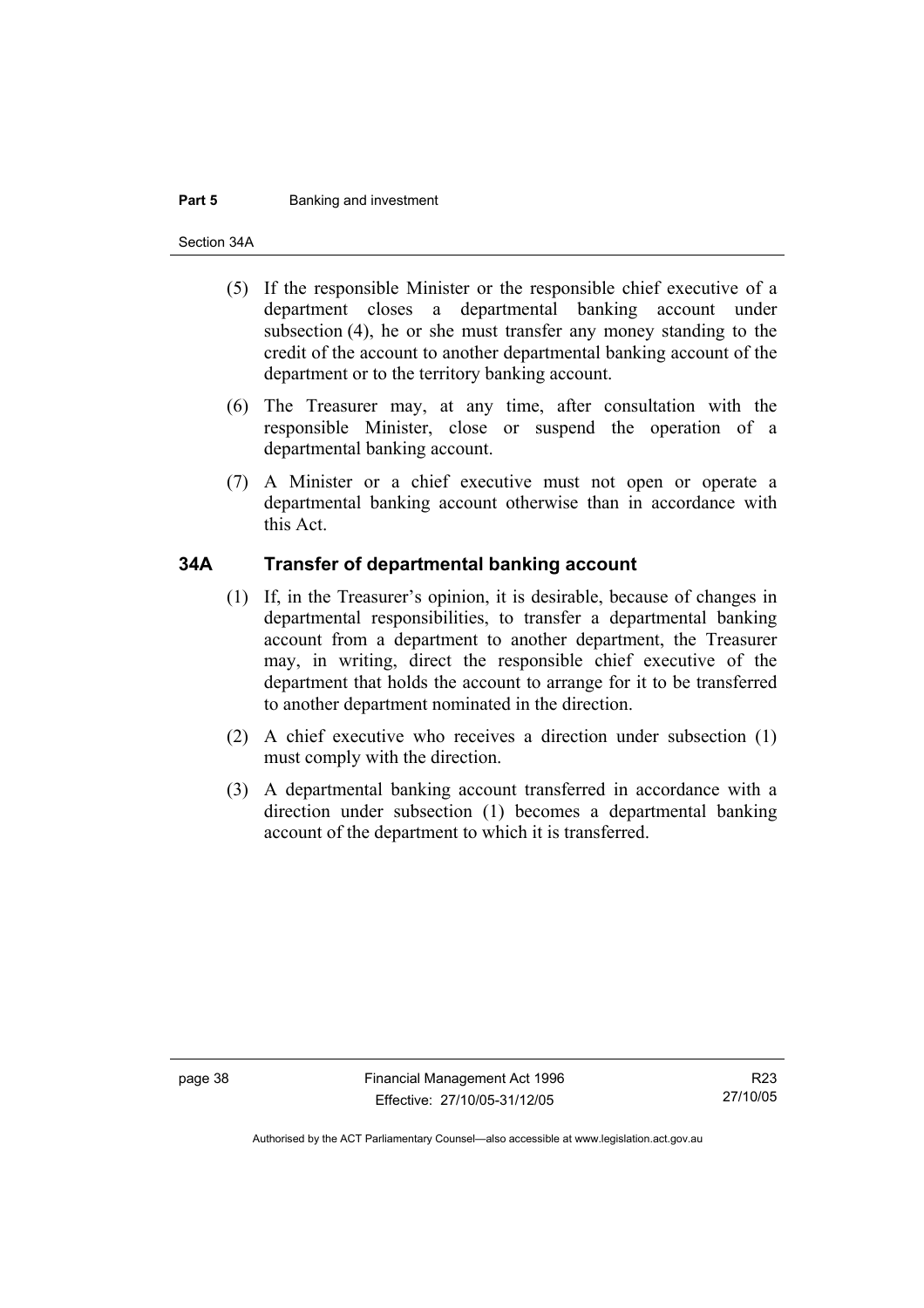(5) If the responsible Minister or the responsible chief executive of a department closes a departmental banking account under subsection (4), he or she must transfer any money standing to the credit of the account to another departmental banking account of the department or to the territory banking account.

(6) The Treasurer may, at any time, after consultation with the responsible Minister, close or suspend the operation of a departmental banking account.

(7) A Minister or a chief executive must not open or operate a departmental banking account otherwise than in accordance with this Act.

## 34A Transfer of departmental banking account

(1) If, in the Treasurer's opinion, it is desirable, because of changes in departmental responsibilities, to transfer a departmental banking account from a department to another department, the Treasurer may, in writing, direct the responsible chief executive of the department that holds the account to arrange for it to be transferred to another department nominated in the direction.

(2) A chief executive who receives a direction under subsection (1) must comply with the direction.

(3) A departmental banking account transferred in accordance with a direction under subsection (1) becomes a departmental banking account of the department to which it is transferred.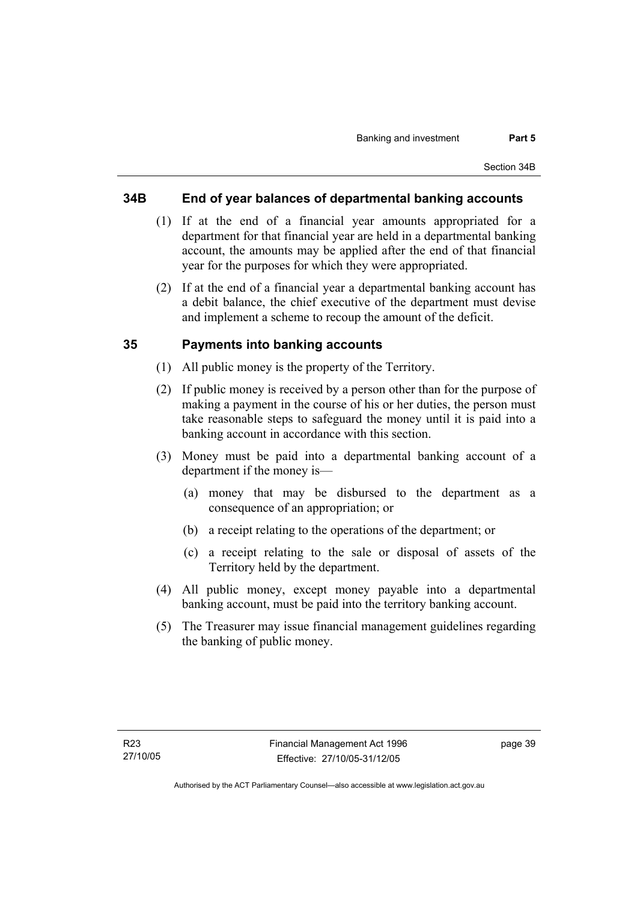## 34B End of year balances of departmental banking accounts

(1) If at the end of a financial year amounts appropriated for a department for that financial year are held in a departmental banking account, the amounts may be applied after the end of that financial year for the purposes for which they were appropriated.

(2) If at the end of a financial year a departmental banking account has a debit balance, the chief executive of the department must devise and implement a scheme to recoup the amount of the deficit.

## 35 Payments into banking accounts

(1) All public money is the property of the Territory.

(2) If public money is received by a person other than for the purpose of making a payment in the course of his or her duties, the person must take reasonable steps to safeguard the money until it is paid into a banking account in accordance with this section.

(3) Money must be paid into a departmental banking account of a department if the money is—

(a) money that may be disbursed to the department as a consequence of an appropriation; or

(b) a receipt relating to the operations of the department; or

(c) a receipt relating to the sale or disposal of assets of the Territory held by the department.

(4) All public money, except money payable into a departmental banking account, must be paid into the territory banking account.

(5) The Treasurer may issue financial management guidelines regarding the banking of public money.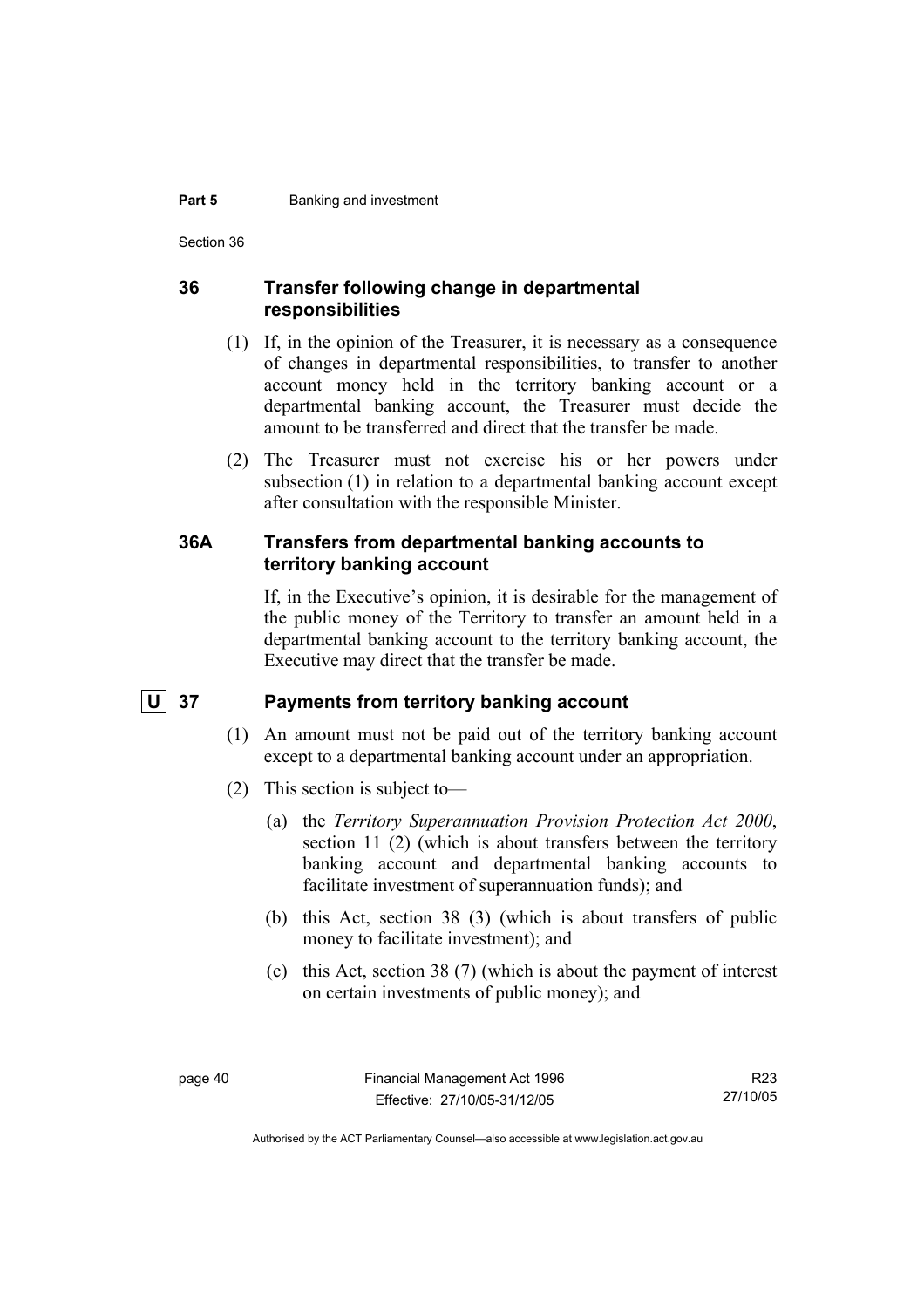### 36 Transfer following change in departmental responsibilities

(1) If, in the opinion of the Treasurer, it is necessary as a consequence of changes in departmental responsibilities, to transfer to another account money held in the territory banking account or a departmental banking account, the Treasurer must decide the amount to be transferred and direct that the transfer be made.

(2) The Treasurer must not exercise his or her powers under subsection (1) in relation to a departmental banking account except after consultation with the responsible Minister.

### 36A Transfers from departmental banking accounts to territory banking account

If, in the Executive's opinion, it is desirable for the management of the public money of the Territory to transfer an amount held in a departmental banking account to the territory banking account, the Executive may direct that the transfer be made.

### U 37 Payments from territory banking account

(1) An amount must not be paid out of the territory banking account except to a departmental banking account under an appropriation.

(2) This section is subject to—

(a) the *Territory Superannuation Provision Protection Act 2000*, section 11 (2) (which is about transfers between the territory banking account and departmental banking accounts to facilitate investment of superannuation funds); and

(b) this Act, section 38 (3) (which is about transfers of public money to facilitate investment); and

(c) this Act, section 38 (7) (which is about the payment of interest on certain investments of public money); and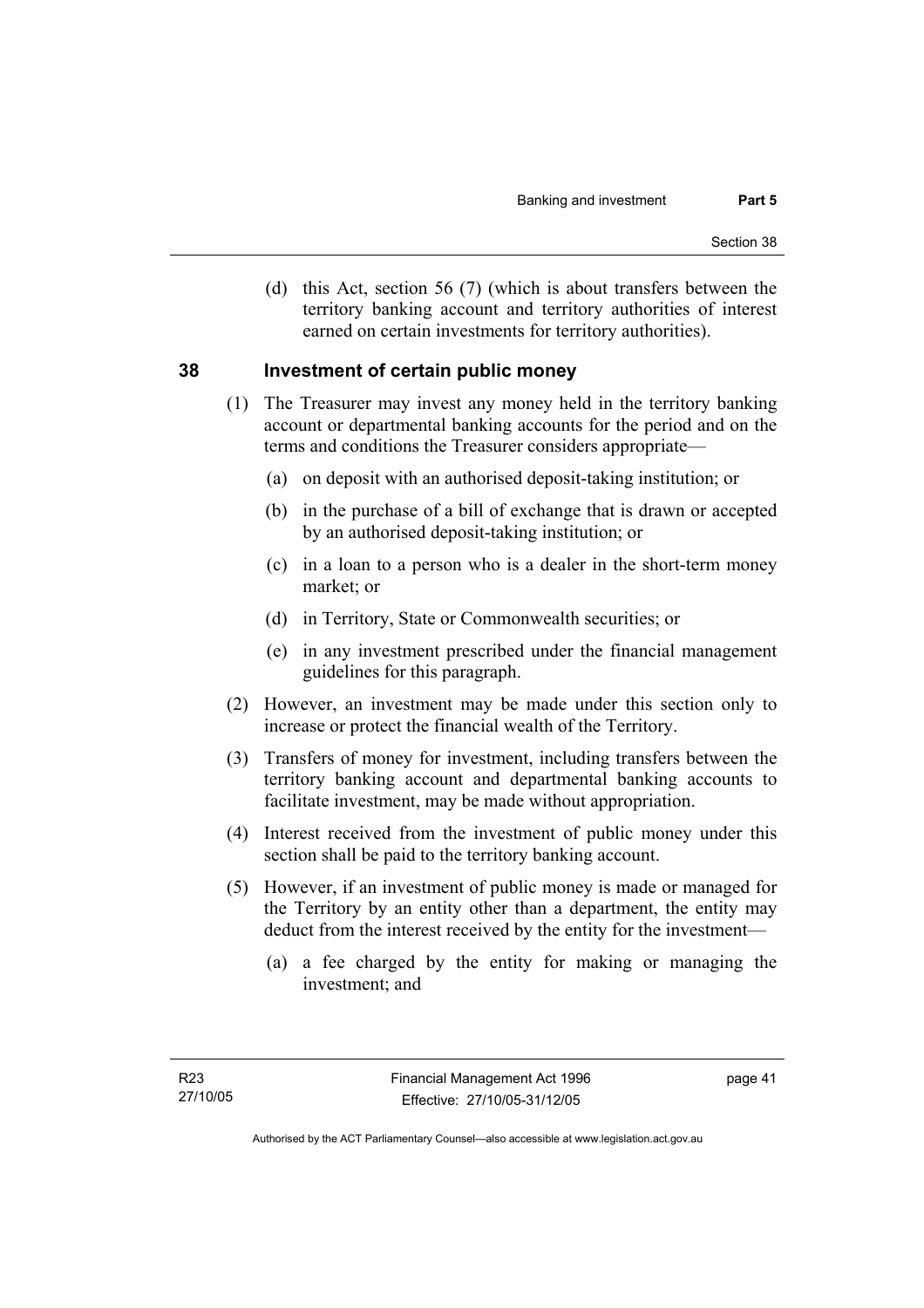(d) this Act, section 56 (7) (which is about transfers between the territory banking account and territory authorities of interest earned on certain investments for territory authorities).

## 38 Investment of certain public money

(1) The Treasurer may invest any money held in the territory banking account or departmental banking accounts for the period and on the terms and conditions the Treasurer considers appropriate—

(a) on deposit with an authorised deposit-taking institution; or

(b) in the purchase of a bill of exchange that is drawn or accepted by an authorised deposit-taking institution; or

(c) in a loan to a person who is a dealer in the short-term money market; or

(d) in Territory, State or Commonwealth securities; or

(e) in any investment prescribed under the financial management guidelines for this paragraph.

(2) However, an investment may be made under this section only to increase or protect the financial wealth of the Territory.

(3) Transfers of money for investment, including transfers between the territory banking account and departmental banking accounts to facilitate investment, may be made without appropriation.

(4) Interest received from the investment of public money under this section shall be paid to the territory banking account.

(5) However, if an investment of public money is made or managed for the Territory by an entity other than a department, the entity may deduct from the interest received by the entity for the investment—

(a) a fee charged by the entity for making or managing the investment; and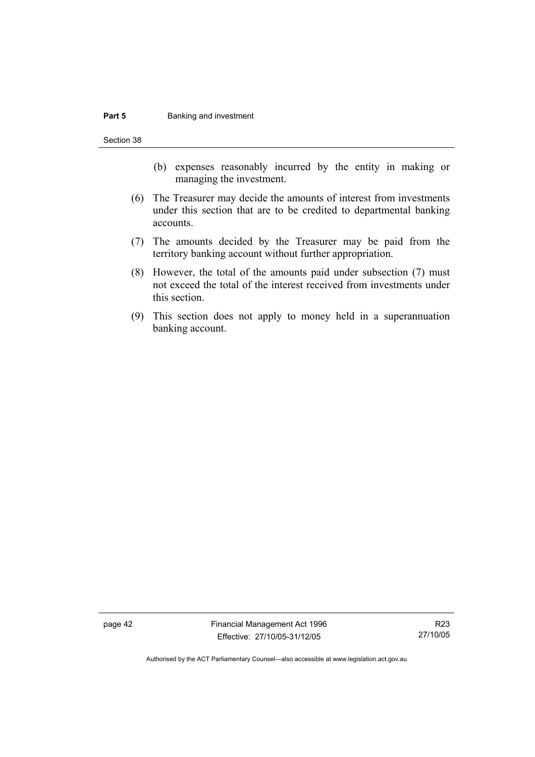(b) expenses reasonably incurred by the entity in making or managing the investment.

(6) The Treasurer may decide the amounts of interest from investments under this section that are to be credited to departmental banking accounts.

(7) The amounts decided by the Treasurer may be paid from the territory banking account without further appropriation.

(8) However, the total of the amounts paid under subsection (7) must not exceed the total of the interest received from investments under this section.

(9) This section does not apply to money held in a superannuation banking account.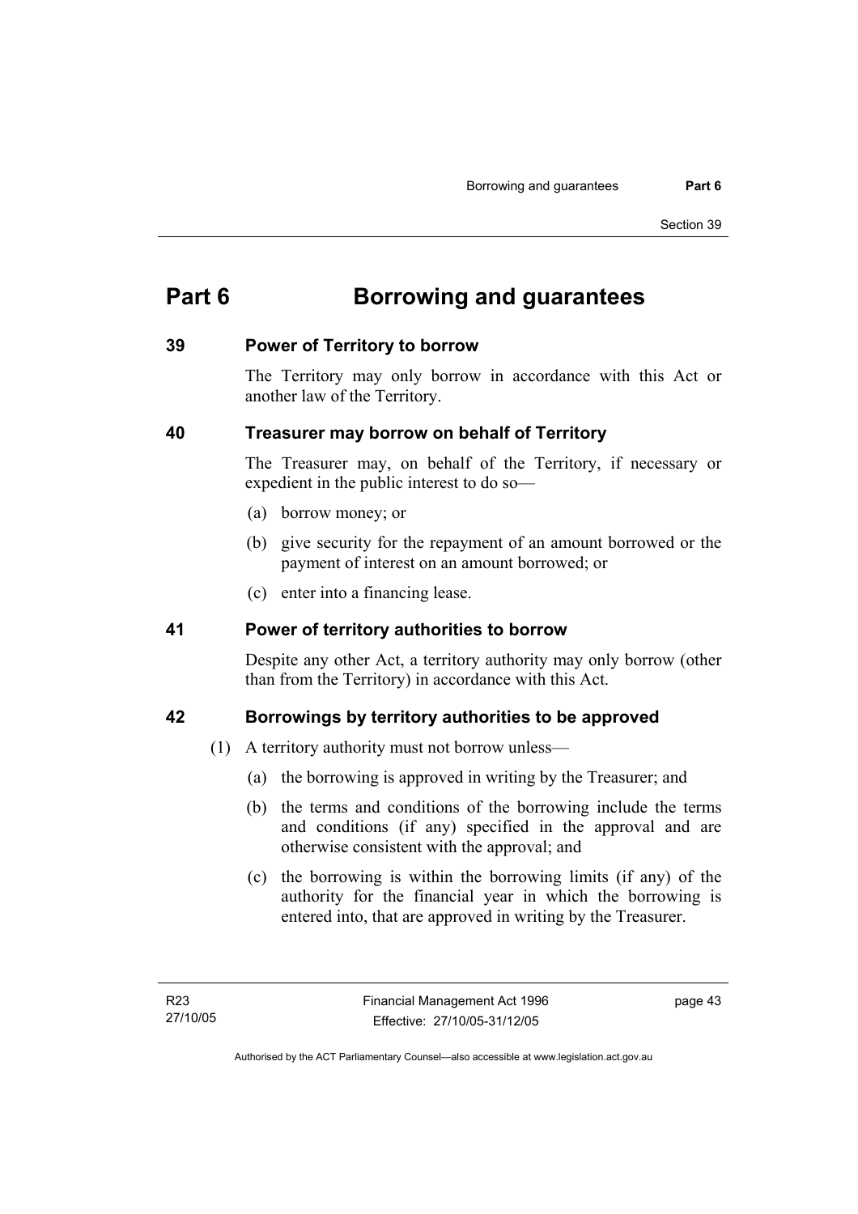# Part 6 Borrowing and guarantees

## 39 Power of Territory to borrow

The Territory may only borrow in accordance with this Act or another law of the Territory.

## 40 Treasurer may borrow on behalf of Territory

The Treasurer may, on behalf of the Territory, if necessary or expedient in the public interest to do so—

(a) borrow money; or

(b) give security for the repayment of an amount borrowed or the payment of interest on an amount borrowed; or

(c) enter into a financing lease.

## 41 Power of territory authorities to borrow

Despite any other Act, a territory authority may only borrow (other than from the Territory) in accordance with this Act.

## 42 Borrowings by territory authorities to be approved

(1) A territory authority must not borrow unless—

(a) the borrowing is approved in writing by the Treasurer; and

(b) the terms and conditions of the borrowing include the terms and conditions (if any) specified in the approval and are otherwise consistent with the approval; and

(c) the borrowing is within the borrowing limits (if any) of the authority for the financial year in which the borrowing is entered into, that are approved in writing by the Treasurer.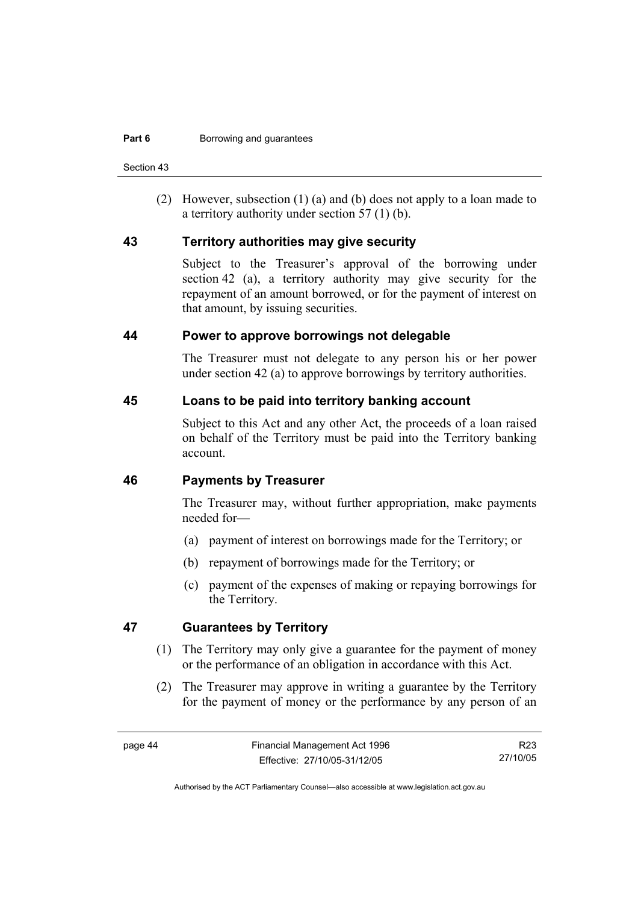(2) However, subsection (1) (a) and (b) does not apply to a loan made to a territory authority under section 57 (1) (b).

## 43 Territory authorities may give security

Subject to the Treasurer's approval of the borrowing under section 42 (a), a territory authority may give security for the repayment of an amount borrowed, or for the payment of interest on that amount, by issuing securities.

## 44 Power to approve borrowings not delegable

The Treasurer must not delegate to any person his or her power under section 42 (a) to approve borrowings by territory authorities.

## 45 Loans to be paid into territory banking account

Subject to this Act and any other Act, the proceeds of a loan raised on behalf of the Territory must be paid into the Territory banking account.

## 46 Payments by Treasurer

The Treasurer may, without further appropriation, make payments needed for—

(a) payment of interest on borrowings made for the Territory; or

(b) repayment of borrowings made for the Territory; or

(c) payment of the expenses of making or repaying borrowings for the Territory.

## 47 Guarantees by Territory

(1) The Territory may only give a guarantee for the payment of money or the performance of an obligation in accordance with this Act.

(2) The Treasurer may approve in writing a guarantee by the Territory for the payment of money or the performance by any person of an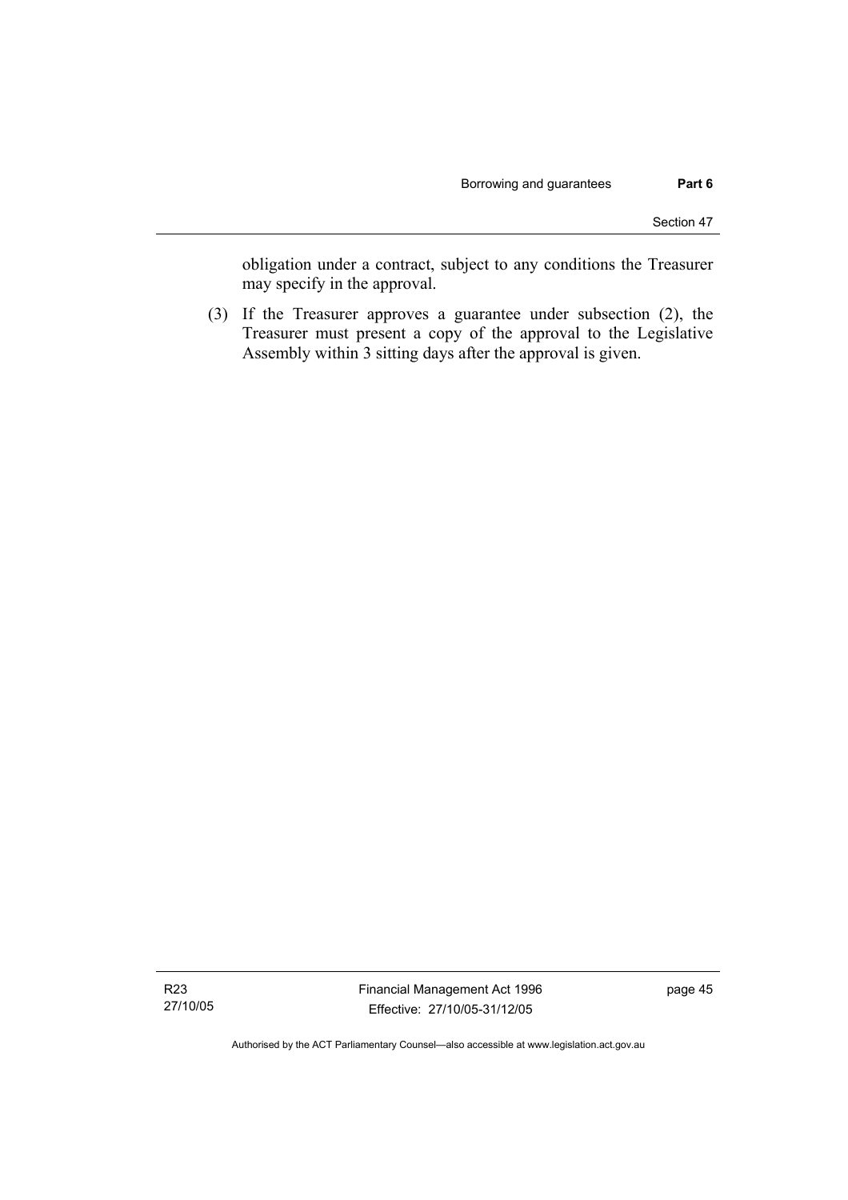obligation under a contract, subject to any conditions the Treasurer may specify in the approval.

(3) If the Treasurer approves a guarantee under subsection (2), the Treasurer must present a copy of the approval to the Legislative Assembly within 3 sitting days after the approval is given.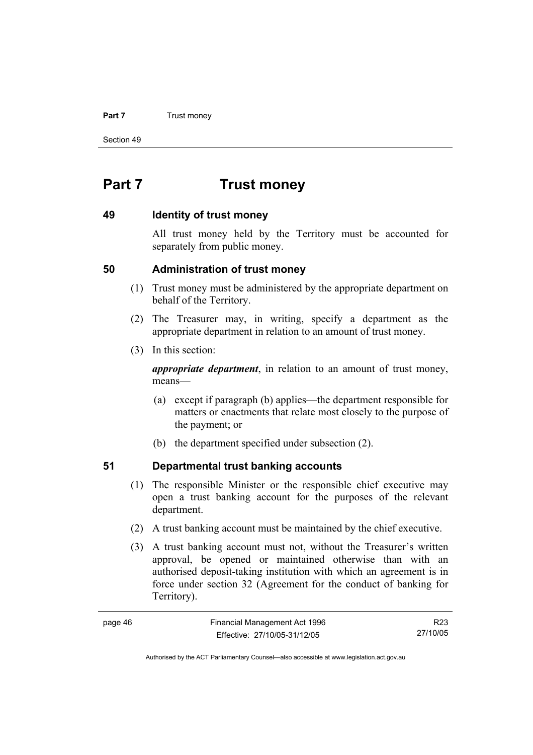# Part 7 Trust money

## 49 Identity of trust money

All trust money held by the Territory must be accounted for separately from public money.

## 50 Administration of trust money

(1) Trust money must be administered by the appropriate department on behalf of the Territory.

(2) The Treasurer may, in writing, specify a department as the appropriate department in relation to an amount of trust money.

(3) In this section:

***appropriate department***, in relation to an amount of trust money, means—

(a) except if paragraph (b) applies—the department responsible for matters or enactments that relate most closely to the purpose of the payment; or

(b) the department specified under subsection (2).

## 51 Departmental trust banking accounts

(1) The responsible Minister or the responsible chief executive may open a trust banking account for the purposes of the relevant department.

(2) A trust banking account must be maintained by the chief executive.

(3) A trust banking account must not, without the Treasurer's written approval, be opened or maintained otherwise than with an authorised deposit-taking institution with which an agreement is in force under section 32 (Agreement for the conduct of banking for Territory).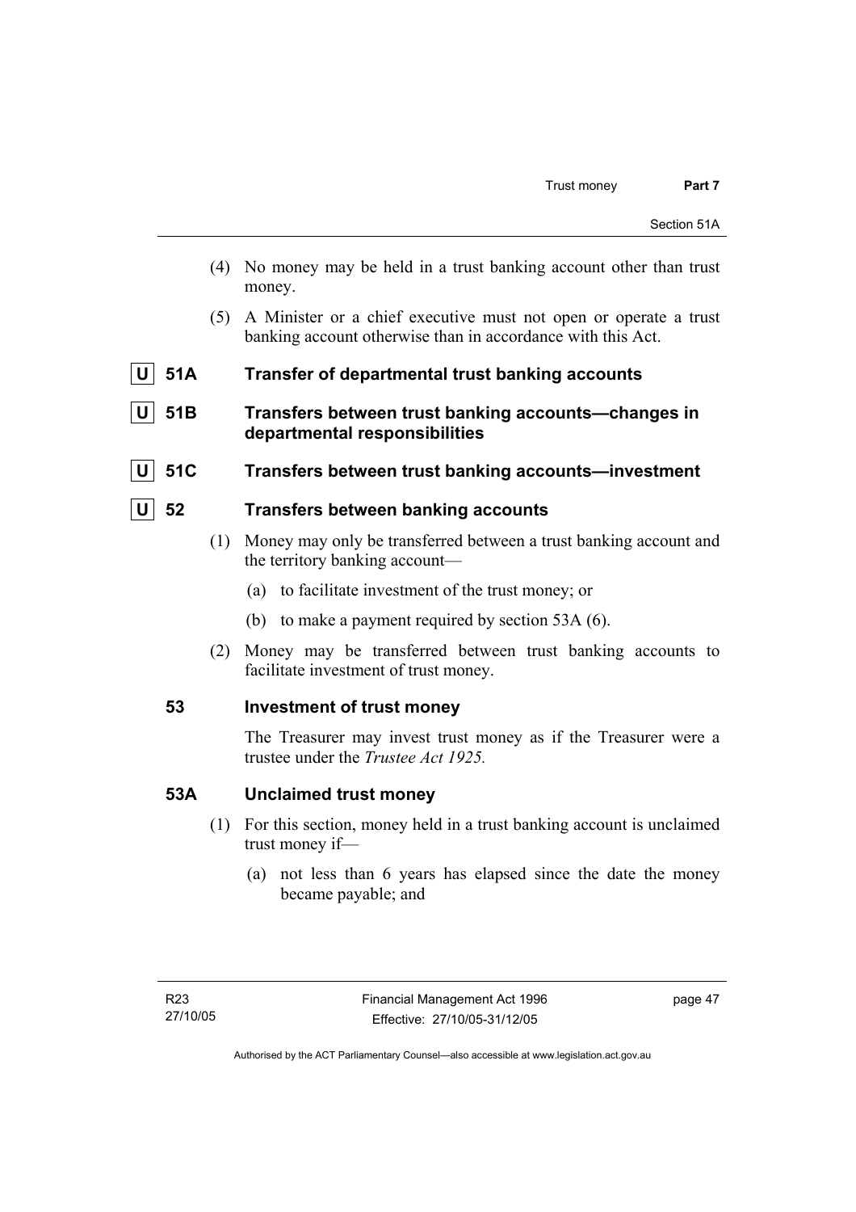(4) No money may be held in a trust banking account other than trust money.

(5) A Minister or a chief executive must not open or operate a trust banking account otherwise than in accordance with this Act.

### U 51A Transfer of departmental trust banking accounts

### U 51B Transfers between trust banking accounts—changes in departmental responsibilities

### U 51C Transfers between trust banking accounts—investment

### U 52 Transfers between banking accounts

(1) Money may only be transferred between a trust banking account and the territory banking account—

(a) to facilitate investment of the trust money; or

(b) to make a payment required by section 53A (6).

(2) Money may be transferred between trust banking accounts to facilitate investment of trust money.

### 53 Investment of trust money

The Treasurer may invest trust money as if the Treasurer were a trustee under the *Trustee Act 1925.*

### 53A Unclaimed trust money

(1) For this section, money held in a trust banking account is unclaimed trust money if—

(a) not less than 6 years has elapsed since the date the money became payable; and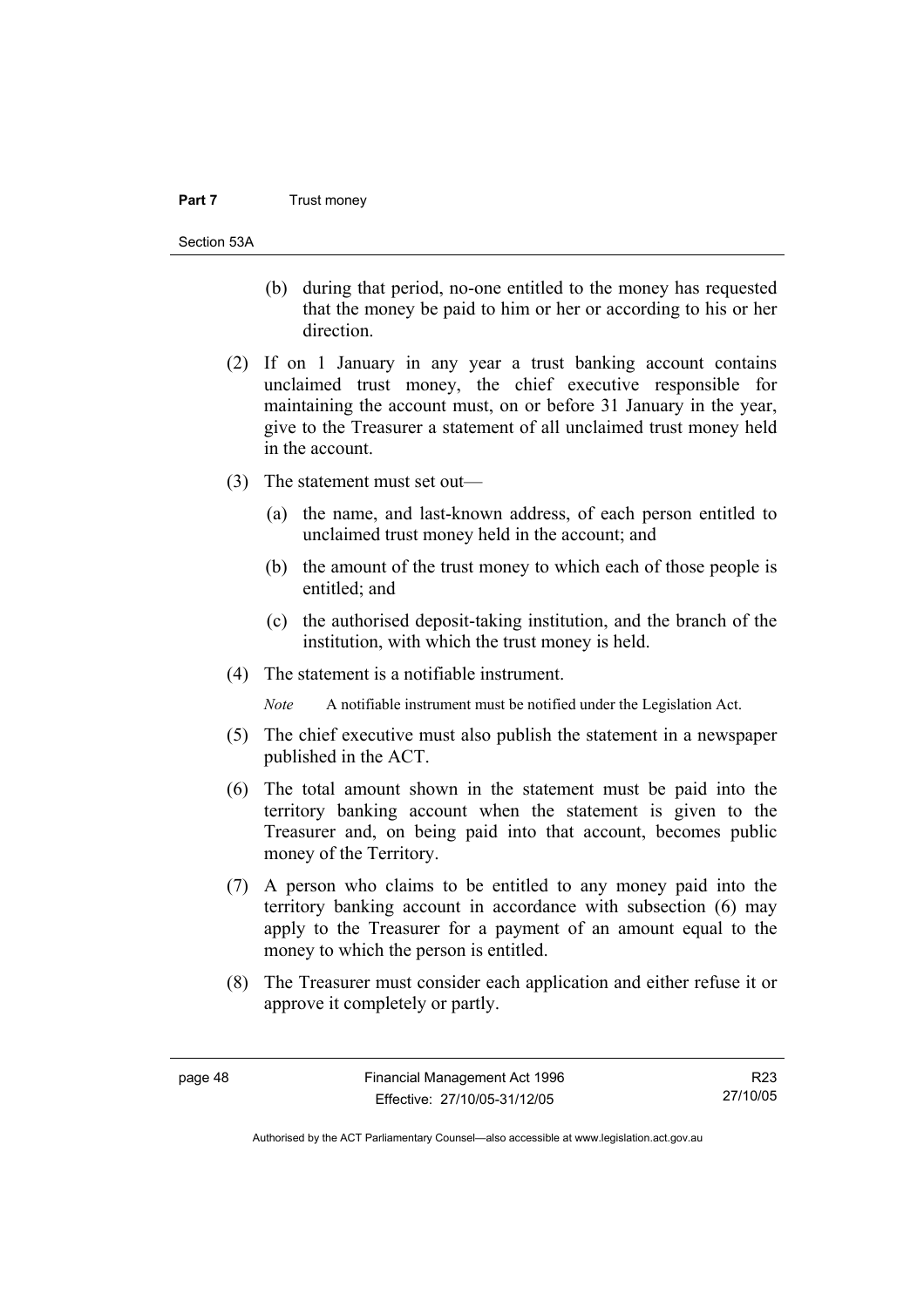(b) during that period, no-one entitled to the money has requested that the money be paid to him or her or according to his or her direction.

(2) If on 1 January in any year a trust banking account contains unclaimed trust money, the chief executive responsible for maintaining the account must, on or before 31 January in the year, give to the Treasurer a statement of all unclaimed trust money held in the account.

(3) The statement must set out—

(a) the name, and last-known address, of each person entitled to unclaimed trust money held in the account; and

(b) the amount of the trust money to which each of those people is entitled; and

(c) the authorised deposit-taking institution, and the branch of the institution, with which the trust money is held.

(4) The statement is a notifiable instrument.

*Note* A notifiable instrument must be notified under the Legislation Act.

(5) The chief executive must also publish the statement in a newspaper published in the ACT.

(6) The total amount shown in the statement must be paid into the territory banking account when the statement is given to the Treasurer and, on being paid into that account, becomes public money of the Territory.

(7) A person who claims to be entitled to any money paid into the territory banking account in accordance with subsection (6) may apply to the Treasurer for a payment of an amount equal to the money to which the person is entitled.

(8) The Treasurer must consider each application and either refuse it or approve it completely or partly.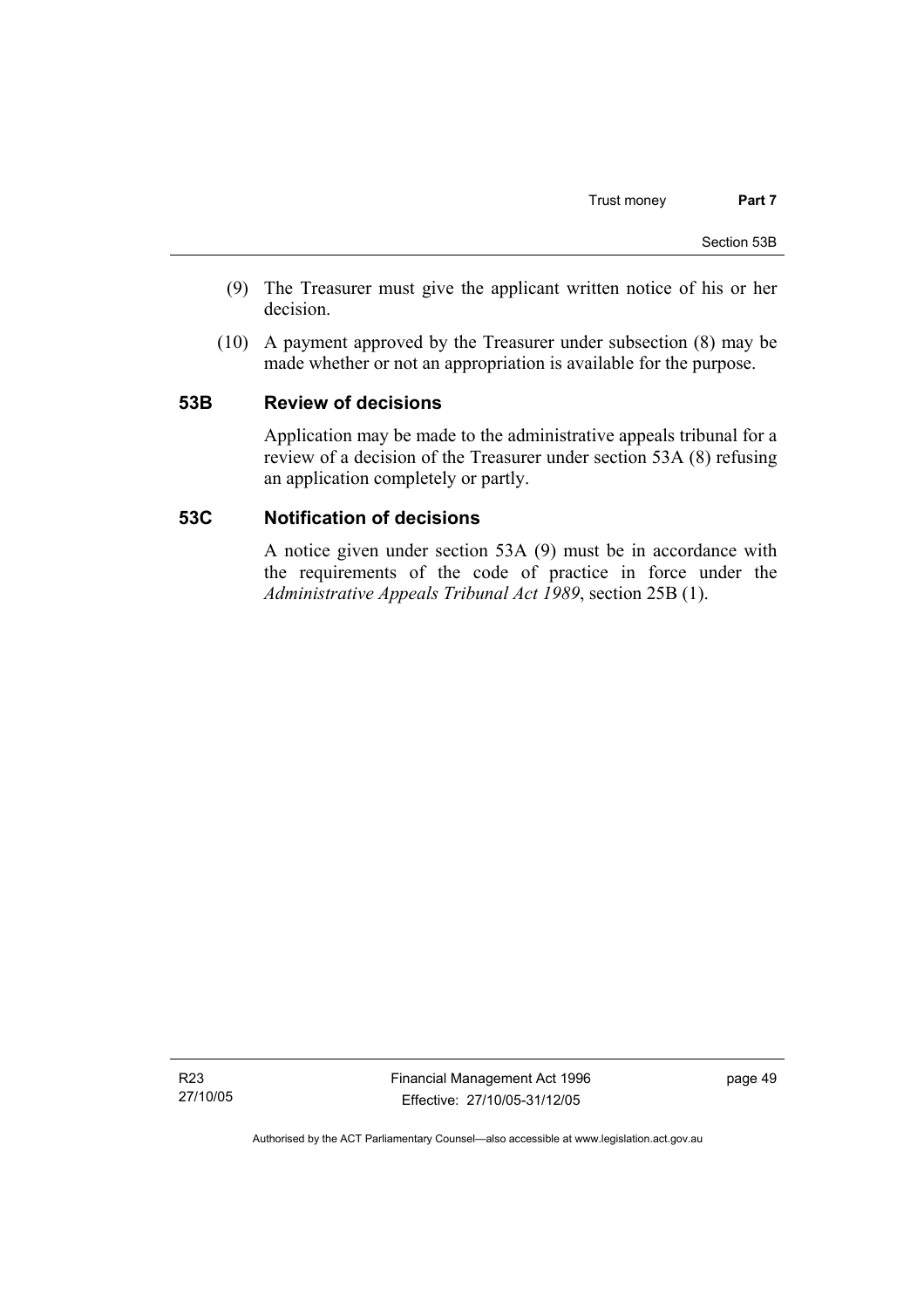(9) The Treasurer must give the applicant written notice of his or her decision.

(10) A payment approved by the Treasurer under subsection (8) may be made whether or not an appropriation is available for the purpose.

### 53B Review of decisions

Application may be made to the administrative appeals tribunal for a review of a decision of the Treasurer under section 53A (8) refusing an application completely or partly.

### 53C Notification of decisions

A notice given under section 53A (9) must be in accordance with the requirements of the code of practice in force under the *Administrative Appeals Tribunal Act 1989*, section 25B (1).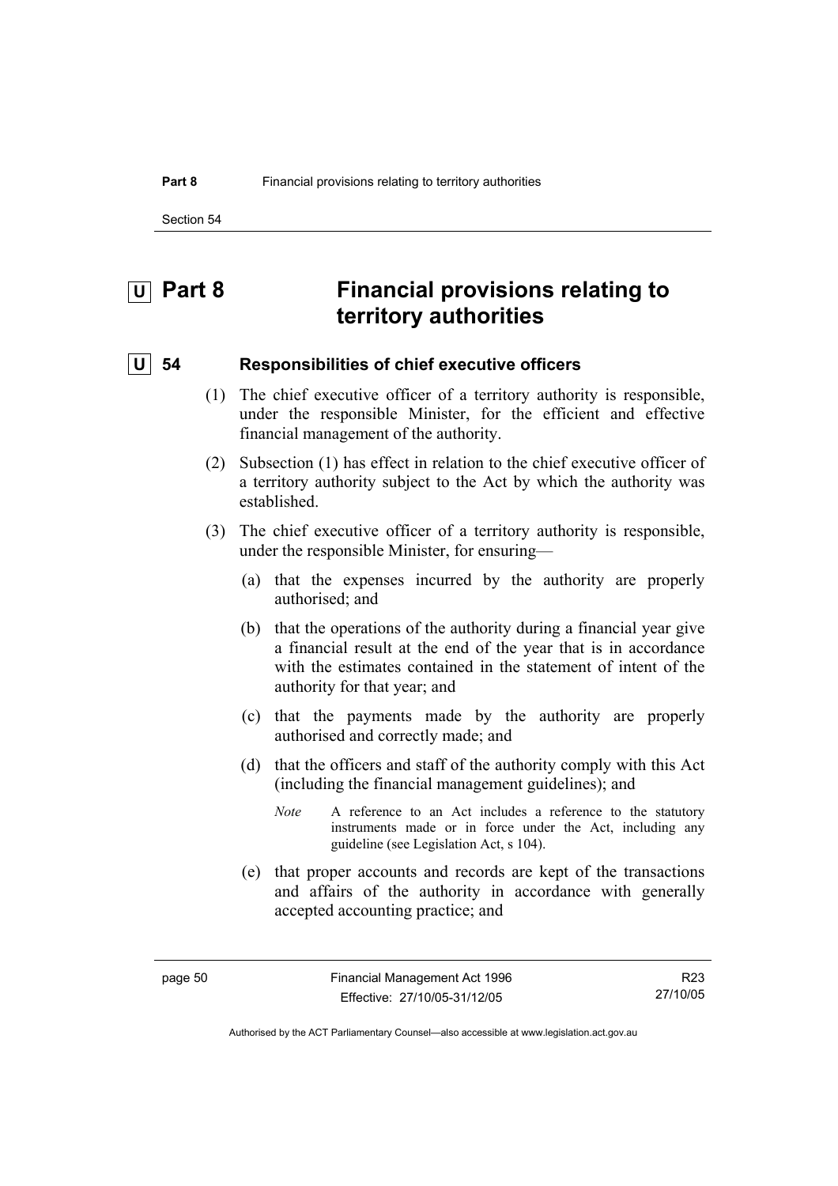# U Part 8 Financial provisions relating to territory authorities

## U 54 Responsibilities of chief executive officers

(1) The chief executive officer of a territory authority is responsible, under the responsible Minister, for the efficient and effective financial management of the authority.

(2) Subsection (1) has effect in relation to the chief executive officer of a territory authority subject to the Act by which the authority was established.

(3) The chief executive officer of a territory authority is responsible, under the responsible Minister, for ensuring—

(a) that the expenses incurred by the authority are properly authorised; and

(b) that the operations of the authority during a financial year give a financial result at the end of the year that is in accordance with the estimates contained in the statement of intent of the authority for that year; and

(c) that the payments made by the authority are properly authorised and correctly made; and

(d) that the officers and staff of the authority comply with this Act (including the financial management guidelines); and

*Note* A reference to an Act includes a reference to the statutory instruments made or in force under the Act, including any guideline (see Legislation Act, s 104).

(e) that proper accounts and records are kept of the transactions and affairs of the authority in accordance with generally accepted accounting practice; and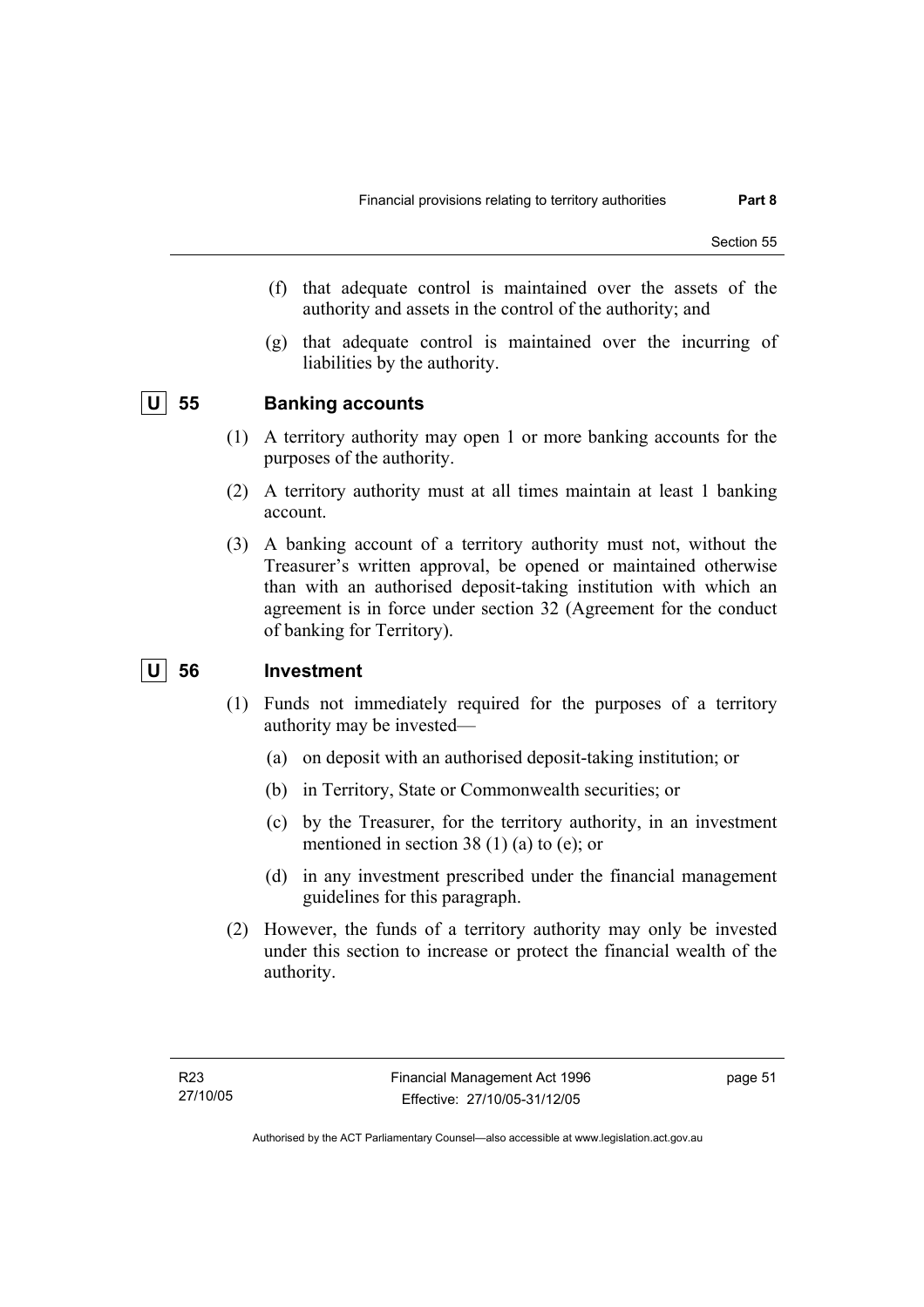(f) that adequate control is maintained over the assets of the authority and assets in the control of the authority; and

(g) that adequate control is maintained over the incurring of liabilities by the authority.

## U 55 Banking accounts

(1) A territory authority may open 1 or more banking accounts for the purposes of the authority.

(2) A territory authority must at all times maintain at least 1 banking account.

(3) A banking account of a territory authority must not, without the Treasurer's written approval, be opened or maintained otherwise than with an authorised deposit-taking institution with which an agreement is in force under section 32 (Agreement for the conduct of banking for Territory).

## U 56 Investment

(1) Funds not immediately required for the purposes of a territory authority may be invested—

(a) on deposit with an authorised deposit-taking institution; or

(b) in Territory, State or Commonwealth securities; or

(c) by the Treasurer, for the territory authority, in an investment mentioned in section 38 (1) (a) to (e); or

(d) in any investment prescribed under the financial management guidelines for this paragraph.

(2) However, the funds of a territory authority may only be invested under this section to increase or protect the financial wealth of the authority.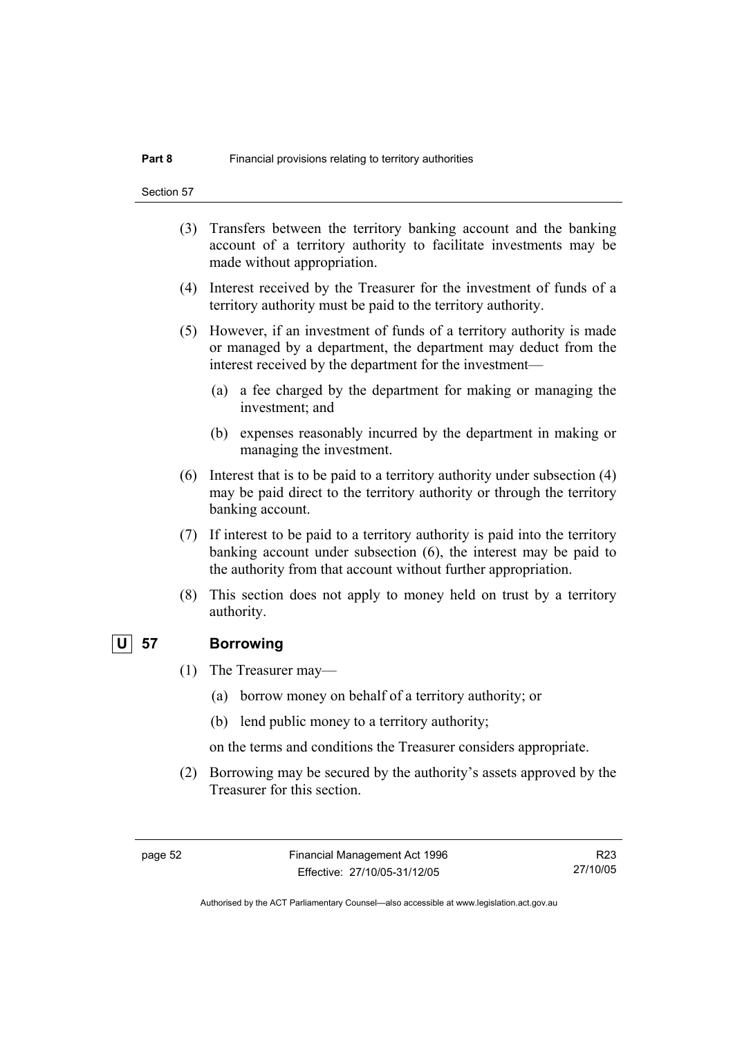(3) Transfers between the territory banking account and the banking account of a territory authority to facilitate investments may be made without appropriation.

(4) Interest received by the Treasurer for the investment of funds of a territory authority must be paid to the territory authority.

(5) However, if an investment of funds of a territory authority is made or managed by a department, the department may deduct from the interest received by the department for the investment—

(a) a fee charged by the department for making or managing the investment; and

(b) expenses reasonably incurred by the department in making or managing the investment.

(6) Interest that is to be paid to a territory authority under subsection (4) may be paid direct to the territory authority or through the territory banking account.

(7) If interest to be paid to a territory authority is paid into the territory banking account under subsection (6), the interest may be paid to the authority from that account without further appropriation.

(8) This section does not apply to money held on trust by a territory authority.

## U 57 Borrowing

(1) The Treasurer may—

(a) borrow money on behalf of a territory authority; or

(b) lend public money to a territory authority;

on the terms and conditions the Treasurer considers appropriate.

(2) Borrowing may be secured by the authority's assets approved by the Treasurer for this section.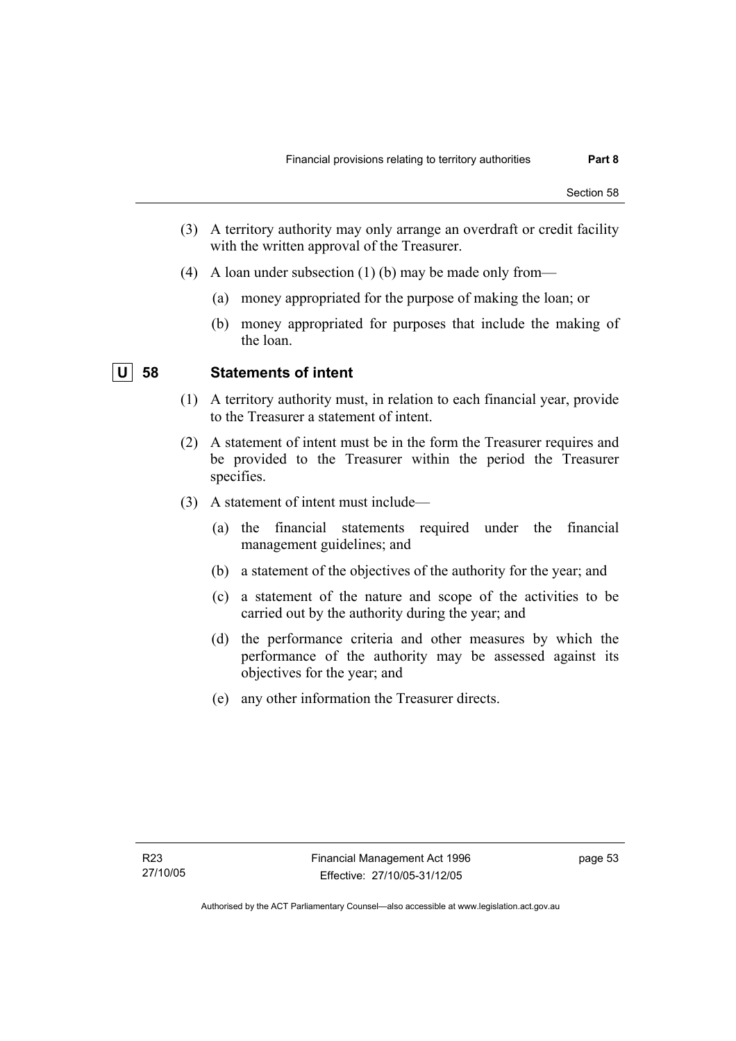(3) A territory authority may only arrange an overdraft or credit facility with the written approval of the Treasurer.

(4) A loan under subsection (1) (b) may be made only from—

(a) money appropriated for the purpose of making the loan; or

(b) money appropriated for purposes that include the making of the loan.

## U 58 Statements of intent

(1) A territory authority must, in relation to each financial year, provide to the Treasurer a statement of intent.

(2) A statement of intent must be in the form the Treasurer requires and be provided to the Treasurer within the period the Treasurer specifies.

(3) A statement of intent must include—

(a) the financial statements required under the financial management guidelines; and

(b) a statement of the objectives of the authority for the year; and

(c) a statement of the nature and scope of the activities to be carried out by the authority during the year; and

(d) the performance criteria and other measures by which the performance of the authority may be assessed against its objectives for the year; and

(e) any other information the Treasurer directs.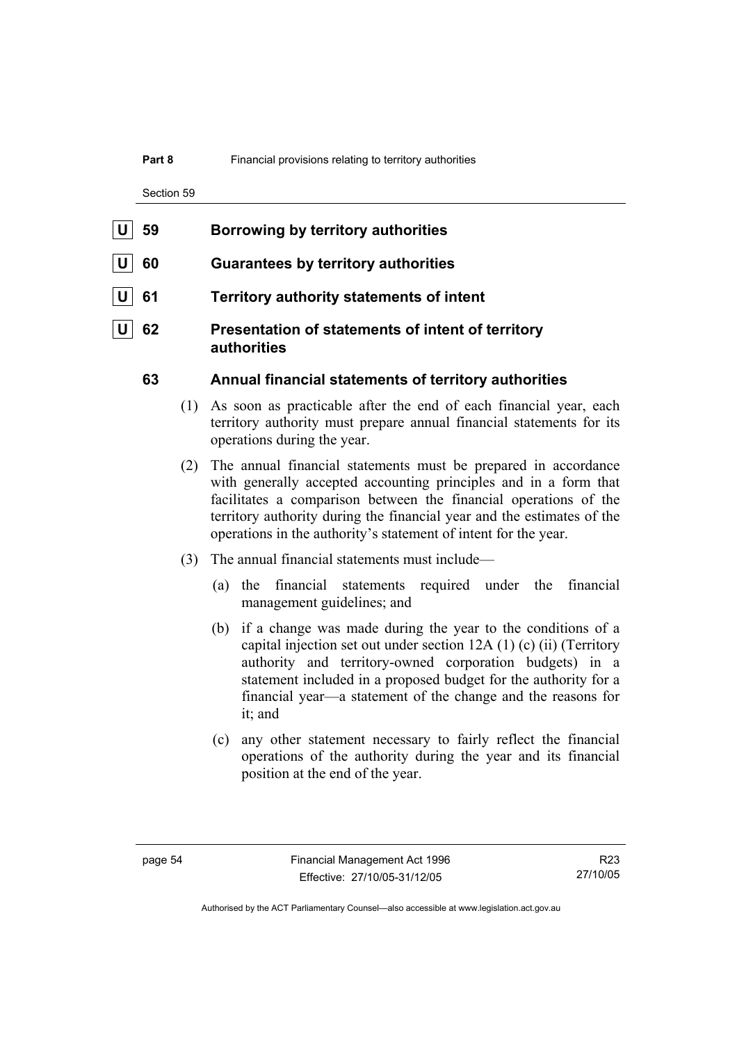| U | 59 Borrowing by territory authorities

| U | 60 Guarantees by territory authorities

| U | 61 Territory authority statements of intent

| U | 62 Presentation of statements of intent of territory authorities

### 63 Annual financial statements of territory authorities

(1) As soon as practicable after the end of each financial year, each territory authority must prepare annual financial statements for its operations during the year.

(2) The annual financial statements must be prepared in accordance with generally accepted accounting principles and in a form that facilitates a comparison between the financial operations of the territory authority during the financial year and the estimates of the operations in the authority's statement of intent for the year.

(3) The annual financial statements must include—

(a) the financial statements required under the financial management guidelines; and

(b) if a change was made during the year to the conditions of a capital injection set out under section 12A (1) (c) (ii) (Territory authority and territory-owned corporation budgets) in a statement included in a proposed budget for the authority for a financial year—a statement of the change and the reasons for it; and

(c) any other statement necessary to fairly reflect the financial operations of the authority during the year and its financial position at the end of the year.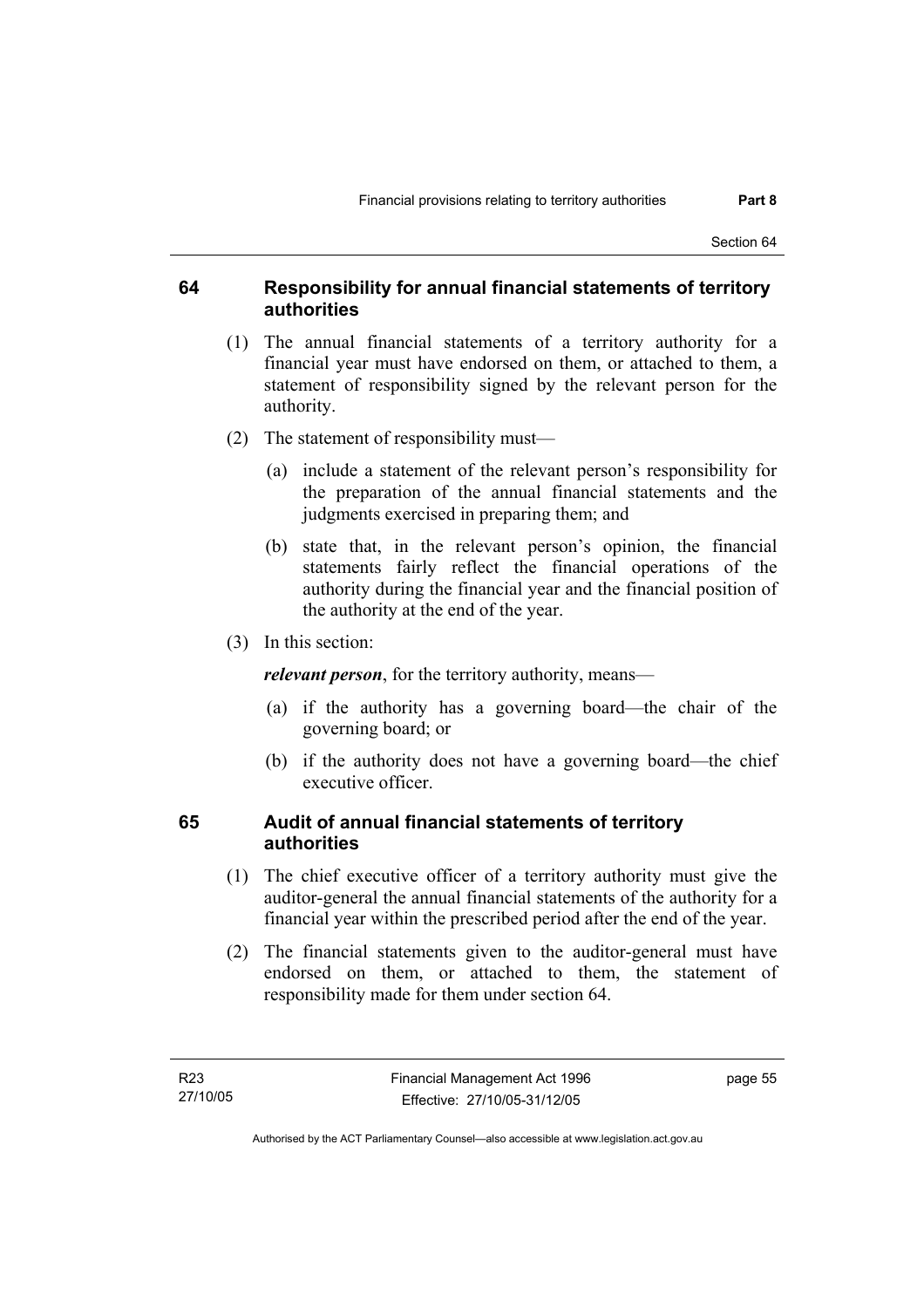## 64 Responsibility for annual financial statements of territory authorities

(1) The annual financial statements of a territory authority for a financial year must have endorsed on them, or attached to them, a statement of responsibility signed by the relevant person for the authority.

(2) The statement of responsibility must—

(a) include a statement of the relevant person's responsibility for the preparation of the annual financial statements and the judgments exercised in preparing them; and

(b) state that, in the relevant person's opinion, the financial statements fairly reflect the financial operations of the authority during the financial year and the financial position of the authority at the end of the year.

(3) In this section:

***relevant person***, for the territory authority, means—

(a) if the authority has a governing board—the chair of the governing board; or

(b) if the authority does not have a governing board—the chief executive officer.

## 65 Audit of annual financial statements of territory authorities

(1) The chief executive officer of a territory authority must give the auditor-general the annual financial statements of the authority for a financial year within the prescribed period after the end of the year.

(2) The financial statements given to the auditor-general must have endorsed on them, or attached to them, the statement of responsibility made for them under section 64.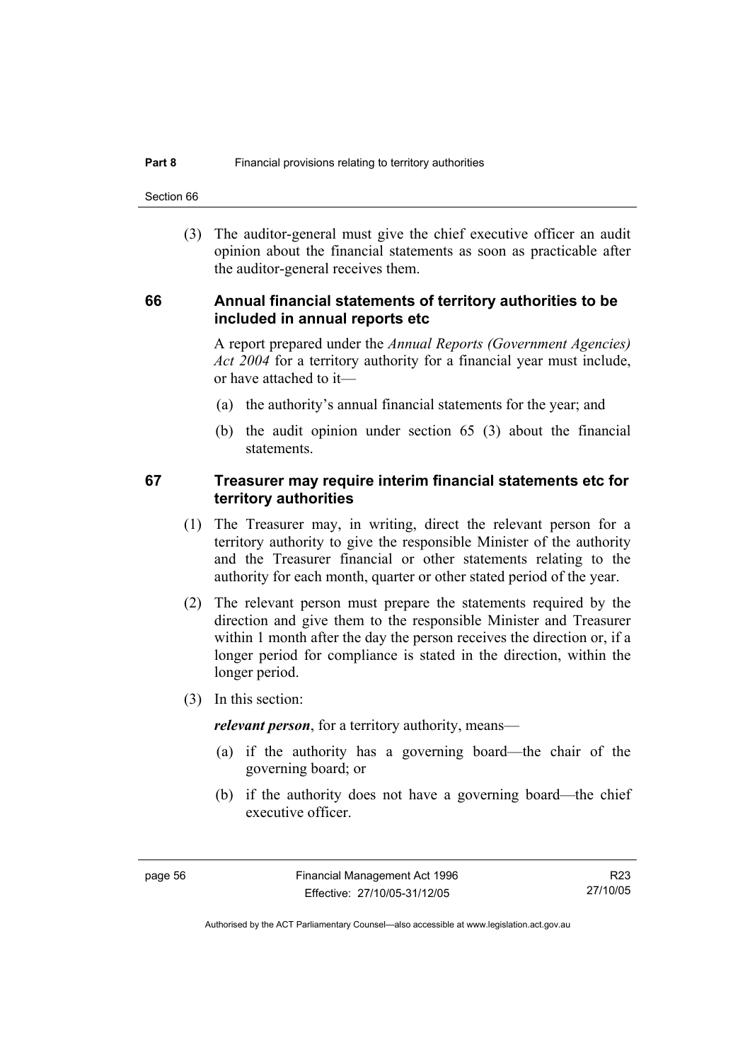(3) The auditor-general must give the chief executive officer an audit opinion about the financial statements as soon as practicable after the auditor-general receives them.

## 66 Annual financial statements of territory authorities to be included in annual reports etc

A report prepared under the *Annual Reports (Government Agencies) Act 2004* for a territory authority for a financial year must include, or have attached to it—

(a) the authority's annual financial statements for the year; and

(b) the audit opinion under section 65 (3) about the financial statements.

## 67 Treasurer may require interim financial statements etc for territory authorities

(1) The Treasurer may, in writing, direct the relevant person for a territory authority to give the responsible Minister of the authority and the Treasurer financial or other statements relating to the authority for each month, quarter or other stated period of the year.

(2) The relevant person must prepare the statements required by the direction and give them to the responsible Minister and Treasurer within 1 month after the day the person receives the direction or, if a longer period for compliance is stated in the direction, within the longer period.

(3) In this section:

***relevant person***, for a territory authority, means—

(a) if the authority has a governing board—the chair of the governing board; or

(b) if the authority does not have a governing board—the chief executive officer.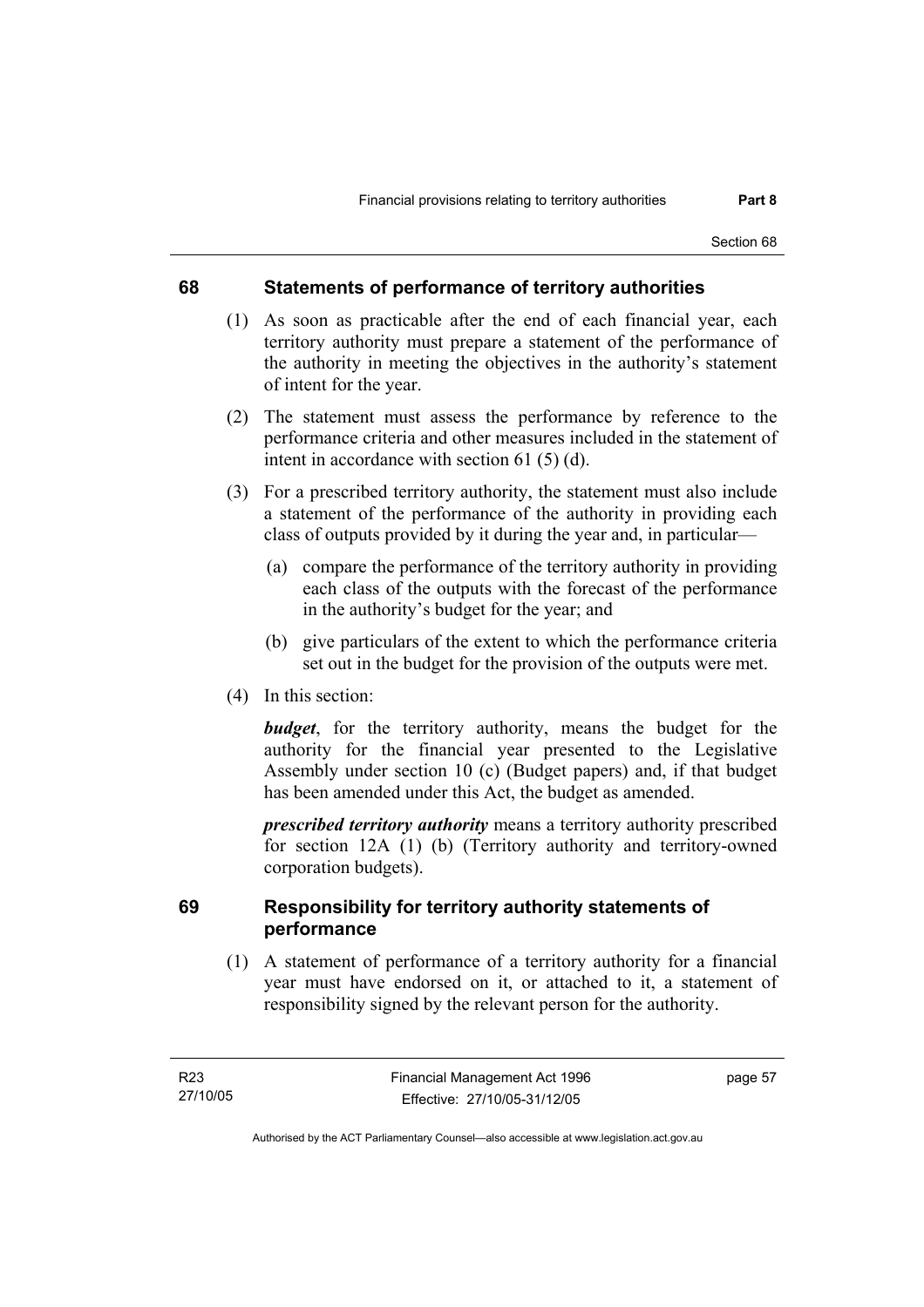## 68 Statements of performance of territory authorities

(1) As soon as practicable after the end of each financial year, each territory authority must prepare a statement of the performance of the authority in meeting the objectives in the authority's statement of intent for the year.

(2) The statement must assess the performance by reference to the performance criteria and other measures included in the statement of intent in accordance with section 61 (5) (d).

(3) For a prescribed territory authority, the statement must also include a statement of the performance of the authority in providing each class of outputs provided by it during the year and, in particular—

- (a) compare the performance of the territory authority in providing each class of the outputs with the forecast of the performance in the authority's budget for the year; and
- (b) give particulars of the extent to which the performance criteria set out in the budget for the provision of the outputs were met.

(4) In this section:

***budget***, for the territory authority, means the budget for the authority for the financial year presented to the Legislative Assembly under section 10 (c) (Budget papers) and, if that budget has been amended under this Act, the budget as amended.

***prescribed territory authority*** means a territory authority prescribed for section 12A (1) (b) (Territory authority and territory-owned corporation budgets).

## 69 Responsibility for territory authority statements of performance

(1) A statement of performance of a territory authority for a financial year must have endorsed on it, or attached to it, a statement of responsibility signed by the relevant person for the authority.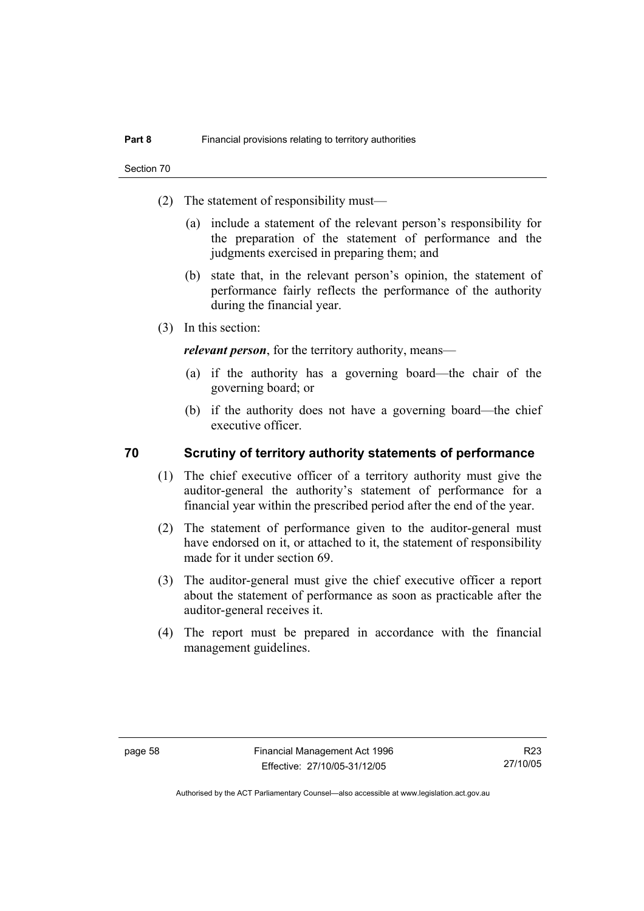(2) The statement of responsibility must—

(a) include a statement of the relevant person's responsibility for the preparation of the statement of performance and the judgments exercised in preparing them; and

(b) state that, in the relevant person's opinion, the statement of performance fairly reflects the performance of the authority during the financial year.

(3) In this section:

***relevant person***, for the territory authority, means—

(a) if the authority has a governing board—the chair of the governing board; or

(b) if the authority does not have a governing board—the chief executive officer.

## 70 Scrutiny of territory authority statements of performance

(1) The chief executive officer of a territory authority must give the auditor-general the authority's statement of performance for a financial year within the prescribed period after the end of the year.

(2) The statement of performance given to the auditor-general must have endorsed on it, or attached to it, the statement of responsibility made for it under section 69.

(3) The auditor-general must give the chief executive officer a report about the statement of performance as soon as practicable after the auditor-general receives it.

(4) The report must be prepared in accordance with the financial management guidelines.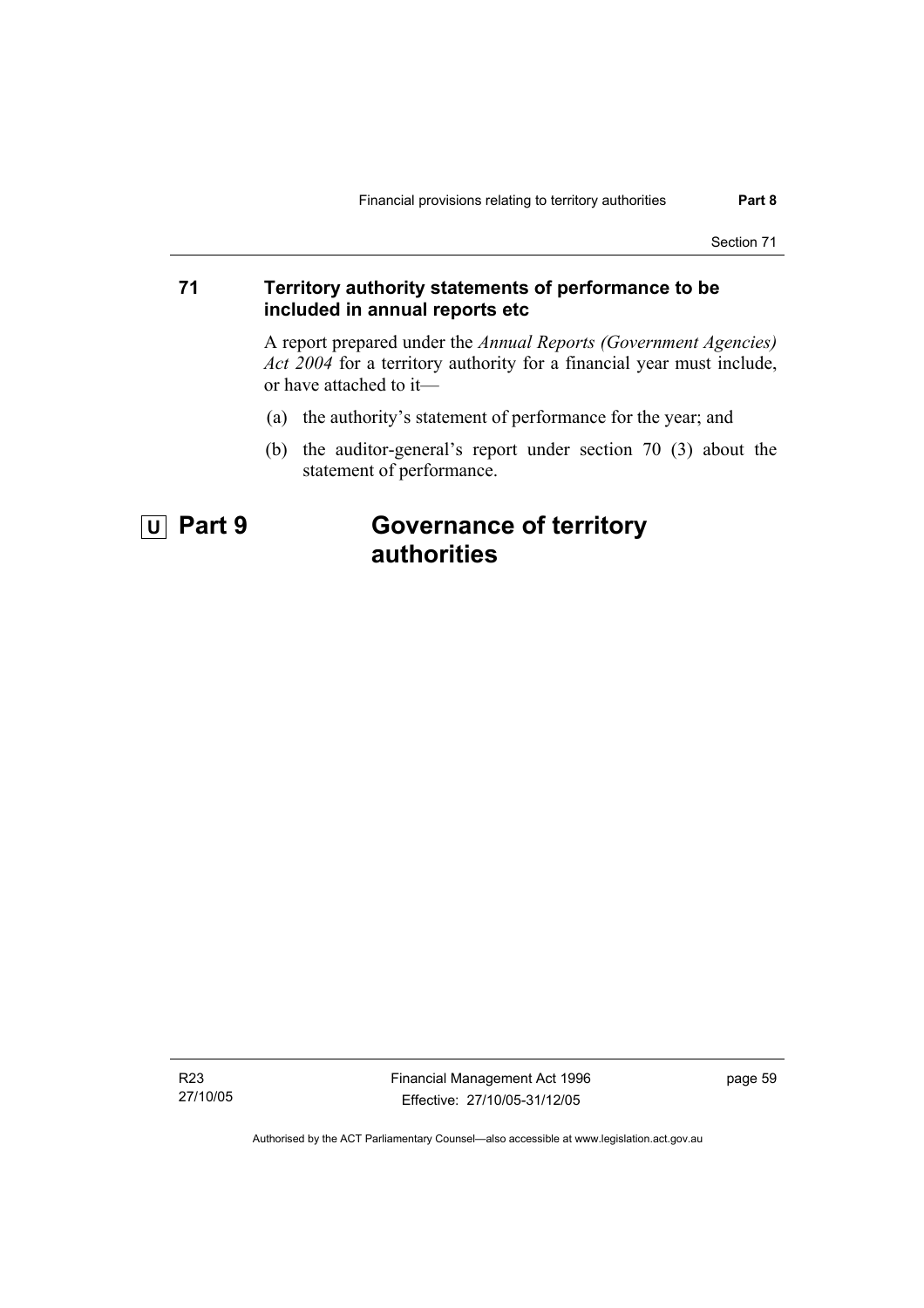### 71 Territory authority statements of performance to be included in annual reports etc

A report prepared under the *Annual Reports (Government Agencies) Act 2004* for a territory authority for a financial year must include, or have attached to it—

(a) the authority's statement of performance for the year; and

(b) the auditor-general's report under section 70 (3) about the statement of performance.

# U Part 9 Governance of territory authorities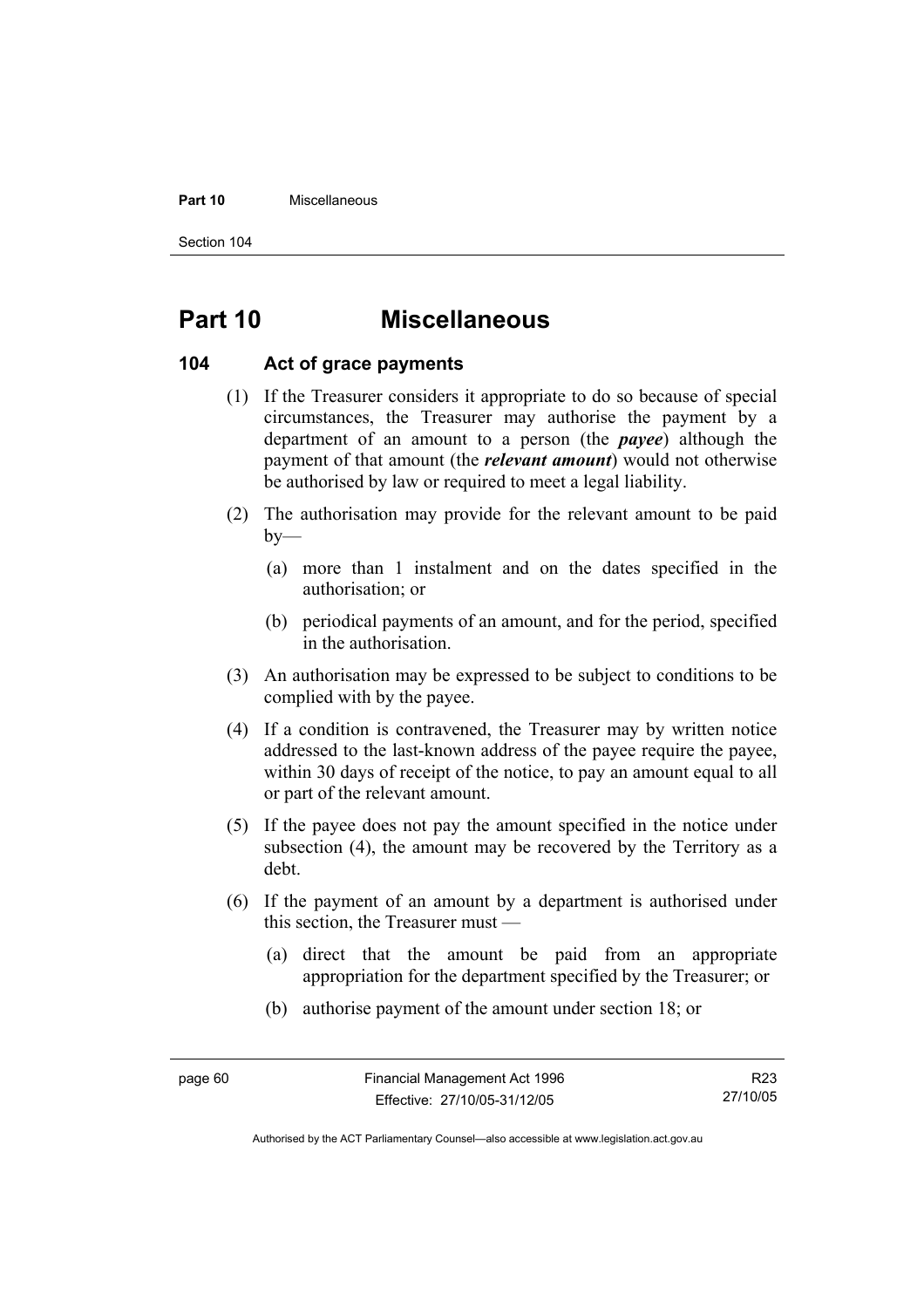# Part 10 Miscellaneous

## 104 Act of grace payments

(1) If the Treasurer considers it appropriate to do so because of special circumstances, the Treasurer may authorise the payment by a department of an amount to a person (the ***payee***) although the payment of that amount (the ***relevant amount***) would not otherwise be authorised by law or required to meet a legal liability.

(2) The authorisation may provide for the relevant amount to be paid by—

(a) more than 1 instalment and on the dates specified in the authorisation; or

(b) periodical payments of an amount, and for the period, specified in the authorisation.

(3) An authorisation may be expressed to be subject to conditions to be complied with by the payee.

(4) If a condition is contravened, the Treasurer may by written notice addressed to the last-known address of the payee require the payee, within 30 days of receipt of the notice, to pay an amount equal to all or part of the relevant amount.

(5) If the payee does not pay the amount specified in the notice under subsection (4), the amount may be recovered by the Territory as a debt.

(6) If the payment of an amount by a department is authorised under this section, the Treasurer must —

(a) direct that the amount be paid from an appropriate appropriation for the department specified by the Treasurer; or

(b) authorise payment of the amount under section 18; or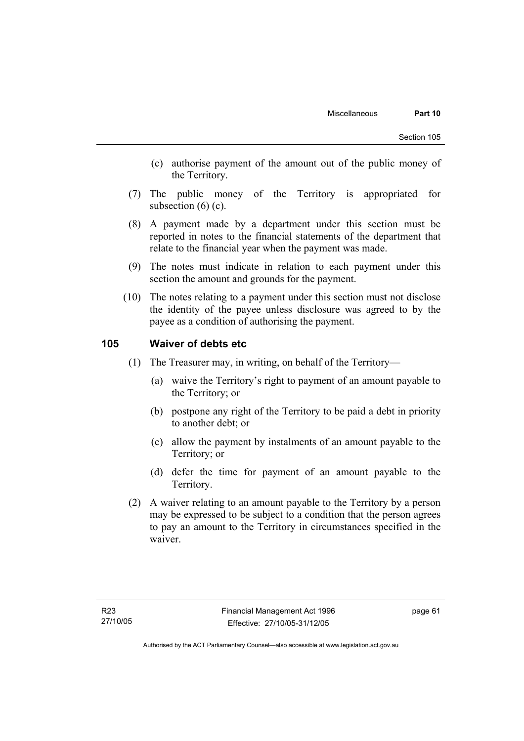(c) authorise payment of the amount out of the public money of the Territory.

(7) The public money of the Territory is appropriated for subsection (6) (c).

(8) A payment made by a department under this section must be reported in notes to the financial statements of the department that relate to the financial year when the payment was made.

(9) The notes must indicate in relation to each payment under this section the amount and grounds for the payment.

(10) The notes relating to a payment under this section must not disclose the identity of the payee unless disclosure was agreed to by the payee as a condition of authorising the payment.

## 105 Waiver of debts etc

(1) The Treasurer may, in writing, on behalf of the Territory—

(a) waive the Territory's right to payment of an amount payable to the Territory; or

(b) postpone any right of the Territory to be paid a debt in priority to another debt; or

(c) allow the payment by instalments of an amount payable to the Territory; or

(d) defer the time for payment of an amount payable to the Territory.

(2) A waiver relating to an amount payable to the Territory by a person may be expressed to be subject to a condition that the person agrees to pay an amount to the Territory in circumstances specified in the waiver.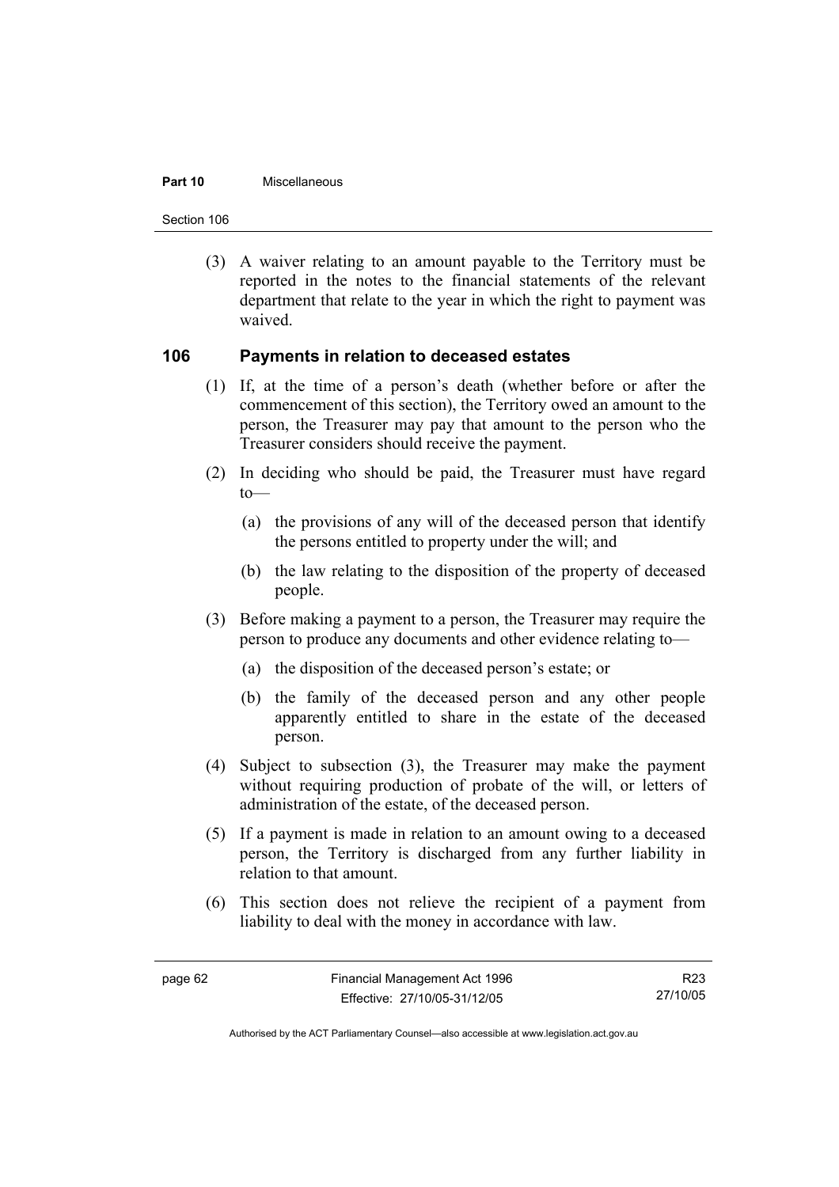(3) A waiver relating to an amount payable to the Territory must be reported in the notes to the financial statements of the relevant department that relate to the year in which the right to payment was waived.

## 106 Payments in relation to deceased estates

(1) If, at the time of a person's death (whether before or after the commencement of this section), the Territory owed an amount to the person, the Treasurer may pay that amount to the person who the Treasurer considers should receive the payment.

(2) In deciding who should be paid, the Treasurer must have regard to—

(a) the provisions of any will of the deceased person that identify the persons entitled to property under the will; and

(b) the law relating to the disposition of the property of deceased people.

(3) Before making a payment to a person, the Treasurer may require the person to produce any documents and other evidence relating to—

(a) the disposition of the deceased person's estate; or

(b) the family of the deceased person and any other people apparently entitled to share in the estate of the deceased person.

(4) Subject to subsection (3), the Treasurer may make the payment without requiring production of probate of the will, or letters of administration of the estate, of the deceased person.

(5) If a payment is made in relation to an amount owing to a deceased person, the Territory is discharged from any further liability in relation to that amount.

(6) This section does not relieve the recipient of a payment from liability to deal with the money in accordance with law.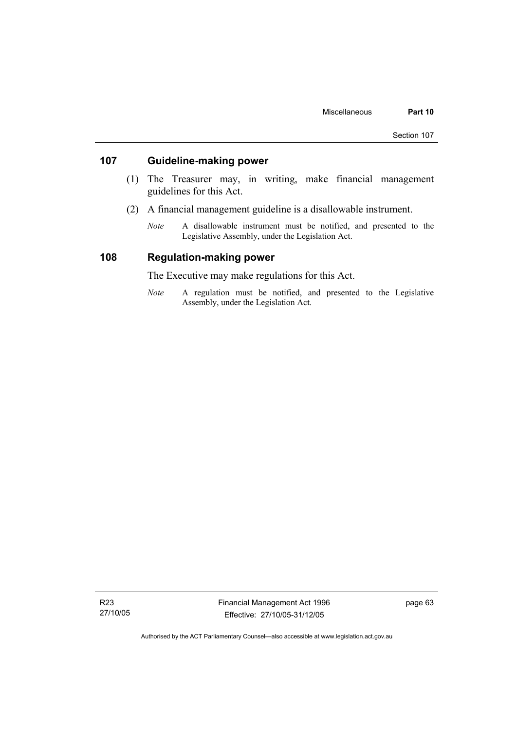## 107 Guideline-making power

(1) The Treasurer may, in writing, make financial management guidelines for this Act.

(2) A financial management guideline is a disallowable instrument.

*Note* A disallowable instrument must be notified, and presented to the Legislative Assembly, under the Legislation Act.

## 108 Regulation-making power

The Executive may make regulations for this Act.

*Note* A regulation must be notified, and presented to the Legislative Assembly, under the Legislation Act.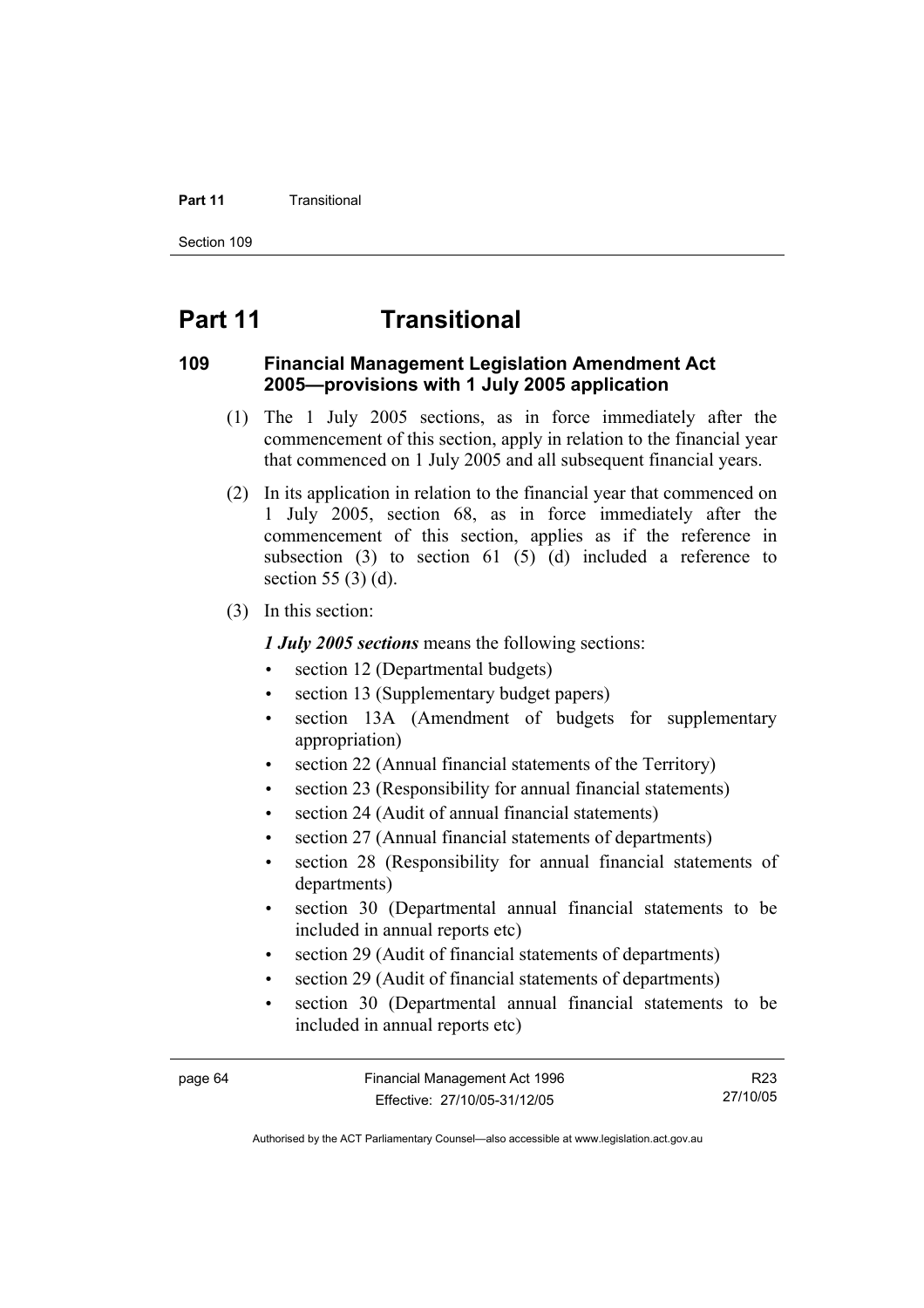# Part 11 Transitional

## 109 Financial Management Legislation Amendment Act 2005—provisions with 1 July 2005 application

(1) The 1 July 2005 sections, as in force immediately after the commencement of this section, apply in relation to the financial year that commenced on 1 July 2005 and all subsequent financial years.

(2) In its application in relation to the financial year that commenced on 1 July 2005, section 68, as in force immediately after the commencement of this section, applies as if the reference in subsection (3) to section 61 (5) (d) included a reference to section 55 (3) (d).

(3) In this section:

***1 July 2005 sections*** means the following sections:

- section 12 (Departmental budgets)
- section 13 (Supplementary budget papers)
- section 13A (Amendment of budgets for supplementary appropriation)
- section 22 (Annual financial statements of the Territory)
- section 23 (Responsibility for annual financial statements)
- section 24 (Audit of annual financial statements)
- section 27 (Annual financial statements of departments)
- section 28 (Responsibility for annual financial statements of departments)
- section 30 (Departmental annual financial statements to be included in annual reports etc)
- section 29 (Audit of financial statements of departments)
- section 29 (Audit of financial statements of departments)
- section 30 (Departmental annual financial statements to be included in annual reports etc)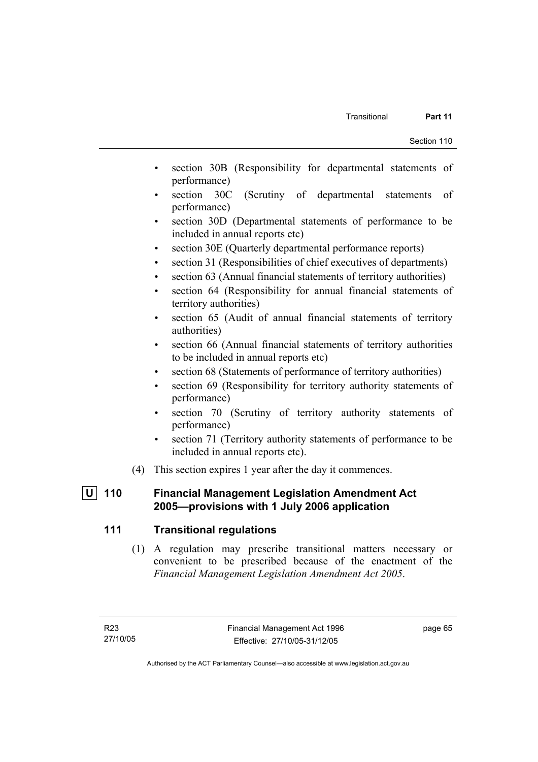- section 30B (Responsibility for departmental statements of performance)
- section 30C (Scrutiny of departmental statements of performance)
- section 30D (Departmental statements of performance to be included in annual reports etc)
- section 30E (Quarterly departmental performance reports)
- section 31 (Responsibilities of chief executives of departments)
- section 63 (Annual financial statements of territory authorities)
- section 64 (Responsibility for annual financial statements of territory authorities)
- section 65 (Audit of annual financial statements of territory authorities)
- section 66 (Annual financial statements of territory authorities to be included in annual reports etc)
- section 68 (Statements of performance of territory authorities)
- section 69 (Responsibility for territory authority statements of performance)
- section 70 (Scrutiny of territory authority statements of performance)
- section 71 (Territory authority statements of performance to be included in annual reports etc).

(4) This section expires 1 year after the day it commences.

### U 110 Financial Management Legislation Amendment Act 2005—provisions with 1 July 2006 application

### 111 Transitional regulations

(1) A regulation may prescribe transitional matters necessary or convenient to be prescribed because of the enactment of the *Financial Management Legislation Amendment Act 2005*.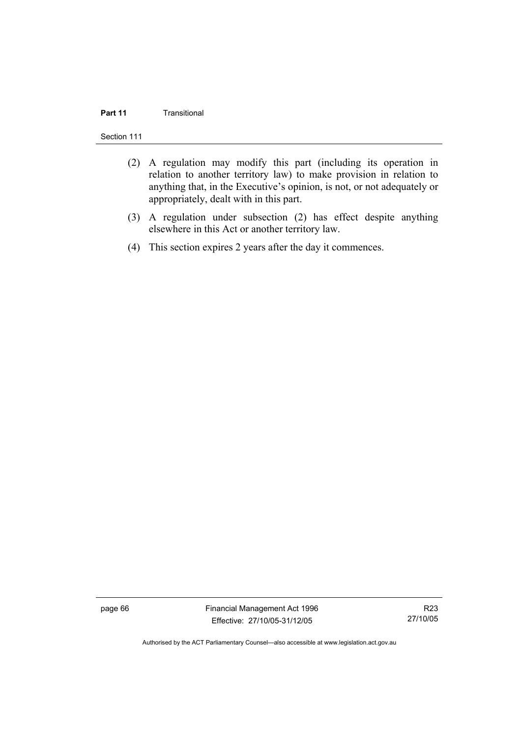(2) A regulation may modify this part (including its operation in relation to another territory law) to make provision in relation to anything that, in the Executive's opinion, is not, or not adequately or appropriately, dealt with in this part.

(3) A regulation under subsection (2) has effect despite anything elsewhere in this Act or another territory law.

(4) This section expires 2 years after the day it commences.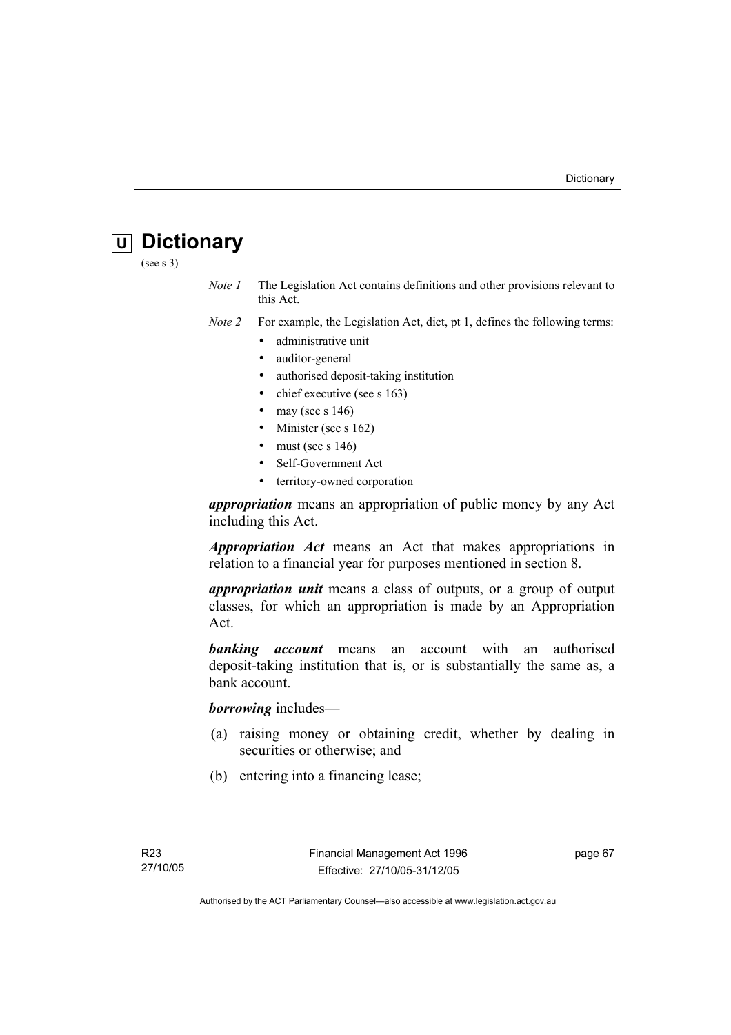# U Dictionary

(see s 3)

*Note 1* The Legislation Act contains definitions and other provisions relevant to this Act.

*Note 2* For example, the Legislation Act, dict, pt 1, defines the following terms:

- administrative unit
- auditor-general
- authorised deposit-taking institution
- chief executive (see s 163)
- may (see s 146)
- Minister (see s 162)
- must (see s 146)
- Self-Government Act
- territory-owned corporation

***appropriation*** means an appropriation of public money by any Act including this Act.

***Appropriation Act*** means an Act that makes appropriations in relation to a financial year for purposes mentioned in section 8.

***appropriation unit*** means a class of outputs, or a group of output classes, for which an appropriation is made by an Appropriation Act.

***banking account*** means an account with an authorised deposit-taking institution that is, or is substantially the same as, a bank account.

***borrowing*** includes—

(a) raising money or obtaining credit, whether by dealing in securities or otherwise; and

(b) entering into a financing lease;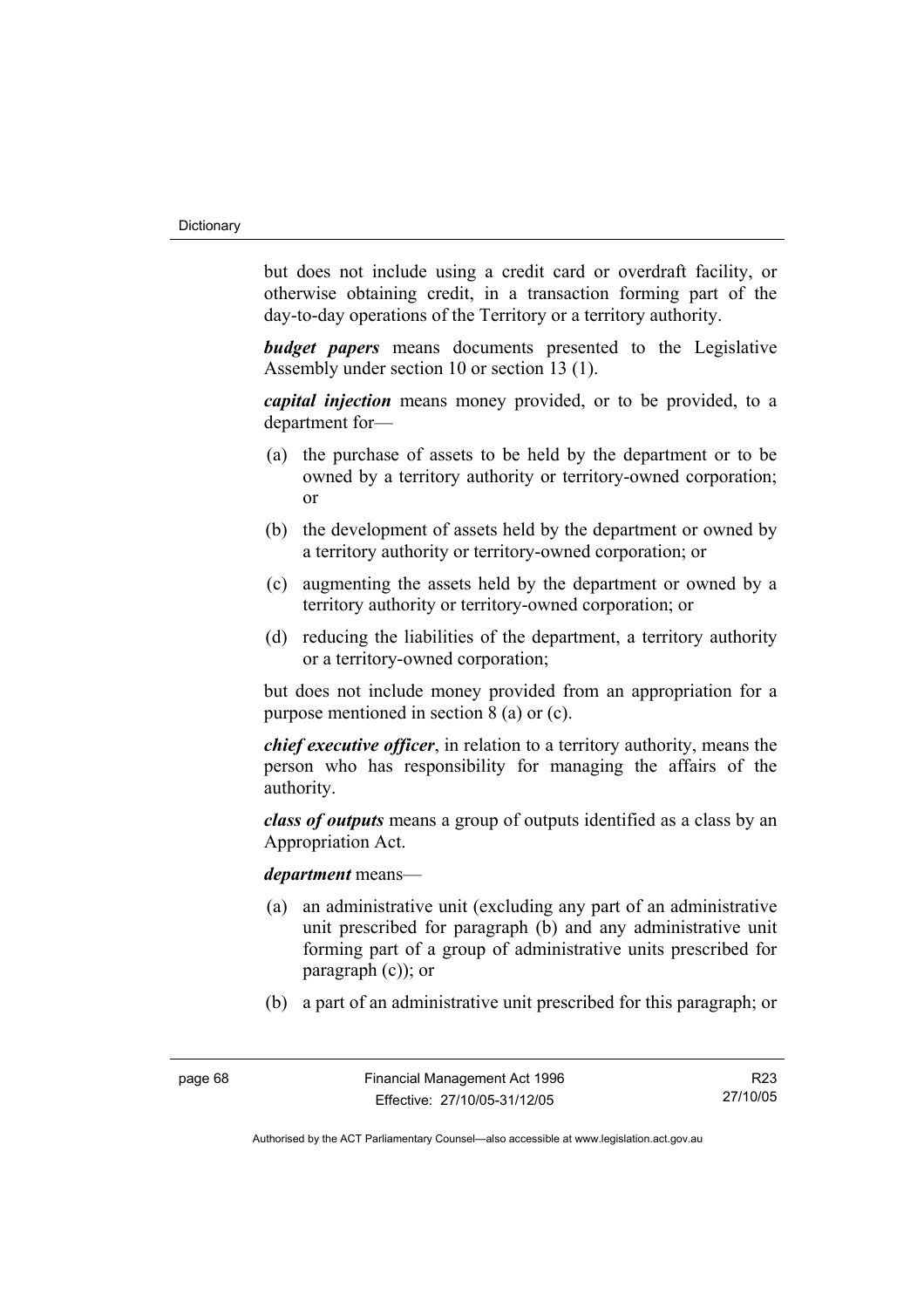but does not include using a credit card or overdraft facility, or otherwise obtaining credit, in a transaction forming part of the day-to-day operations of the Territory or a territory authority.

***budget papers*** means documents presented to the Legislative Assembly under section 10 or section 13 (1).

***capital injection*** means money provided, or to be provided, to a department for—

(a) the purchase of assets to be held by the department or to be owned by a territory authority or territory-owned corporation; or

(b) the development of assets held by the department or owned by a territory authority or territory-owned corporation; or

(c) augmenting the assets held by the department or owned by a territory authority or territory-owned corporation; or

(d) reducing the liabilities of the department, a territory authority or a territory-owned corporation;

but does not include money provided from an appropriation for a purpose mentioned in section 8 (a) or (c).

***chief executive officer***, in relation to a territory authority, means the person who has responsibility for managing the affairs of the authority.

***class of outputs*** means a group of outputs identified as a class by an Appropriation Act.

***department*** means—

(a) an administrative unit (excluding any part of an administrative unit prescribed for paragraph (b) and any administrative unit forming part of a group of administrative units prescribed for paragraph (c)); or

(b) a part of an administrative unit prescribed for this paragraph; or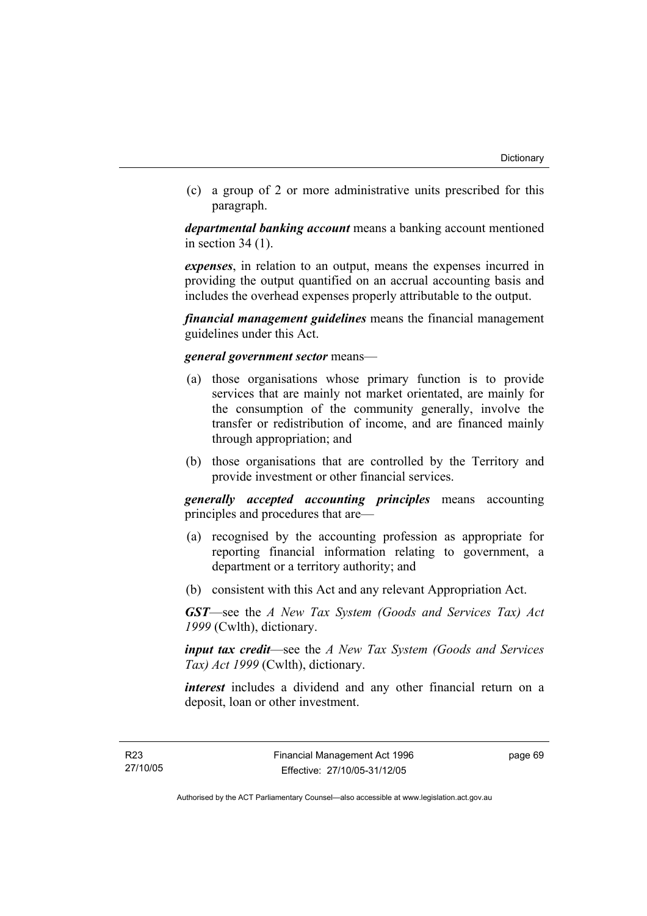(c) a group of 2 or more administrative units prescribed for this paragraph.

***departmental banking account*** means a banking account mentioned in section 34 (1).

***expenses***, in relation to an output, means the expenses incurred in providing the output quantified on an accrual accounting basis and includes the overhead expenses properly attributable to the output.

***financial management guidelines*** means the financial management guidelines under this Act.

***general government sector*** means—

(a) those organisations whose primary function is to provide services that are mainly not market orientated, are mainly for the consumption of the community generally, involve the transfer or redistribution of income, and are financed mainly through appropriation; and

(b) those organisations that are controlled by the Territory and provide investment or other financial services.

***generally accepted accounting principles*** means accounting principles and procedures that are—

(a) recognised by the accounting profession as appropriate for reporting financial information relating to government, a department or a territory authority; and

(b) consistent with this Act and any relevant Appropriation Act.

***GST***—see the *A New Tax System (Goods and Services Tax) Act 1999* (Cwlth), dictionary.

***input tax credit***—see the *A New Tax System (Goods and Services Tax) Act 1999* (Cwlth), dictionary.

***interest*** includes a dividend and any other financial return on a deposit, loan or other investment.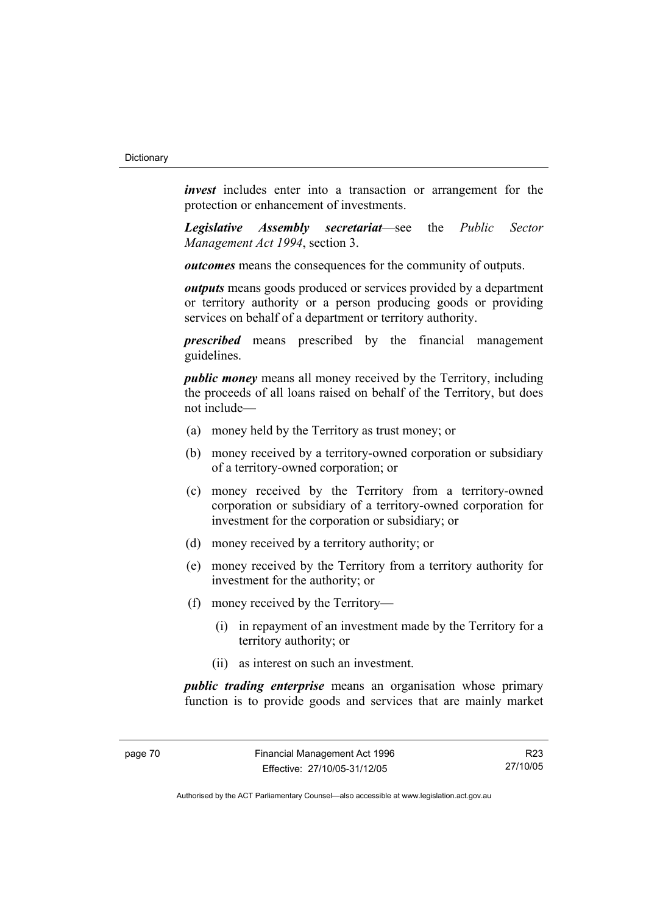***invest*** includes enter into a transaction or arrangement for the protection or enhancement of investments.

***Legislative Assembly secretariat***—see the *Public Sector Management Act 1994*, section 3.

***outcomes*** means the consequences for the community of outputs.

***outputs*** means goods produced or services provided by a department or territory authority or a person producing goods or providing services on behalf of a department or territory authority.

***prescribed*** means prescribed by the financial management guidelines.

***public money*** means all money received by the Territory, including the proceeds of all loans raised on behalf of the Territory, but does not include—

(a) money held by the Territory as trust money; or

(b) money received by a territory-owned corporation or subsidiary of a territory-owned corporation; or

(c) money received by the Territory from a territory-owned corporation or subsidiary of a territory-owned corporation for investment for the corporation or subsidiary; or

(d) money received by a territory authority; or

(e) money received by the Territory from a territory authority for investment for the authority; or

(f) money received by the Territory—

(i) in repayment of an investment made by the Territory for a territory authority; or

(ii) as interest on such an investment.

***public trading enterprise*** means an organisation whose primary function is to provide goods and services that are mainly market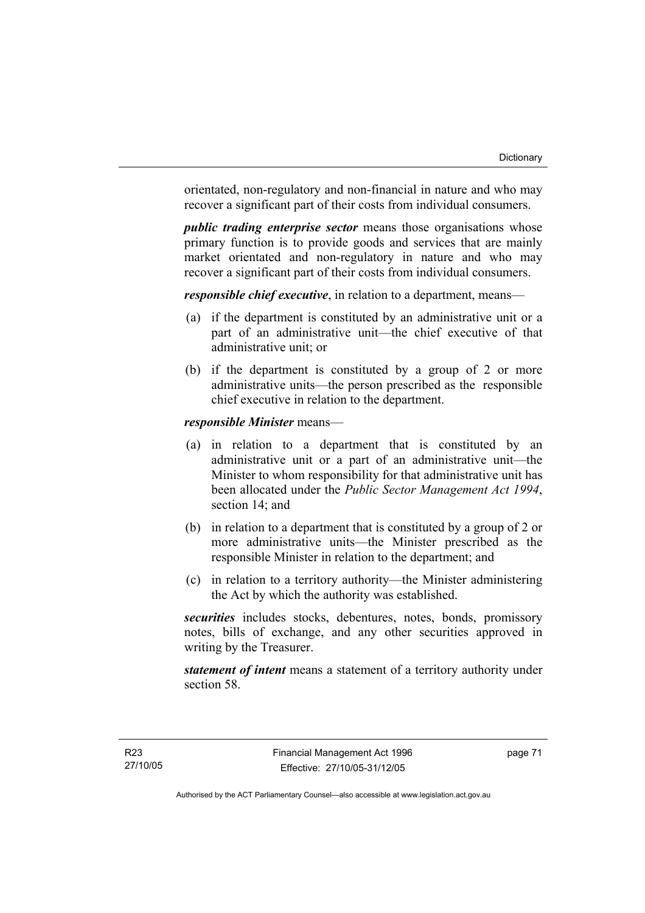orientated, non-regulatory and non-financial in nature and who may recover a significant part of their costs from individual consumers.

***public trading enterprise sector*** means those organisations whose primary function is to provide goods and services that are mainly market orientated and non-regulatory in nature and who may recover a significant part of their costs from individual consumers.

***responsible chief executive***, in relation to a department, means—

(a) if the department is constituted by an administrative unit or a part of an administrative unit—the chief executive of that administrative unit; or

(b) if the department is constituted by a group of 2 or more administrative units—the person prescribed as the responsible chief executive in relation to the department.

***responsible Minister*** means—

(a) in relation to a department that is constituted by an administrative unit or a part of an administrative unit—the Minister to whom responsibility for that administrative unit has been allocated under the *Public Sector Management Act 1994*, section 14; and

(b) in relation to a department that is constituted by a group of 2 or more administrative units—the Minister prescribed as the responsible Minister in relation to the department; and

(c) in relation to a territory authority—the Minister administering the Act by which the authority was established.

***securities*** includes stocks, debentures, notes, bonds, promissory notes, bills of exchange, and any other securities approved in writing by the Treasurer.

***statement of intent*** means a statement of a territory authority under section 58.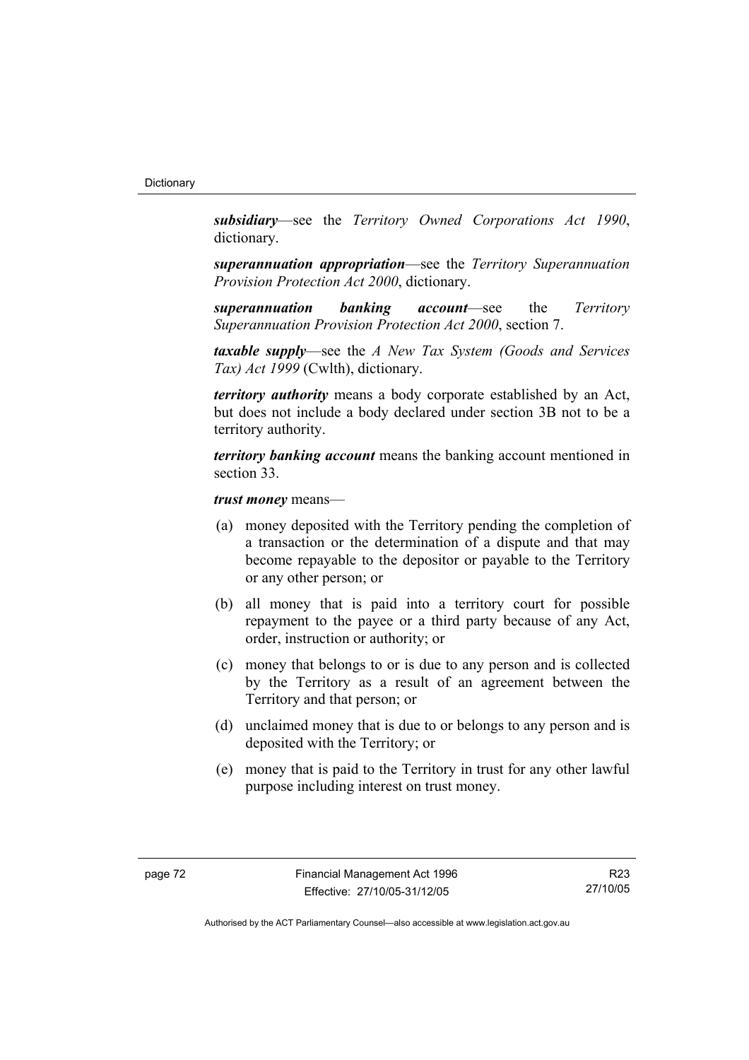***subsidiary***—see the *Territory Owned Corporations Act 1990*, dictionary.

***superannuation appropriation***—see the *Territory Superannuation Provision Protection Act 2000*, dictionary.

***superannuation banking account***—see the *Territory Superannuation Provision Protection Act 2000*, section 7.

***taxable supply***—see the *A New Tax System (Goods and Services Tax) Act 1999* (Cwlth), dictionary.

***territory authority*** means a body corporate established by an Act, but does not include a body declared under section 3B not to be a territory authority.

***territory banking account*** means the banking account mentioned in section 33.

***trust money*** means—

(a) money deposited with the Territory pending the completion of a transaction or the determination of a dispute and that may become repayable to the depositor or payable to the Territory or any other person; or

(b) all money that is paid into a territory court for possible repayment to the payee or a third party because of any Act, order, instruction or authority; or

(c) money that belongs to or is due to any person and is collected by the Territory as a result of an agreement between the Territory and that person; or

(d) unclaimed money that is due to or belongs to any person and is deposited with the Territory; or

(e) money that is paid to the Territory in trust for any other lawful purpose including interest on trust money.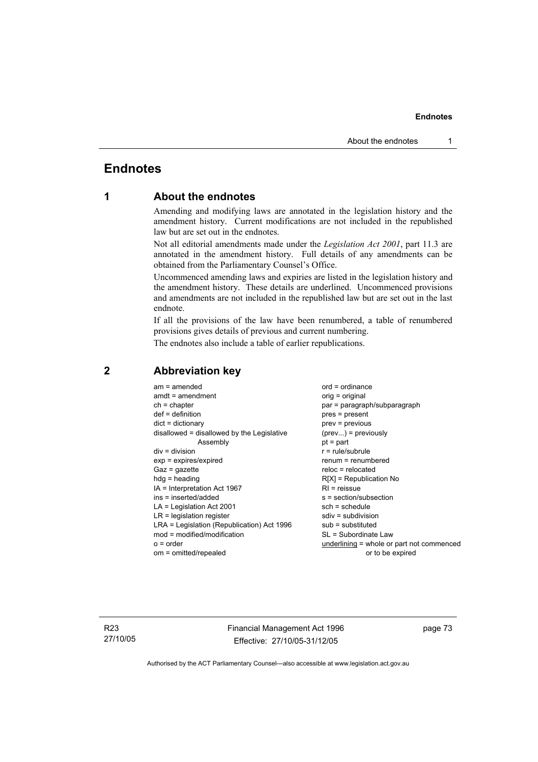# Endnotes

## 1 About the endnotes

Amending and modifying laws are annotated in the legislation history and the amendment history. Current modifications are not included in the republished law but are set out in the endnotes.

Not all editorial amendments made under the *Legislation Act 2001*, part 11.3 are annotated in the amendment history. Full details of any amendments can be obtained from the Parliamentary Counsel's Office.

Uncommenced amending laws and expiries are listed in the legislation history and the amendment history. These details are underlined. Uncommenced provisions and amendments are not included in the republished law but are set out in the last endnote.

If all the provisions of the law have been renumbered, a table of renumbered provisions gives details of previous and current numbering.

The endnotes also include a table of earlier republications.

## 2 Abbreviation key

am = amended
amdt = amendment
ch = chapter
def = definition
dict = dictionary
disallowed = disallowed by the Legislative Assembly
div = division
exp = expires/expired
Gaz = gazette
hdg = heading
IA = Interpretation Act 1967
ins = inserted/added
LA = Legislation Act 2001
LR = legislation register
LRA = Legislation (Republication) Act 1996
mod = modified/modification
o = order
om = omitted/repealed
ord = ordinance
orig = original
par = paragraph/subparagraph
pres = present
prev = previous
(prev...) = previously
pt = part
r = rule/subrule
renum = renumbered
reloc = relocated
R[X] = Republication No
RI = reissue
s = section/subsection
sch = schedule
sdiv = subdivision
sub = substituted
SL = Subordinate Law
underlining = whole or part not commenced or to be expired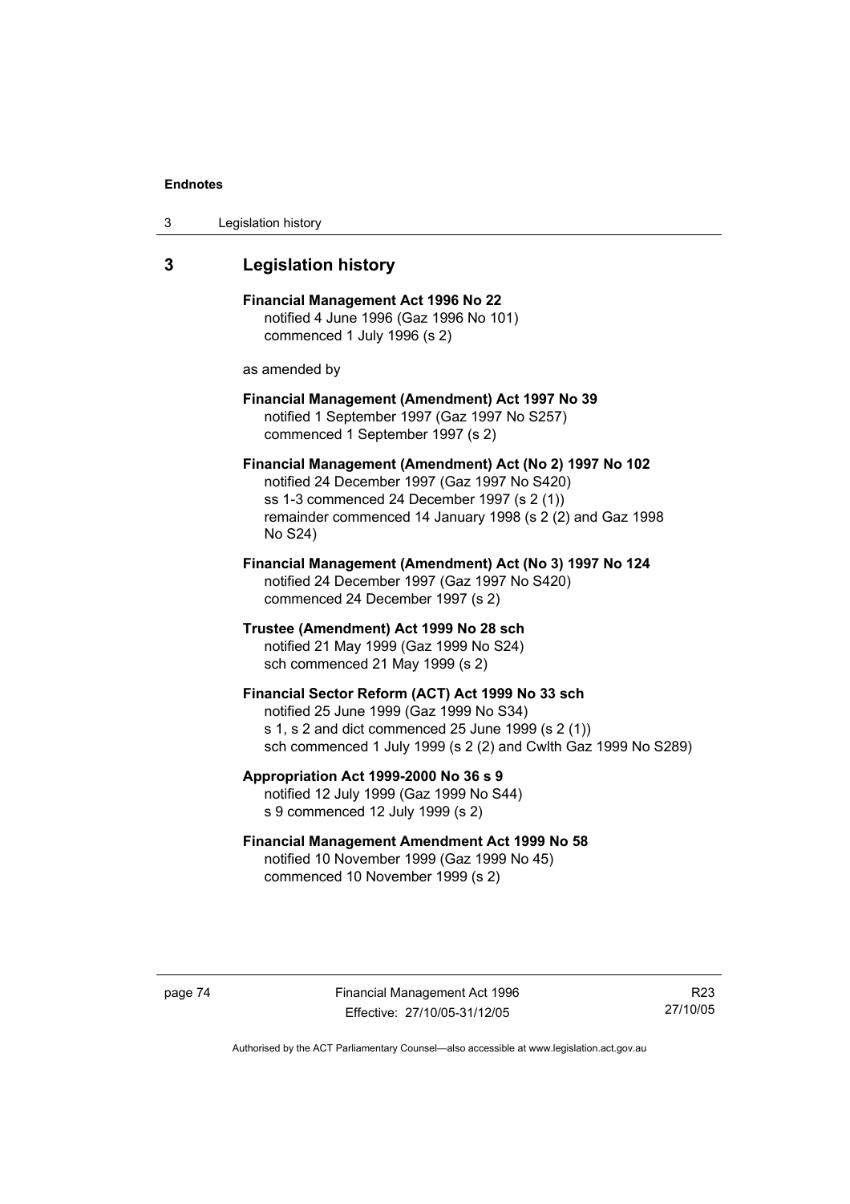## 3 Legislation history

**Financial Management Act 1996 No 22**
notified 4 June 1996 (Gaz 1996 No 101)
commenced 1 July 1996 (s 2)

as amended by

**Financial Management (Amendment) Act 1997 No 39**
notified 1 September 1997 (Gaz 1997 No S257)
commenced 1 September 1997 (s 2)

**Financial Management (Amendment) Act (No 2) 1997 No 102**
notified 24 December 1997 (Gaz 1997 No S420)
ss 1-3 commenced 24 December 1997 (s 2 (1))
remainder commenced 14 January 1998 (s 2 (2) and Gaz 1998 No S24)

**Financial Management (Amendment) Act (No 3) 1997 No 124**
notified 24 December 1997 (Gaz 1997 No S420)
commenced 24 December 1997 (s 2)

**Trustee (Amendment) Act 1999 No 28 sch**
notified 21 May 1999 (Gaz 1999 No S24)
sch commenced 21 May 1999 (s 2)

**Financial Sector Reform (ACT) Act 1999 No 33 sch**
notified 25 June 1999 (Gaz 1999 No S34)
s 1, s 2 and dict commenced 25 June 1999 (s 2 (1))
sch commenced 1 July 1999 (s 2 (2) and Cwlth Gaz 1999 No S289)

**Appropriation Act 1999-2000 No 36 s 9**
notified 12 July 1999 (Gaz 1999 No S44)
s 9 commenced 12 July 1999 (s 2)

**Financial Management Amendment Act 1999 No 58**
notified 10 November 1999 (Gaz 1999 No 45)
commenced 10 November 1999 (s 2)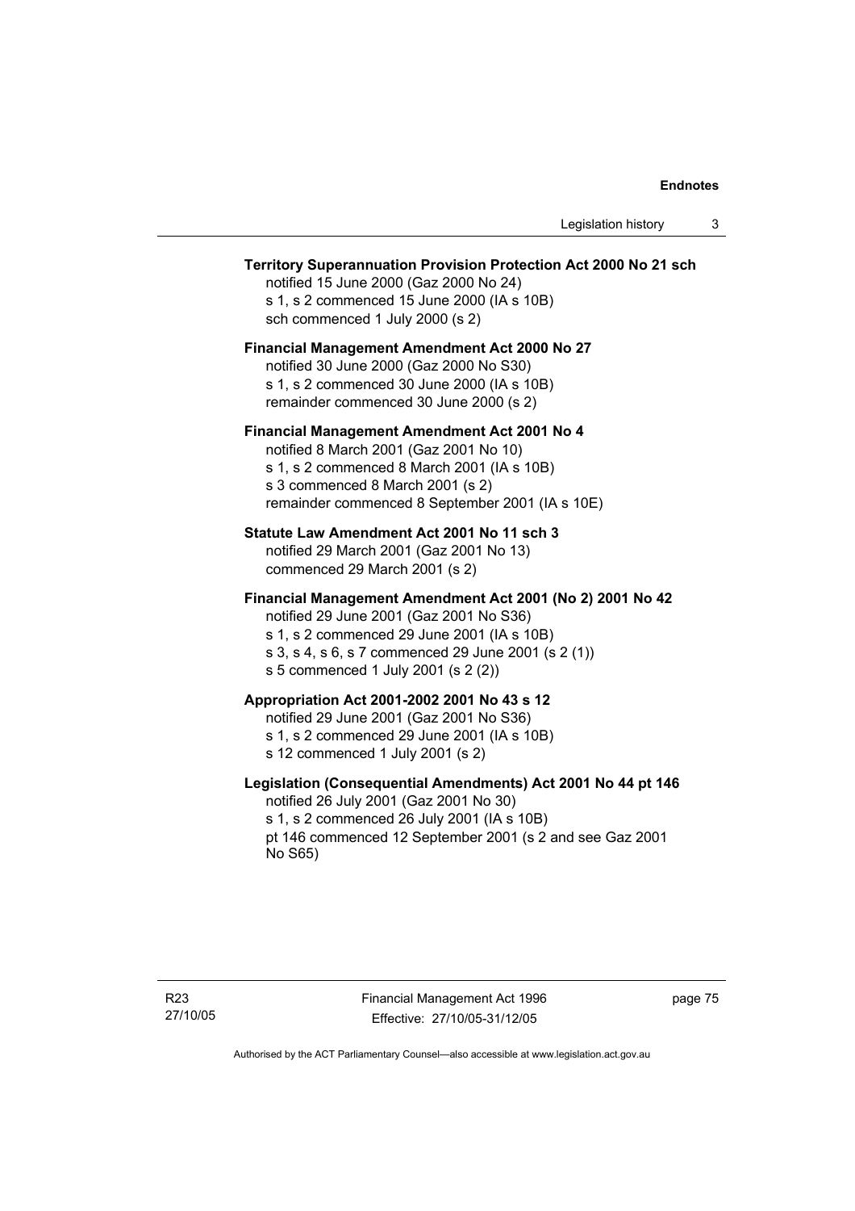**Territory Superannuation Provision Protection Act 2000 No 21 sch**
notified 15 June 2000 (Gaz 2000 No 24)
s 1, s 2 commenced 15 June 2000 (IA s 10B)
sch commenced 1 July 2000 (s 2)

**Financial Management Amendment Act 2000 No 27**
notified 30 June 2000 (Gaz 2000 No S30)
s 1, s 2 commenced 30 June 2000 (IA s 10B)
remainder commenced 30 June 2000 (s 2)

**Financial Management Amendment Act 2001 No 4**
notified 8 March 2001 (Gaz 2001 No 10)
s 1, s 2 commenced 8 March 2001 (IA s 10B)
s 3 commenced 8 March 2001 (s 2)
remainder commenced 8 September 2001 (IA s 10E)

**Statute Law Amendment Act 2001 No 11 sch 3**
notified 29 March 2001 (Gaz 2001 No 13)
commenced 29 March 2001 (s 2)

**Financial Management Amendment Act 2001 (No 2) 2001 No 42**
notified 29 June 2001 (Gaz 2001 No S36)
s 1, s 2 commenced 29 June 2001 (IA s 10B)
s 3, s 4, s 6, s 7 commenced 29 June 2001 (s 2 (1))
s 5 commenced 1 July 2001 (s 2 (2))

**Appropriation Act 2001-2002 2001 No 43 s 12**
notified 29 June 2001 (Gaz 2001 No S36)
s 1, s 2 commenced 29 June 2001 (IA s 10B)
s 12 commenced 1 July 2001 (s 2)

**Legislation (Consequential Amendments) Act 2001 No 44 pt 146**
notified 26 July 2001 (Gaz 2001 No 30)
s 1, s 2 commenced 26 July 2001 (IA s 10B)
pt 146 commenced 12 September 2001 (s 2 and see Gaz 2001 No S65)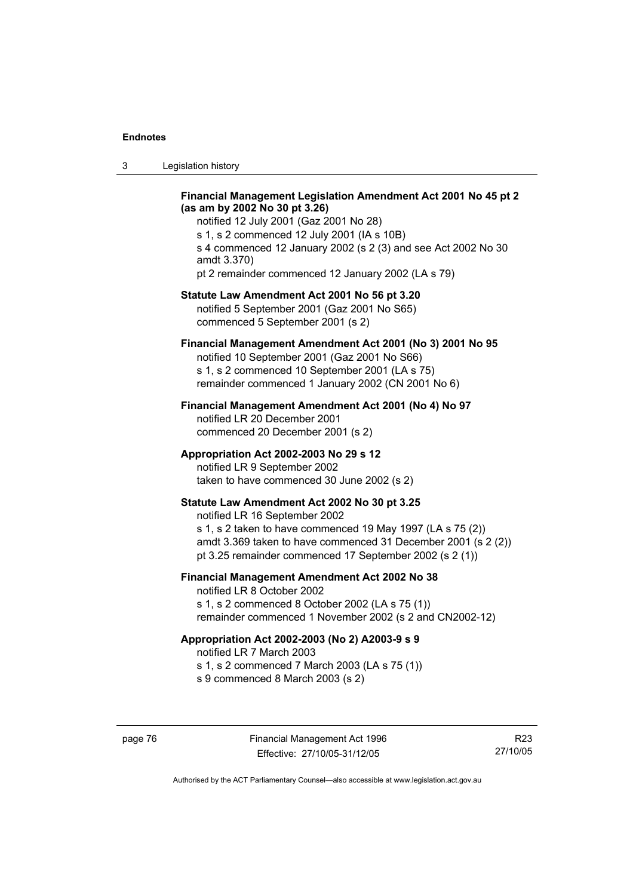**Financial Management Legislation Amendment Act 2001 No 45 pt 2 (as am by 2002 No 30 pt 3.26)**

notified 12 July 2001 (Gaz 2001 No 28)
s 1, s 2 commenced 12 July 2001 (IA s 10B)
s 4 commenced 12 January 2002 (s 2 (3) and see Act 2002 No 30 amdt 3.370)
pt 2 remainder commenced 12 January 2002 (LA s 79)

**Statute Law Amendment Act 2001 No 56 pt 3.20**

notified 5 September 2001 (Gaz 2001 No S65)
commenced 5 September 2001 (s 2)

**Financial Management Amendment Act 2001 (No 3) 2001 No 95**

notified 10 September 2001 (Gaz 2001 No S66)
s 1, s 2 commenced 10 September 2001 (LA s 75)
remainder commenced 1 January 2002 (CN 2001 No 6)

**Financial Management Amendment Act 2001 (No 4) No 97**

notified LR 20 December 2001
commenced 20 December 2001 (s 2)

**Appropriation Act 2002-2003 No 29 s 12**

notified LR 9 September 2002
taken to have commenced 30 June 2002 (s 2)

**Statute Law Amendment Act 2002 No 30 pt 3.25**

notified LR 16 September 2002
s 1, s 2 taken to have commenced 19 May 1997 (LA s 75 (2))
amdt 3.369 taken to have commenced 31 December 2001 (s 2 (2))
pt 3.25 remainder commenced 17 September 2002 (s 2 (1))

**Financial Management Amendment Act 2002 No 38**

notified LR 8 October 2002
s 1, s 2 commenced 8 October 2002 (LA s 75 (1))
remainder commenced 1 November 2002 (s 2 and CN2002-12)

**Appropriation Act 2002-2003 (No 2) A2003-9 s 9**

notified LR 7 March 2003
s 1, s 2 commenced 7 March 2003 (LA s 75 (1))
s 9 commenced 8 March 2003 (s 2)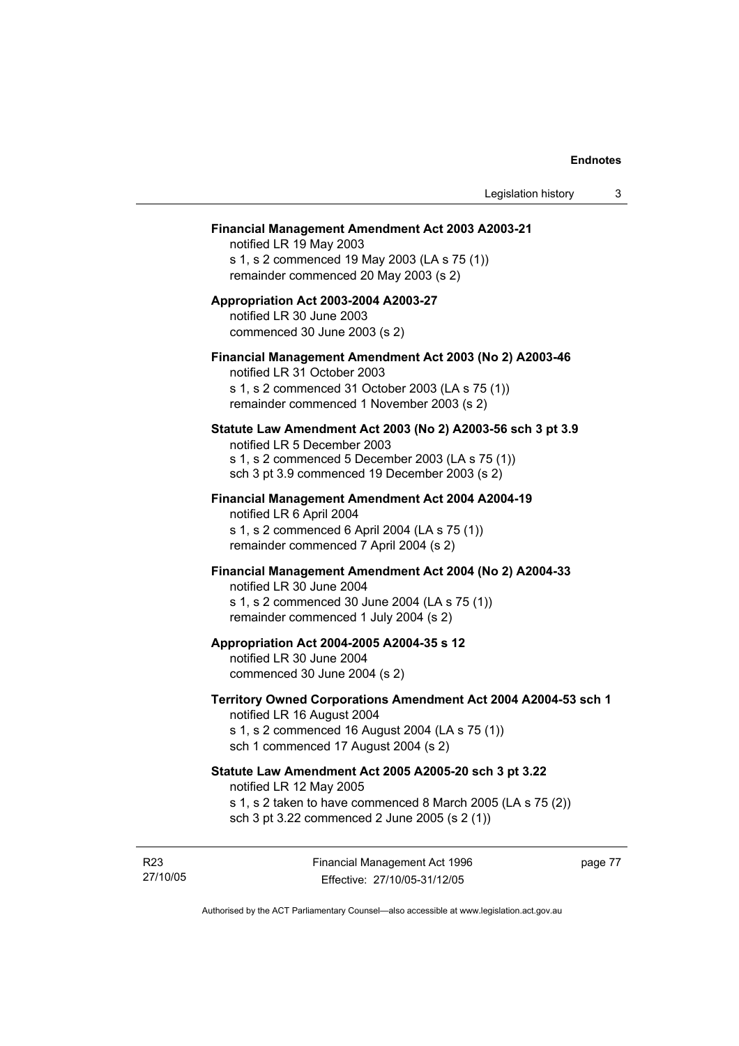**Financial Management Amendment Act 2003 A2003-21**
notified LR 19 May 2003
s 1, s 2 commenced 19 May 2003 (LA s 75 (1))
remainder commenced 20 May 2003 (s 2)

**Appropriation Act 2003-2004 A2003-27**
notified LR 30 June 2003
commenced 30 June 2003 (s 2)

**Financial Management Amendment Act 2003 (No 2) A2003-46**
notified LR 31 October 2003
s 1, s 2 commenced 31 October 2003 (LA s 75 (1))
remainder commenced 1 November 2003 (s 2)

**Statute Law Amendment Act 2003 (No 2) A2003-56 sch 3 pt 3.9**
notified LR 5 December 2003
s 1, s 2 commenced 5 December 2003 (LA s 75 (1))
sch 3 pt 3.9 commenced 19 December 2003 (s 2)

**Financial Management Amendment Act 2004 A2004-19**
notified LR 6 April 2004
s 1, s 2 commenced 6 April 2004 (LA s 75 (1))
remainder commenced 7 April 2004 (s 2)

**Financial Management Amendment Act 2004 (No 2) A2004-33**
notified LR 30 June 2004
s 1, s 2 commenced 30 June 2004 (LA s 75 (1))
remainder commenced 1 July 2004 (s 2)

**Appropriation Act 2004-2005 A2004-35 s 12**
notified LR 30 June 2004
commenced 30 June 2004 (s 2)

**Territory Owned Corporations Amendment Act 2004 A2004-53 sch 1**
notified LR 16 August 2004
s 1, s 2 commenced 16 August 2004 (LA s 75 (1))
sch 1 commenced 17 August 2004 (s 2)

**Statute Law Amendment Act 2005 A2005-20 sch 3 pt 3.22**
notified LR 12 May 2005
s 1, s 2 taken to have commenced 8 March 2005 (LA s 75 (2))
sch 3 pt 3.22 commenced 2 June 2005 (s 2 (1))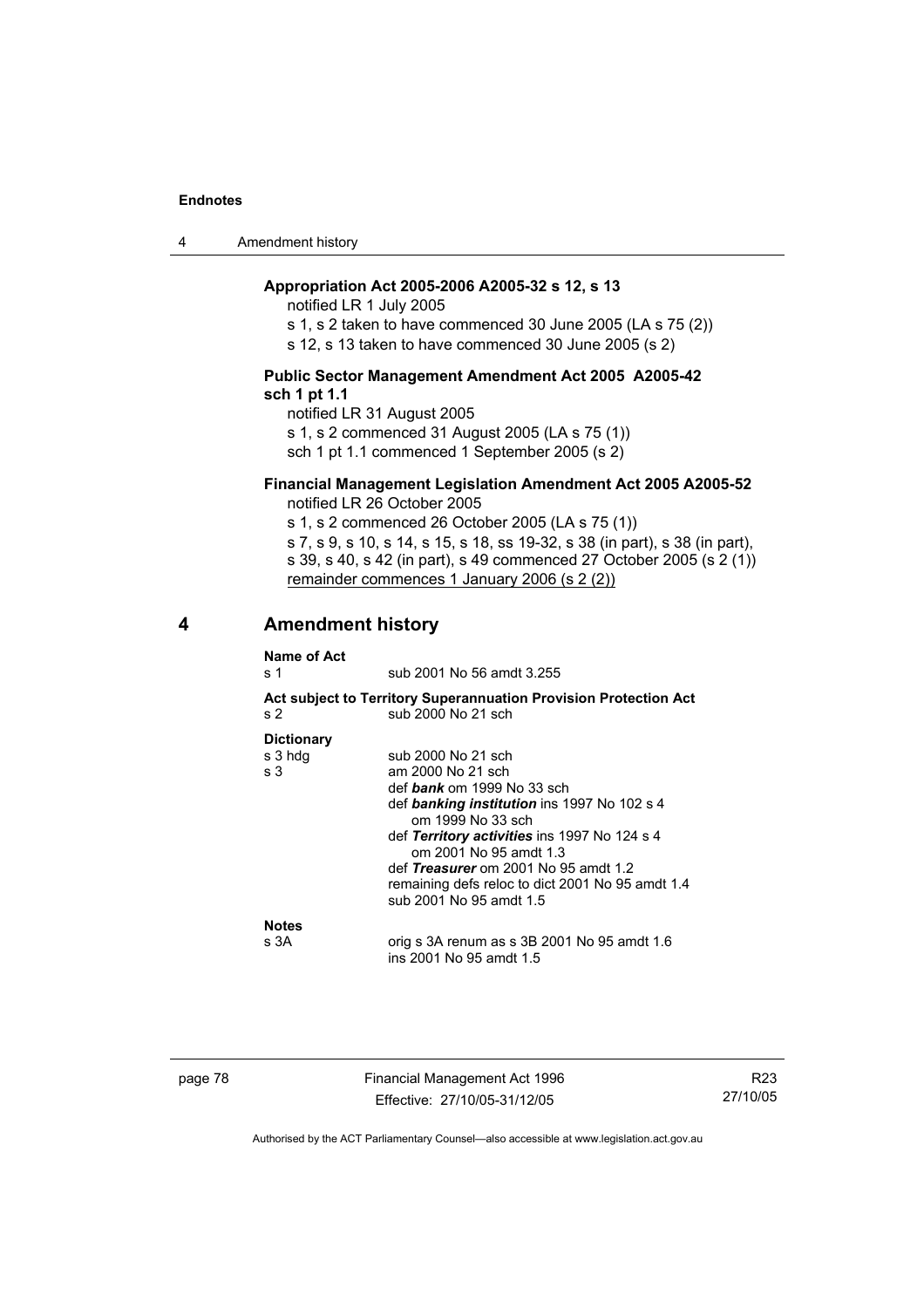**Appropriation Act 2005-2006 A2005-32 s 12, s 13**

notified LR 1 July 2005

s 1, s 2 taken to have commenced 30 June 2005 (LA s 75 (2))

s 12, s 13 taken to have commenced 30 June 2005 (s 2)

**Public Sector Management Amendment Act 2005 A2005-42 sch 1 pt 1.1**

notified LR 31 August 2005

s 1, s 2 commenced 31 August 2005 (LA s 75 (1))

sch 1 pt 1.1 commenced 1 September 2005 (s 2)

**Financial Management Legislation Amendment Act 2005 A2005-52**

notified LR 26 October 2005

s 1, s 2 commenced 26 October 2005 (LA s 75 (1))

s 7, s 9, s 10, s 14, s 15, s 18, ss 19-32, s 38 (in part), s 38 (in part), s 39, s 40, s 42 (in part), s 49 commenced 27 October 2005 (s 2 (1))

remainder commences 1 January 2006 (s 2 (2))

## 4 Amendment history

**Name of Act**

s 1 — sub 2001 No 56 amdt 3.255

**Act subject to Territory Superannuation Provision Protection Act**

s 2 — sub 2000 No 21 sch

**Dictionary**

s 3 hdg — sub 2000 No 21 sch

s 3 — am 2000 No 21 sch
def ***bank*** om 1999 No 33 sch
def ***banking institution*** ins 1997 No 102 s 4
om 1999 No 33 sch
def ***Territory activities*** ins 1997 No 124 s 4
om 2001 No 95 amdt 1.3
def ***Treasurer*** om 2001 No 95 amdt 1.2
remaining defs reloc to dict 2001 No 95 amdt 1.4
sub 2001 No 95 amdt 1.5

**Notes**

s 3A — orig s 3A renum as s 3B 2001 No 95 amdt 1.6
ins 2001 No 95 amdt 1.5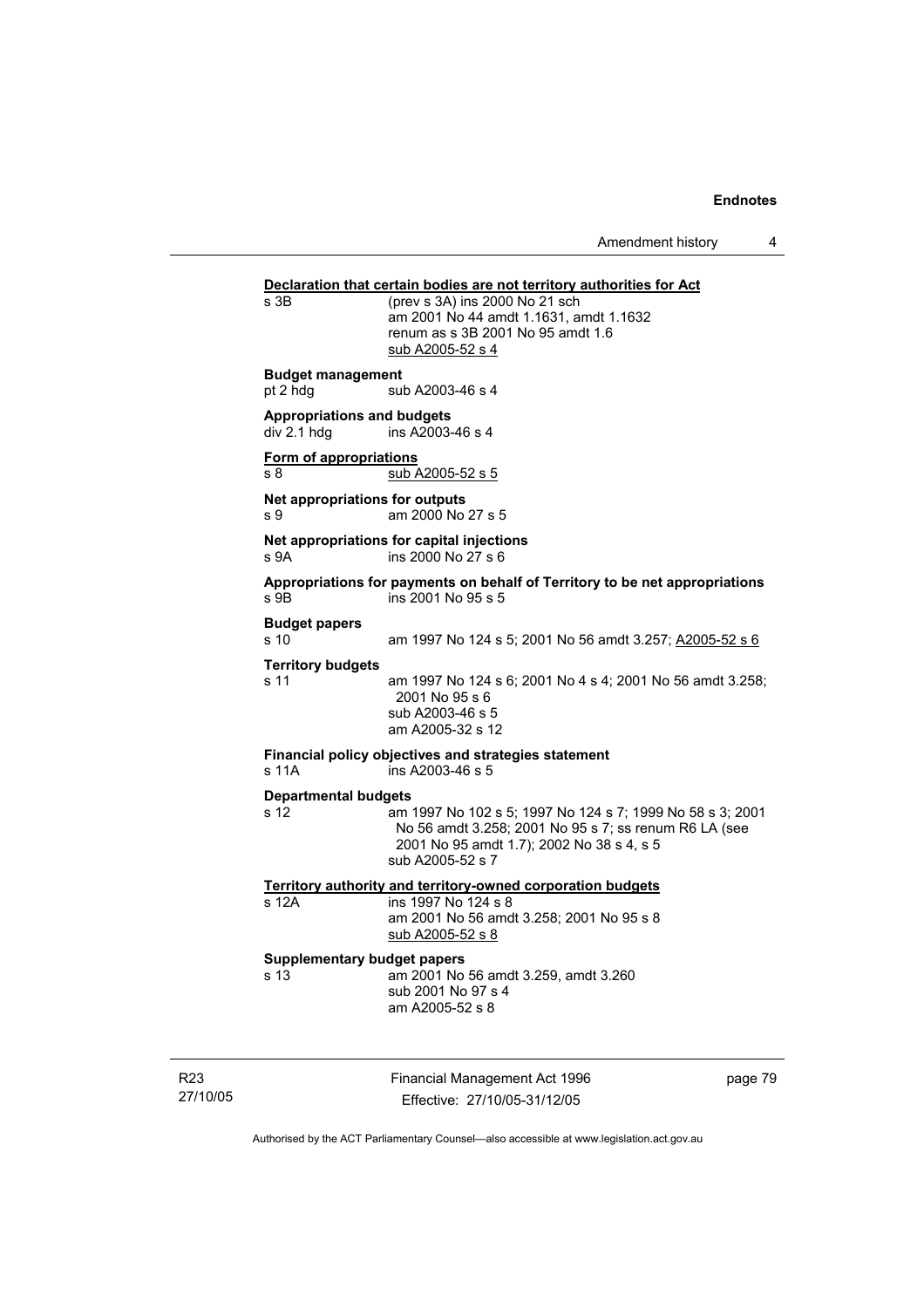**Declaration that certain bodies are not territory authorities for Act**

s 3B (prev s 3A) ins 2000 No 21 sch
am 2001 No 44 amdt 1.1631, amdt 1.1632
renum as s 3B 2001 No 95 amdt 1.6
sub A2005-52 s 4

**Budget management**

pt 2 hdg sub A2003-46 s 4

**Appropriations and budgets**

div 2.1 hdg ins A2003-46 s 4

**Form of appropriations**

s 8 sub A2005-52 s 5

**Net appropriations for outputs**

s 9 am 2000 No 27 s 5

**Net appropriations for capital injections**

s 9A ins 2000 No 27 s 6

**Appropriations for payments on behalf of Territory to be net appropriations**

s 9B ins 2001 No 95 s 5

**Budget papers**

s 10 am 1997 No 124 s 5; 2001 No 56 amdt 3.257; A2005-52 s 6

**Territory budgets**

s 11 am 1997 No 124 s 6; 2001 No 4 s 4; 2001 No 56 amdt 3.258; 2001 No 95 s 6
sub A2003-46 s 5
am A2005-32 s 12

**Financial policy objectives and strategies statement**

s 11A ins A2003-46 s 5

**Departmental budgets**

s 12 am 1997 No 102 s 5; 1997 No 124 s 7; 1999 No 58 s 3; 2001 No 56 amdt 3.258; 2001 No 95 s 7; ss renum R6 LA (see 2001 No 95 amdt 1.7); 2002 No 38 s 4, s 5
sub A2005-52 s 7

**Territory authority and territory-owned corporation budgets**

s 12A ins 1997 No 124 s 8
am 2001 No 56 amdt 3.258; 2001 No 95 s 8
sub A2005-52 s 8

**Supplementary budget papers**

s 13 am 2001 No 56 amdt 3.259, amdt 3.260
sub 2001 No 97 s 4
am A2005-52 s 8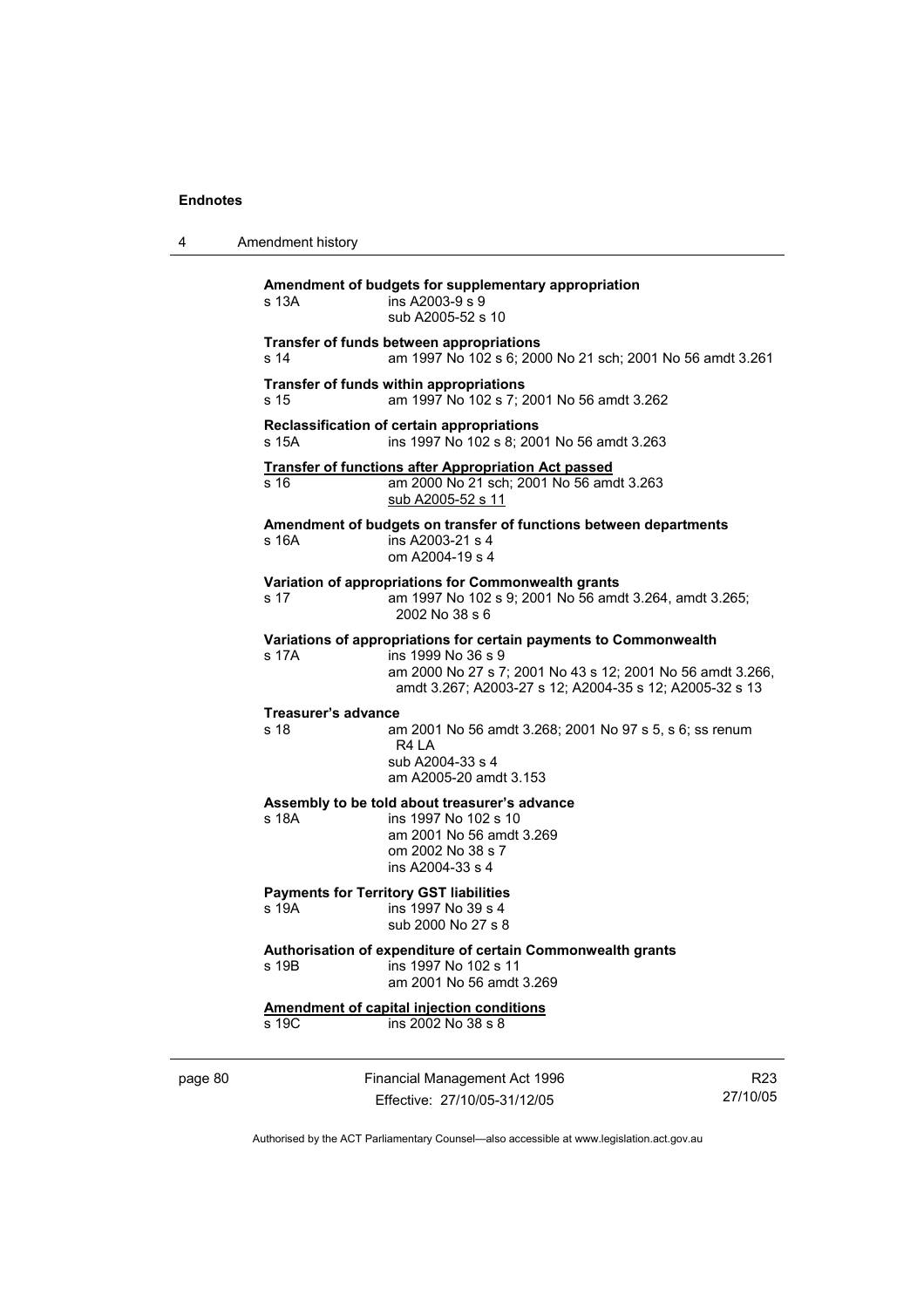**Amendment of budgets for supplementary appropriation**
s 13A ins A2003-9 s 9
sub A2005-52 s 10

**Transfer of funds between appropriations**
s 14 am 1997 No 102 s 6; 2000 No 21 sch; 2001 No 56 amdt 3.261

**Transfer of funds within appropriations**
s 15 am 1997 No 102 s 7; 2001 No 56 amdt 3.262

**Reclassification of certain appropriations**
s 15A ins 1997 No 102 s 8; 2001 No 56 amdt 3.263

**Transfer of functions after Appropriation Act passed**
s 16 am 2000 No 21 sch; 2001 No 56 amdt 3.263
sub A2005-52 s 11

**Amendment of budgets on transfer of functions between departments**
s 16A ins A2003-21 s 4
om A2004-19 s 4

**Variation of appropriations for Commonwealth grants**
s 17 am 1997 No 102 s 9; 2001 No 56 amdt 3.264, amdt 3.265; 2002 No 38 s 6

**Variations of appropriations for certain payments to Commonwealth**
s 17A ins 1999 No 36 s 9
am 2000 No 27 s 7; 2001 No 43 s 12; 2001 No 56 amdt 3.266, amdt 3.267; A2003-27 s 12; A2004-35 s 12; A2005-32 s 13

**Treasurer's advance**
s 18 am 2001 No 56 amdt 3.268; 2001 No 97 s 5, s 6; ss renum R4 LA
sub A2004-33 s 4
am A2005-20 amdt 3.153

**Assembly to be told about treasurer's advance**
s 18A ins 1997 No 102 s 10
am 2001 No 56 amdt 3.269
om 2002 No 38 s 7
ins A2004-33 s 4

**Payments for Territory GST liabilities**
s 19A ins 1997 No 39 s 4
sub 2000 No 27 s 8

**Authorisation of expenditure of certain Commonwealth grants**
s 19B ins 1997 No 102 s 11
am 2001 No 56 amdt 3.269

**Amendment of capital injection conditions**
s 19C ins 2002 No 38 s 8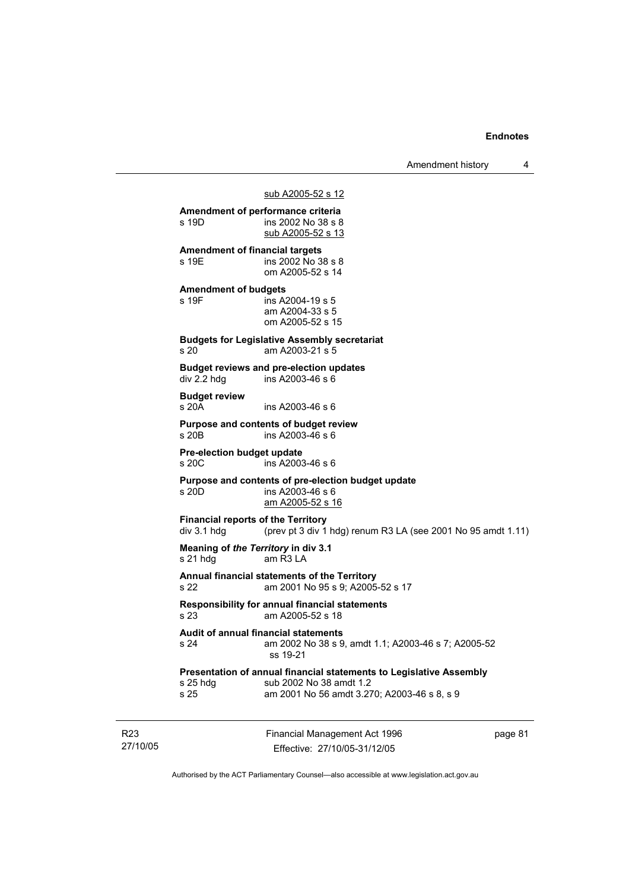sub A2005-52 s 12

**Amendment of performance criteria**
s 19D ins 2002 No 38 s 8
sub A2005-52 s 13

**Amendment of financial targets**
s 19E ins 2002 No 38 s 8
om A2005-52 s 14

**Amendment of budgets**
s 19F ins A2004-19 s 5
am A2004-33 s 5
om A2005-52 s 15

**Budgets for Legislative Assembly secretariat**
s 20 am A2003-21 s 5

**Budget reviews and pre-election updates**
div 2.2 hdg ins A2003-46 s 6

**Budget review**
s 20A ins A2003-46 s 6

**Purpose and contents of budget review**
s 20B ins A2003-46 s 6

**Pre-election budget update**
s 20C ins A2003-46 s 6

**Purpose and contents of pre-election budget update**
s 20D ins A2003-46 s 6
am A2005-52 s 16

**Financial reports of the Territory**
div 3.1 hdg (prev pt 3 div 1 hdg) renum R3 LA (see 2001 No 95 amdt 1.11)

**Meaning of *the Territory* in div 3.1**
s 21 hdg am R3 LA

**Annual financial statements of the Territory**
s 22 am 2001 No 95 s 9; A2005-52 s 17

**Responsibility for annual financial statements**
s 23 am A2005-52 s 18

**Audit of annual financial statements**
s 24 am 2002 No 38 s 9, amdt 1.1; A2003-46 s 7; A2005-52 ss 19-21

**Presentation of annual financial statements to Legislative Assembly**
s 25 hdg sub 2002 No 38 amdt 1.2
s 25 am 2001 No 56 amdt 3.270; A2003-46 s 8, s 9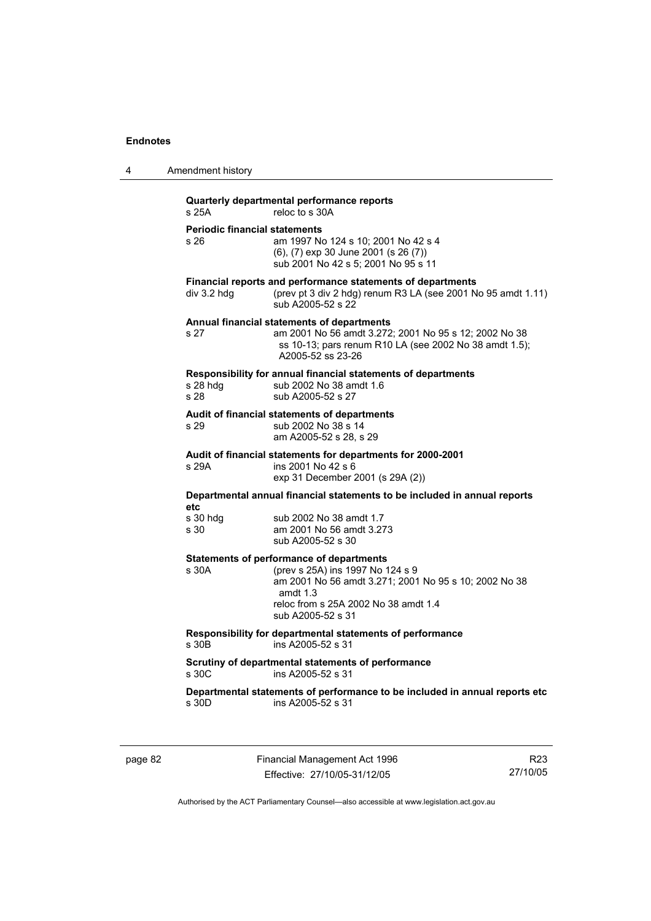**Quarterly departmental performance reports**

s 25A reloc to s 30A

**Periodic financial statements**

s 26 am 1997 No 124 s 10; 2001 No 42 s 4
(6), (7) exp 30 June 2001 (s 26 (7))
sub 2001 No 42 s 5; 2001 No 95 s 11

**Financial reports and performance statements of departments**

div 3.2 hdg (prev pt 3 div 2 hdg) renum R3 LA (see 2001 No 95 amdt 1.11)
sub A2005-52 s 22

**Annual financial statements of departments**

s 27 am 2001 No 56 amdt 3.272; 2001 No 95 s 12; 2002 No 38 ss 10-13; pars renum R10 LA (see 2002 No 38 amdt 1.5); A2005-52 ss 23-26

**Responsibility for annual financial statements of departments**

s 28 hdg sub 2002 No 38 amdt 1.6
s 28 sub A2005-52 s 27

**Audit of financial statements of departments**

s 29 sub 2002 No 38 s 14
am A2005-52 s 28, s 29

**Audit of financial statements for departments for 2000-2001**

s 29A ins 2001 No 42 s 6
exp 31 December 2001 (s 29A (2))

**Departmental annual financial statements to be included in annual reports etc**

s 30 hdg sub 2002 No 38 amdt 1.7
s 30 am 2001 No 56 amdt 3.273
sub A2005-52 s 30

**Statements of performance of departments**

s 30A (prev s 25A) ins 1997 No 124 s 9
am 2001 No 56 amdt 3.271; 2001 No 95 s 10; 2002 No 38 amdt 1.3
reloc from s 25A 2002 No 38 amdt 1.4
sub A2005-52 s 31

**Responsibility for departmental statements of performance**

s 30B ins A2005-52 s 31

**Scrutiny of departmental statements of performance**

s 30C ins A2005-52 s 31

**Departmental statements of performance to be included in annual reports etc**

s 30D ins A2005-52 s 31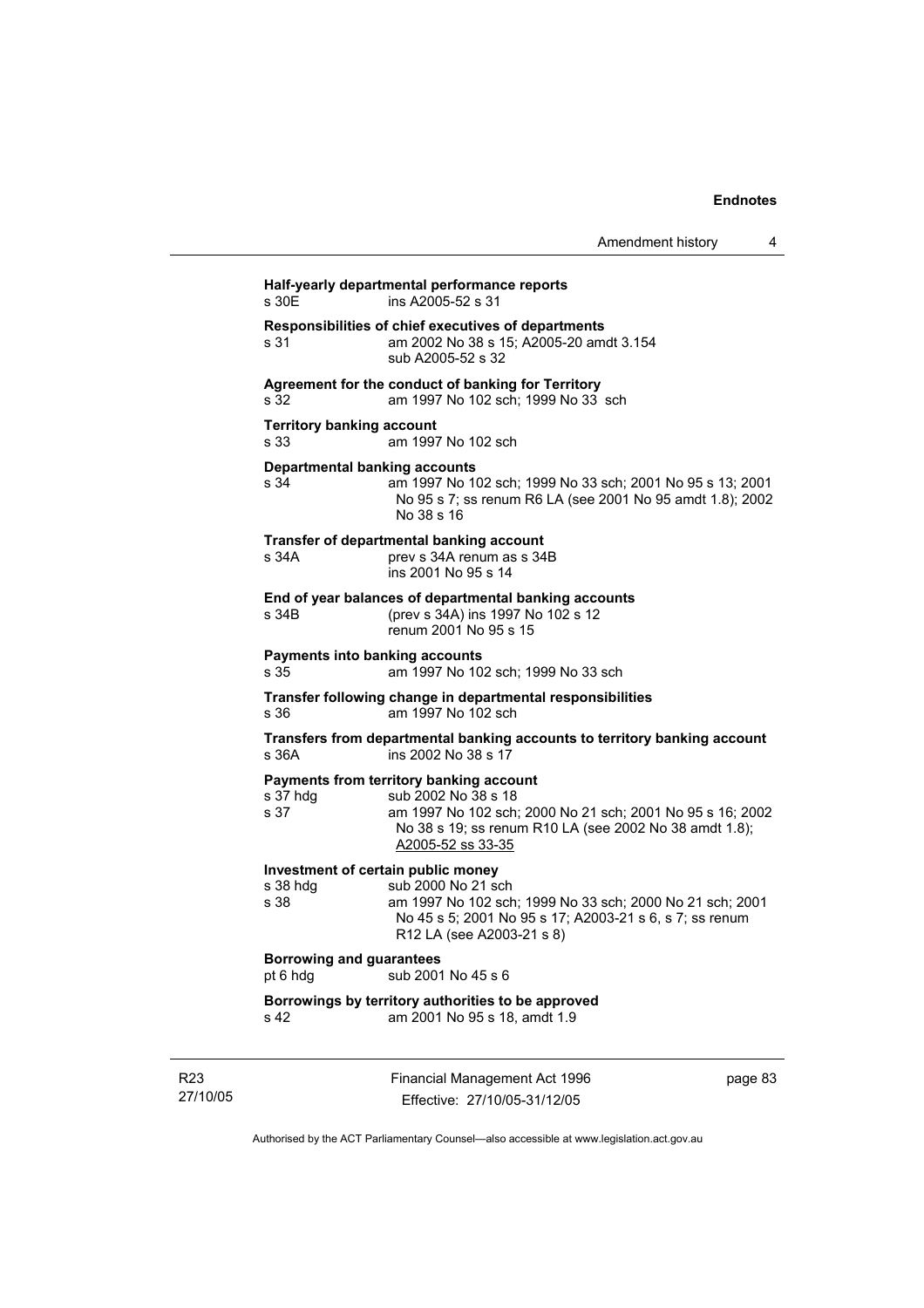**Half-yearly departmental performance reports**

s 30E ins A2005-52 s 31

**Responsibilities of chief executives of departments**

s 31 am 2002 No 38 s 15; A2005-20 amdt 3.154
sub A2005-52 s 32

**Agreement for the conduct of banking for Territory**

s 32 am 1997 No 102 sch; 1999 No 33 sch

**Territory banking account**

s 33 am 1997 No 102 sch

**Departmental banking accounts**

s 34 am 1997 No 102 sch; 1999 No 33 sch; 2001 No 95 s 13; 2001 No 95 s 7; ss renum R6 LA (see 2001 No 95 amdt 1.8); 2002 No 38 s 16

**Transfer of departmental banking account**

s 34A prev s 34A renum as s 34B
ins 2001 No 95 s 14

**End of year balances of departmental banking accounts**

s 34B (prev s 34A) ins 1997 No 102 s 12
renum 2001 No 95 s 15

**Payments into banking accounts**

s 35 am 1997 No 102 sch; 1999 No 33 sch

**Transfer following change in departmental responsibilities**

s 36 am 1997 No 102 sch

**Transfers from departmental banking accounts to territory banking account**

s 36A ins 2002 No 38 s 17

**Payments from territory banking account**

s 37 hdg sub 2002 No 38 s 18

s 37 am 1997 No 102 sch; 2000 No 21 sch; 2001 No 95 s 16; 2002 No 38 s 19; ss renum R10 LA (see 2002 No 38 amdt 1.8); A2005-52 ss 33-35

**Investment of certain public money**

s 38 hdg sub 2000 No 21 sch

s 38 am 1997 No 102 sch; 1999 No 33 sch; 2000 No 21 sch; 2001 No 45 s 5; 2001 No 95 s 17; A2003-21 s 6, s 7; ss renum R12 LA (see A2003-21 s 8)

**Borrowing and guarantees**

pt 6 hdg sub 2001 No 45 s 6

**Borrowings by territory authorities to be approved**

s 42 am 2001 No 95 s 18, amdt 1.9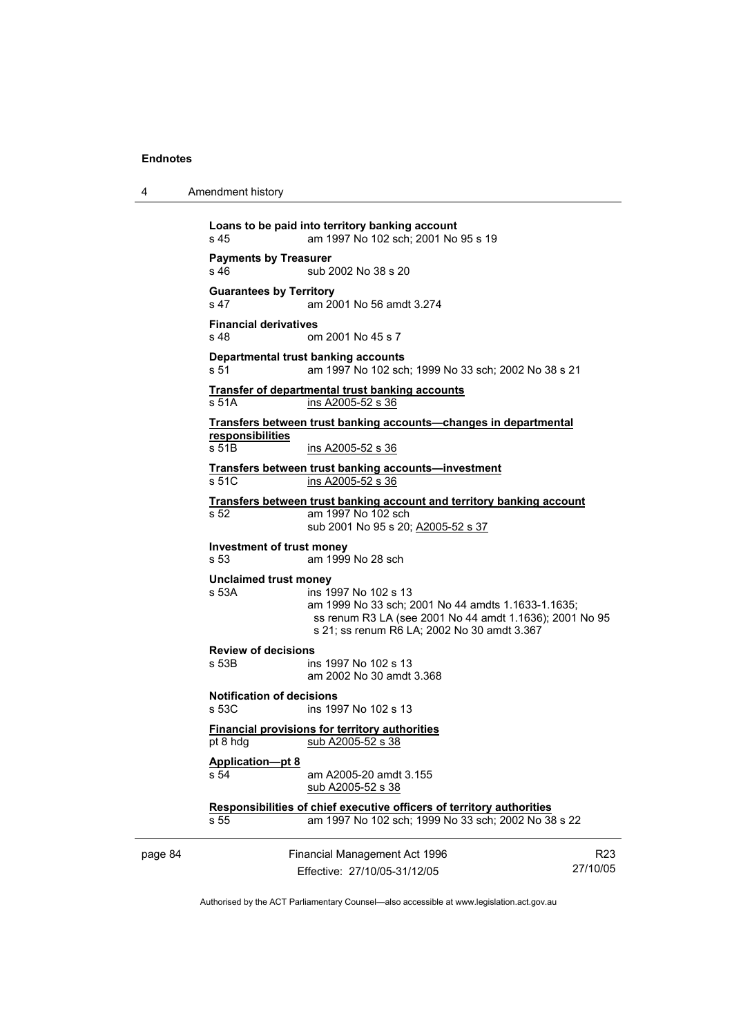**Loans to be paid into territory banking account**
s 45 am 1997 No 102 sch; 2001 No 95 s 19

**Payments by Treasurer**
s 46 sub 2002 No 38 s 20

**Guarantees by Territory**
s 47 am 2001 No 56 amdt 3.274

**Financial derivatives**
s 48 om 2001 No 45 s 7

**Departmental trust banking accounts**
s 51 am 1997 No 102 sch; 1999 No 33 sch; 2002 No 38 s 21

**Transfer of departmental trust banking accounts**
s 51A ins A2005-52 s 36

**Transfers between trust banking accounts—changes in departmental responsibilities**
s 51B ins A2005-52 s 36

**Transfers between trust banking accounts—investment**
s 51C ins A2005-52 s 36

**Transfers between trust banking account and territory banking account**
s 52 am 1997 No 102 sch
sub 2001 No 95 s 20; A2005-52 s 37

**Investment of trust money**
s 53 am 1999 No 28 sch

**Unclaimed trust money**
s 53A ins 1997 No 102 s 13
am 1999 No 33 sch; 2001 No 44 amdts 1.1633-1.1635; ss renum R3 LA (see 2001 No 44 amdt 1.1636); 2001 No 95 s 21; ss renum R6 LA; 2002 No 30 amdt 3.367

**Review of decisions**
s 53B ins 1997 No 102 s 13
am 2002 No 30 amdt 3.368

**Notification of decisions**
s 53C ins 1997 No 102 s 13

**Financial provisions for territory authorities**
pt 8 hdg sub A2005-52 s 38

**Application—pt 8**
s 54 am A2005-20 amdt 3.155
sub A2005-52 s 38

**Responsibilities of chief executive officers of territory authorities**
s 55 am 1997 No 102 sch; 1999 No 33 sch; 2002 No 38 s 22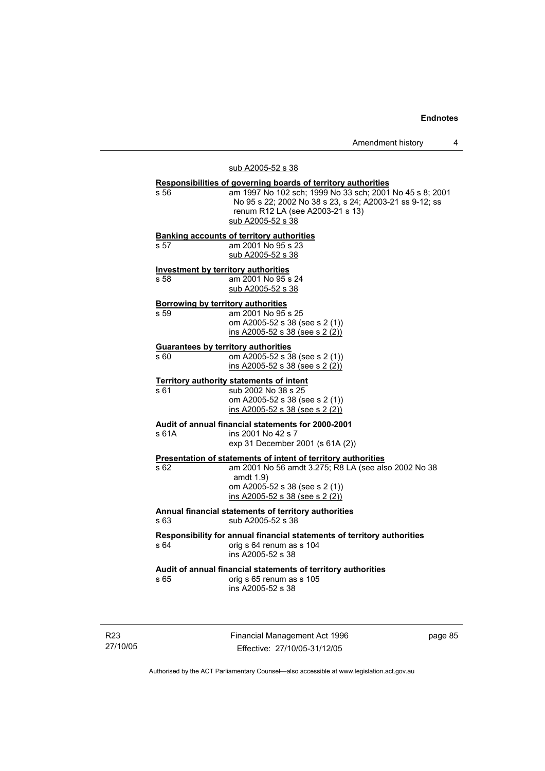sub A2005-52 s 38

**Responsibilities of governing boards of territory authorities**

s 56 am 1997 No 102 sch; 1999 No 33 sch; 2001 No 45 s 8; 2001 No 95 s 22; 2002 No 38 s 23, s 24; A2003-21 ss 9-12; ss renum R12 LA (see A2003-21 s 13)
sub A2005-52 s 38

**Banking accounts of territory authorities**

s 57 am 2001 No 95 s 23
sub A2005-52 s 38

**Investment by territory authorities**

s 58 am 2001 No 95 s 24
sub A2005-52 s 38

**Borrowing by territory authorities**

s 59 am 2001 No 95 s 25
om A2005-52 s 38 (see s 2 (1))
ins A2005-52 s 38 (see s 2 (2))

**Guarantees by territory authorities**

s 60 om A2005-52 s 38 (see s 2 (1))
ins A2005-52 s 38 (see s 2 (2))

**Territory authority statements of intent**

s 61 sub 2002 No 38 s 25
om A2005-52 s 38 (see s 2 (1))
ins A2005-52 s 38 (see s 2 (2))

**Audit of annual financial statements for 2000-2001**

s 61A ins 2001 No 42 s 7
exp 31 December 2001 (s 61A (2))

**Presentation of statements of intent of territory authorities**

s 62 am 2001 No 56 amdt 3.275; R8 LA (see also 2002 No 38 amdt 1.9)
om A2005-52 s 38 (see s 2 (1))
ins A2005-52 s 38 (see s 2 (2))

**Annual financial statements of territory authorities**

s 63 sub A2005-52 s 38

**Responsibility for annual financial statements of territory authorities**

s 64 orig s 64 renum as s 104
ins A2005-52 s 38

**Audit of annual financial statements of territory authorities**

s 65 orig s 65 renum as s 105
ins A2005-52 s 38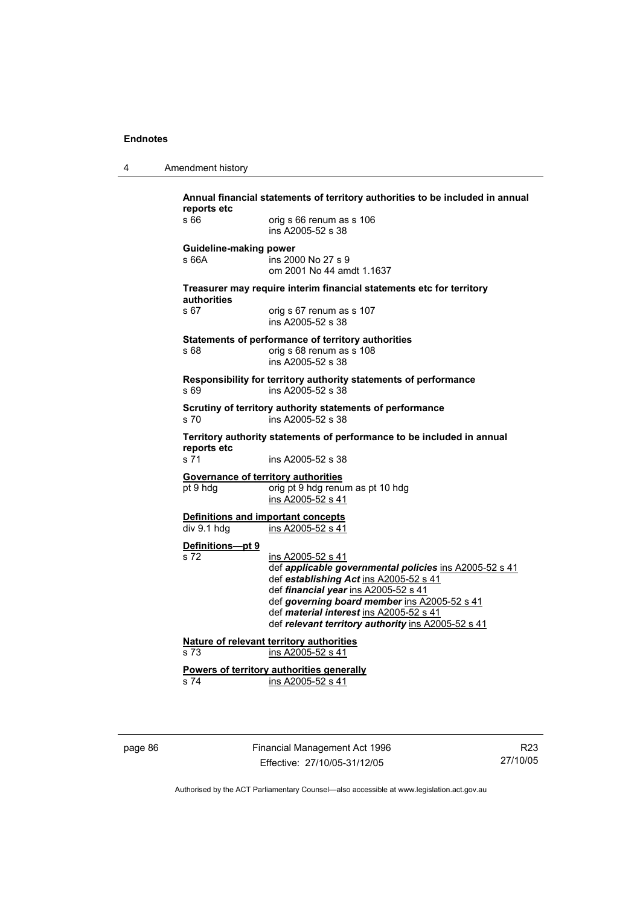**Annual financial statements of territory authorities to be included in annual reports etc**

s 66 orig s 66 renum as s 106
ins A2005-52 s 38

**Guideline-making power**

s 66A ins 2000 No 27 s 9
om 2001 No 44 amdt 1.1637

**Treasurer may require interim financial statements etc for territory authorities**

s 67 orig s 67 renum as s 107
ins A2005-52 s 38

**Statements of performance of territory authorities**

s 68 orig s 68 renum as s 108
ins A2005-52 s 38

**Responsibility for territory authority statements of performance**

s 69 ins A2005-52 s 38

**Scrutiny of territory authority statements of performance**

s 70 ins A2005-52 s 38

**Territory authority statements of performance to be included in annual reports etc**

s 71 ins A2005-52 s 38

**Governance of territory authorities**

pt 9 hdg orig pt 9 hdg renum as pt 10 hdg
ins A2005-52 s 41

**Definitions and important concepts**

div 9.1 hdg ins A2005-52 s 41

**Definitions—pt 9**

s 72 ins A2005-52 s 41
def ***applicable governmental policies*** ins A2005-52 s 41
def ***establishing Act*** ins A2005-52 s 41
def ***financial year*** ins A2005-52 s 41
def ***governing board member*** ins A2005-52 s 41
def ***material interest*** ins A2005-52 s 41
def ***relevant territory authority*** ins A2005-52 s 41

**Nature of relevant territory authorities**

s 73 ins A2005-52 s 41

**Powers of territory authorities generally**

s 74 ins A2005-52 s 41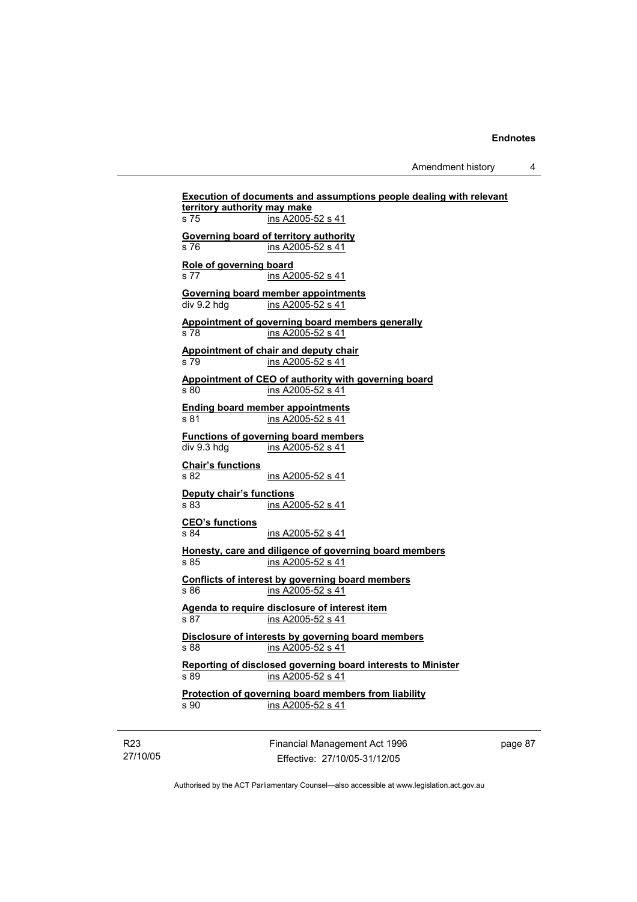**Execution of documents and assumptions people dealing with relevant territory authority may make**
s 75 ins A2005-52 s 41

**Governing board of territory authority**
s 76 ins A2005-52 s 41

**Role of governing board**
s 77 ins A2005-52 s 41

**Governing board member appointments**
div 9.2 hdg ins A2005-52 s 41

**Appointment of governing board members generally**
s 78 ins A2005-52 s 41

**Appointment of chair and deputy chair**
s 79 ins A2005-52 s 41

**Appointment of CEO of authority with governing board**
s 80 ins A2005-52 s 41

**Ending board member appointments**
s 81 ins A2005-52 s 41

**Functions of governing board members**
div 9.3 hdg ins A2005-52 s 41

**Chair's functions**
s 82 ins A2005-52 s 41

**Deputy chair's functions**
s 83 ins A2005-52 s 41

**CEO's functions**
s 84 ins A2005-52 s 41

**Honesty, care and diligence of governing board members**
s 85 ins A2005-52 s 41

**Conflicts of interest by governing board members**
s 86 ins A2005-52 s 41

**Agenda to require disclosure of interest item**
s 87 ins A2005-52 s 41

**Disclosure of interests by governing board members**
s 88 ins A2005-52 s 41

**Reporting of disclosed governing board interests to Minister**
s 89 ins A2005-52 s 41

**Protection of governing board members from liability**
s 90 ins A2005-52 s 41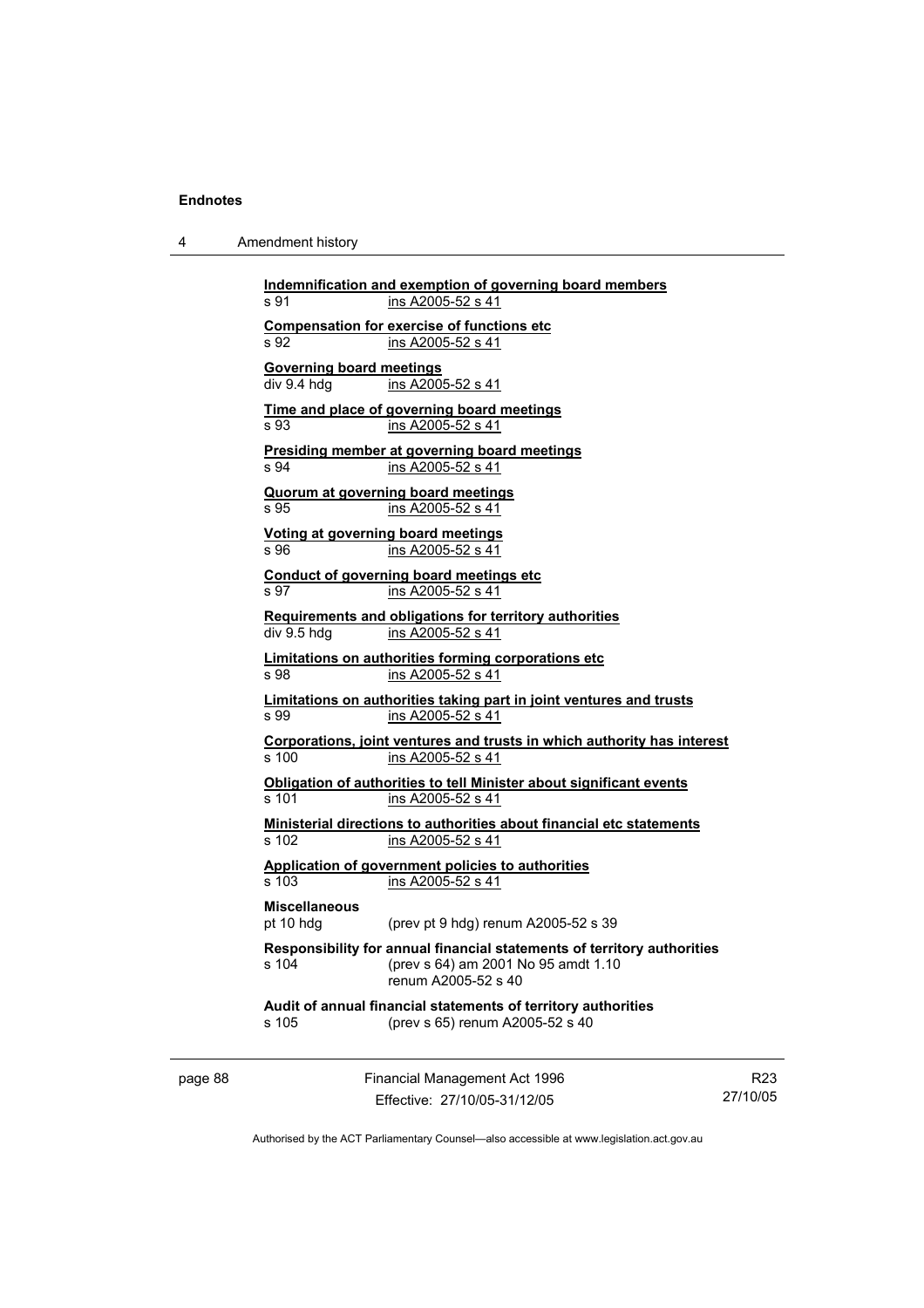**Indemnification and exemption of governing board members**
s 91 ins A2005-52 s 41

**Compensation for exercise of functions etc**
s 92 ins A2005-52 s 41

**Governing board meetings**
div 9.4 hdg ins A2005-52 s 41

**Time and place of governing board meetings**
s 93 ins A2005-52 s 41

**Presiding member at governing board meetings**
s 94 ins A2005-52 s 41

**Quorum at governing board meetings**
s 95 ins A2005-52 s 41

**Voting at governing board meetings**
s 96 ins A2005-52 s 41

**Conduct of governing board meetings etc**
s 97 ins A2005-52 s 41

**Requirements and obligations for territory authorities**
div 9.5 hdg ins A2005-52 s 41

**Limitations on authorities forming corporations etc**
s 98 ins A2005-52 s 41

**Limitations on authorities taking part in joint ventures and trusts**
s 99 ins A2005-52 s 41

**Corporations, joint ventures and trusts in which authority has interest**
s 100 ins A2005-52 s 41

**Obligation of authorities to tell Minister about significant events**
s 101 ins A2005-52 s 41

**Ministerial directions to authorities about financial etc statements**
s 102 ins A2005-52 s 41

**Application of government policies to authorities**
s 103 ins A2005-52 s 41

**Miscellaneous**
pt 10 hdg (prev pt 9 hdg) renum A2005-52 s 39

**Responsibility for annual financial statements of territory authorities**
s 104 (prev s 64) am 2001 No 95 amdt 1.10
renum A2005-52 s 40

**Audit of annual financial statements of territory authorities**
s 105 (prev s 65) renum A2005-52 s 40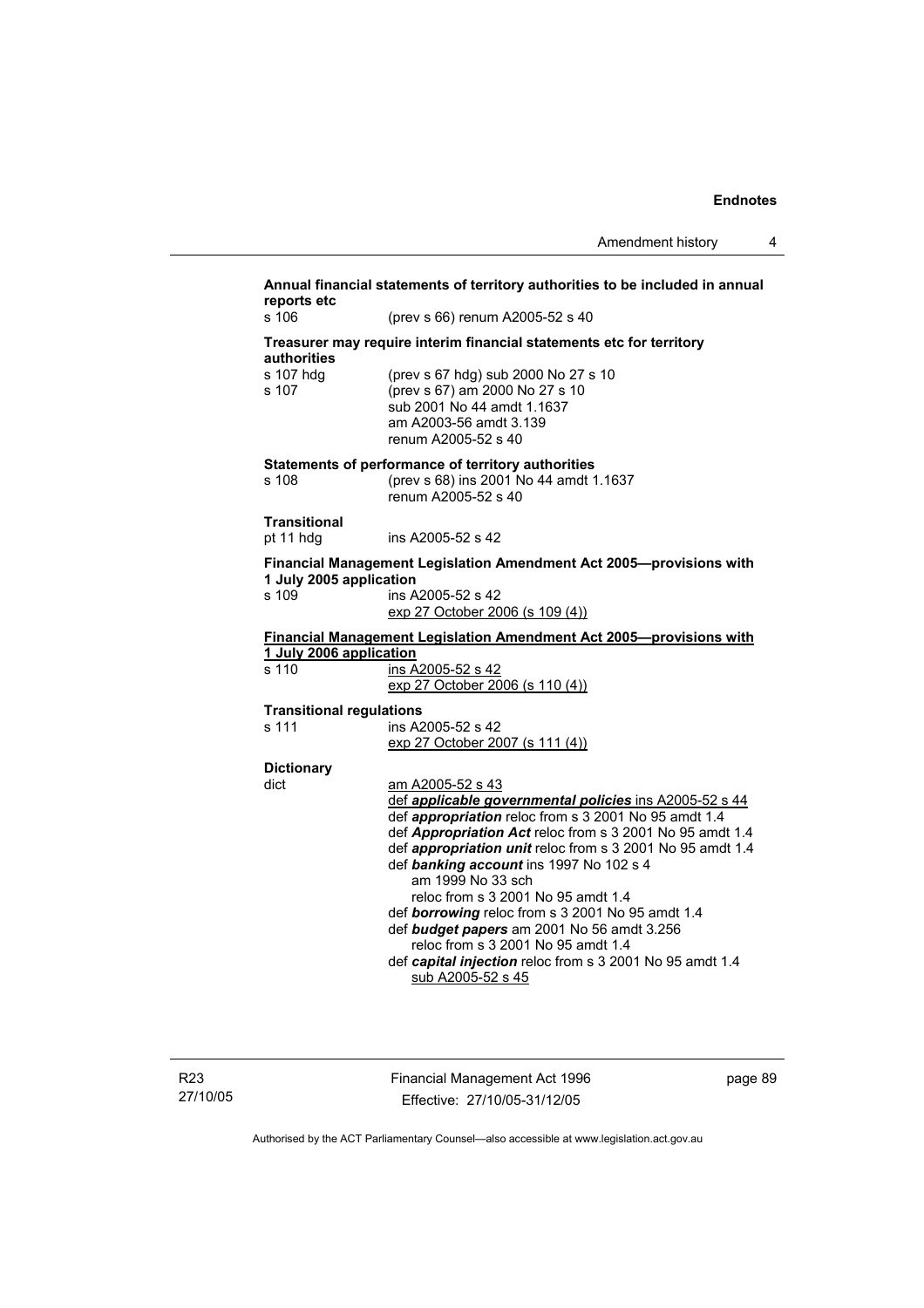**Annual financial statements of territory authorities to be included in annual reports etc**

s 106 (prev s 66) renum A2005-52 s 40

**Treasurer may require interim financial statements etc for territory authorities**

s 107 hdg (prev s 67 hdg) sub 2000 No 27 s 10

s 107 (prev s 67) am 2000 No 27 s 10
sub 2001 No 44 amdt 1.1637
am A2003-56 amdt 3.139
renum A2005-52 s 40

**Statements of performance of territory authorities**

s 108 (prev s 68) ins 2001 No 44 amdt 1.1637
renum A2005-52 s 40

**Transitional**

pt 11 hdg ins A2005-52 s 42

**Financial Management Legislation Amendment Act 2005—provisions with 1 July 2005 application**

s 109 ins A2005-52 s 42
exp 27 October 2006 (s 109 (4))

**Financial Management Legislation Amendment Act 2005—provisions with 1 July 2006 application**

s 110 ins A2005-52 s 42
exp 27 October 2006 (s 110 (4))

**Transitional regulations**

s 111 ins A2005-52 s 42
exp 27 October 2007 (s 111 (4))

**Dictionary**

dict am A2005-52 s 43
def ***applicable governmental policies*** ins A2005-52 s 44
def ***appropriation*** reloc from s 3 2001 No 95 amdt 1.4
def ***Appropriation Act*** reloc from s 3 2001 No 95 amdt 1.4
def ***appropriation unit*** reloc from s 3 2001 No 95 amdt 1.4
def ***banking account*** ins 1997 No 102 s 4
am 1999 No 33 sch
reloc from s 3 2001 No 95 amdt 1.4
def ***borrowing*** reloc from s 3 2001 No 95 amdt 1.4
def ***budget papers*** am 2001 No 56 amdt 3.256
reloc from s 3 2001 No 95 amdt 1.4
def ***capital injection*** reloc from s 3 2001 No 95 amdt 1.4
sub A2005-52 s 45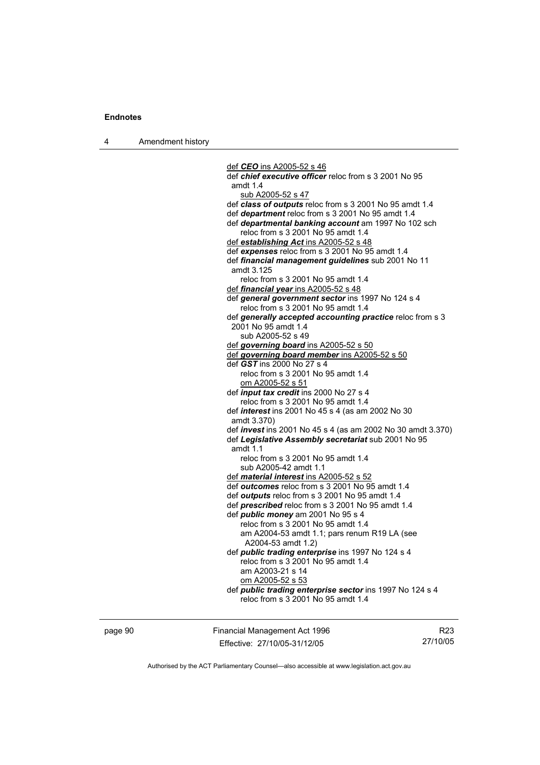def ***CEO*** ins A2005-52 s 46

def ***chief executive officer*** reloc from s 3 2001 No 95 amdt 1.4
sub A2005-52 s 47

def ***class of outputs*** reloc from s 3 2001 No 95 amdt 1.4

def ***department*** reloc from s 3 2001 No 95 amdt 1.4

def ***departmental banking account*** am 1997 No 102 sch
reloc from s 3 2001 No 95 amdt 1.4

def ***establishing Act*** ins A2005-52 s 48

def ***expenses*** reloc from s 3 2001 No 95 amdt 1.4

def ***financial management guidelines*** sub 2001 No 11 amdt 3.125
reloc from s 3 2001 No 95 amdt 1.4

def ***financial year*** ins A2005-52 s 48

def ***general government sector*** ins 1997 No 124 s 4
reloc from s 3 2001 No 95 amdt 1.4

def ***generally accepted accounting practice*** reloc from s 3 2001 No 95 amdt 1.4
sub A2005-52 s 49

def ***governing board*** ins A2005-52 s 50

def ***governing board member*** ins A2005-52 s 50

def ***GST*** ins 2000 No 27 s 4
reloc from s 3 2001 No 95 amdt 1.4
om A2005-52 s 51

def ***input tax credit*** ins 2000 No 27 s 4
reloc from s 3 2001 No 95 amdt 1.4

def ***interest*** ins 2001 No 45 s 4 (as am 2002 No 30 amdt 3.370)

def ***invest*** ins 2001 No 45 s 4 (as am 2002 No 30 amdt 3.370)

def ***Legislative Assembly secretariat*** sub 2001 No 95 amdt 1.1
reloc from s 3 2001 No 95 amdt 1.4
sub A2005-42 amdt 1.1

def ***material interest*** ins A2005-52 s 52

def ***outcomes*** reloc from s 3 2001 No 95 amdt 1.4

def ***outputs*** reloc from s 3 2001 No 95 amdt 1.4

def ***prescribed*** reloc from s 3 2001 No 95 amdt 1.4

def ***public money*** am 2001 No 95 s 4
reloc from s 3 2001 No 95 amdt 1.4
am A2004-53 amdt 1.1; pars renum R19 LA (see A2004-53 amdt 1.2)

def ***public trading enterprise*** ins 1997 No 124 s 4
reloc from s 3 2001 No 95 amdt 1.4
am A2003-21 s 14
om A2005-52 s 53

def ***public trading enterprise sector*** ins 1997 No 124 s 4
reloc from s 3 2001 No 95 amdt 1.4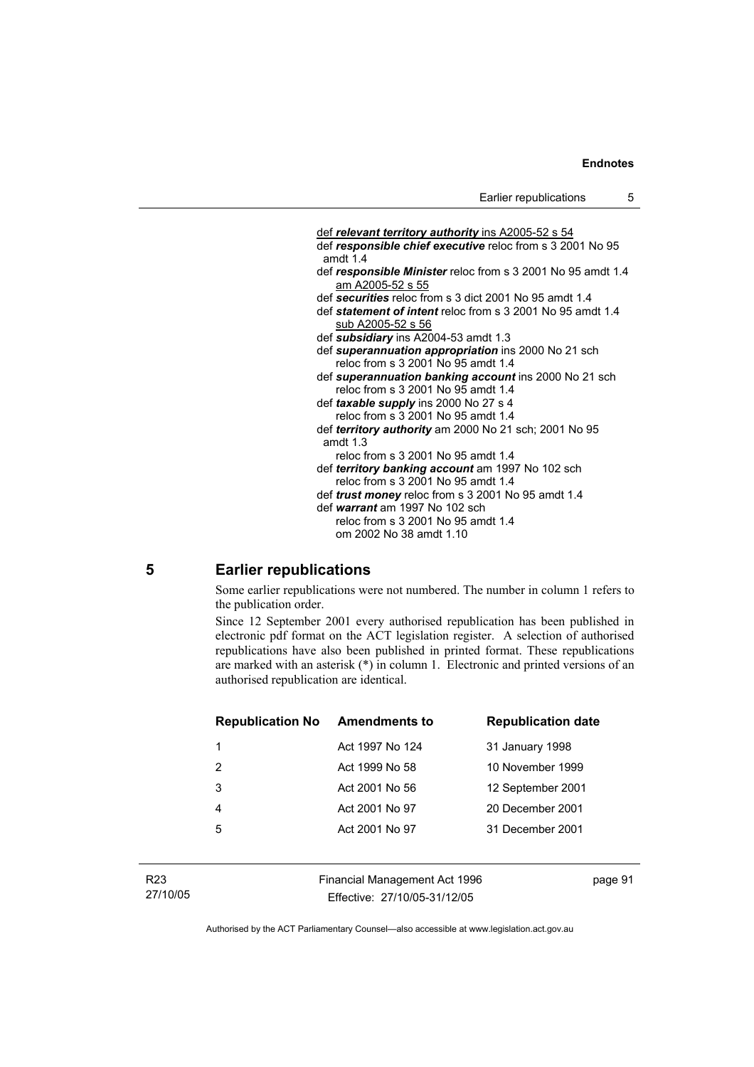def ***relevant territory authority*** ins A2005-52 s 54
def ***responsible chief executive*** reloc from s 3 2001 No 95 amdt 1.4
def ***responsible Minister*** reloc from s 3 2001 No 95 amdt 1.4
am A2005-52 s 55
def ***securities*** reloc from s 3 dict 2001 No 95 amdt 1.4
def ***statement of intent*** reloc from s 3 2001 No 95 amdt 1.4
sub A2005-52 s 56
def ***subsidiary*** ins A2004-53 amdt 1.3
def ***superannuation appropriation*** ins 2000 No 21 sch
reloc from s 3 2001 No 95 amdt 1.4
def ***superannuation banking account*** ins 2000 No 21 sch
reloc from s 3 2001 No 95 amdt 1.4
def ***taxable supply*** ins 2000 No 27 s 4
reloc from s 3 2001 No 95 amdt 1.4
def ***territory authority*** am 2000 No 21 sch; 2001 No 95 amdt 1.3
reloc from s 3 2001 No 95 amdt 1.4
def ***territory banking account*** am 1997 No 102 sch
reloc from s 3 2001 No 95 amdt 1.4
def ***trust money*** reloc from s 3 2001 No 95 amdt 1.4
def ***warrant*** am 1997 No 102 sch
reloc from s 3 2001 No 95 amdt 1.4
om 2002 No 38 amdt 1.10

## 5 Earlier republications

Some earlier republications were not numbered. The number in column 1 refers to the publication order.

Since 12 September 2001 every authorised republication has been published in electronic pdf format on the ACT legislation register. A selection of authorised republications have also been published in printed format. These republications are marked with an asterisk (*) in column 1. Electronic and printed versions of an authorised republication are identical.

| Republication No | Amendments to | Republication date |
|---|---|---|
| 1 | Act 1997 No 124 | 31 January 1998 |
| 2 | Act 1999 No 58 | 10 November 1999 |
| 3 | Act 2001 No 56 | 12 September 2001 |
| 4 | Act 2001 No 97 | 20 December 2001 |
| 5 | Act 2001 No 97 | 31 December 2001 |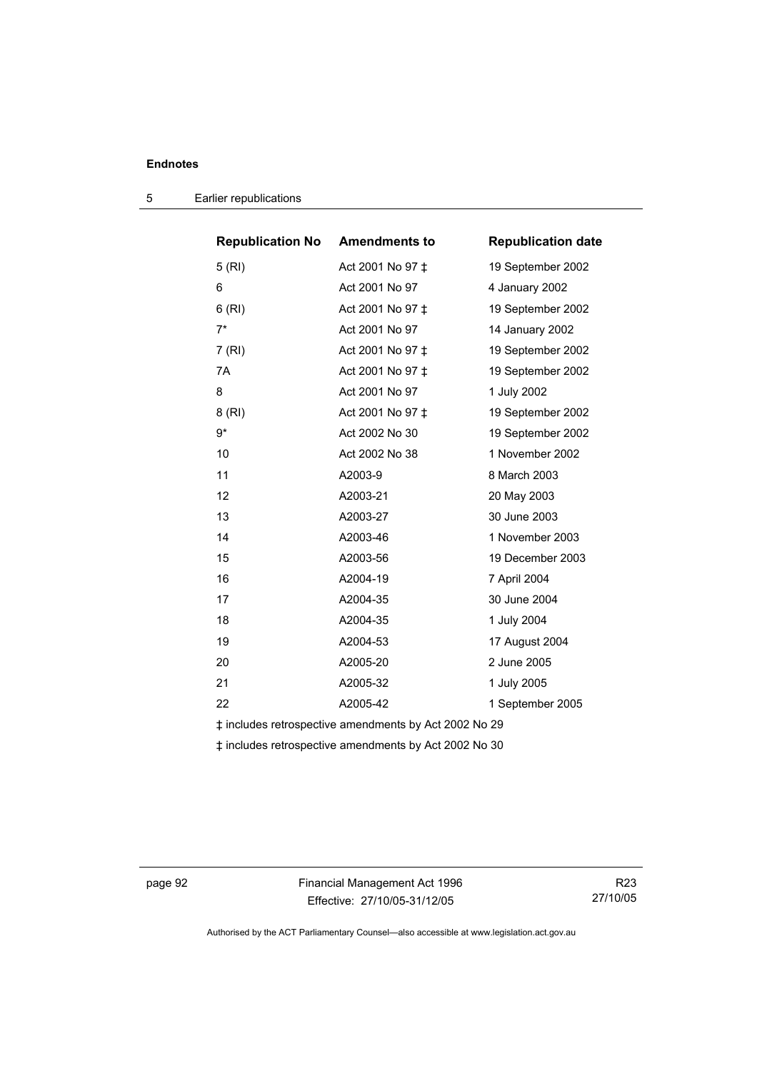| Republication No | Amendments to | Republication date |
|---|---|---|
| 5 (RI) | Act 2001 No 97 ‡ | 19 September 2002 |
| 6 | Act 2001 No 97 | 4 January 2002 |
| 6 (RI) | Act 2001 No 97 ‡ | 19 September 2002 |
| 7* | Act 2001 No 97 | 14 January 2002 |
| 7 (RI) | Act 2001 No 97 ‡ | 19 September 2002 |
| 7A | Act 2001 No 97 ‡ | 19 September 2002 |
| 8 | Act 2001 No 97 | 1 July 2002 |
| 8 (RI) | Act 2001 No 97 ‡ | 19 September 2002 |
| 9* | Act 2002 No 30 | 19 September 2002 |
| 10 | Act 2002 No 38 | 1 November 2002 |
| 11 | A2003-9 | 8 March 2003 |
| 12 | A2003-21 | 20 May 2003 |
| 13 | A2003-27 | 30 June 2003 |
| 14 | A2003-46 | 1 November 2003 |
| 15 | A2003-56 | 19 December 2003 |
| 16 | A2004-19 | 7 April 2004 |
| 17 | A2004-35 | 30 June 2004 |
| 18 | A2004-35 | 1 July 2004 |
| 19 | A2004-53 | 17 August 2004 |
| 20 | A2005-20 | 2 June 2005 |
| 21 | A2005-32 | 1 July 2005 |
| 22 | A2005-42 | 1 September 2005 |

‡ includes retrospective amendments by Act 2002 No 29

‡ includes retrospective amendments by Act 2002 No 30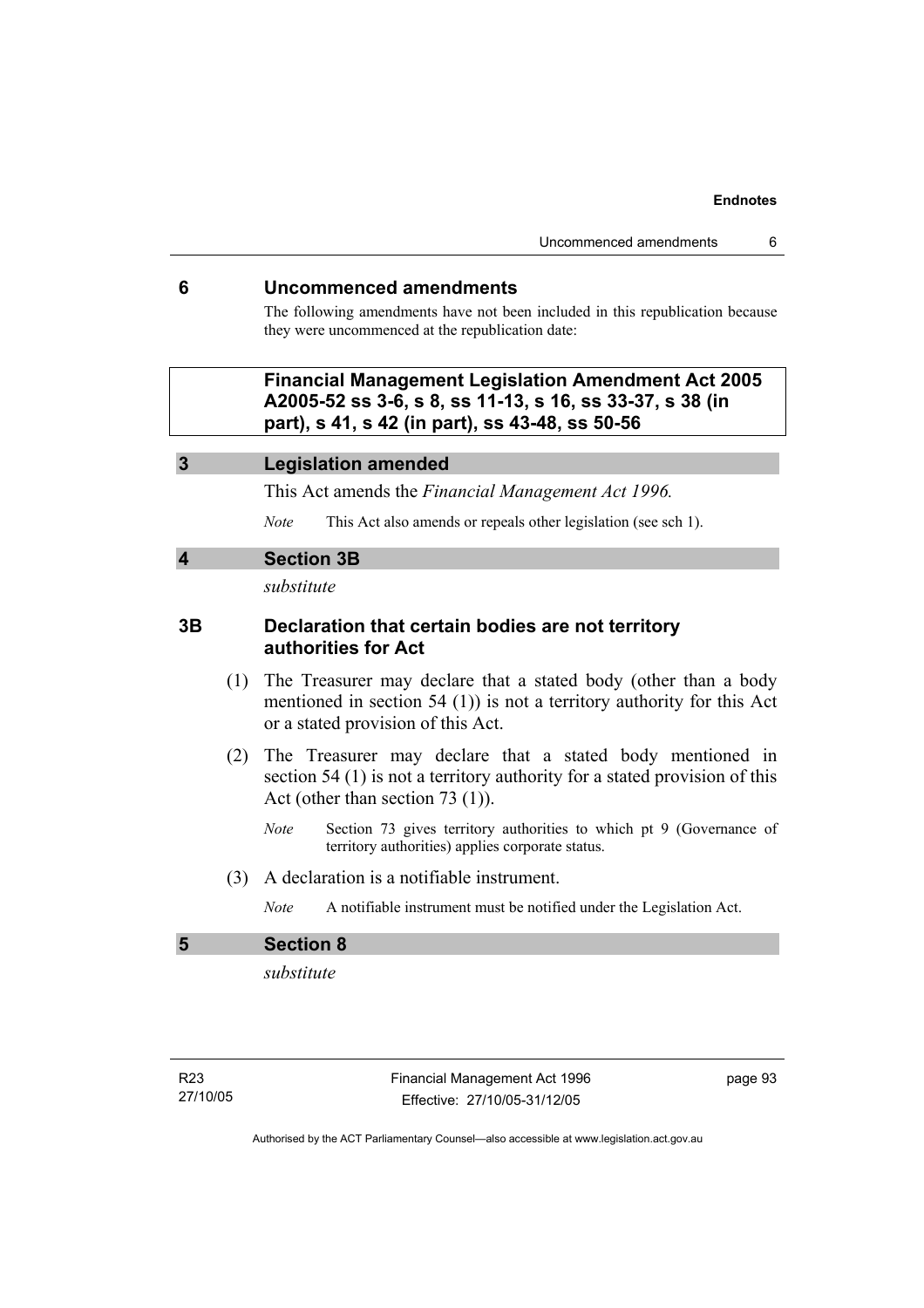## 6 Uncommenced amendments

The following amendments have not been included in this republication because they were uncommenced at the republication date:

**Financial Management Legislation Amendment Act 2005 A2005-52 ss 3-6, s 8, ss 11-13, s 16, ss 33-37, s 38 (in part), s 41, s 42 (in part), ss 43-48, ss 50-56**

### 3 Legislation amended

This Act amends the *Financial Management Act 1996.*

*Note* This Act also amends or repeals other legislation (see sch 1).

### 4 Section 3B

*substitute*

### 3B Declaration that certain bodies are not territory authorities for Act

(1) The Treasurer may declare that a stated body (other than a body mentioned in section 54 (1)) is not a territory authority for this Act or a stated provision of this Act.

(2) The Treasurer may declare that a stated body mentioned in section 54 (1) is not a territory authority for a stated provision of this Act (other than section 73 (1)).

*Note* Section 73 gives territory authorities to which pt 9 (Governance of territory authorities) applies corporate status.

(3) A declaration is a notifiable instrument.

*Note* A notifiable instrument must be notified under the Legislation Act.

### 5 Section 8

*substitute*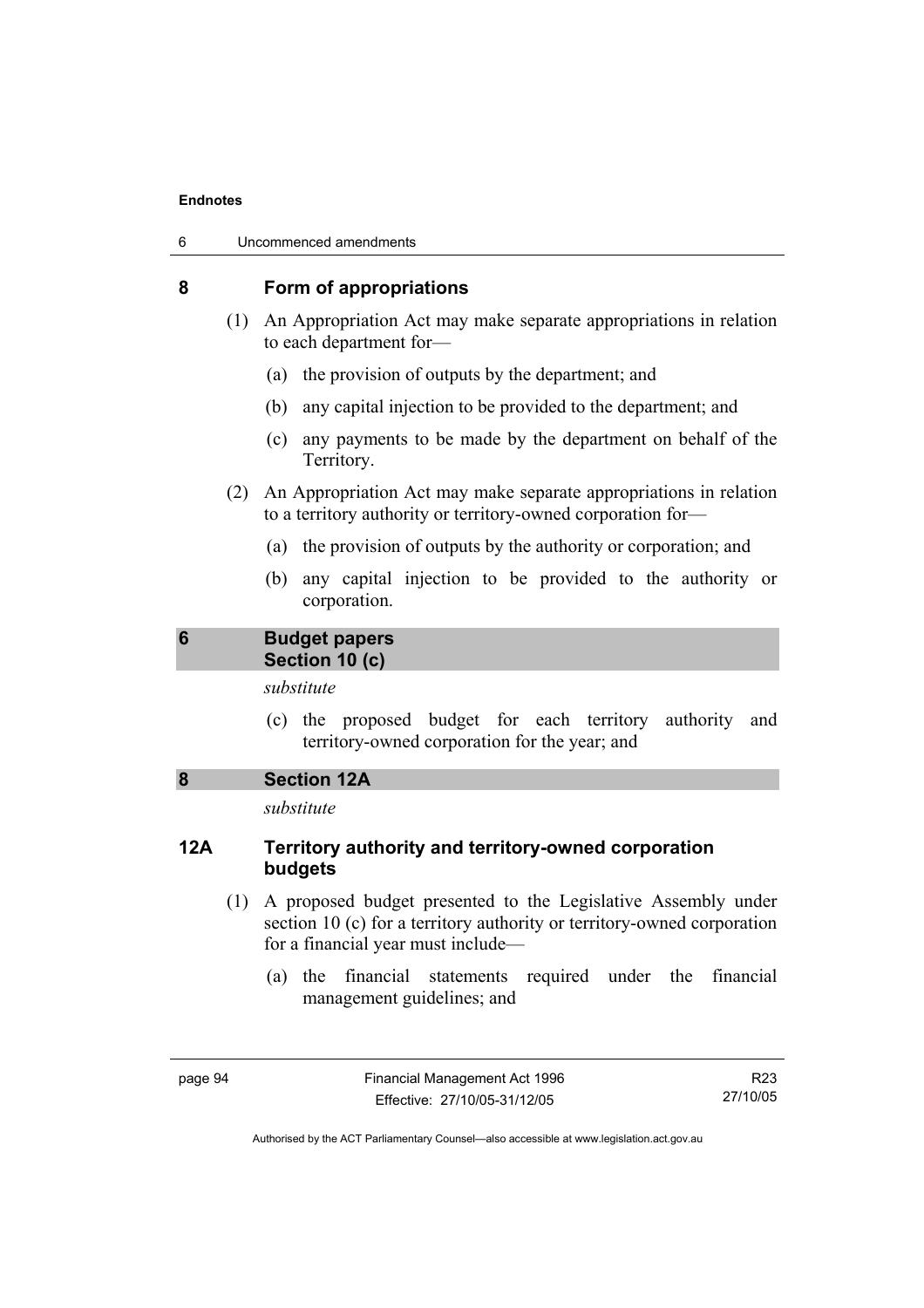### 8 Form of appropriations

(1) An Appropriation Act may make separate appropriations in relation to each department for—

(a) the provision of outputs by the department; and

(b) any capital injection to be provided to the department; and

(c) any payments to be made by the department on behalf of the Territory.

(2) An Appropriation Act may make separate appropriations in relation to a territory authority or territory-owned corporation for—

(a) the provision of outputs by the authority or corporation; and

(b) any capital injection to be provided to the authority or corporation.

**6 Budget papers**
**Section 10 (c)**

*substitute*

(c) the proposed budget for each territory authority and territory-owned corporation for the year; and

**8 Section 12A**

*substitute*

### 12A Territory authority and territory-owned corporation budgets

(1) A proposed budget presented to the Legislative Assembly under section 10 (c) for a territory authority or territory-owned corporation for a financial year must include—

(a) the financial statements required under the financial management guidelines; and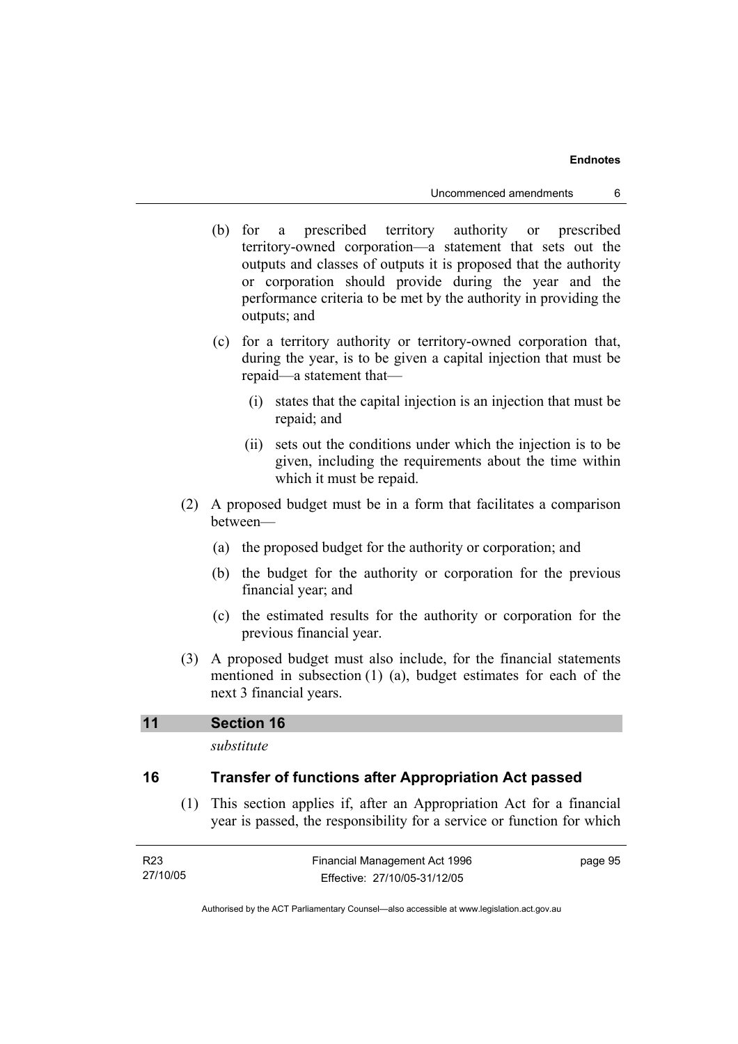(b) for a prescribed territory authority or prescribed territory-owned corporation—a statement that sets out the outputs and classes of outputs it is proposed that the authority or corporation should provide during the year and the performance criteria to be met by the authority in providing the outputs; and

(c) for a territory authority or territory-owned corporation that, during the year, is to be given a capital injection that must be repaid—a statement that—

(i) states that the capital injection is an injection that must be repaid; and

(ii) sets out the conditions under which the injection is to be given, including the requirements about the time within which it must be repaid.

(2) A proposed budget must be in a form that facilitates a comparison between—

(a) the proposed budget for the authority or corporation; and

(b) the budget for the authority or corporation for the previous financial year; and

(c) the estimated results for the authority or corporation for the previous financial year.

(3) A proposed budget must also include, for the financial statements mentioned in subsection (1) (a), budget estimates for each of the next 3 financial years.

## 11 Section 16

*substitute*

## 16 Transfer of functions after Appropriation Act passed

(1) This section applies if, after an Appropriation Act for a financial year is passed, the responsibility for a service or function for which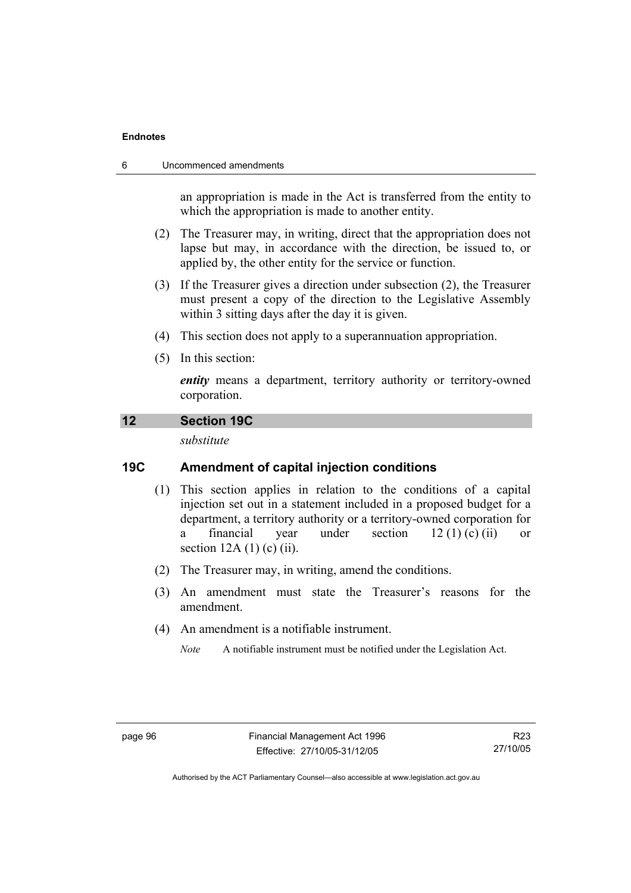an appropriation is made in the Act is transferred from the entity to which the appropriation is made to another entity.

(2) The Treasurer may, in writing, direct that the appropriation does not lapse but may, in accordance with the direction, be issued to, or applied by, the other entity for the service or function.

(3) If the Treasurer gives a direction under subsection (2), the Treasurer must present a copy of the direction to the Legislative Assembly within 3 sitting days after the day it is given.

(4) This section does not apply to a superannuation appropriation.

(5) In this section:

***entity*** means a department, territory authority or territory-owned corporation.

## 12 Section 19C

*substitute*

### 19C Amendment of capital injection conditions

(1) This section applies in relation to the conditions of a capital injection set out in a statement included in a proposed budget for a department, a territory authority or a territory-owned corporation for a financial year under section 12 (1) (c) (ii) or section 12A (1) (c) (ii).

(2) The Treasurer may, in writing, amend the conditions.

(3) An amendment must state the Treasurer's reasons for the amendment.

(4) An amendment is a notifiable instrument.

*Note* A notifiable instrument must be notified under the Legislation Act.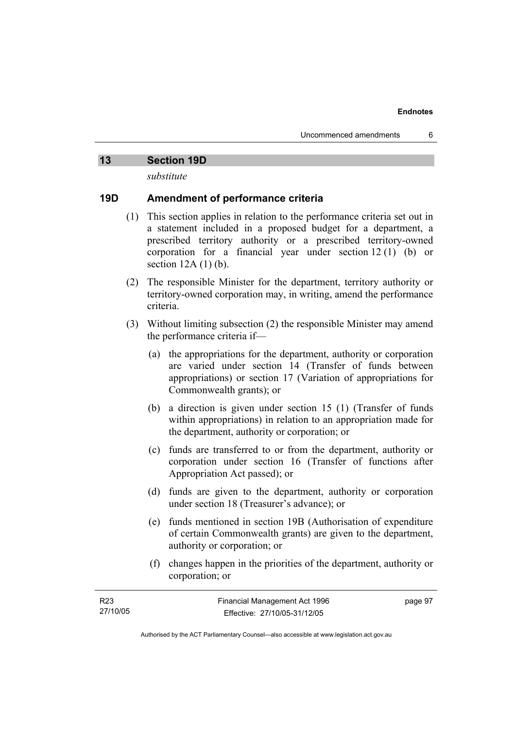## 13 Section 19D

*substitute*

### 19D Amendment of performance criteria

(1) This section applies in relation to the performance criteria set out in a statement included in a proposed budget for a department, a prescribed territory authority or a prescribed territory-owned corporation for a financial year under section 12 (1) (b) or section 12A (1) (b).

(2) The responsible Minister for the department, territory authority or territory-owned corporation may, in writing, amend the performance criteria.

(3) Without limiting subsection (2) the responsible Minister may amend the performance criteria if—

(a) the appropriations for the department, authority or corporation are varied under section 14 (Transfer of funds between appropriations) or section 17 (Variation of appropriations for Commonwealth grants); or

(b) a direction is given under section 15 (1) (Transfer of funds within appropriations) in relation to an appropriation made for the department, authority or corporation; or

(c) funds are transferred to or from the department, authority or corporation under section 16 (Transfer of functions after Appropriation Act passed); or

(d) funds are given to the department, authority or corporation under section 18 (Treasurer's advance); or

(e) funds mentioned in section 19B (Authorisation of expenditure of certain Commonwealth grants) are given to the department, authority or corporation; or

(f) changes happen in the priorities of the department, authority or corporation; or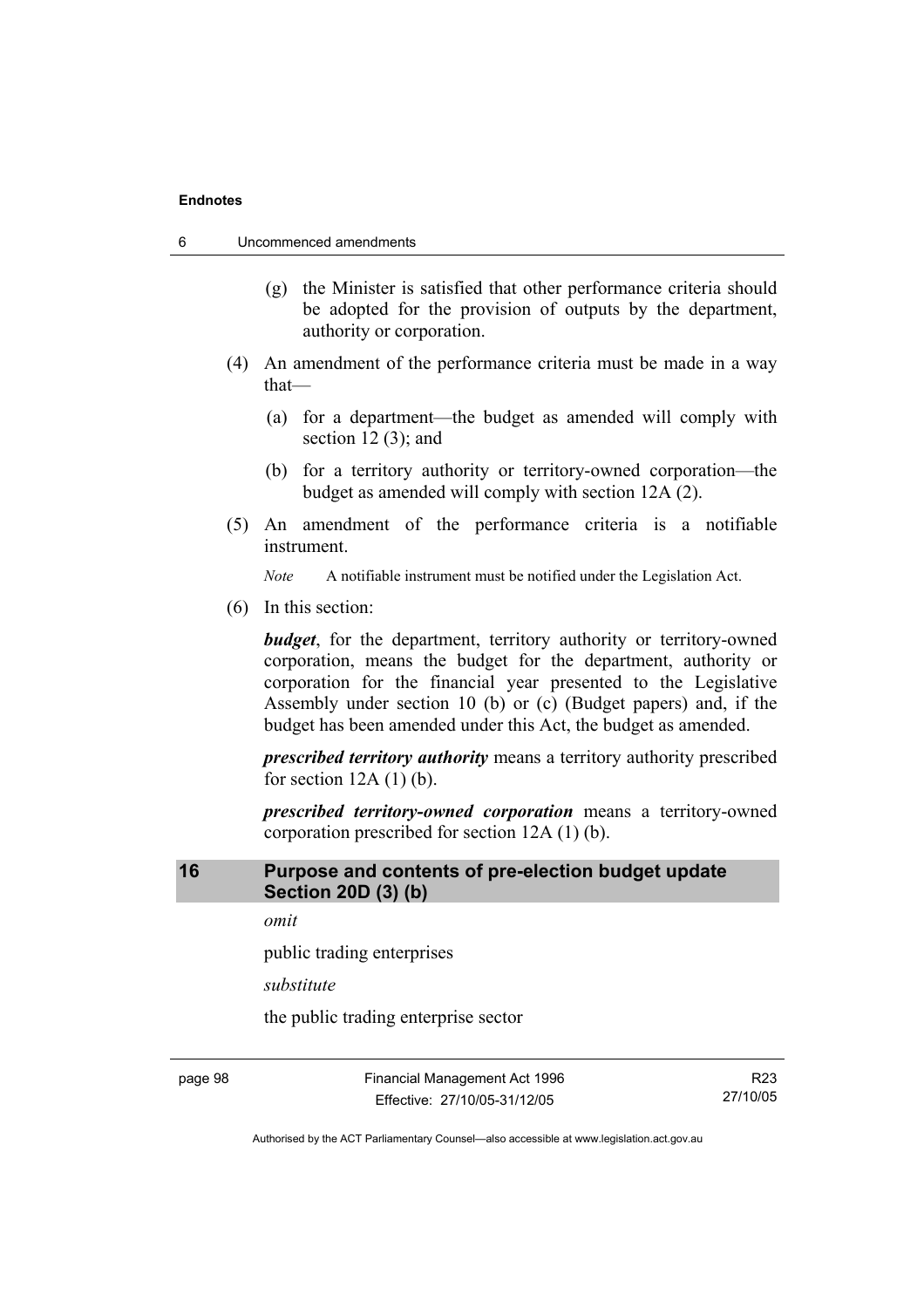(g) the Minister is satisfied that other performance criteria should be adopted for the provision of outputs by the department, authority or corporation.

(4) An amendment of the performance criteria must be made in a way that—

(a) for a department—the budget as amended will comply with section 12 (3); and

(b) for a territory authority or territory-owned corporation—the budget as amended will comply with section 12A (2).

(5) An amendment of the performance criteria is a notifiable instrument.

*Note* A notifiable instrument must be notified under the Legislation Act.

(6) In this section:

***budget***, for the department, territory authority or territory-owned corporation, means the budget for the department, authority or corporation for the financial year presented to the Legislative Assembly under section 10 (b) or (c) (Budget papers) and, if the budget has been amended under this Act, the budget as amended.

***prescribed territory authority*** means a territory authority prescribed for section 12A (1) (b).

***prescribed territory-owned corporation*** means a territory-owned corporation prescribed for section 12A (1) (b).

## 16 Purpose and contents of pre-election budget update Section 20D (3) (b)

*omit*

public trading enterprises

*substitute*

the public trading enterprise sector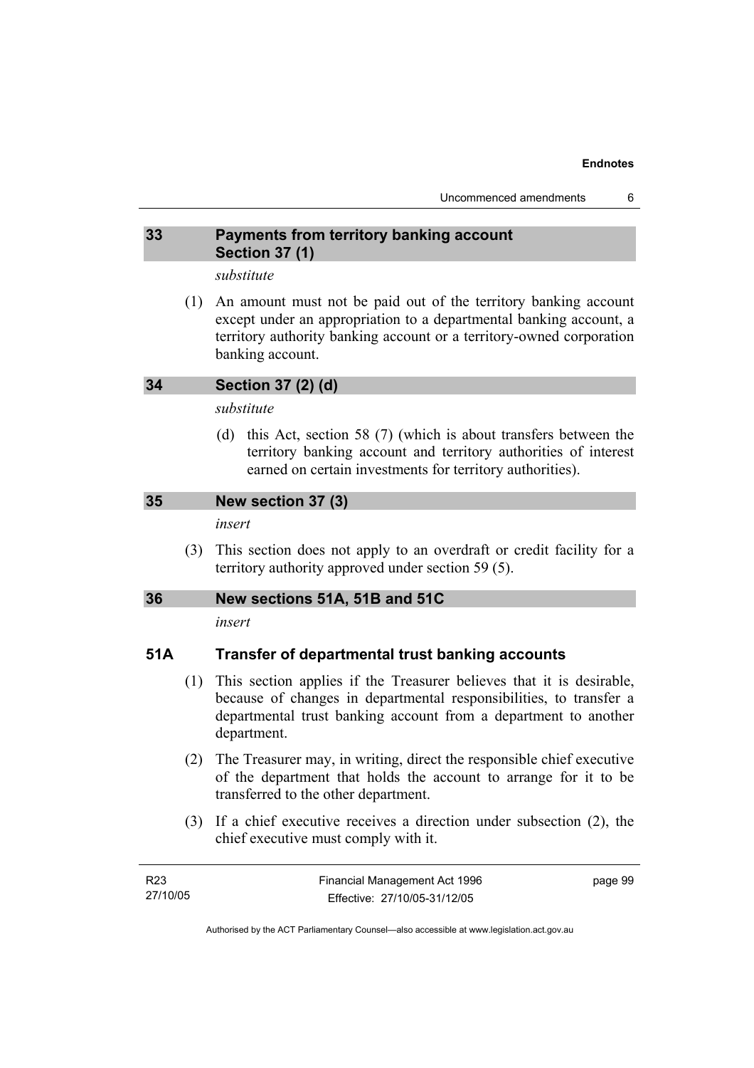## 33 Payments from territory banking account Section 37 (1)

*substitute*

(1) An amount must not be paid out of the territory banking account except under an appropriation to a departmental banking account, a territory authority banking account or a territory-owned corporation banking account.

## 34 Section 37 (2) (d)

*substitute*

(d) this Act, section 58 (7) (which is about transfers between the territory banking account and territory authorities of interest earned on certain investments for territory authorities).

## 35 New section 37 (3)

*insert*

(3) This section does not apply to an overdraft or credit facility for a territory authority approved under section 59 (5).

## 36 New sections 51A, 51B and 51C

*insert*

### 51A Transfer of departmental trust banking accounts

(1) This section applies if the Treasurer believes that it is desirable, because of changes in departmental responsibilities, to transfer a departmental trust banking account from a department to another department.

(2) The Treasurer may, in writing, direct the responsible chief executive of the department that holds the account to arrange for it to be transferred to the other department.

(3) If a chief executive receives a direction under subsection (2), the chief executive must comply with it.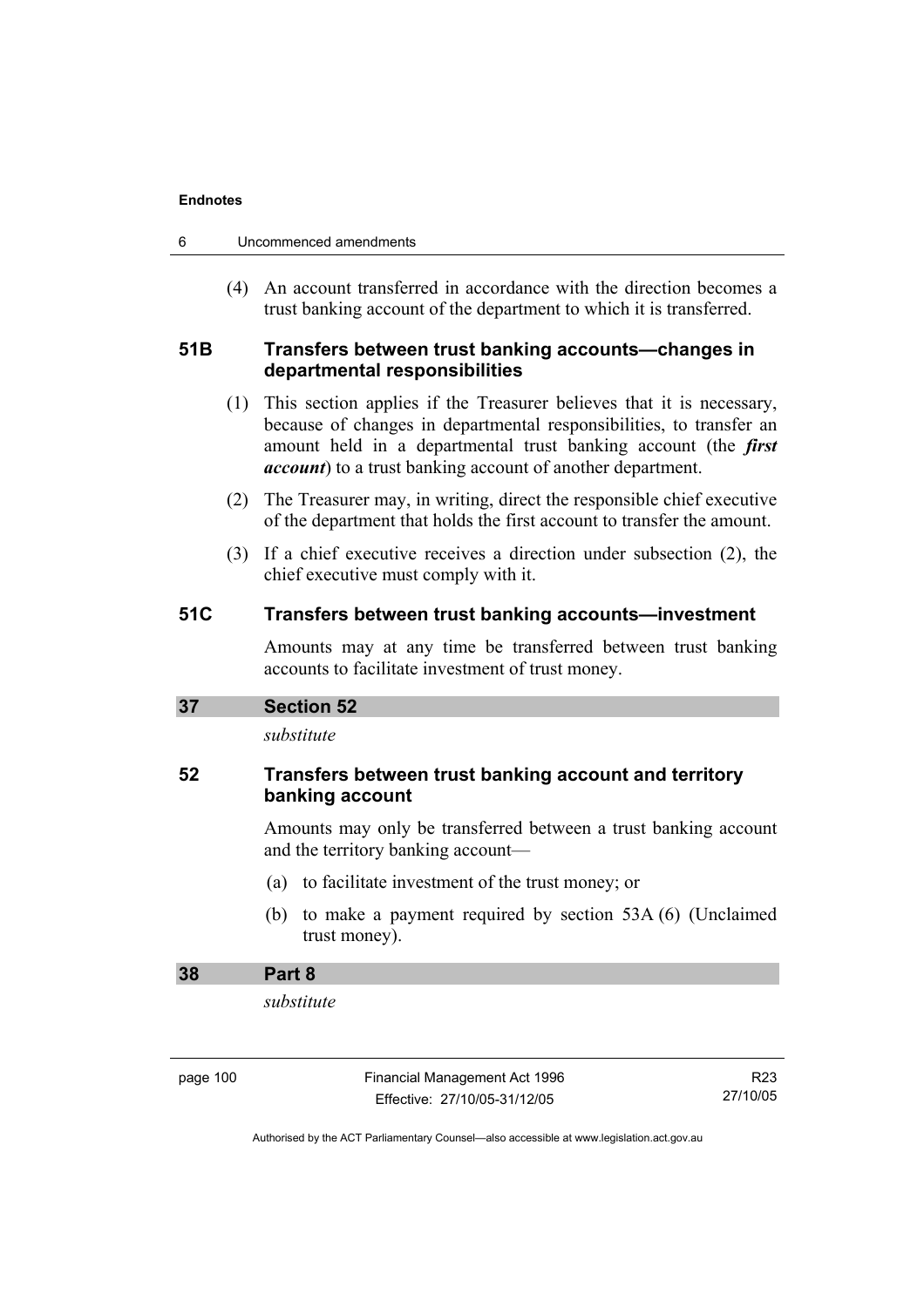(4) An account transferred in accordance with the direction becomes a trust banking account of the department to which it is transferred.

### 51B Transfers between trust banking accounts—changes in departmental responsibilities

(1) This section applies if the Treasurer believes that it is necessary, because of changes in departmental responsibilities, to transfer an amount held in a departmental trust banking account (the ***first account***) to a trust banking account of another department.

(2) The Treasurer may, in writing, direct the responsible chief executive of the department that holds the first account to transfer the amount.

(3) If a chief executive receives a direction under subsection (2), the chief executive must comply with it.

### 51C Transfers between trust banking accounts—investment

Amounts may at any time be transferred between trust banking accounts to facilitate investment of trust money.

## 37 Section 52

*substitute*

### 52 Transfers between trust banking account and territory banking account

Amounts may only be transferred between a trust banking account and the territory banking account—

(a) to facilitate investment of the trust money; or

(b) to make a payment required by section 53A (6) (Unclaimed trust money).

## 38 Part 8

*substitute*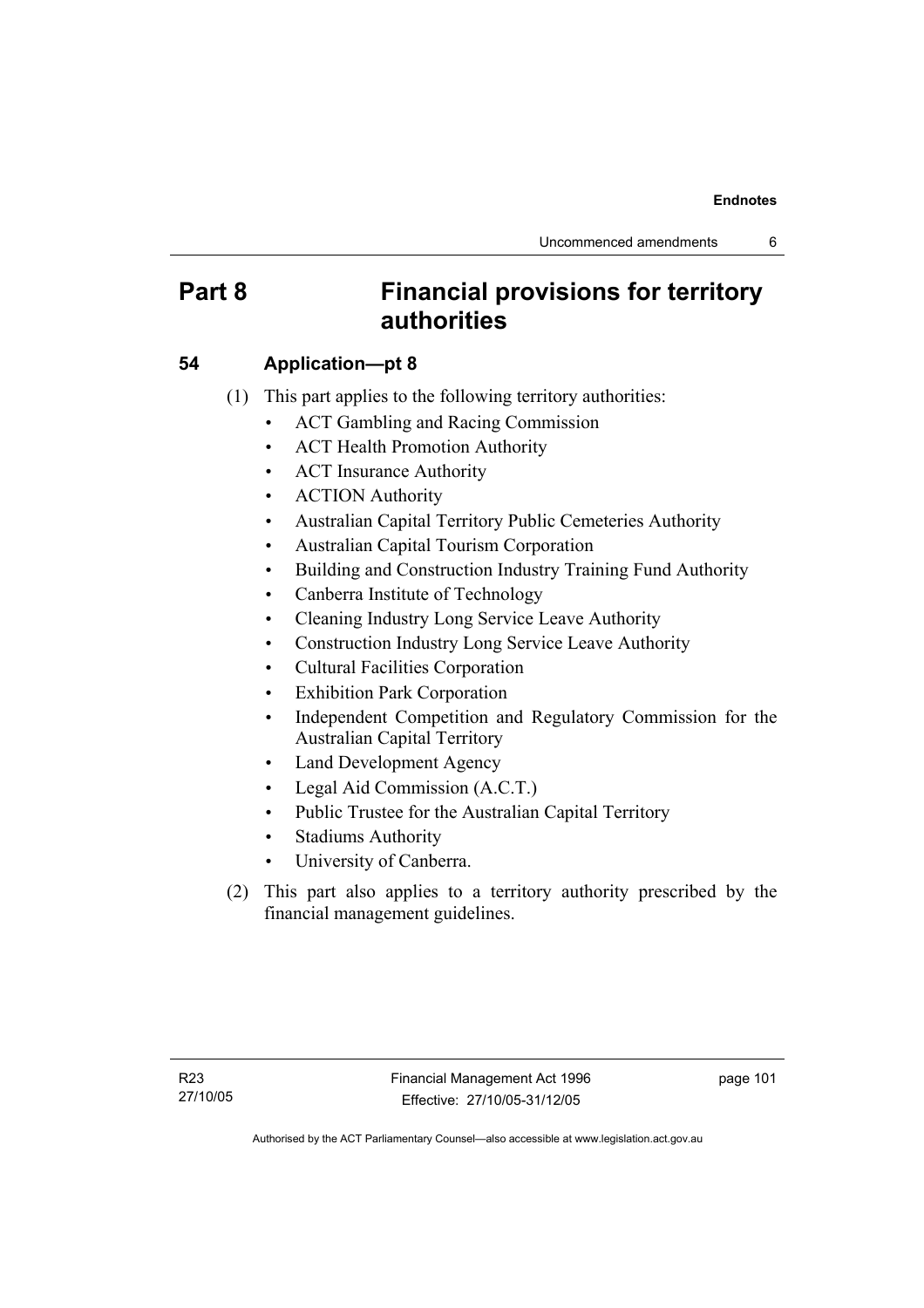# Part 8 Financial provisions for territory authorities

### 54 Application—pt 8

(1) This part applies to the following territory authorities:

- ACT Gambling and Racing Commission
- ACT Health Promotion Authority
- ACT Insurance Authority
- ACTION Authority
- Australian Capital Territory Public Cemeteries Authority
- Australian Capital Tourism Corporation
- Building and Construction Industry Training Fund Authority
- Canberra Institute of Technology
- Cleaning Industry Long Service Leave Authority
- Construction Industry Long Service Leave Authority
- Cultural Facilities Corporation
- Exhibition Park Corporation
- Independent Competition and Regulatory Commission for the Australian Capital Territory
- Land Development Agency
- Legal Aid Commission (A.C.T.)
- Public Trustee for the Australian Capital Territory
- Stadiums Authority
- University of Canberra.

(2) This part also applies to a territory authority prescribed by the financial management guidelines.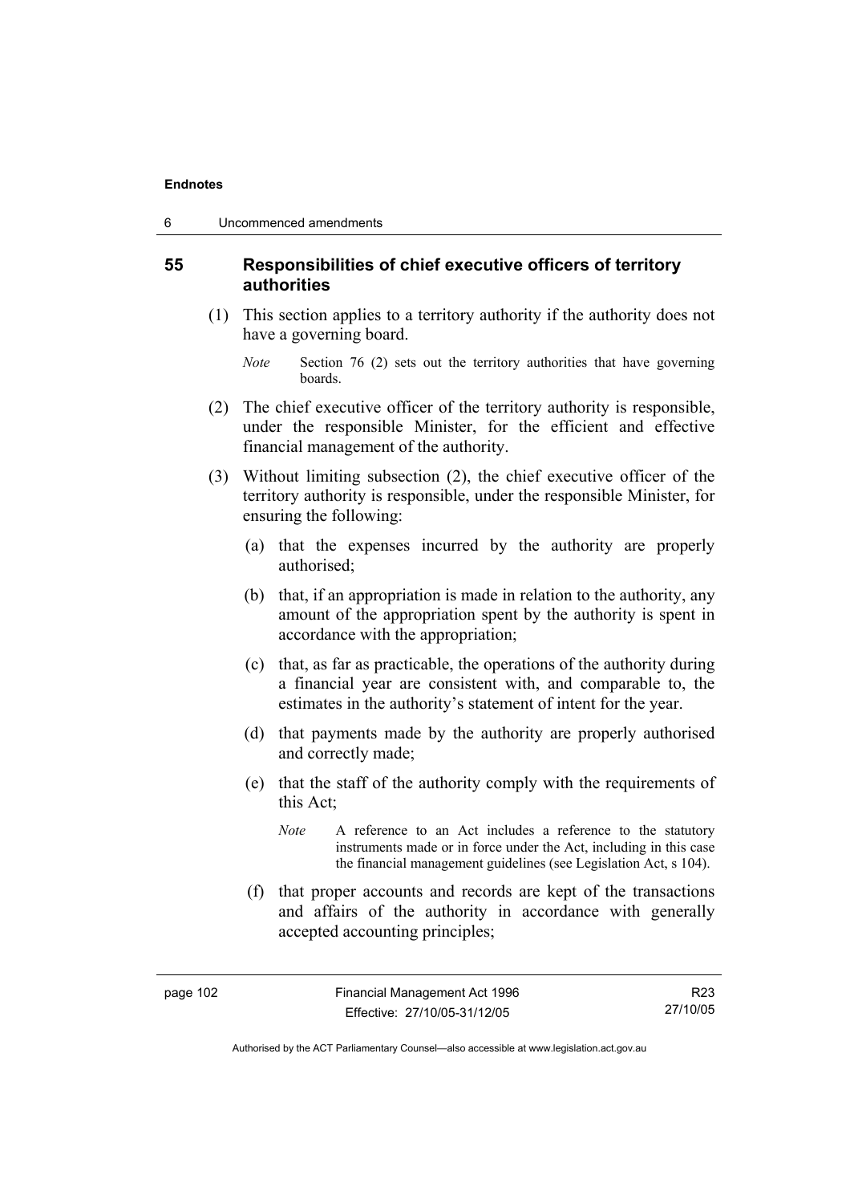## 55 Responsibilities of chief executive officers of territory authorities

(1) This section applies to a territory authority if the authority does not have a governing board.

*Note* Section 76 (2) sets out the territory authorities that have governing boards.

(2) The chief executive officer of the territory authority is responsible, under the responsible Minister, for the efficient and effective financial management of the authority.

(3) Without limiting subsection (2), the chief executive officer of the territory authority is responsible, under the responsible Minister, for ensuring the following:

(a) that the expenses incurred by the authority are properly authorised;

(b) that, if an appropriation is made in relation to the authority, any amount of the appropriation spent by the authority is spent in accordance with the appropriation;

(c) that, as far as practicable, the operations of the authority during a financial year are consistent with, and comparable to, the estimates in the authority's statement of intent for the year.

(d) that payments made by the authority are properly authorised and correctly made;

(e) that the staff of the authority comply with the requirements of this Act;

*Note* A reference to an Act includes a reference to the statutory instruments made or in force under the Act, including in this case the financial management guidelines (see Legislation Act, s 104).

(f) that proper accounts and records are kept of the transactions and affairs of the authority in accordance with generally accepted accounting principles;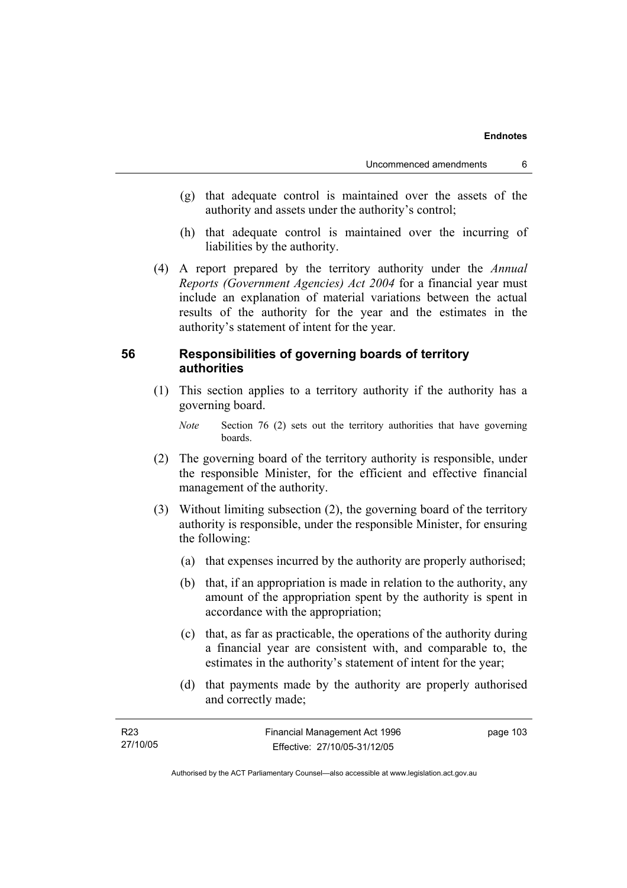(g) that adequate control is maintained over the assets of the authority and assets under the authority's control;

(h) that adequate control is maintained over the incurring of liabilities by the authority.

(4) A report prepared by the territory authority under the *Annual Reports (Government Agencies) Act 2004* for a financial year must include an explanation of material variations between the actual results of the authority for the year and the estimates in the authority's statement of intent for the year.

### 56 Responsibilities of governing boards of territory authorities

(1) This section applies to a territory authority if the authority has a governing board.

*Note* Section 76 (2) sets out the territory authorities that have governing boards.

(2) The governing board of the territory authority is responsible, under the responsible Minister, for the efficient and effective financial management of the authority.

(3) Without limiting subsection (2), the governing board of the territory authority is responsible, under the responsible Minister, for ensuring the following:

(a) that expenses incurred by the authority are properly authorised;

(b) that, if an appropriation is made in relation to the authority, any amount of the appropriation spent by the authority is spent in accordance with the appropriation;

(c) that, as far as practicable, the operations of the authority during a financial year are consistent with, and comparable to, the estimates in the authority's statement of intent for the year;

(d) that payments made by the authority are properly authorised and correctly made;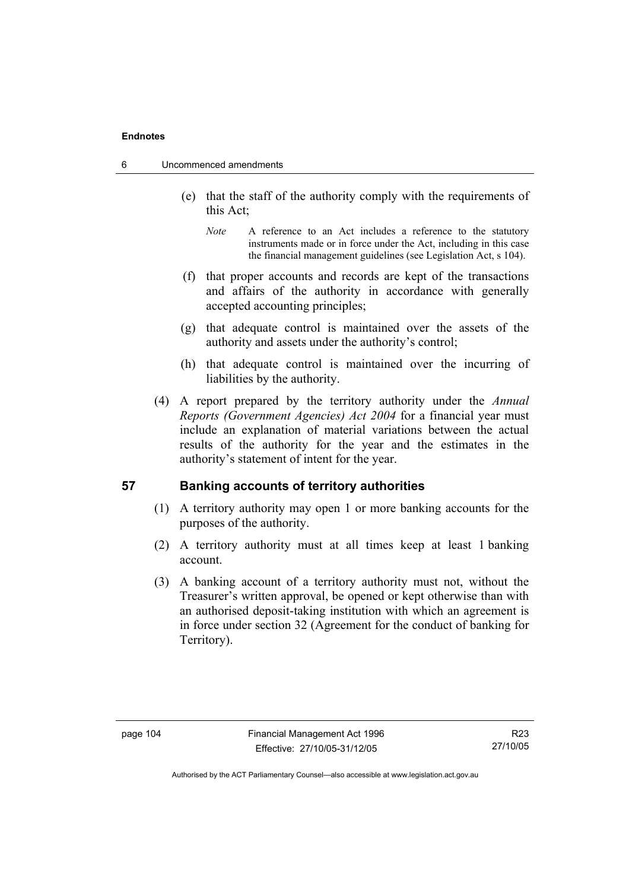(e) that the staff of the authority comply with the requirements of this Act;

*Note* A reference to an Act includes a reference to the statutory instruments made or in force under the Act, including in this case the financial management guidelines (see Legislation Act, s 104).

(f) that proper accounts and records are kept of the transactions and affairs of the authority in accordance with generally accepted accounting principles;

(g) that adequate control is maintained over the assets of the authority and assets under the authority's control;

(h) that adequate control is maintained over the incurring of liabilities by the authority.

(4) A report prepared by the territory authority under the *Annual Reports (Government Agencies) Act 2004* for a financial year must include an explanation of material variations between the actual results of the authority for the year and the estimates in the authority's statement of intent for the year.

## 57 Banking accounts of territory authorities

(1) A territory authority may open 1 or more banking accounts for the purposes of the authority.

(2) A territory authority must at all times keep at least 1 banking account.

(3) A banking account of a territory authority must not, without the Treasurer's written approval, be opened or kept otherwise than with an authorised deposit-taking institution with which an agreement is in force under section 32 (Agreement for the conduct of banking for Territory).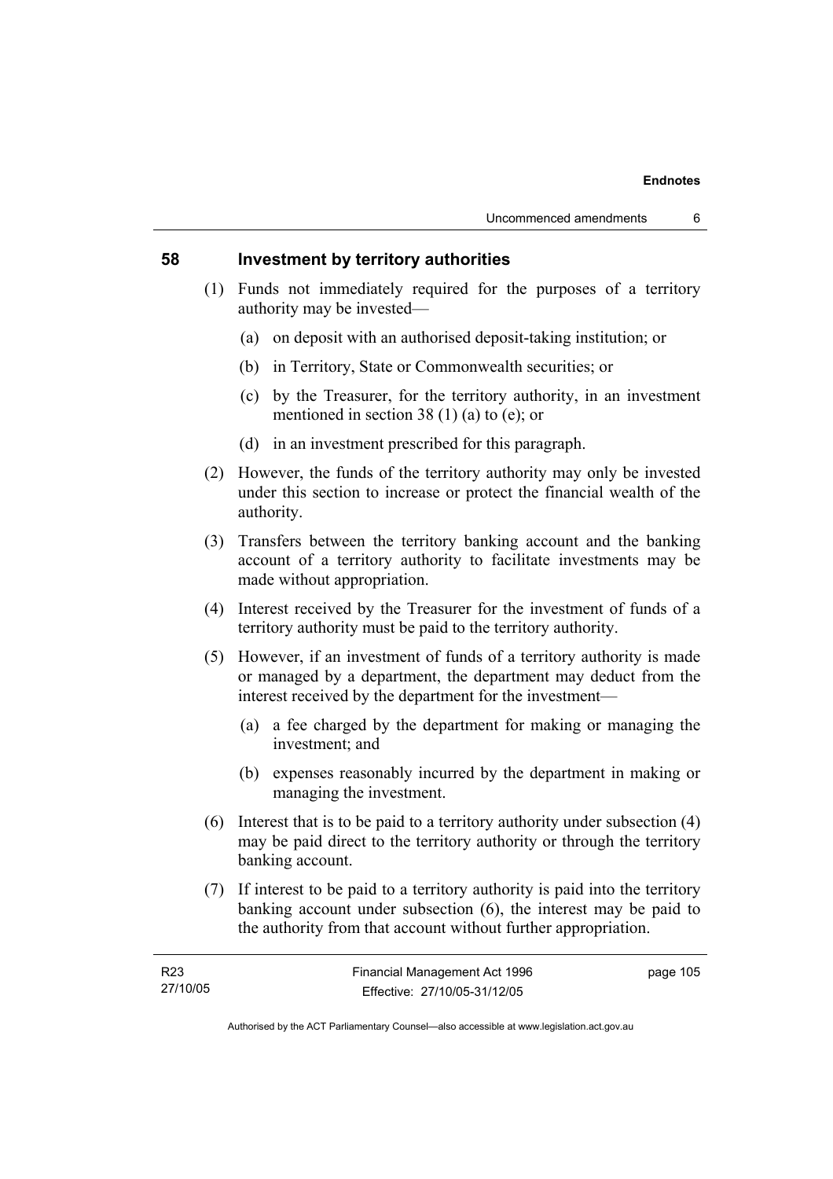## 58 Investment by territory authorities

(1) Funds not immediately required for the purposes of a territory authority may be invested—

(a) on deposit with an authorised deposit-taking institution; or

(b) in Territory, State or Commonwealth securities; or

(c) by the Treasurer, for the territory authority, in an investment mentioned in section 38 (1) (a) to (e); or

(d) in an investment prescribed for this paragraph.

(2) However, the funds of the territory authority may only be invested under this section to increase or protect the financial wealth of the authority.

(3) Transfers between the territory banking account and the banking account of a territory authority to facilitate investments may be made without appropriation.

(4) Interest received by the Treasurer for the investment of funds of a territory authority must be paid to the territory authority.

(5) However, if an investment of funds of a territory authority is made or managed by a department, the department may deduct from the interest received by the department for the investment—

(a) a fee charged by the department for making or managing the investment; and

(b) expenses reasonably incurred by the department in making or managing the investment.

(6) Interest that is to be paid to a territory authority under subsection (4) may be paid direct to the territory authority or through the territory banking account.

(7) If interest to be paid to a territory authority is paid into the territory banking account under subsection (6), the interest may be paid to the authority from that account without further appropriation.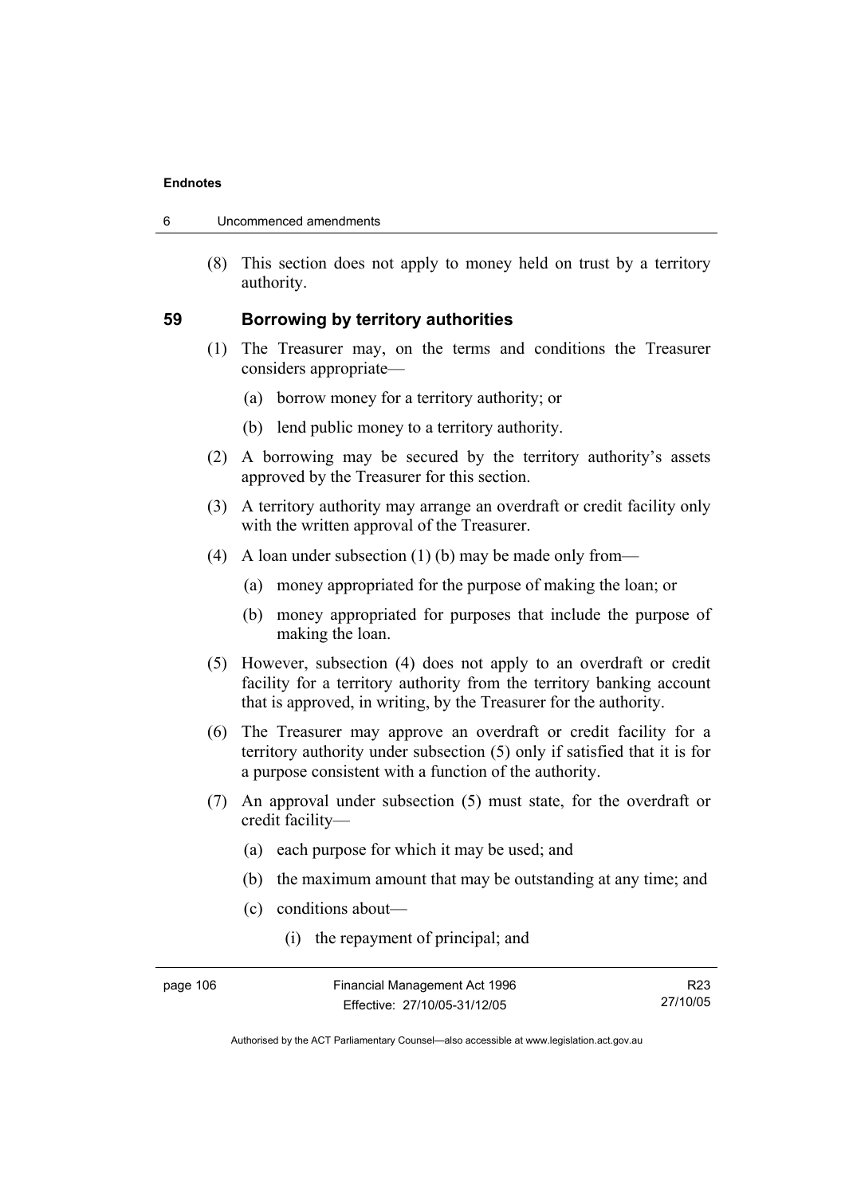(8) This section does not apply to money held on trust by a territory authority.

### 59 Borrowing by territory authorities

(1) The Treasurer may, on the terms and conditions the Treasurer considers appropriate—

(a) borrow money for a territory authority; or

(b) lend public money to a territory authority.

(2) A borrowing may be secured by the territory authority's assets approved by the Treasurer for this section.

(3) A territory authority may arrange an overdraft or credit facility only with the written approval of the Treasurer.

(4) A loan under subsection (1) (b) may be made only from—

(a) money appropriated for the purpose of making the loan; or

(b) money appropriated for purposes that include the purpose of making the loan.

(5) However, subsection (4) does not apply to an overdraft or credit facility for a territory authority from the territory banking account that is approved, in writing, by the Treasurer for the authority.

(6) The Treasurer may approve an overdraft or credit facility for a territory authority under subsection (5) only if satisfied that it is for a purpose consistent with a function of the authority.

(7) An approval under subsection (5) must state, for the overdraft or credit facility—

(a) each purpose for which it may be used; and

(b) the maximum amount that may be outstanding at any time; and

(c) conditions about—

(i) the repayment of principal; and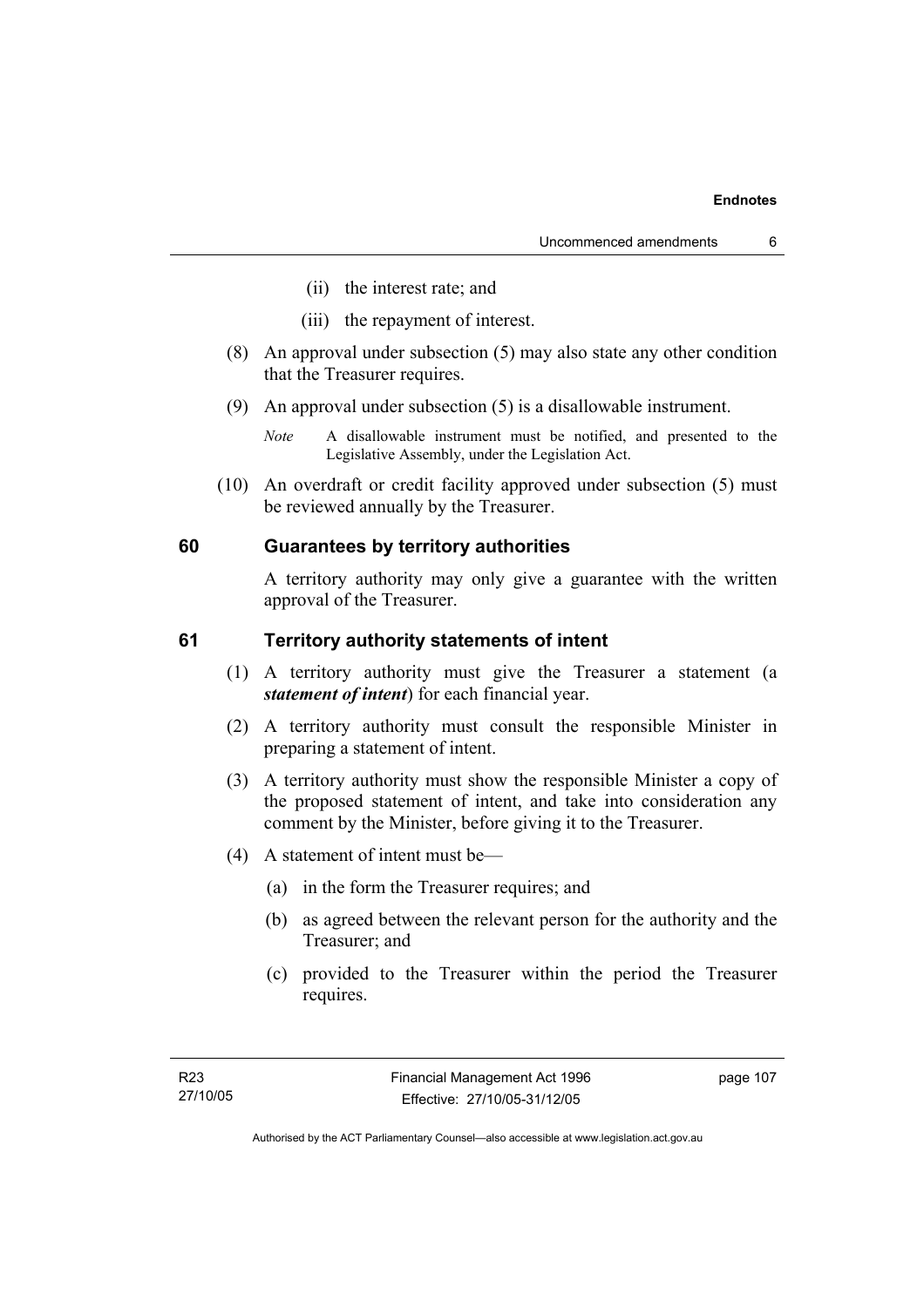(ii) the interest rate; and

(iii) the repayment of interest.

(8) An approval under subsection (5) may also state any other condition that the Treasurer requires.

(9) An approval under subsection (5) is a disallowable instrument.

*Note* A disallowable instrument must be notified, and presented to the Legislative Assembly, under the Legislation Act.

(10) An overdraft or credit facility approved under subsection (5) must be reviewed annually by the Treasurer.

### 60 Guarantees by territory authorities

A territory authority may only give a guarantee with the written approval of the Treasurer.

### 61 Territory authority statements of intent

(1) A territory authority must give the Treasurer a statement (a ***statement of intent***) for each financial year.

(2) A territory authority must consult the responsible Minister in preparing a statement of intent.

(3) A territory authority must show the responsible Minister a copy of the proposed statement of intent, and take into consideration any comment by the Minister, before giving it to the Treasurer.

(4) A statement of intent must be—

(a) in the form the Treasurer requires; and

(b) as agreed between the relevant person for the authority and the Treasurer; and

(c) provided to the Treasurer within the period the Treasurer requires.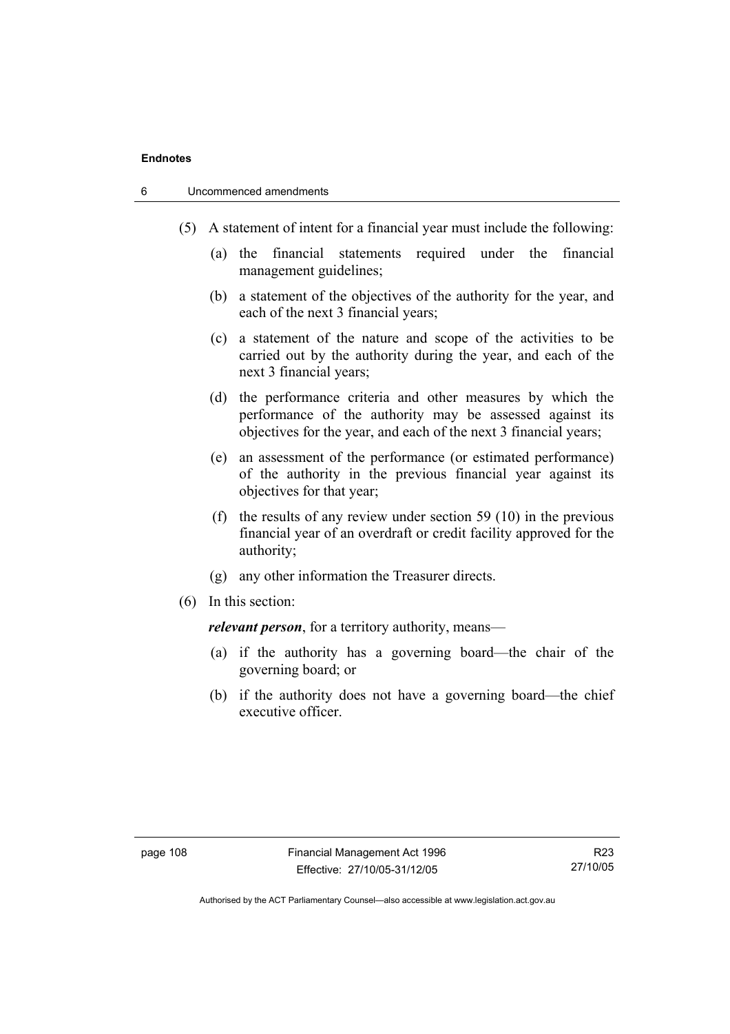(5) A statement of intent for a financial year must include the following:

(a) the financial statements required under the financial management guidelines;

(b) a statement of the objectives of the authority for the year, and each of the next 3 financial years;

(c) a statement of the nature and scope of the activities to be carried out by the authority during the year, and each of the next 3 financial years;

(d) the performance criteria and other measures by which the performance of the authority may be assessed against its objectives for the year, and each of the next 3 financial years;

(e) an assessment of the performance (or estimated performance) of the authority in the previous financial year against its objectives for that year;

(f) the results of any review under section 59 (10) in the previous financial year of an overdraft or credit facility approved for the authority;

(g) any other information the Treasurer directs.

(6) In this section:

***relevant person***, for a territory authority, means—

(a) if the authority has a governing board—the chair of the governing board; or

(b) if the authority does not have a governing board—the chief executive officer.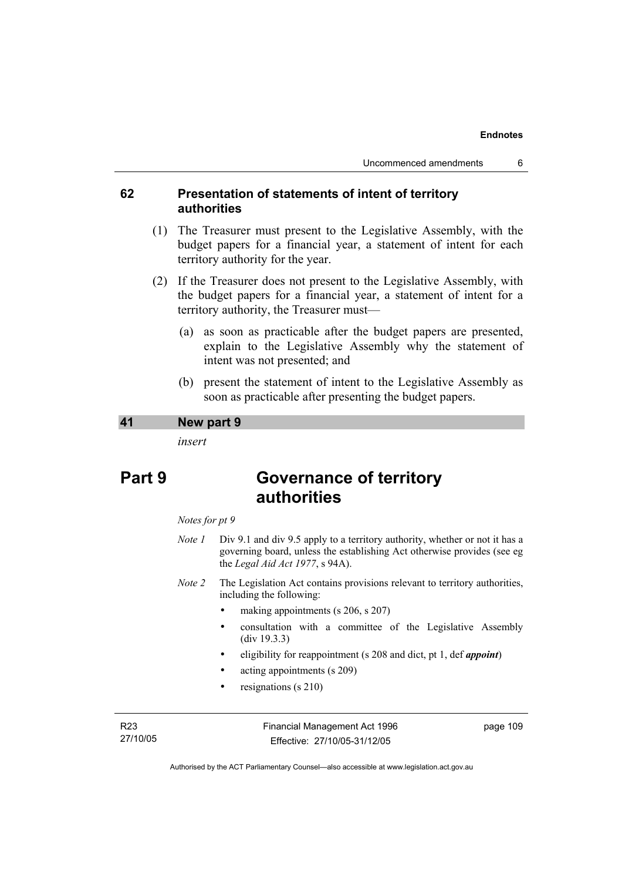### 62 Presentation of statements of intent of territory authorities

(1) The Treasurer must present to the Legislative Assembly, with the budget papers for a financial year, a statement of intent for each territory authority for the year.

(2) If the Treasurer does not present to the Legislative Assembly, with the budget papers for a financial year, a statement of intent for a territory authority, the Treasurer must—

(a) as soon as practicable after the budget papers are presented, explain to the Legislative Assembly why the statement of intent was not presented; and

(b) present the statement of intent to the Legislative Assembly as soon as practicable after presenting the budget papers.

### 41 New part 9

*insert*

# Part 9 Governance of territory authorities

*Notes for pt 9*

*Note 1* Div 9.1 and div 9.5 apply to a territory authority, whether or not it has a governing board, unless the establishing Act otherwise provides (see eg the *Legal Aid Act 1977*, s 94A).

*Note 2* The Legislation Act contains provisions relevant to territory authorities, including the following:

- making appointments (s 206, s 207)
- consultation with a committee of the Legislative Assembly (div 19.3.3)
- eligibility for reappointment (s 208 and dict, pt 1, def ***appoint***)
- acting appointments (s 209)
- resignations (s 210)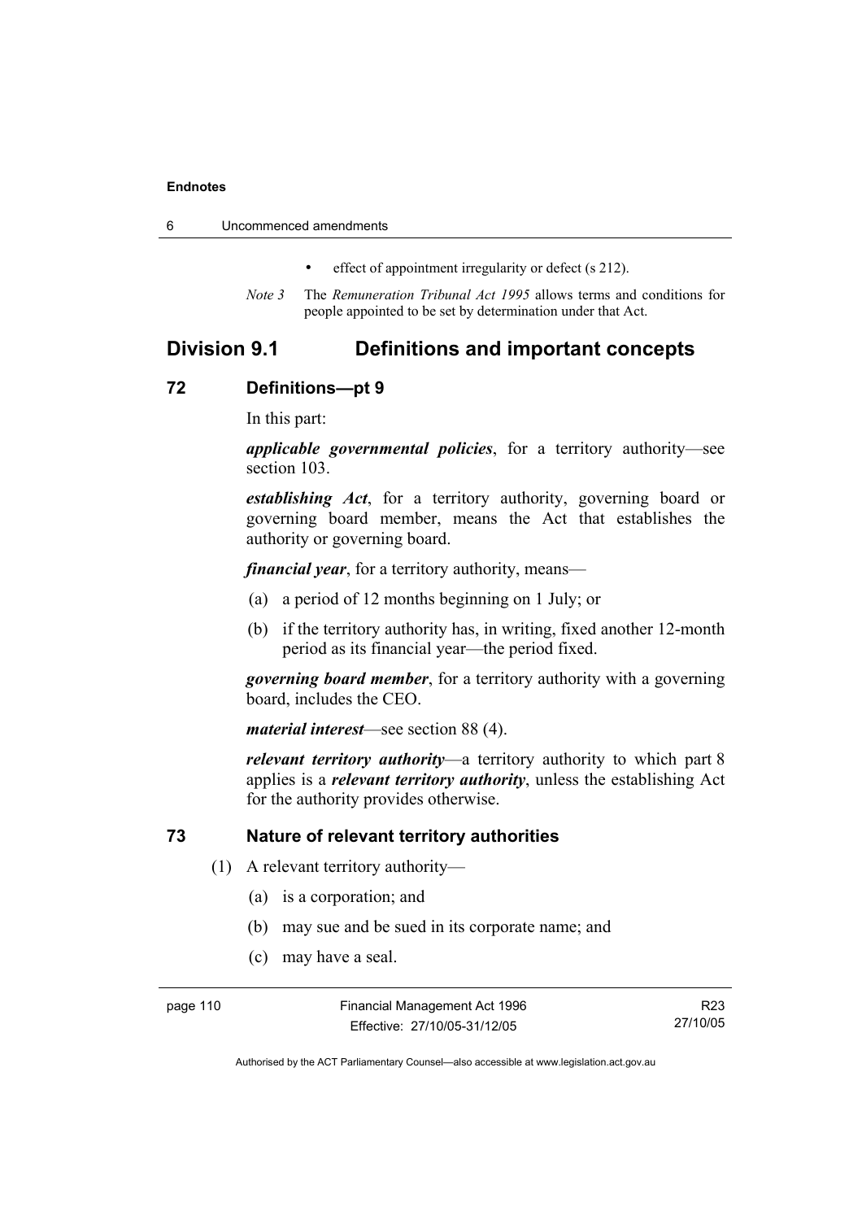- effect of appointment irregularity or defect (s 212).

*Note 3* The *Remuneration Tribunal Act 1995* allows terms and conditions for people appointed to be set by determination under that Act.

## Division 9.1 Definitions and important concepts

### 72 Definitions—pt 9

In this part:

***applicable governmental policies***, for a territory authority—see section 103.

***establishing Act***, for a territory authority, governing board or governing board member, means the Act that establishes the authority or governing board.

***financial year***, for a territory authority, means—

(a) a period of 12 months beginning on 1 July; or

(b) if the territory authority has, in writing, fixed another 12-month period as its financial year—the period fixed.

***governing board member***, for a territory authority with a governing board, includes the CEO.

***material interest***—see section 88 (4).

***relevant territory authority***—a territory authority to which part 8 applies is a ***relevant territory authority***, unless the establishing Act for the authority provides otherwise.

### 73 Nature of relevant territory authorities

(1) A relevant territory authority—

(a) is a corporation; and

(b) may sue and be sued in its corporate name; and

(c) may have a seal.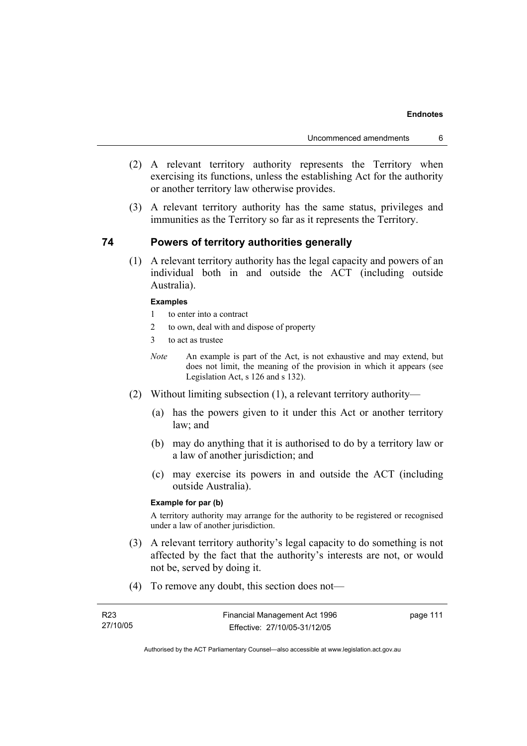(2) A relevant territory authority represents the Territory when exercising its functions, unless the establishing Act for the authority or another territory law otherwise provides.

(3) A relevant territory authority has the same status, privileges and immunities as the Territory so far as it represents the Territory.

## 74 Powers of territory authorities generally

(1) A relevant territory authority has the legal capacity and powers of an individual both in and outside the ACT (including outside Australia).

**Examples**

1 to enter into a contract

2 to own, deal with and dispose of property

3 to act as trustee

*Note* An example is part of the Act, is not exhaustive and may extend, but does not limit, the meaning of the provision in which it appears (see Legislation Act, s 126 and s 132).

(2) Without limiting subsection (1), a relevant territory authority—

(a) has the powers given to it under this Act or another territory law; and

(b) may do anything that it is authorised to do by a territory law or a law of another jurisdiction; and

(c) may exercise its powers in and outside the ACT (including outside Australia).

**Example for par (b)**

A territory authority may arrange for the authority to be registered or recognised under a law of another jurisdiction.

(3) A relevant territory authority's legal capacity to do something is not affected by the fact that the authority's interests are not, or would not be, served by doing it.

(4) To remove any doubt, this section does not—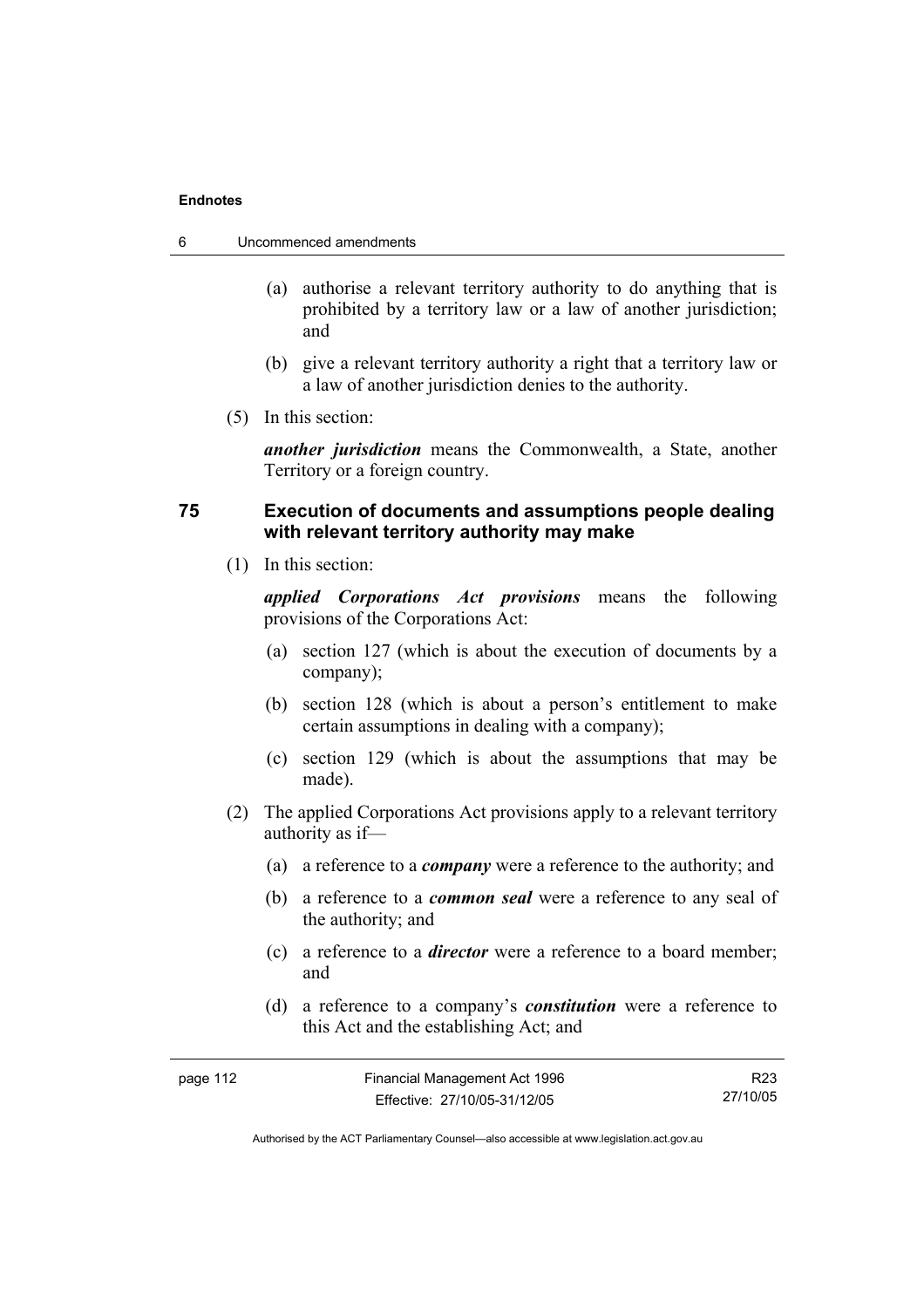(a) authorise a relevant territory authority to do anything that is prohibited by a territory law or a law of another jurisdiction; and

(b) give a relevant territory authority a right that a territory law or a law of another jurisdiction denies to the authority.

(5) In this section:

***another jurisdiction*** means the Commonwealth, a State, another Territory or a foreign country.

### 75 Execution of documents and assumptions people dealing with relevant territory authority may make

(1) In this section:

***applied Corporations Act provisions*** means the following provisions of the Corporations Act:

(a) section 127 (which is about the execution of documents by a company);

(b) section 128 (which is about a person's entitlement to make certain assumptions in dealing with a company);

(c) section 129 (which is about the assumptions that may be made).

(2) The applied Corporations Act provisions apply to a relevant territory authority as if—

(a) a reference to a ***company*** were a reference to the authority; and

(b) a reference to a ***common seal*** were a reference to any seal of the authority; and

(c) a reference to a ***director*** were a reference to a board member; and

(d) a reference to a company's ***constitution*** were a reference to this Act and the establishing Act; and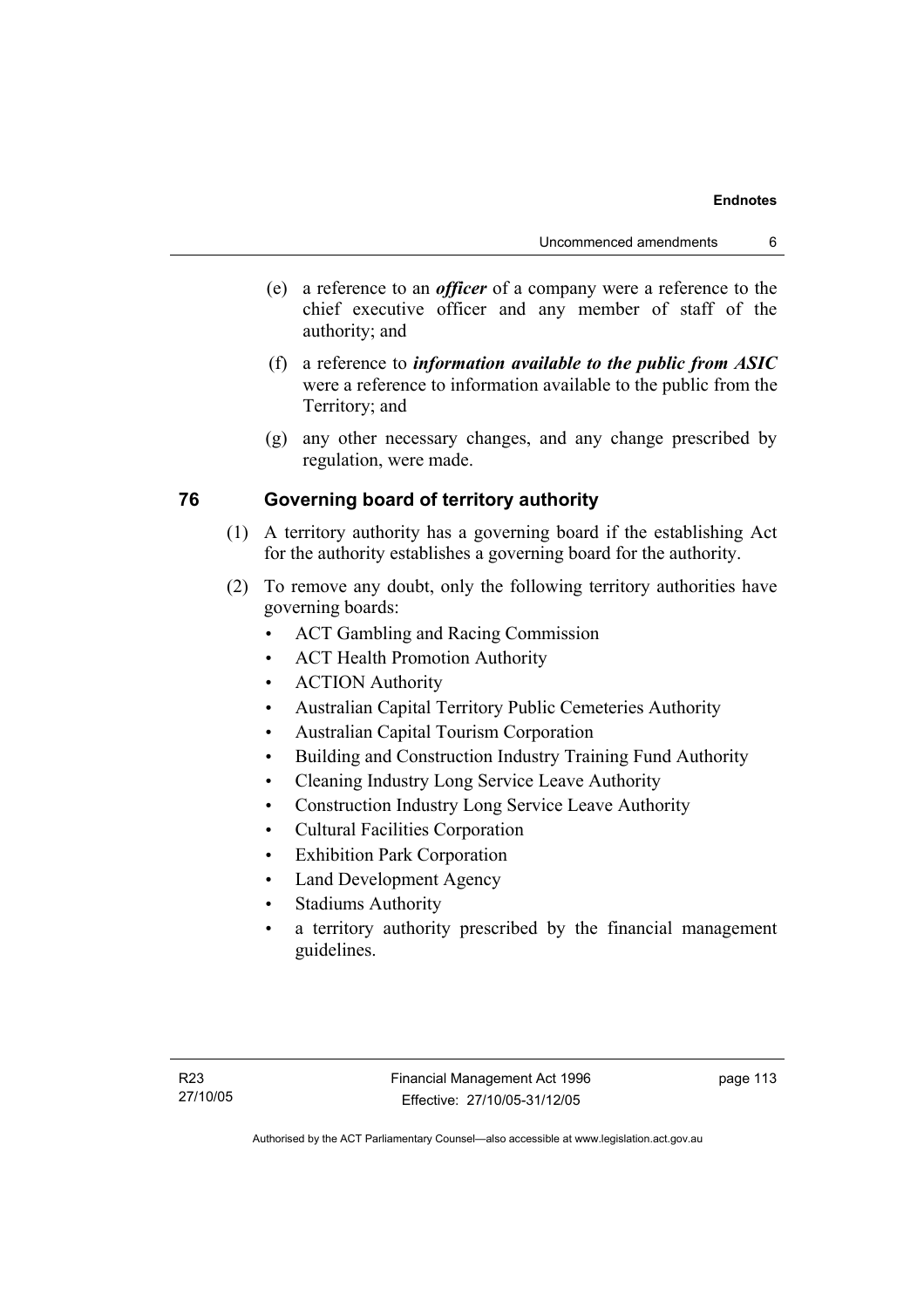(e) a reference to an ***officer*** of a company were a reference to the chief executive officer and any member of staff of the authority; and

(f) a reference to ***information available to the public from ASIC*** were a reference to information available to the public from the Territory; and

(g) any other necessary changes, and any change prescribed by regulation, were made.

## 76 Governing board of territory authority

(1) A territory authority has a governing board if the establishing Act for the authority establishes a governing board for the authority.

(2) To remove any doubt, only the following territory authorities have governing boards:

- ACT Gambling and Racing Commission
- ACT Health Promotion Authority
- ACTION Authority
- Australian Capital Territory Public Cemeteries Authority
- Australian Capital Tourism Corporation
- Building and Construction Industry Training Fund Authority
- Cleaning Industry Long Service Leave Authority
- Construction Industry Long Service Leave Authority
- Cultural Facilities Corporation
- Exhibition Park Corporation
- Land Development Agency
- Stadiums Authority
- a territory authority prescribed by the financial management guidelines.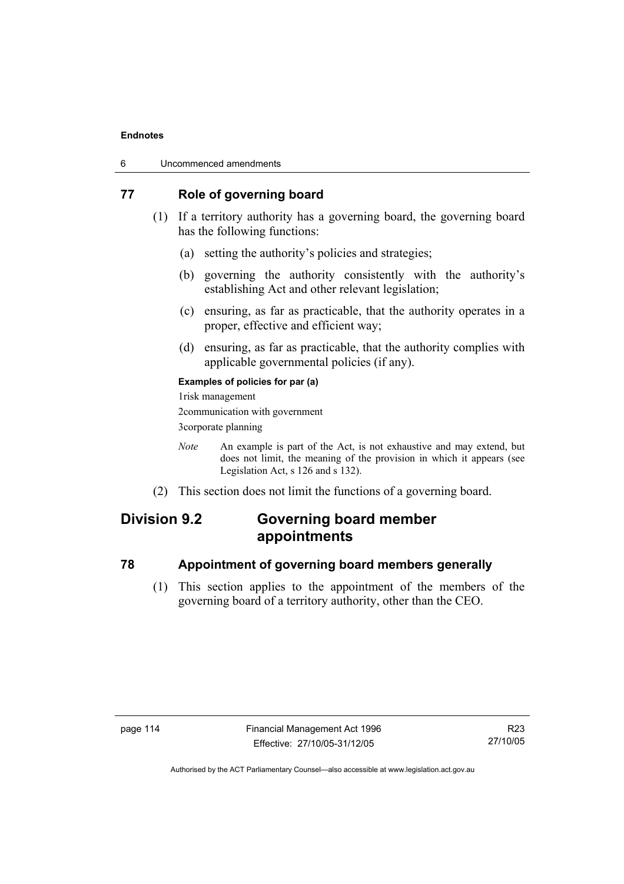## 77 Role of governing board

(1) If a territory authority has a governing board, the governing board has the following functions:

(a) setting the authority's policies and strategies;

(b) governing the authority consistently with the authority's establishing Act and other relevant legislation;

(c) ensuring, as far as practicable, that the authority operates in a proper, effective and efficient way;

(d) ensuring, as far as practicable, that the authority complies with applicable governmental policies (if any).

**Examples of policies for par (a)**

1risk management

2communication with government

3corporate planning

*Note* An example is part of the Act, is not exhaustive and may extend, but does not limit, the meaning of the provision in which it appears (see Legislation Act, s 126 and s 132).

(2) This section does not limit the functions of a governing board.

# Division 9.2 Governing board member appointments

## 78 Appointment of governing board members generally

(1) This section applies to the appointment of the members of the governing board of a territory authority, other than the CEO.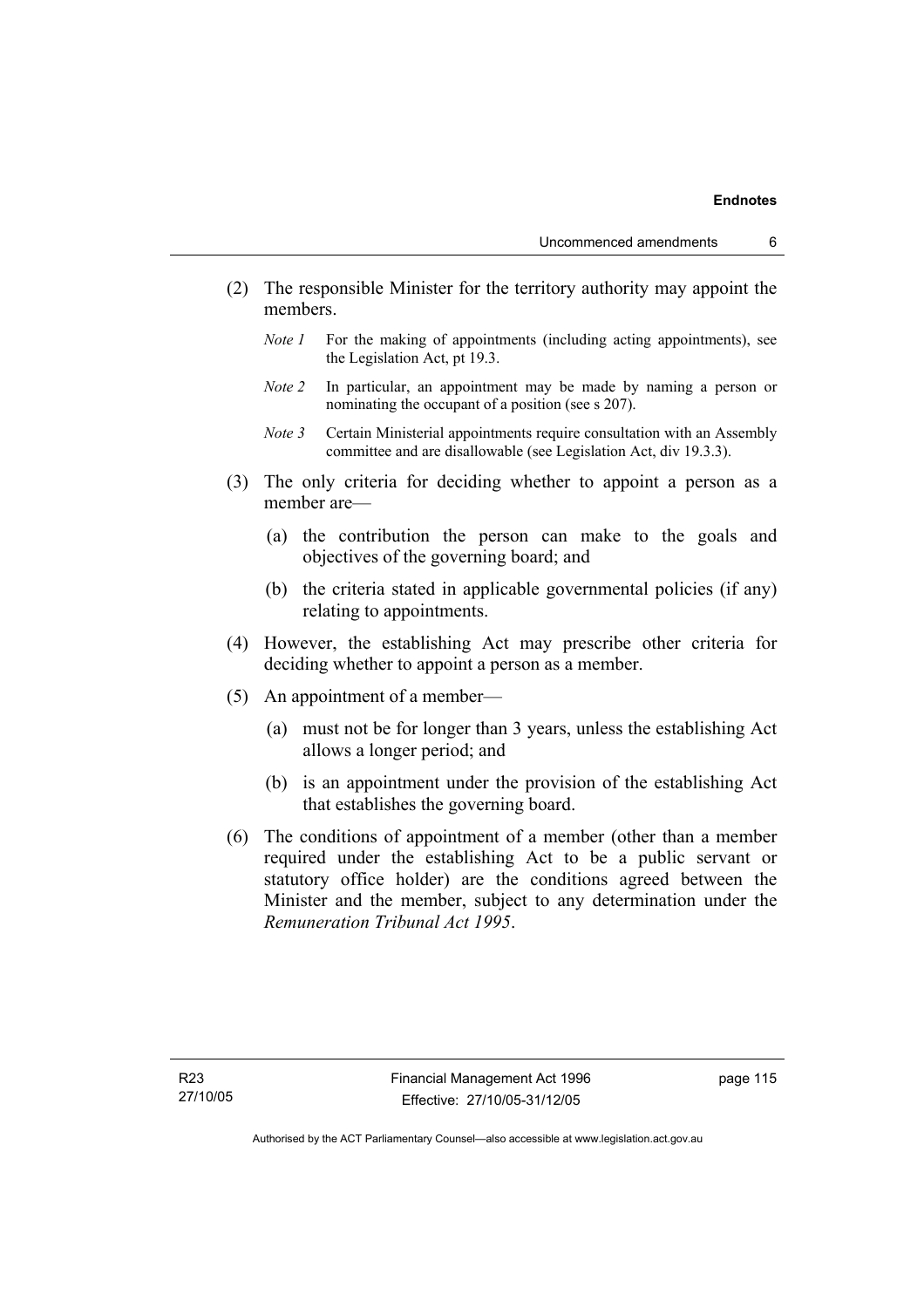(2) The responsible Minister for the territory authority may appoint the members.

*Note 1* For the making of appointments (including acting appointments), see the Legislation Act, pt 19.3.

*Note 2* In particular, an appointment may be made by naming a person or nominating the occupant of a position (see s 207).

*Note 3* Certain Ministerial appointments require consultation with an Assembly committee and are disallowable (see Legislation Act, div 19.3.3).

(3) The only criteria for deciding whether to appoint a person as a member are—

(a) the contribution the person can make to the goals and objectives of the governing board; and

(b) the criteria stated in applicable governmental policies (if any) relating to appointments.

(4) However, the establishing Act may prescribe other criteria for deciding whether to appoint a person as a member.

(5) An appointment of a member—

(a) must not be for longer than 3 years, unless the establishing Act allows a longer period; and

(b) is an appointment under the provision of the establishing Act that establishes the governing board.

(6) The conditions of appointment of a member (other than a member required under the establishing Act to be a public servant or statutory office holder) are the conditions agreed between the Minister and the member, subject to any determination under the *Remuneration Tribunal Act 1995*.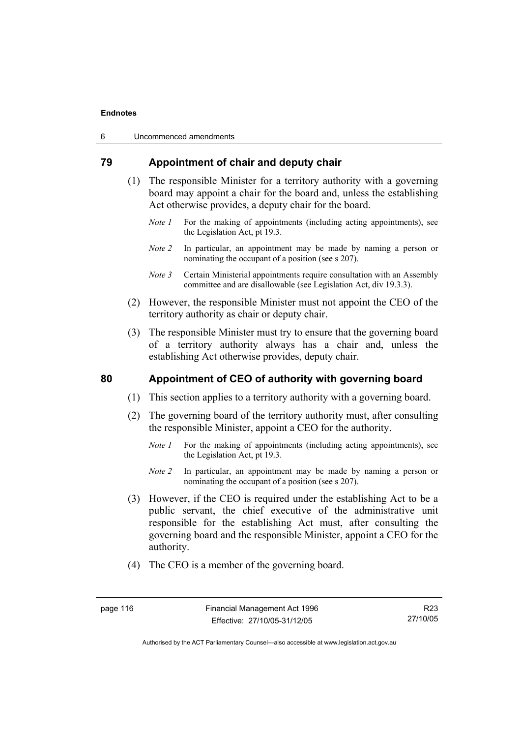## 79 Appointment of chair and deputy chair

(1) The responsible Minister for a territory authority with a governing board may appoint a chair for the board and, unless the establishing Act otherwise provides, a deputy chair for the board.

*Note 1* For the making of appointments (including acting appointments), see the Legislation Act, pt 19.3.

*Note 2* In particular, an appointment may be made by naming a person or nominating the occupant of a position (see s 207).

*Note 3* Certain Ministerial appointments require consultation with an Assembly committee and are disallowable (see Legislation Act, div 19.3.3).

(2) However, the responsible Minister must not appoint the CEO of the territory authority as chair or deputy chair.

(3) The responsible Minister must try to ensure that the governing board of a territory authority always has a chair and, unless the establishing Act otherwise provides, deputy chair.

## 80 Appointment of CEO of authority with governing board

(1) This section applies to a territory authority with a governing board.

(2) The governing board of the territory authority must, after consulting the responsible Minister, appoint a CEO for the authority.

*Note 1* For the making of appointments (including acting appointments), see the Legislation Act, pt 19.3.

*Note 2* In particular, an appointment may be made by naming a person or nominating the occupant of a position (see s 207).

(3) However, if the CEO is required under the establishing Act to be a public servant, the chief executive of the administrative unit responsible for the establishing Act must, after consulting the governing board and the responsible Minister, appoint a CEO for the authority.

(4) The CEO is a member of the governing board.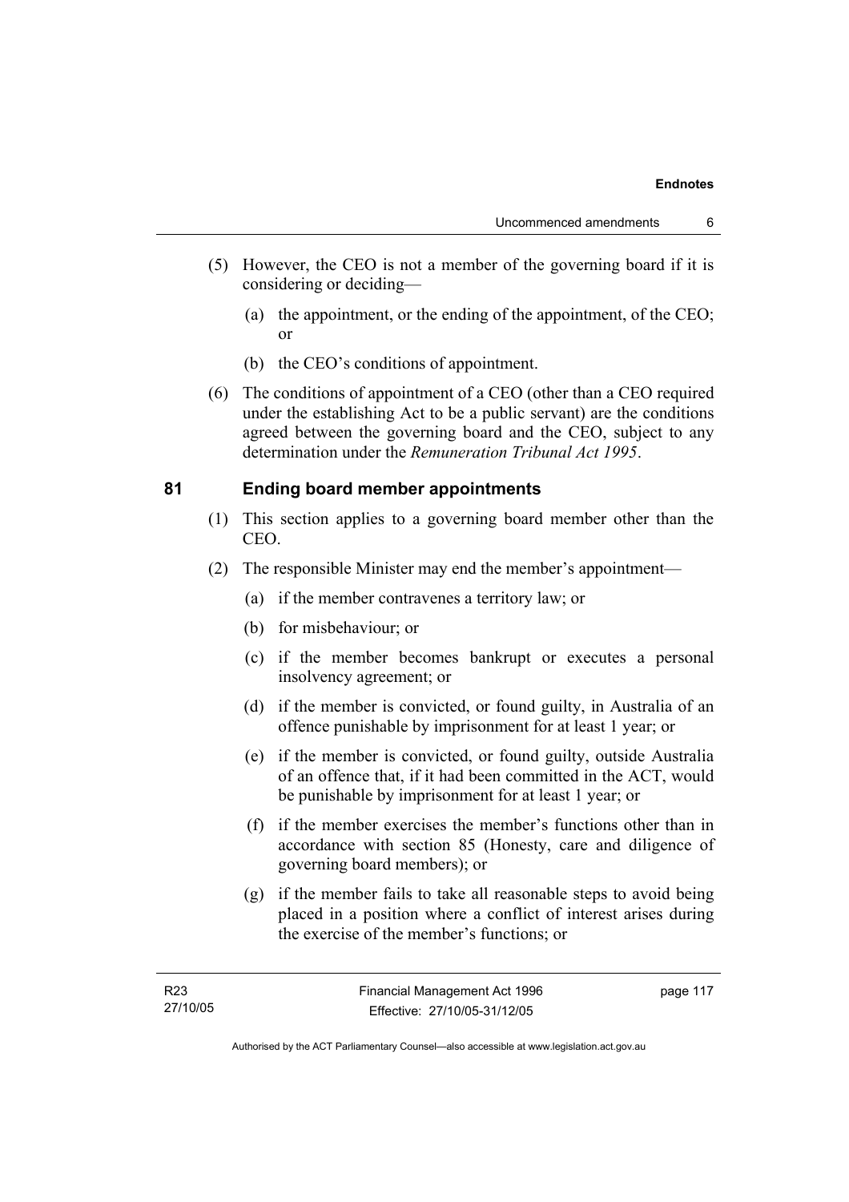(5) However, the CEO is not a member of the governing board if it is considering or deciding—

(a) the appointment, or the ending of the appointment, of the CEO; or

(b) the CEO's conditions of appointment.

(6) The conditions of appointment of a CEO (other than a CEO required under the establishing Act to be a public servant) are the conditions agreed between the governing board and the CEO, subject to any determination under the *Remuneration Tribunal Act 1995*.

## 81 Ending board member appointments

(1) This section applies to a governing board member other than the CEO.

(2) The responsible Minister may end the member's appointment—

(a) if the member contravenes a territory law; or

(b) for misbehaviour; or

(c) if the member becomes bankrupt or executes a personal insolvency agreement; or

(d) if the member is convicted, or found guilty, in Australia of an offence punishable by imprisonment for at least 1 year; or

(e) if the member is convicted, or found guilty, outside Australia of an offence that, if it had been committed in the ACT, would be punishable by imprisonment for at least 1 year; or

(f) if the member exercises the member's functions other than in accordance with section 85 (Honesty, care and diligence of governing board members); or

(g) if the member fails to take all reasonable steps to avoid being placed in a position where a conflict of interest arises during the exercise of the member's functions; or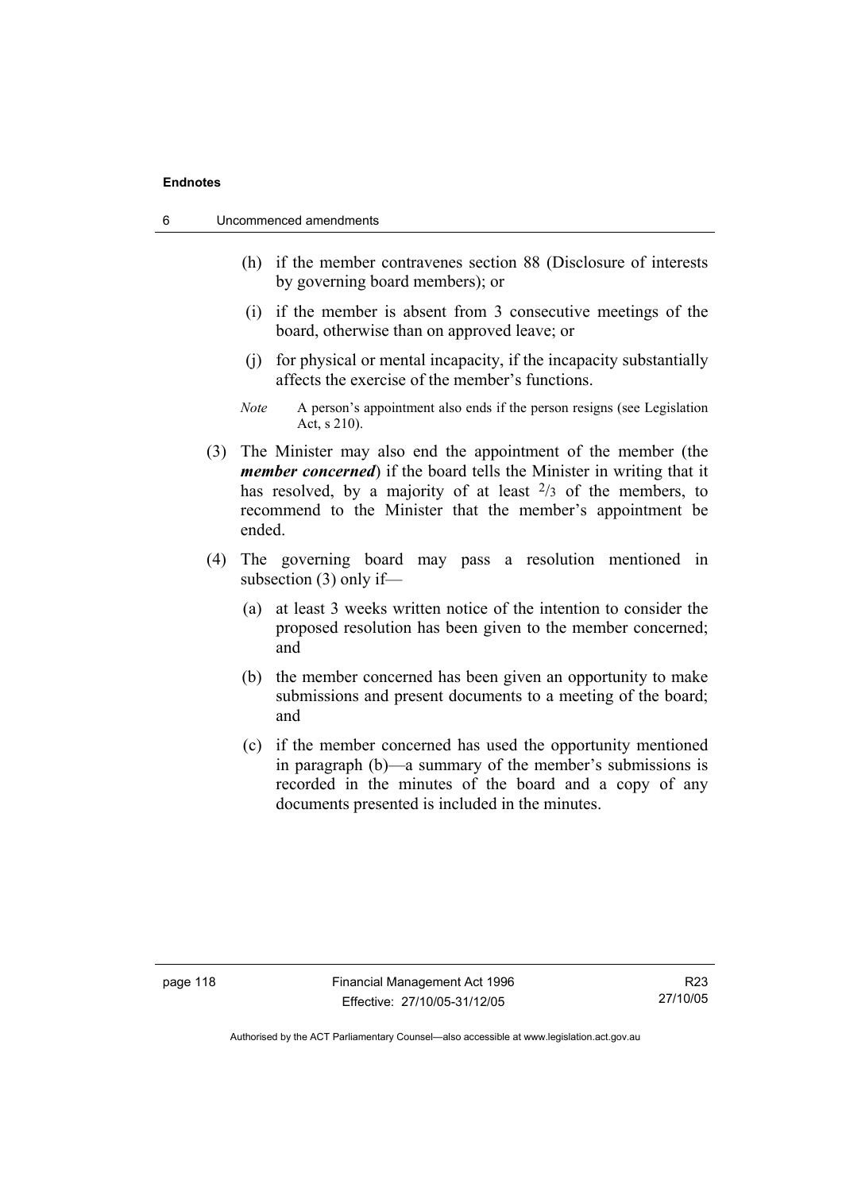(h) if the member contravenes section 88 (Disclosure of interests by governing board members); or

(i) if the member is absent from 3 consecutive meetings of the board, otherwise than on approved leave; or

(j) for physical or mental incapacity, if the incapacity substantially affects the exercise of the member's functions.

*Note* A person's appointment also ends if the person resigns (see Legislation Act, s 210).

(3) The Minister may also end the appointment of the member (the ***member concerned***) if the board tells the Minister in writing that it has resolved, by a majority of at least $^{2}/_{3}$ of the members, to recommend to the Minister that the member's appointment be ended.

(4) The governing board may pass a resolution mentioned in subsection (3) only if—

(a) at least 3 weeks written notice of the intention to consider the proposed resolution has been given to the member concerned; and

(b) the member concerned has been given an opportunity to make submissions and present documents to a meeting of the board; and

(c) if the member concerned has used the opportunity mentioned in paragraph (b)—a summary of the member's submissions is recorded in the minutes of the board and a copy of any documents presented is included in the minutes.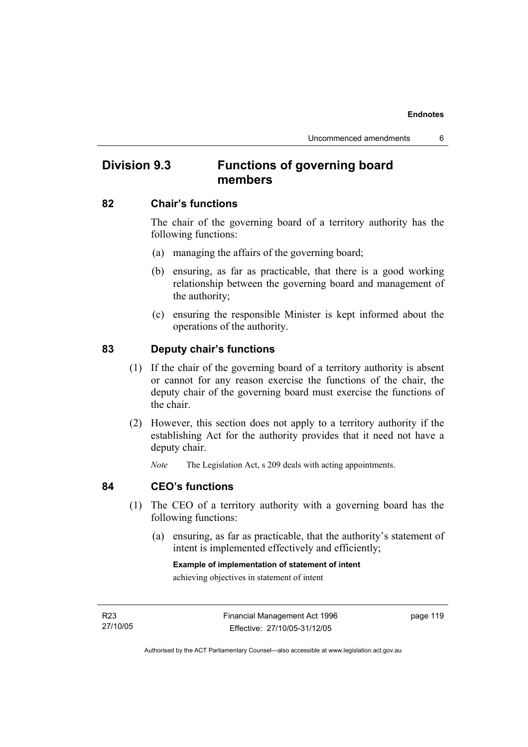## Division 9.3 Functions of governing board members

### 82 Chair's functions

The chair of the governing board of a territory authority has the following functions:

(a) managing the affairs of the governing board;

(b) ensuring, as far as practicable, that there is a good working relationship between the governing board and management of the authority;

(c) ensuring the responsible Minister is kept informed about the operations of the authority.

### 83 Deputy chair's functions

(1) If the chair of the governing board of a territory authority is absent or cannot for any reason exercise the functions of the chair, the deputy chair of the governing board must exercise the functions of the chair.

(2) However, this section does not apply to a territory authority if the establishing Act for the authority provides that it need not have a deputy chair.

*Note* The Legislation Act, s 209 deals with acting appointments.

### 84 CEO's functions

(1) The CEO of a territory authority with a governing board has the following functions:

(a) ensuring, as far as practicable, that the authority's statement of intent is implemented effectively and efficiently;

**Example of implementation of statement of intent**

achieving objectives in statement of intent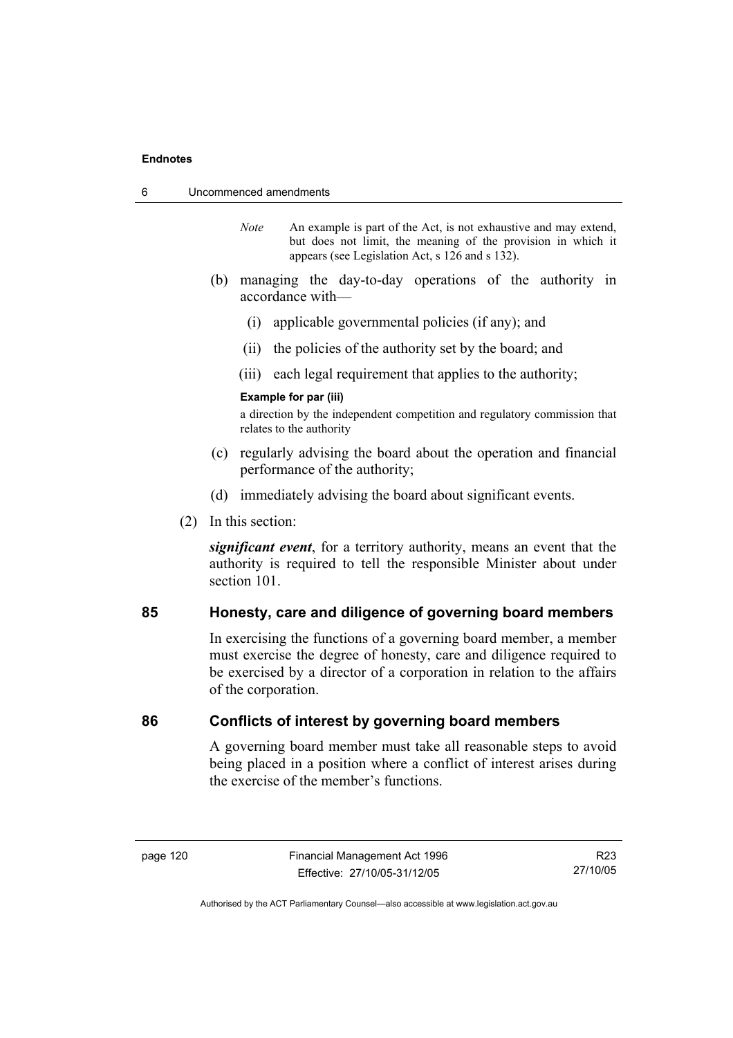*Note* An example is part of the Act, is not exhaustive and may extend, but does not limit, the meaning of the provision in which it appears (see Legislation Act, s 126 and s 132).

(b) managing the day-to-day operations of the authority in accordance with—

(i) applicable governmental policies (if any); and

(ii) the policies of the authority set by the board; and

(iii) each legal requirement that applies to the authority;

**Example for par (iii)**

a direction by the independent competition and regulatory commission that relates to the authority

(c) regularly advising the board about the operation and financial performance of the authority;

(d) immediately advising the board about significant events.

(2) In this section:

***significant event***, for a territory authority, means an event that the authority is required to tell the responsible Minister about under section 101.

## 85 Honesty, care and diligence of governing board members

In exercising the functions of a governing board member, a member must exercise the degree of honesty, care and diligence required to be exercised by a director of a corporation in relation to the affairs of the corporation.

## 86 Conflicts of interest by governing board members

A governing board member must take all reasonable steps to avoid being placed in a position where a conflict of interest arises during the exercise of the member's functions.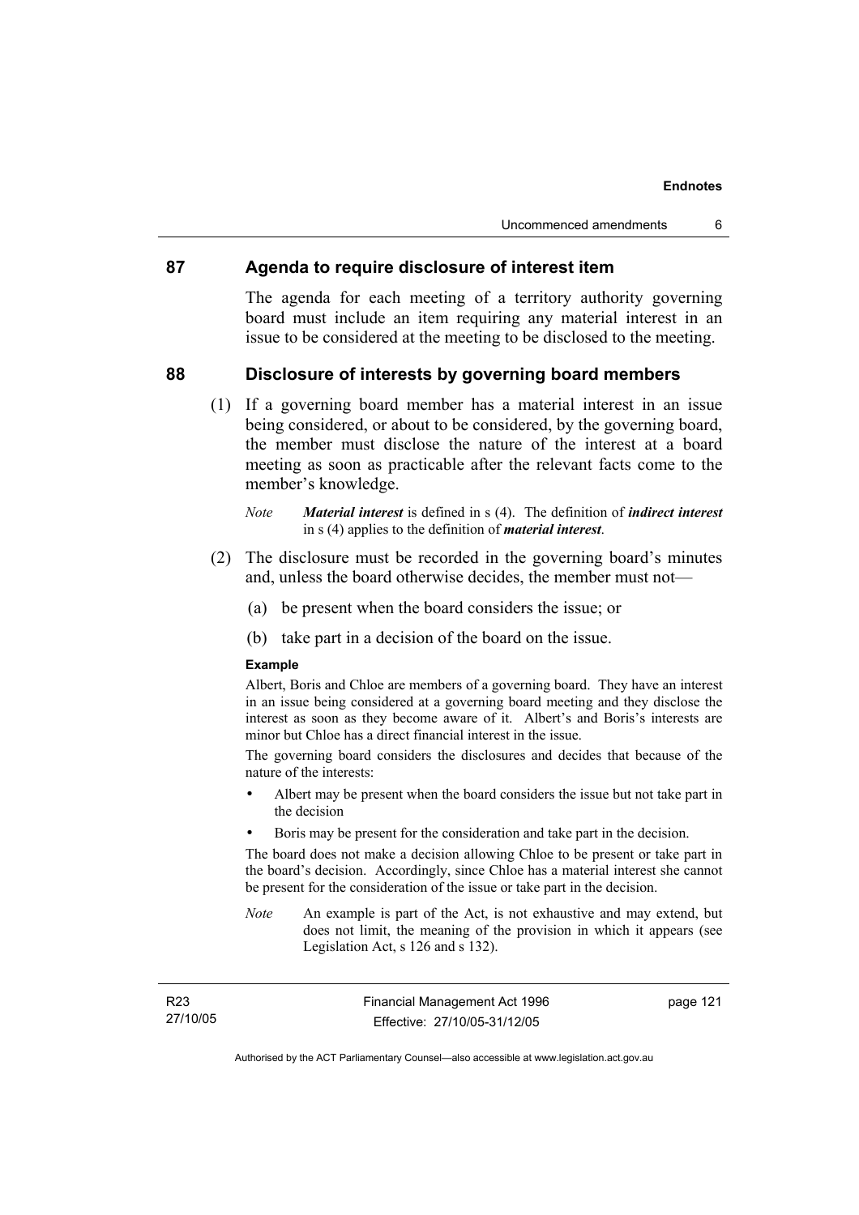## 87 Agenda to require disclosure of interest item

The agenda for each meeting of a territory authority governing board must include an item requiring any material interest in an issue to be considered at the meeting to be disclosed to the meeting.

## 88 Disclosure of interests by governing board members

(1) If a governing board member has a material interest in an issue being considered, or about to be considered, by the governing board, the member must disclose the nature of the interest at a board meeting as soon as practicable after the relevant facts come to the member's knowledge.

*Note* ***Material interest*** is defined in s (4). The definition of ***indirect interest*** in s (4) applies to the definition of ***material interest***.

(2) The disclosure must be recorded in the governing board's minutes and, unless the board otherwise decides, the member must not—

(a) be present when the board considers the issue; or

(b) take part in a decision of the board on the issue.

**Example**

Albert, Boris and Chloe are members of a governing board. They have an interest in an issue being considered at a governing board meeting and they disclose the interest as soon as they become aware of it. Albert's and Boris's interests are minor but Chloe has a direct financial interest in the issue.

The governing board considers the disclosures and decides that because of the nature of the interests:

- Albert may be present when the board considers the issue but not take part in the decision
- Boris may be present for the consideration and take part in the decision.

The board does not make a decision allowing Chloe to be present or take part in the board's decision. Accordingly, since Chloe has a material interest she cannot be present for the consideration of the issue or take part in the decision.

*Note* An example is part of the Act, is not exhaustive and may extend, but does not limit, the meaning of the provision in which it appears (see Legislation Act, s 126 and s 132).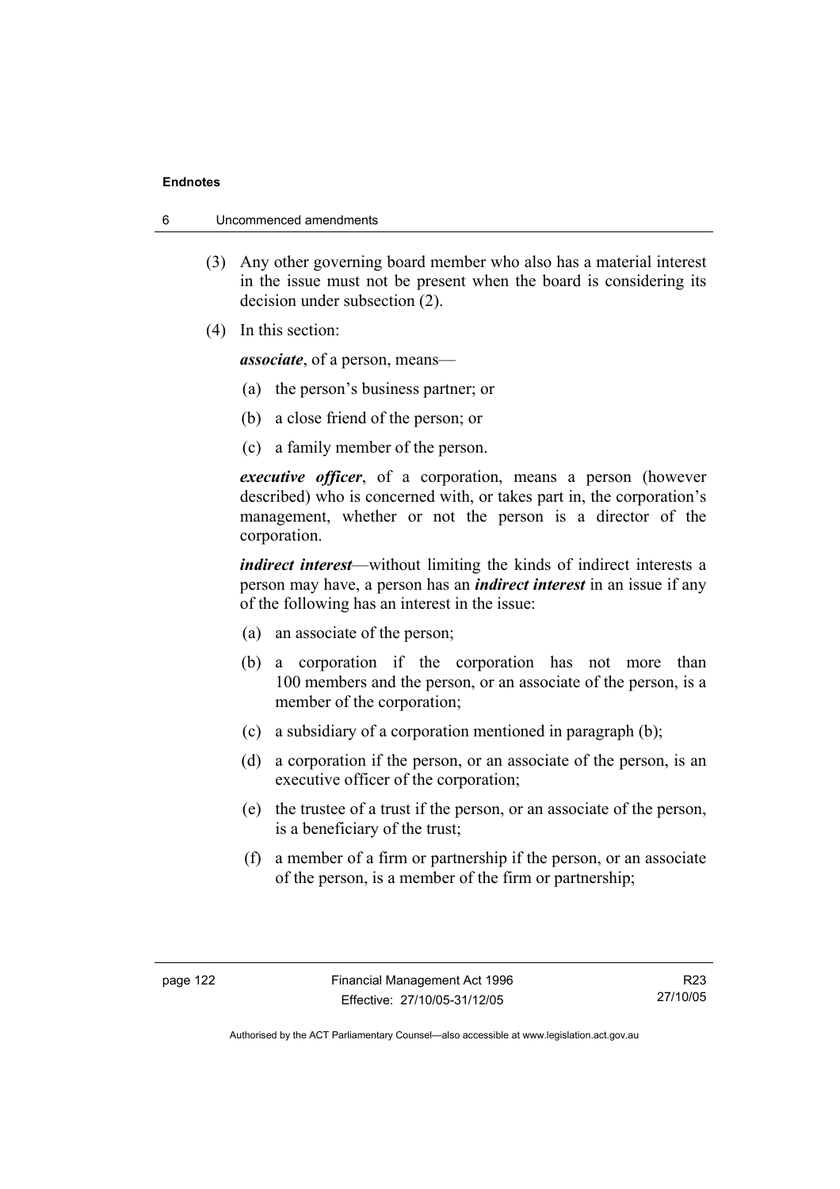(3) Any other governing board member who also has a material interest in the issue must not be present when the board is considering its decision under subsection (2).

(4) In this section:

***associate***, of a person, means—

(a) the person's business partner; or

(b) a close friend of the person; or

(c) a family member of the person.

***executive officer***, of a corporation, means a person (however described) who is concerned with, or takes part in, the corporation's management, whether or not the person is a director of the corporation.

***indirect interest***—without limiting the kinds of indirect interests a person may have, a person has an ***indirect interest*** in an issue if any of the following has an interest in the issue:

(a) an associate of the person;

(b) a corporation if the corporation has not more than 100 members and the person, or an associate of the person, is a member of the corporation;

(c) a subsidiary of a corporation mentioned in paragraph (b);

(d) a corporation if the person, or an associate of the person, is an executive officer of the corporation;

(e) the trustee of a trust if the person, or an associate of the person, is a beneficiary of the trust;

(f) a member of a firm or partnership if the person, or an associate of the person, is a member of the firm or partnership;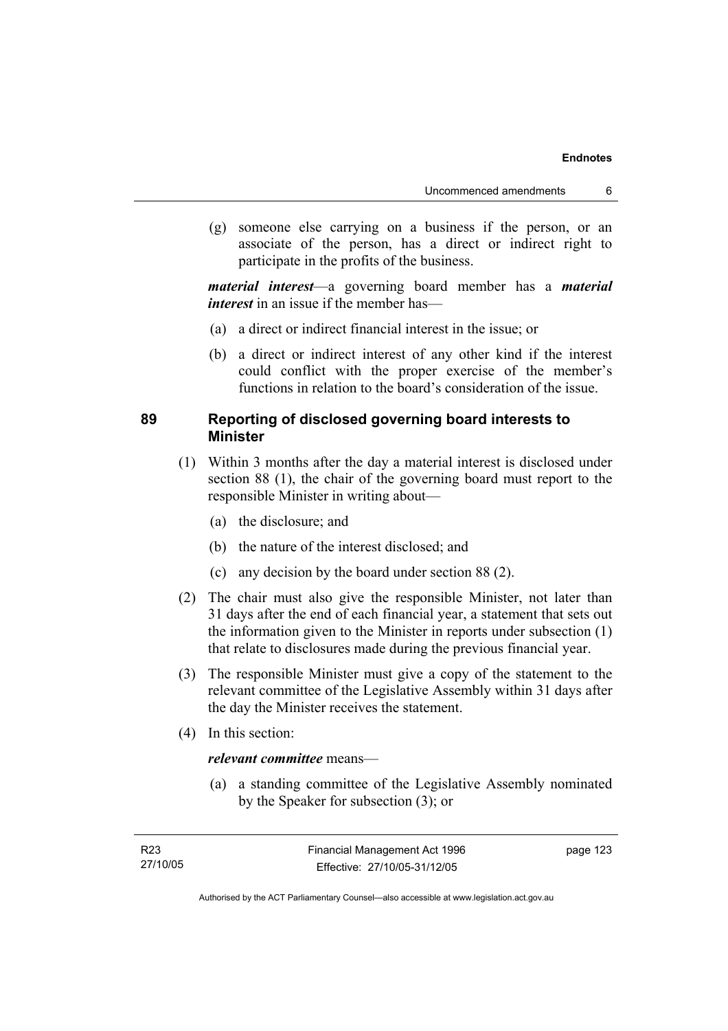(g) someone else carrying on a business if the person, or an associate of the person, has a direct or indirect right to participate in the profits of the business.

***material interest***—a governing board member has a ***material interest*** in an issue if the member has—

(a) a direct or indirect financial interest in the issue; or

(b) a direct or indirect interest of any other kind if the interest could conflict with the proper exercise of the member's functions in relation to the board's consideration of the issue.

### 89 Reporting of disclosed governing board interests to Minister

(1) Within 3 months after the day a material interest is disclosed under section 88 (1), the chair of the governing board must report to the responsible Minister in writing about—

(a) the disclosure; and

(b) the nature of the interest disclosed; and

(c) any decision by the board under section 88 (2).

(2) The chair must also give the responsible Minister, not later than 31 days after the end of each financial year, a statement that sets out the information given to the Minister in reports under subsection (1) that relate to disclosures made during the previous financial year.

(3) The responsible Minister must give a copy of the statement to the relevant committee of the Legislative Assembly within 31 days after the day the Minister receives the statement.

(4) In this section:

***relevant committee*** means—

(a) a standing committee of the Legislative Assembly nominated by the Speaker for subsection (3); or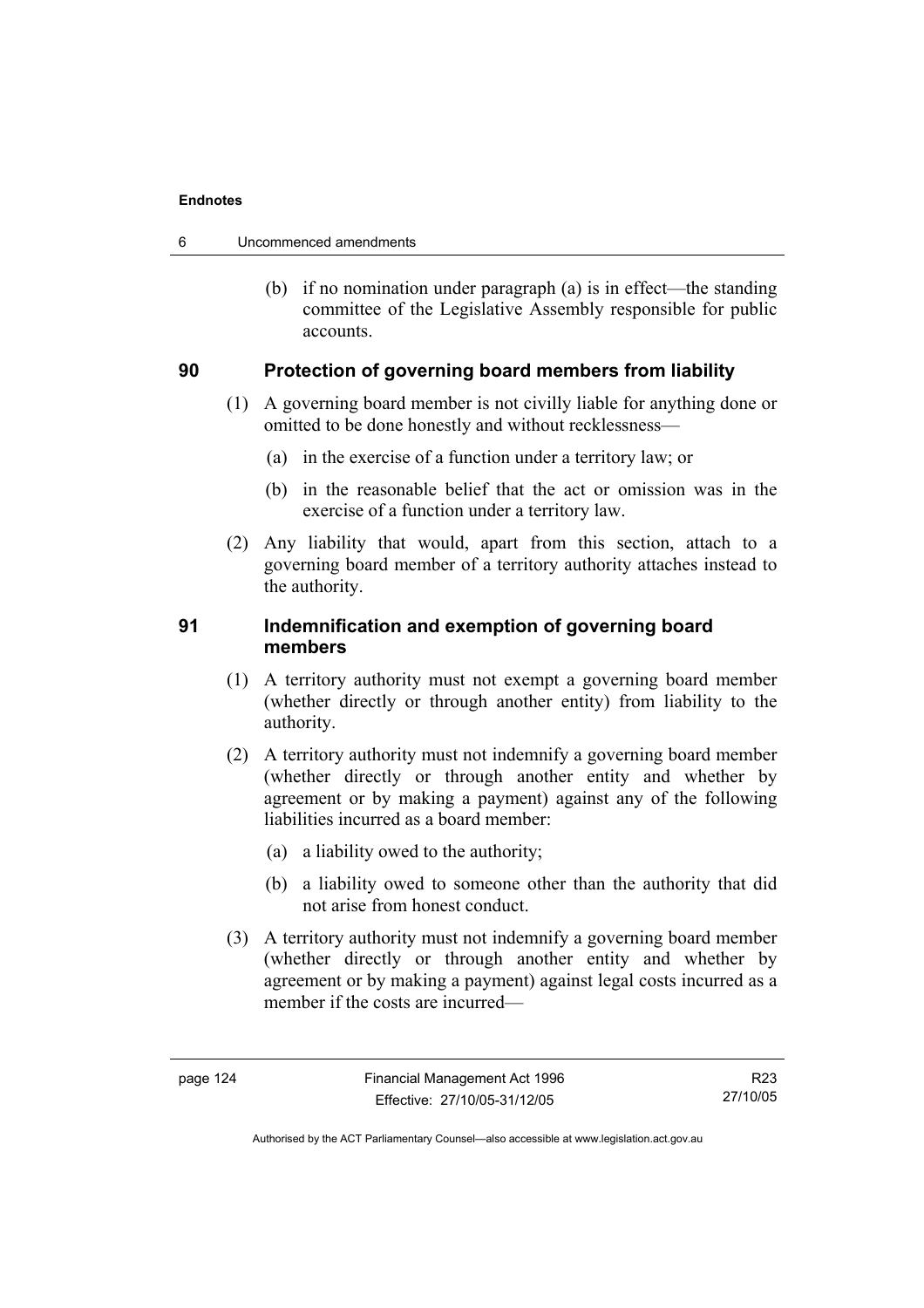(b) if no nomination under paragraph (a) is in effect—the standing committee of the Legislative Assembly responsible for public accounts.

### 90 Protection of governing board members from liability

(1) A governing board member is not civilly liable for anything done or omitted to be done honestly and without recklessness—

(a) in the exercise of a function under a territory law; or

(b) in the reasonable belief that the act or omission was in the exercise of a function under a territory law.

(2) Any liability that would, apart from this section, attach to a governing board member of a territory authority attaches instead to the authority.

### 91 Indemnification and exemption of governing board members

(1) A territory authority must not exempt a governing board member (whether directly or through another entity) from liability to the authority.

(2) A territory authority must not indemnify a governing board member (whether directly or through another entity and whether by agreement or by making a payment) against any of the following liabilities incurred as a board member:

(a) a liability owed to the authority;

(b) a liability owed to someone other than the authority that did not arise from honest conduct.

(3) A territory authority must not indemnify a governing board member (whether directly or through another entity and whether by agreement or by making a payment) against legal costs incurred as a member if the costs are incurred—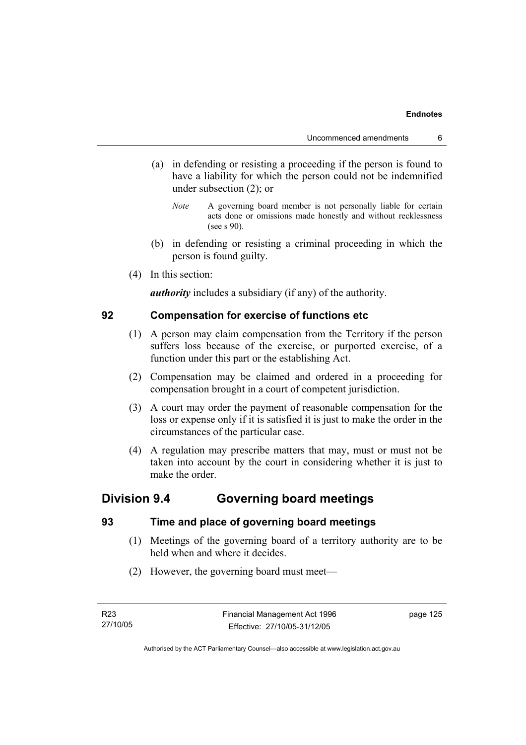(a) in defending or resisting a proceeding if the person is found to have a liability for which the person could not be indemnified under subsection (2); or

*Note* A governing board member is not personally liable for certain acts done or omissions made honestly and without recklessness (see s 90).

(b) in defending or resisting a criminal proceeding in which the person is found guilty.

(4) In this section:

***authority*** includes a subsidiary (if any) of the authority.

### 92 Compensation for exercise of functions etc

(1) A person may claim compensation from the Territory if the person suffers loss because of the exercise, or purported exercise, of a function under this part or the establishing Act.

(2) Compensation may be claimed and ordered in a proceeding for compensation brought in a court of competent jurisdiction.

(3) A court may order the payment of reasonable compensation for the loss or expense only if it is satisfied it is just to make the order in the circumstances of the particular case.

(4) A regulation may prescribe matters that may, must or must not be taken into account by the court in considering whether it is just to make the order.

## Division 9.4 Governing board meetings

### 93 Time and place of governing board meetings

(1) Meetings of the governing board of a territory authority are to be held when and where it decides.

(2) However, the governing board must meet—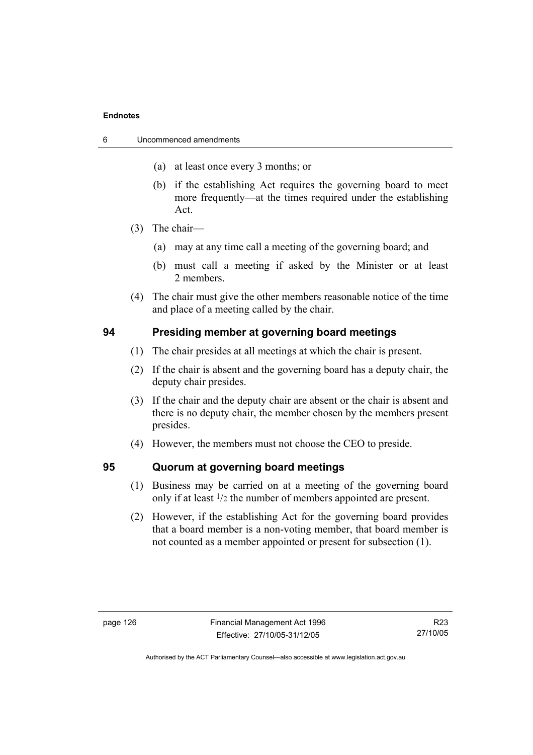(a) at least once every 3 months; or

(b) if the establishing Act requires the governing board to meet more frequently—at the times required under the establishing Act.

(3) The chair—

(a) may at any time call a meeting of the governing board; and

(b) must call a meeting if asked by the Minister or at least 2 members.

(4) The chair must give the other members reasonable notice of the time and place of a meeting called by the chair.

### 94 Presiding member at governing board meetings

(1) The chair presides at all meetings at which the chair is present.

(2) If the chair is absent and the governing board has a deputy chair, the deputy chair presides.

(3) If the chair and the deputy chair are absent or the chair is absent and there is no deputy chair, the member chosen by the members present presides.

(4) However, the members must not choose the CEO to preside.

### 95 Quorum at governing board meetings

(1) Business may be carried on at a meeting of the governing board only if at least $^1/_2$ the number of members appointed are present.

(2) However, if the establishing Act for the governing board provides that a board member is a non-voting member, that board member is not counted as a member appointed or present for subsection (1).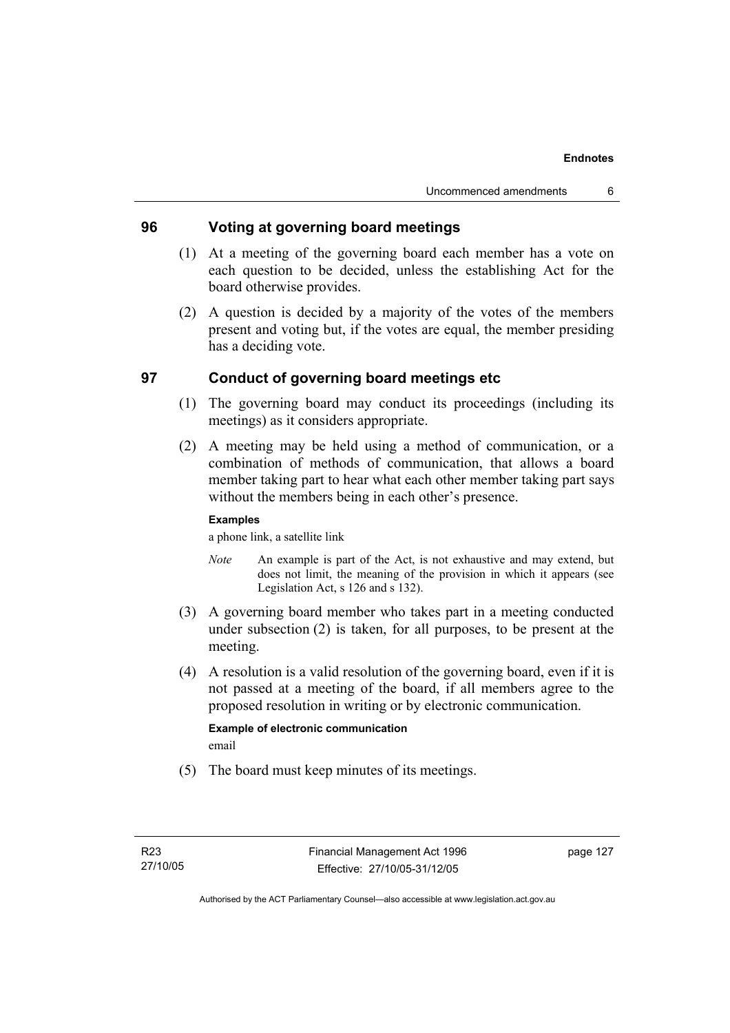## 96 Voting at governing board meetings

(1) At a meeting of the governing board each member has a vote on each question to be decided, unless the establishing Act for the board otherwise provides.

(2) A question is decided by a majority of the votes of the members present and voting but, if the votes are equal, the member presiding has a deciding vote.

## 97 Conduct of governing board meetings etc

(1) The governing board may conduct its proceedings (including its meetings) as it considers appropriate.

(2) A meeting may be held using a method of communication, or a combination of methods of communication, that allows a board member taking part to hear what each other member taking part says without the members being in each other's presence.

**Examples**

a phone link, a satellite link

*Note* An example is part of the Act, is not exhaustive and may extend, but does not limit, the meaning of the provision in which it appears (see Legislation Act, s 126 and s 132).

(3) A governing board member who takes part in a meeting conducted under subsection (2) is taken, for all purposes, to be present at the meeting.

(4) A resolution is a valid resolution of the governing board, even if it is not passed at a meeting of the board, if all members agree to the proposed resolution in writing or by electronic communication.

**Example of electronic communication**

email

(5) The board must keep minutes of its meetings.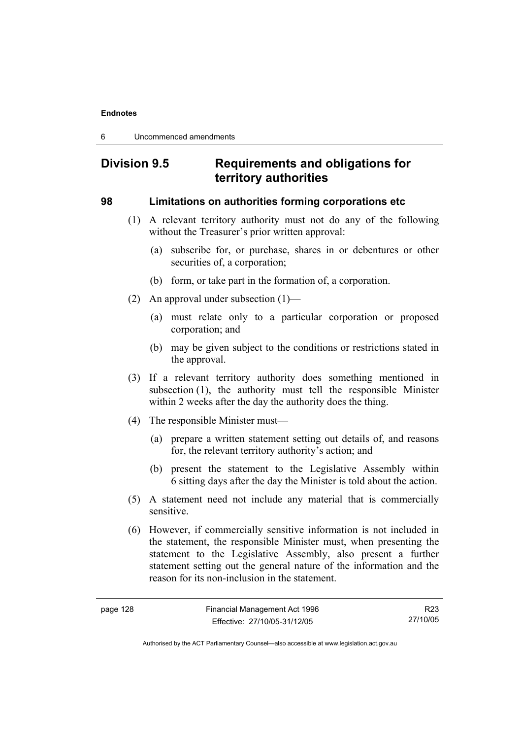## Division 9.5 Requirements and obligations for territory authorities

### 98 Limitations on authorities forming corporations etc

(1) A relevant territory authority must not do any of the following without the Treasurer's prior written approval:

(a) subscribe for, or purchase, shares in or debentures or other securities of, a corporation;

(b) form, or take part in the formation of, a corporation.

(2) An approval under subsection (1)—

(a) must relate only to a particular corporation or proposed corporation; and

(b) may be given subject to the conditions or restrictions stated in the approval.

(3) If a relevant territory authority does something mentioned in subsection (1), the authority must tell the responsible Minister within 2 weeks after the day the authority does the thing.

(4) The responsible Minister must—

(a) prepare a written statement setting out details of, and reasons for, the relevant territory authority's action; and

(b) present the statement to the Legislative Assembly within 6 sitting days after the day the Minister is told about the action.

(5) A statement need not include any material that is commercially sensitive.

(6) However, if commercially sensitive information is not included in the statement, the responsible Minister must, when presenting the statement to the Legislative Assembly, also present a further statement setting out the general nature of the information and the reason for its non-inclusion in the statement.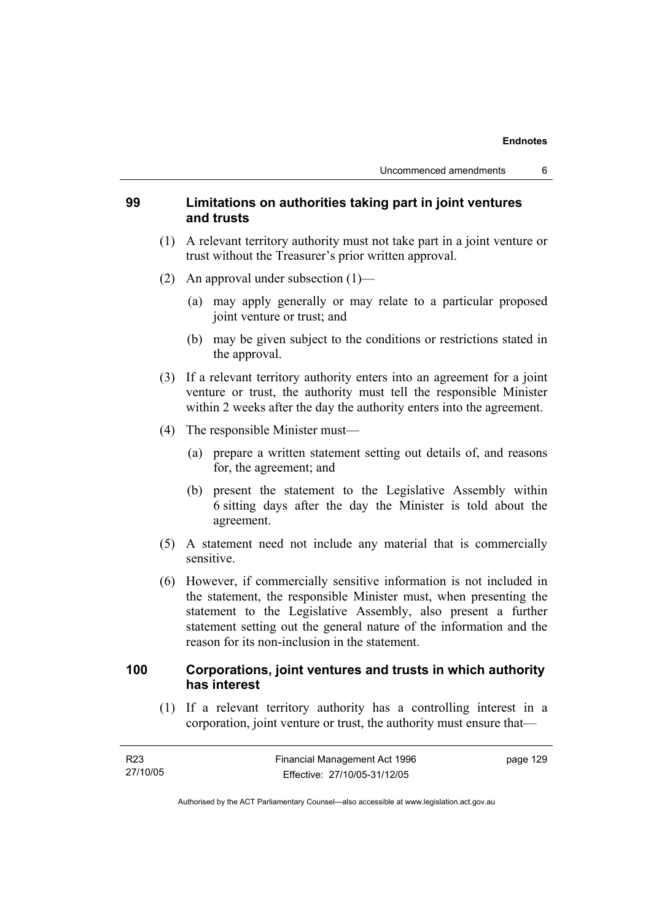## 99 Limitations on authorities taking part in joint ventures and trusts

(1) A relevant territory authority must not take part in a joint venture or trust without the Treasurer's prior written approval.

(2) An approval under subsection (1)—

(a) may apply generally or may relate to a particular proposed joint venture or trust; and

(b) may be given subject to the conditions or restrictions stated in the approval.

(3) If a relevant territory authority enters into an agreement for a joint venture or trust, the authority must tell the responsible Minister within 2 weeks after the day the authority enters into the agreement.

(4) The responsible Minister must—

(a) prepare a written statement setting out details of, and reasons for, the agreement; and

(b) present the statement to the Legislative Assembly within 6 sitting days after the day the Minister is told about the agreement.

(5) A statement need not include any material that is commercially sensitive.

(6) However, if commercially sensitive information is not included in the statement, the responsible Minister must, when presenting the statement to the Legislative Assembly, also present a further statement setting out the general nature of the information and the reason for its non-inclusion in the statement.

## 100 Corporations, joint ventures and trusts in which authority has interest

(1) If a relevant territory authority has a controlling interest in a corporation, joint venture or trust, the authority must ensure that—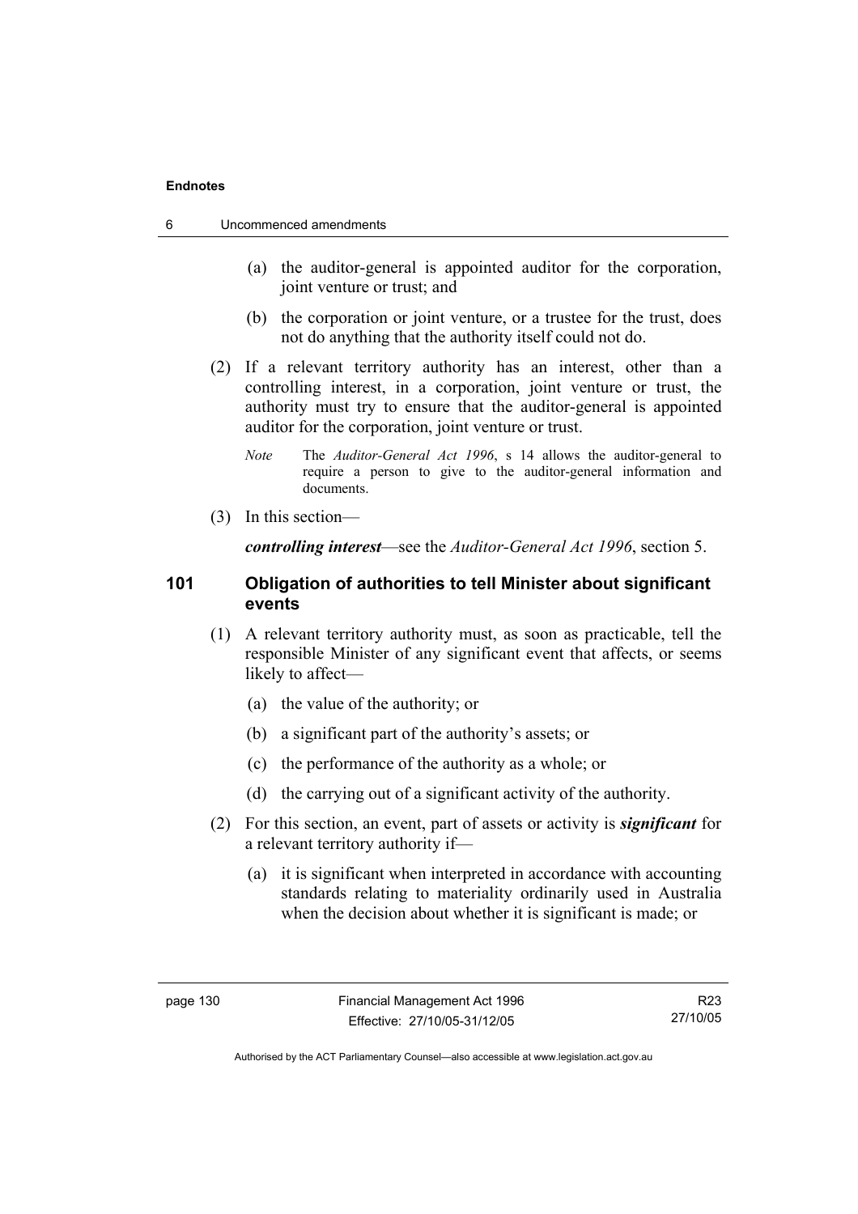(a) the auditor-general is appointed auditor for the corporation, joint venture or trust; and

(b) the corporation or joint venture, or a trustee for the trust, does not do anything that the authority itself could not do.

(2) If a relevant territory authority has an interest, other than a controlling interest, in a corporation, joint venture or trust, the authority must try to ensure that the auditor-general is appointed auditor for the corporation, joint venture or trust.

*Note* The *Auditor-General Act 1996*, s 14 allows the auditor-general to require a person to give to the auditor-general information and documents.

(3) In this section—

***controlling interest***—see the *Auditor-General Act 1996*, section 5.

### 101 Obligation of authorities to tell Minister about significant events

(1) A relevant territory authority must, as soon as practicable, tell the responsible Minister of any significant event that affects, or seems likely to affect—

(a) the value of the authority; or

(b) a significant part of the authority's assets; or

(c) the performance of the authority as a whole; or

(d) the carrying out of a significant activity of the authority.

(2) For this section, an event, part of assets or activity is ***significant*** for a relevant territory authority if—

(a) it is significant when interpreted in accordance with accounting standards relating to materiality ordinarily used in Australia when the decision about whether it is significant is made; or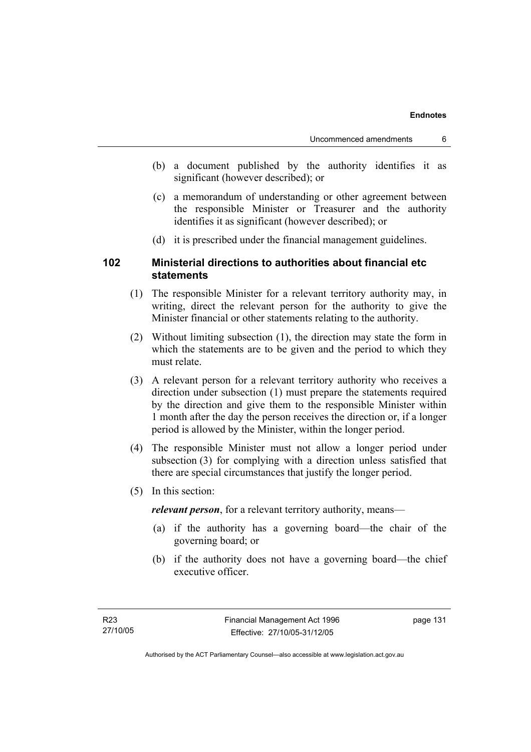(b) a document published by the authority identifies it as significant (however described); or

(c) a memorandum of understanding or other agreement between the responsible Minister or Treasurer and the authority identifies it as significant (however described); or

(d) it is prescribed under the financial management guidelines.

## 102 Ministerial directions to authorities about financial etc statements

(1) The responsible Minister for a relevant territory authority may, in writing, direct the relevant person for the authority to give the Minister financial or other statements relating to the authority.

(2) Without limiting subsection (1), the direction may state the form in which the statements are to be given and the period to which they must relate.

(3) A relevant person for a relevant territory authority who receives a direction under subsection (1) must prepare the statements required by the direction and give them to the responsible Minister within 1 month after the day the person receives the direction or, if a longer period is allowed by the Minister, within the longer period.

(4) The responsible Minister must not allow a longer period under subsection (3) for complying with a direction unless satisfied that there are special circumstances that justify the longer period.

(5) In this section:

***relevant person***, for a relevant territory authority, means—

(a) if the authority has a governing board—the chair of the governing board; or

(b) if the authority does not have a governing board—the chief executive officer.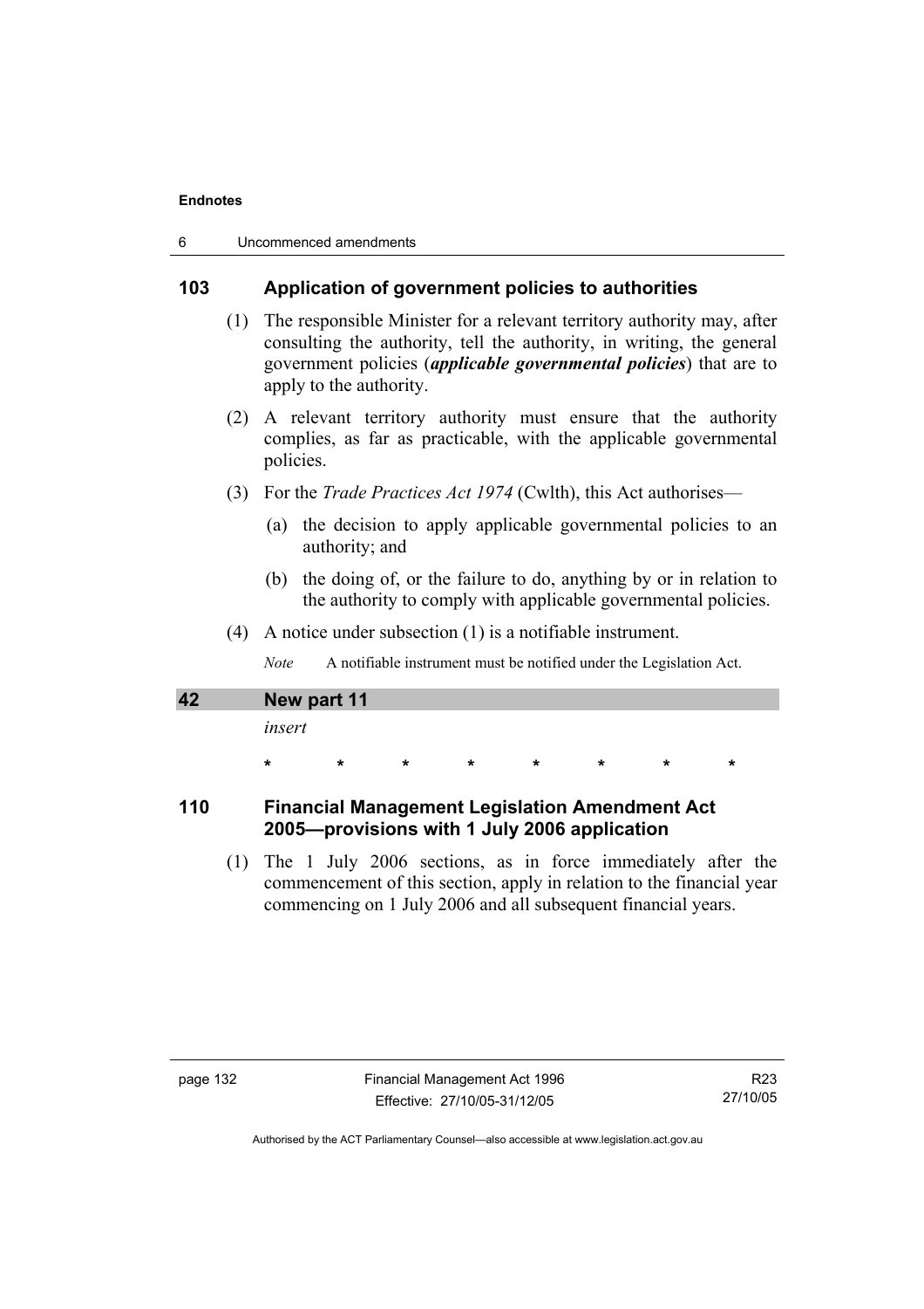### 103 Application of government policies to authorities

(1) The responsible Minister for a relevant territory authority may, after consulting the authority, tell the authority, in writing, the general government policies (***applicable governmental policies***) that are to apply to the authority.

(2) A relevant territory authority must ensure that the authority complies, as far as practicable, with the applicable governmental policies.

(3) For the *Trade Practices Act 1974* (Cwlth), this Act authorises—

(a) the decision to apply applicable governmental policies to an authority; and

(b) the doing of, or the failure to do, anything by or in relation to the authority to comply with applicable governmental policies.

(4) A notice under subsection (1) is a notifiable instrument.

*Note* A notifiable instrument must be notified under the Legislation Act.

**42 New part 11**

*insert*

\* \* \* \* \* \* \* \*

### 110 Financial Management Legislation Amendment Act 2005—provisions with 1 July 2006 application

(1) The 1 July 2006 sections, as in force immediately after the commencement of this section, apply in relation to the financial year commencing on 1 July 2006 and all subsequent financial years.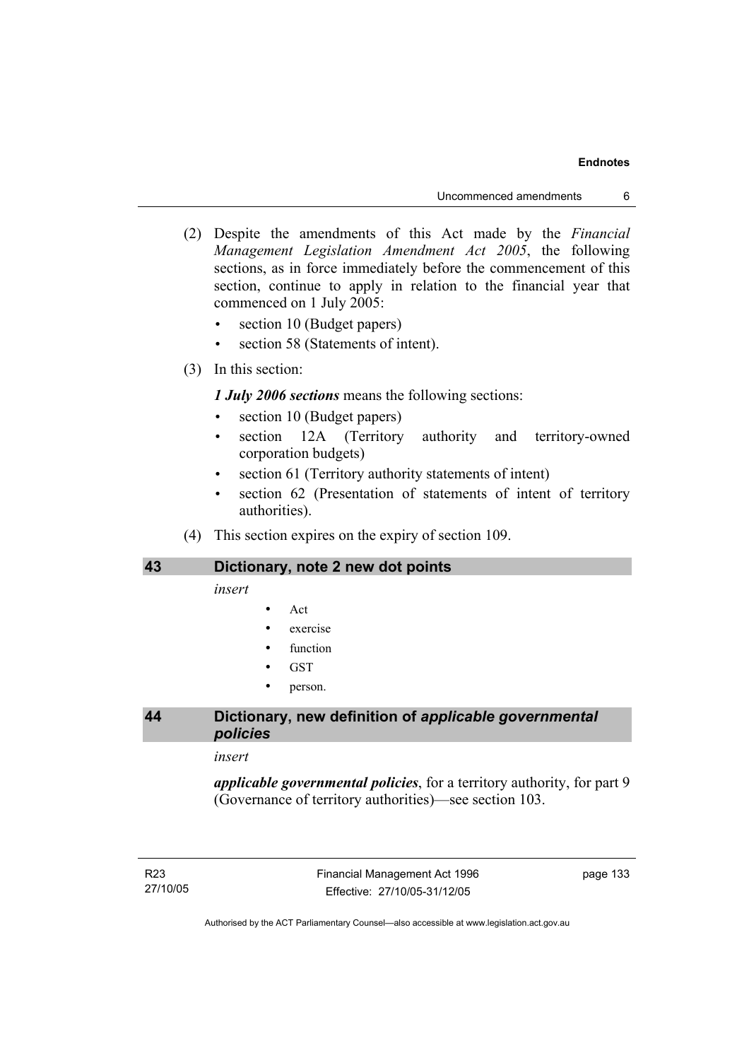(2) Despite the amendments of this Act made by the *Financial Management Legislation Amendment Act 2005*, the following sections, as in force immediately before the commencement of this section, continue to apply in relation to the financial year that commenced on 1 July 2005:

- section 10 (Budget papers)
- section 58 (Statements of intent).

(3) In this section:

***1 July 2006 sections*** means the following sections:

- section 10 (Budget papers)
- section 12A (Territory authority and territory-owned corporation budgets)
- section 61 (Territory authority statements of intent)
- section 62 (Presentation of statements of intent of territory authorities).

(4) This section expires on the expiry of section 109.

## 43 Dictionary, note 2 new dot points

*insert*

- Act
- exercise
- function
- GST
- person.

## 44 Dictionary, new definition of *applicable governmental policies*

*insert*

***applicable governmental policies***, for a territory authority, for part 9 (Governance of territory authorities)—see section 103.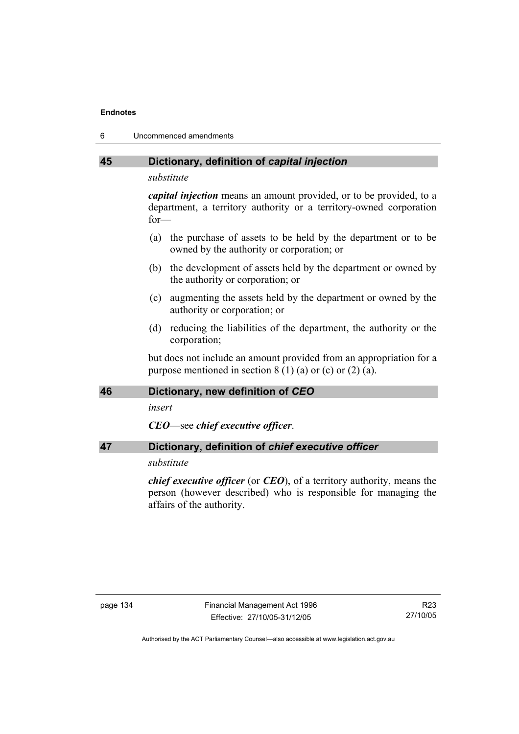## 45 Dictionary, definition of *capital injection*

*substitute*

***capital injection*** means an amount provided, or to be provided, to a department, a territory authority or a territory-owned corporation for—

(a) the purchase of assets to be held by the department or to be owned by the authority or corporation; or

(b) the development of assets held by the department or owned by the authority or corporation; or

(c) augmenting the assets held by the department or owned by the authority or corporation; or

(d) reducing the liabilities of the department, the authority or the corporation;

but does not include an amount provided from an appropriation for a purpose mentioned in section 8 (1) (a) or (c) or (2) (a).

## 46 Dictionary, new definition of *CEO*

*insert*

***CEO***—see ***chief executive officer***.

## 47 Dictionary, definition of *chief executive officer*

*substitute*

***chief executive officer*** (or ***CEO***), of a territory authority, means the person (however described) who is responsible for managing the affairs of the authority.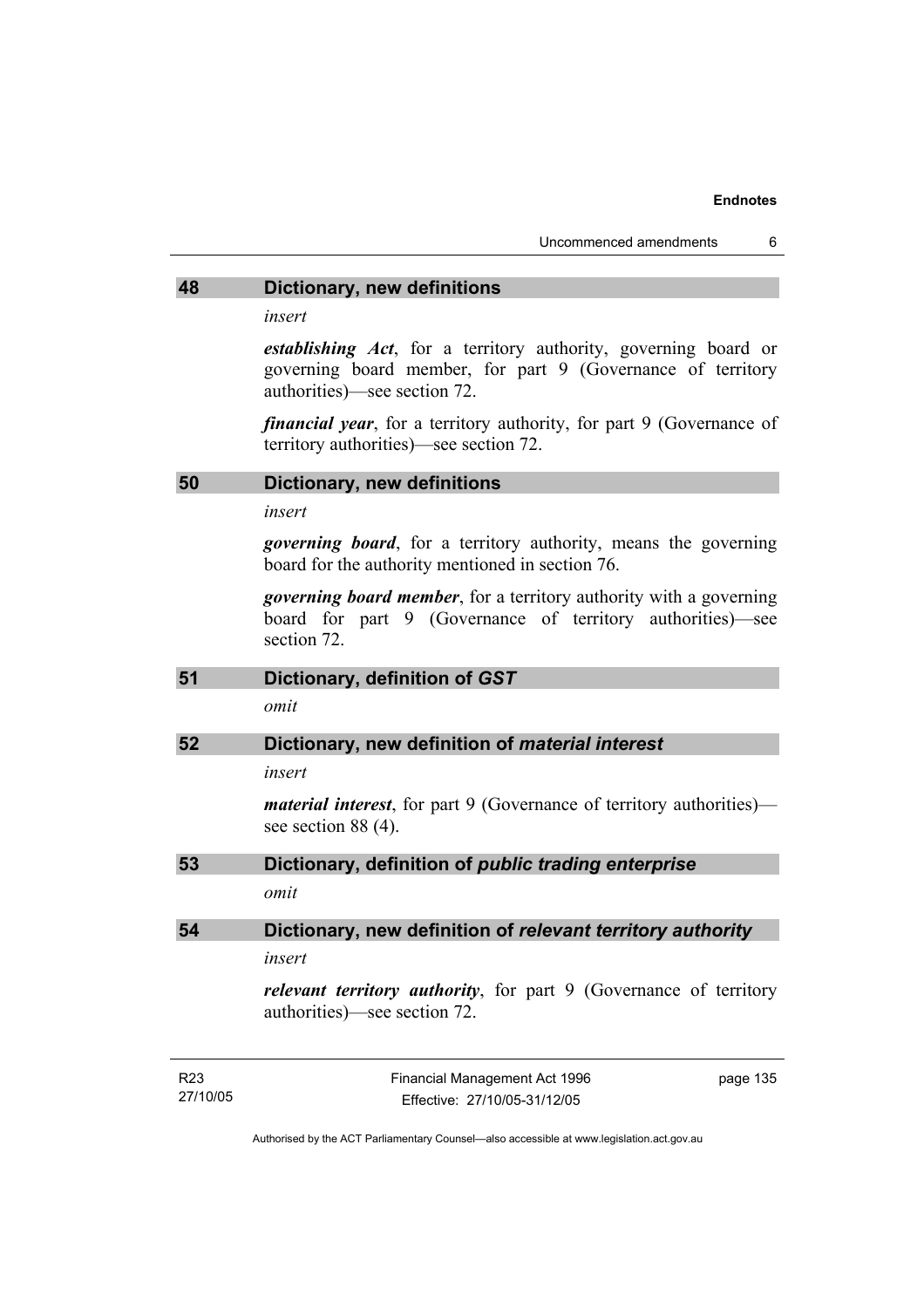### 48 Dictionary, new definitions

*insert*

***establishing Act***, for a territory authority, governing board or governing board member, for part 9 (Governance of territory authorities)—see section 72.

***financial year***, for a territory authority, for part 9 (Governance of territory authorities)—see section 72.

### 50 Dictionary, new definitions

*insert*

***governing board***, for a territory authority, means the governing board for the authority mentioned in section 76.

***governing board member***, for a territory authority with a governing board for part 9 (Governance of territory authorities)—see section 72.

### 51 Dictionary, definition of *GST*

*omit*

### 52 Dictionary, new definition of *material interest*

*insert*

***material interest***, for part 9 (Governance of territory authorities)—see section 88 (4).

### 53 Dictionary, definition of *public trading enterprise*

*omit*

### 54 Dictionary, new definition of *relevant territory authority*

*insert*

***relevant territory authority***, for part 9 (Governance of territory authorities)—see section 72.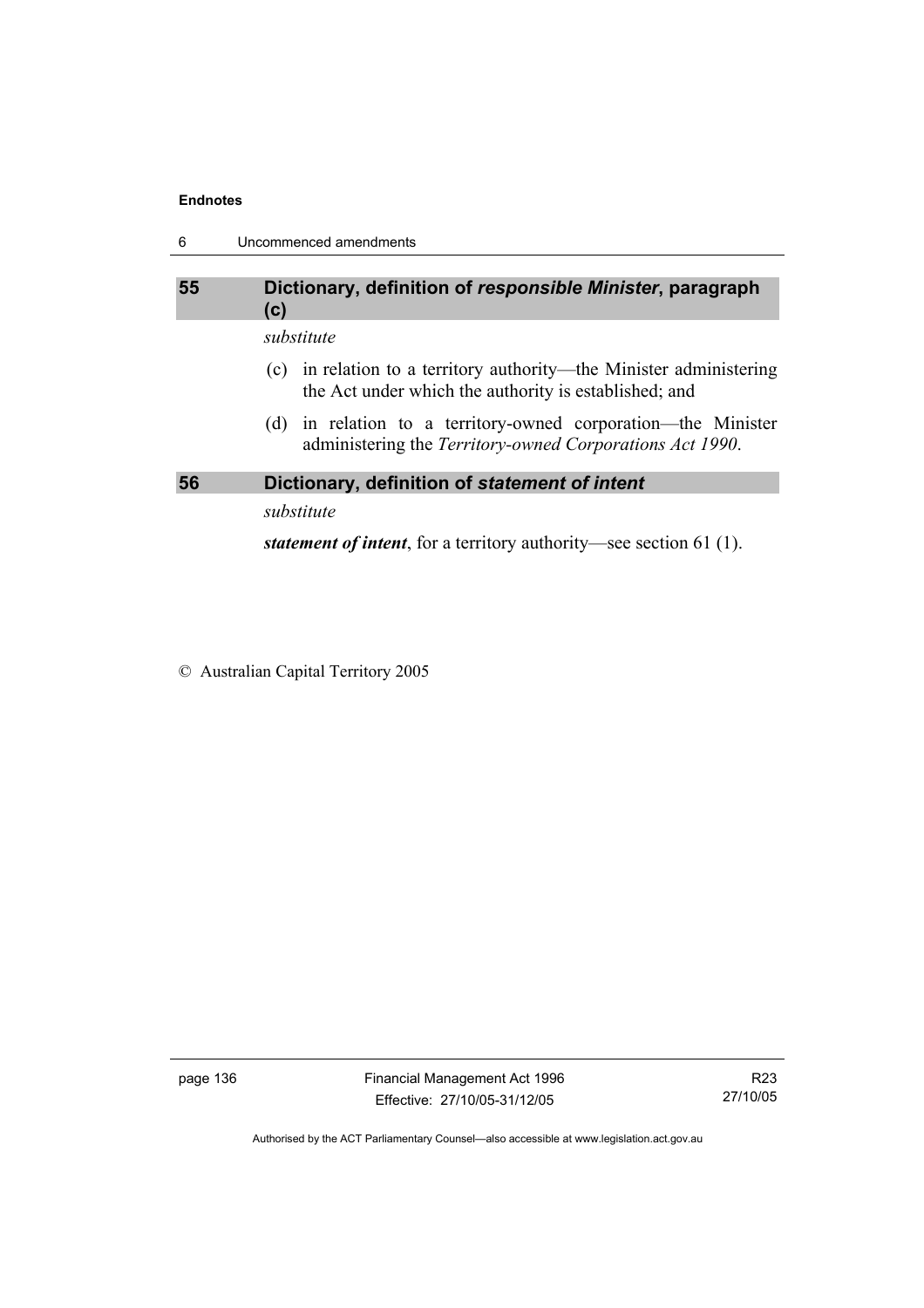## 55 Dictionary, definition of *responsible Minister*, paragraph (c)

*substitute*

(c) in relation to a territory authority—the Minister administering the Act under which the authority is established; and

(d) in relation to a territory-owned corporation—the Minister administering the *Territory-owned Corporations Act 1990*.

## 56 Dictionary, definition of *statement of intent*

*substitute*

***statement of intent***, for a territory authority—see section 61 (1).

© Australian Capital Territory 2005